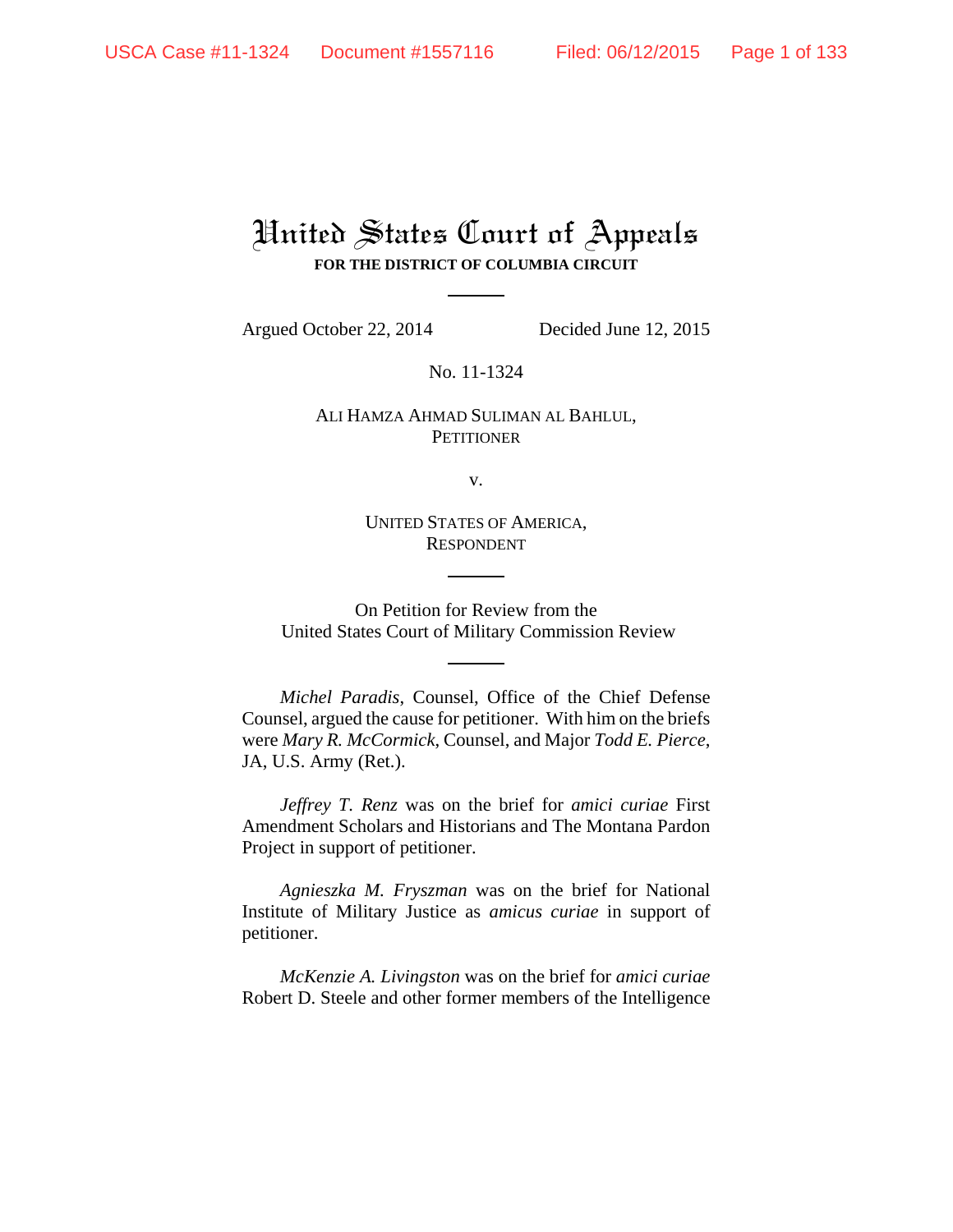# United States Court of Appeals

**FOR THE DISTRICT OF COLUMBIA CIRCUIT**

Argued October 22, 2014 Decided June 12, 2015

No. 11-1324

ALI HAMZA AHMAD SULIMAN AL BAHLUL,
PETITIONER

v.

UNITED STATES OF AMERICA,
RESPONDENT

On Petition for Review from the
United States Court of Military Commission Review

*Michel Paradis*, Counsel, Office of the Chief Defense Counsel, argued the cause for petitioner. With him on the briefs were *Mary R. McCormick*, Counsel, and Major *Todd E. Pierce*, JA, U.S. Army (Ret.).

*Jeffrey T. Renz* was on the brief for *amici curiae* First Amendment Scholars and Historians and The Montana Pardon Project in support of petitioner.

*Agnieszka M. Fryszman* was on the brief for National Institute of Military Justice as *amicus curiae* in support of petitioner.

*McKenzie A. Livingston* was on the brief for *amici curiae* Robert D. Steele and other former members of the Intelligence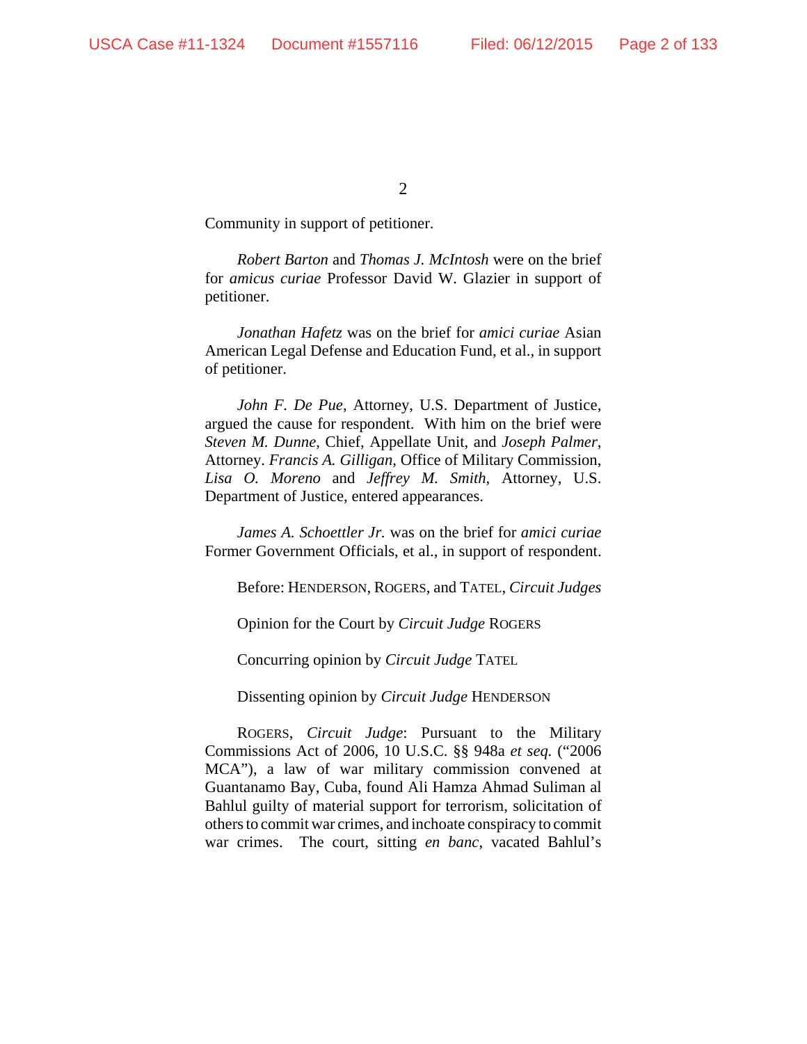Community in support of petitioner.

*Robert Barton* and *Thomas J. McIntosh* were on the brief for *amicus curiae* Professor David W. Glazier in support of petitioner.

*Jonathan Hafetz* was on the brief for *amici curiae* Asian American Legal Defense and Education Fund, et al., in support of petitioner.

*John F. De Pue*, Attorney, U.S. Department of Justice, argued the cause for respondent. With him on the brief were *Steven M. Dunne*, Chief, Appellate Unit, and *Joseph Palmer*, Attorney. *Francis A. Gilligan*, Office of Military Commission, *Lisa O. Moreno* and *Jeffrey M. Smith*, Attorney, U.S. Department of Justice, entered appearances.

*James A. Schoettler Jr.* was on the brief for *amici curiae* Former Government Officials, et al., in support of respondent.

Before: HENDERSON, ROGERS, and TATEL, *Circuit Judges*

Opinion for the Court by *Circuit Judge* ROGERS

Concurring opinion by *Circuit Judge* TATEL

Dissenting opinion by *Circuit Judge* HENDERSON

ROGERS, *Circuit Judge*: Pursuant to the Military Commissions Act of 2006, 10 U.S.C. §§ 948a *et seq.* ("2006 MCA"), a law of war military commission convened at Guantanamo Bay, Cuba, found Ali Hamza Ahmad Suliman al Bahlul guilty of material support for terrorism, solicitation of others to commit war crimes, and inchoate conspiracy to commit war crimes. The court, sitting *en banc*, vacated Bahlul's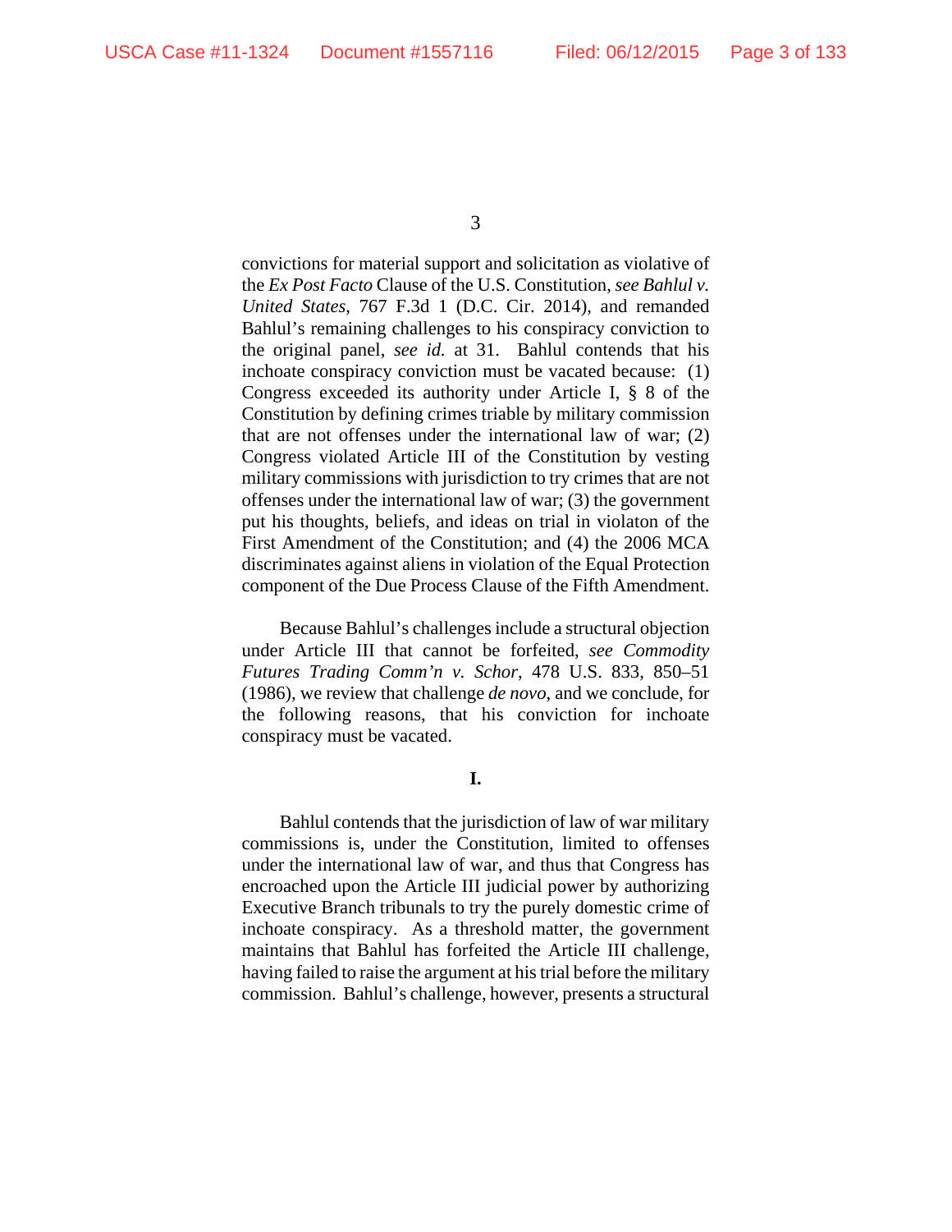convictions for material support and solicitation as violative of the *Ex Post Facto* Clause of the U.S. Constitution, *see Bahlul v. United States*, 767 F.3d 1 (D.C. Cir. 2014), and remanded Bahlul's remaining challenges to his conspiracy conviction to the original panel, *see id.* at 31. Bahlul contends that his inchoate conspiracy conviction must be vacated because: (1) Congress exceeded its authority under Article I, § 8 of the Constitution by defining crimes triable by military commission that are not offenses under the international law of war; (2) Congress violated Article III of the Constitution by vesting military commissions with jurisdiction to try crimes that are not offenses under the international law of war; (3) the government put his thoughts, beliefs, and ideas on trial in violaton of the First Amendment of the Constitution; and (4) the 2006 MCA discriminates against aliens in violation of the Equal Protection component of the Due Process Clause of the Fifth Amendment.

Because Bahlul's challenges include a structural objection under Article III that cannot be forfeited, *see Commodity Futures Trading Comm'n v. Schor*, 478 U.S. 833, 850–51 (1986), we review that challenge *de novo*, and we conclude, for the following reasons, that his conviction for inchoate conspiracy must be vacated.

## I.

Bahlul contends that the jurisdiction of law of war military commissions is, under the Constitution, limited to offenses under the international law of war, and thus that Congress has encroached upon the Article III judicial power by authorizing Executive Branch tribunals to try the purely domestic crime of inchoate conspiracy. As a threshold matter, the government maintains that Bahlul has forfeited the Article III challenge, having failed to raise the argument at his trial before the military commission. Bahlul's challenge, however, presents a structural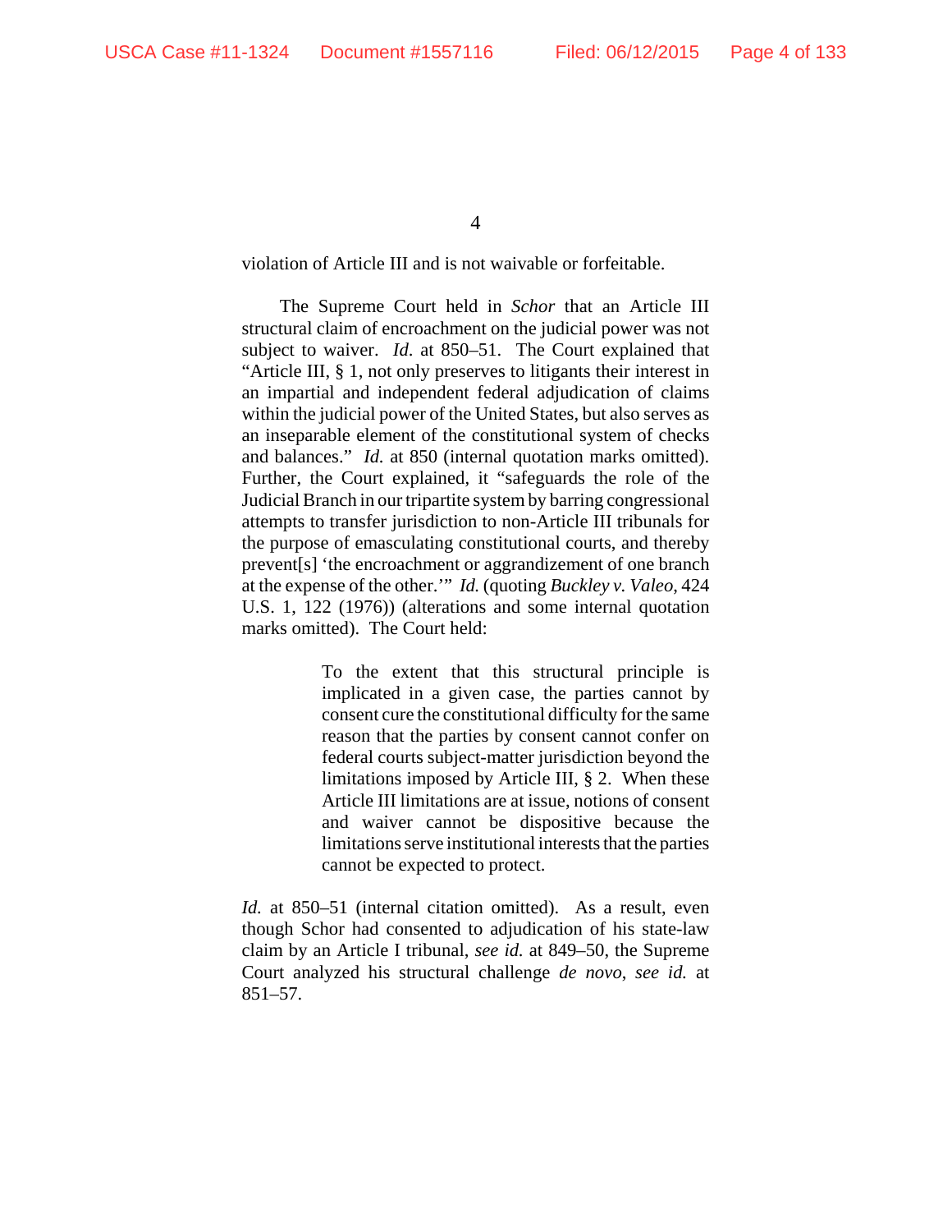violation of Article III and is not waivable or forfeitable.

The Supreme Court held in *Schor* that an Article III structural claim of encroachment on the judicial power was not subject to waiver. *Id*. at 850–51. The Court explained that "Article III, § 1, not only preserves to litigants their interest in an impartial and independent federal adjudication of claims within the judicial power of the United States, but also serves as an inseparable element of the constitutional system of checks and balances." *Id.* at 850 (internal quotation marks omitted). Further, the Court explained, it "safeguards the role of the Judicial Branch in our tripartite system by barring congressional attempts to transfer jurisdiction to non-Article III tribunals for the purpose of emasculating constitutional courts, and thereby prevent[s] 'the encroachment or aggrandizement of one branch at the expense of the other.'" *Id.* (quoting *Buckley v. Valeo*, 424 U.S. 1, 122 (1976)) (alterations and some internal quotation marks omitted). The Court held:

> To the extent that this structural principle is implicated in a given case, the parties cannot by consent cure the constitutional difficulty for the same reason that the parties by consent cannot confer on federal courts subject-matter jurisdiction beyond the limitations imposed by Article III, § 2. When these Article III limitations are at issue, notions of consent and waiver cannot be dispositive because the limitations serve institutional interests that the parties cannot be expected to protect.

*Id.* at 850–51 (internal citation omitted). As a result, even though Schor had consented to adjudication of his state-law claim by an Article I tribunal, *see id.* at 849–50, the Supreme Court analyzed his structural challenge *de novo*, *see id.* at 851–57.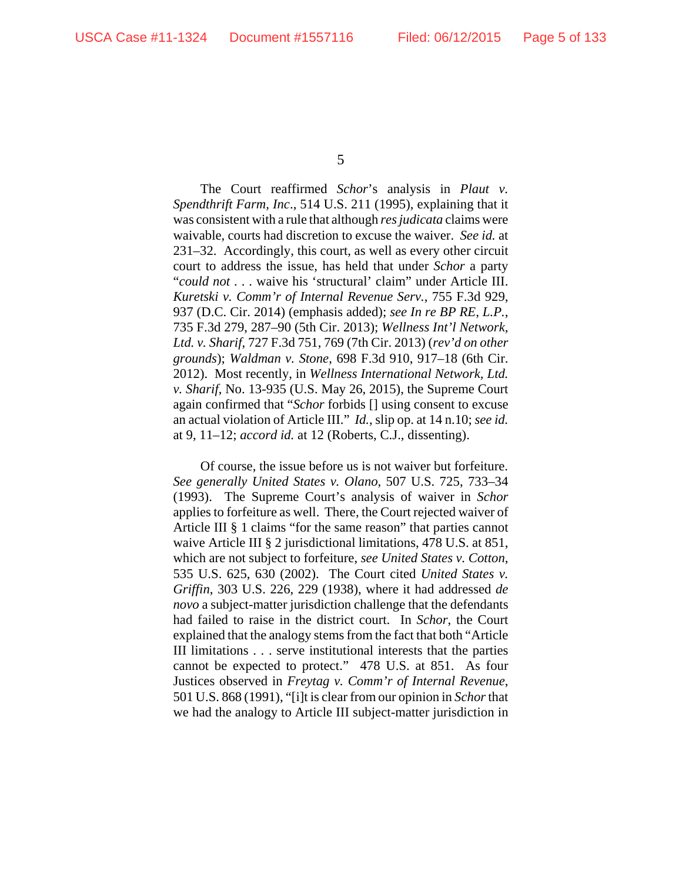The Court reaffirmed *Schor*'s analysis in *Plaut v. Spendthrift Farm, Inc*., 514 U.S. 211 (1995), explaining that it was consistent with a rule that although *res judicata* claims were waivable, courts had discretion to excuse the waiver. *See id.* at 231–32. Accordingly, this court, as well as every other circuit court to address the issue, has held that under *Schor* a party "*could not* . . . waive his 'structural' claim" under Article III. *Kuretski v. Comm'r of Internal Revenue Serv.*, 755 F.3d 929, 937 (D.C. Cir. 2014) (emphasis added); *see In re BP RE, L.P.*, 735 F.3d 279, 287–90 (5th Cir. 2013); *Wellness Int'l Network, Ltd. v. Sharif*, 727 F.3d 751, 769 (7th Cir. 2013) (*rev'd on other grounds*); *Waldman v. Stone*, 698 F.3d 910, 917–18 (6th Cir. 2012). Most recently, in *Wellness International Network, Ltd. v. Sharif*, No. 13-935 (U.S. May 26, 2015), the Supreme Court again confirmed that "*Schor* forbids [] using consent to excuse an actual violation of Article III." *Id.*, slip op. at 14 n.10; *see id.* at 9, 11–12; *accord id.* at 12 (Roberts, C.J., dissenting).

Of course, the issue before us is not waiver but forfeiture. *See generally United States v. Olano*, 507 U.S. 725, 733–34 (1993). The Supreme Court's analysis of waiver in *Schor* applies to forfeiture as well. There, the Court rejected waiver of Article III § 1 claims "for the same reason" that parties cannot waive Article III § 2 jurisdictional limitations, 478 U.S. at 851, which are not subject to forfeiture, *see United States v. Cotton*, 535 U.S. 625, 630 (2002). The Court cited *United States v. Griffin*, 303 U.S. 226, 229 (1938), where it had addressed *de novo* a subject-matter jurisdiction challenge that the defendants had failed to raise in the district court. In *Schor*, the Court explained that the analogy stems from the fact that both "Article III limitations . . . serve institutional interests that the parties cannot be expected to protect." 478 U.S. at 851. As four Justices observed in *Freytag v. Comm'r of Internal Revenue*, 501 U.S. 868 (1991), "[i]t is clear from our opinion in *Schor* that we had the analogy to Article III subject-matter jurisdiction in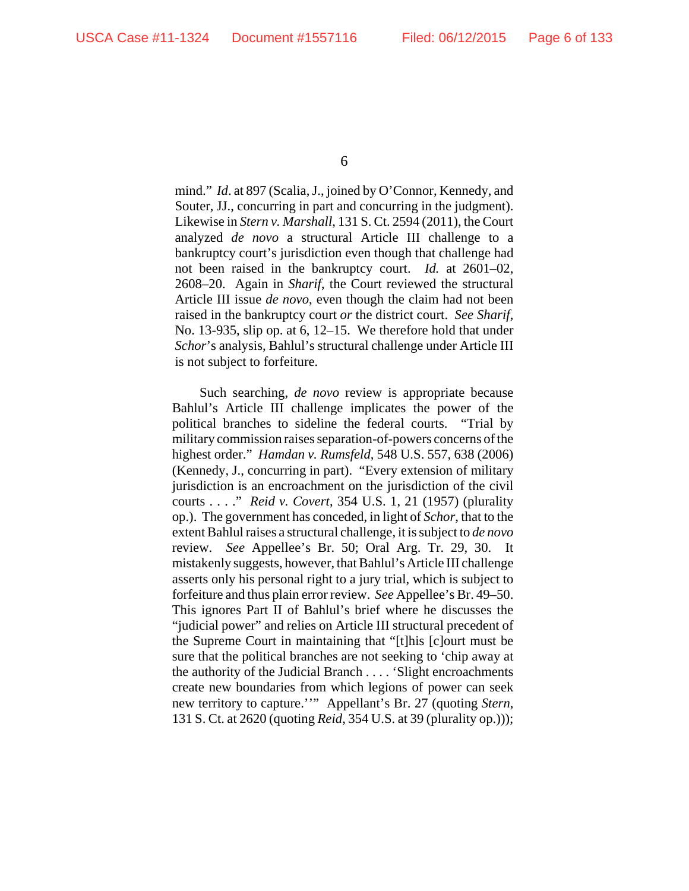mind." *Id*. at 897 (Scalia, J., joined by O'Connor, Kennedy, and Souter, JJ., concurring in part and concurring in the judgment). Likewise in *Stern v. Marshall*, 131 S. Ct. 2594 (2011), the Court analyzed *de novo* a structural Article III challenge to a bankruptcy court's jurisdiction even though that challenge had not been raised in the bankruptcy court. *Id.* at 2601–02, 2608–20. Again in *Sharif*, the Court reviewed the structural Article III issue *de novo*, even though the claim had not been raised in the bankruptcy court *or* the district court. *See Sharif*, No. 13-935, slip op. at 6, 12–15. We therefore hold that under *Schor*'s analysis, Bahlul's structural challenge under Article III is not subject to forfeiture.

Such searching, *de novo* review is appropriate because Bahlul's Article III challenge implicates the power of the political branches to sideline the federal courts. "Trial by military commission raises separation-of-powers concerns of the highest order." *Hamdan v. Rumsfeld*, 548 U.S. 557, 638 (2006) (Kennedy, J., concurring in part). "Every extension of military jurisdiction is an encroachment on the jurisdiction of the civil courts . . . ." *Reid v. Covert*, 354 U.S. 1, 21 (1957) (plurality op.). The government has conceded, in light of *Schor*, that to the extent Bahlul raises a structural challenge, it is subject to *de novo* review. *See* Appellee's Br. 50; Oral Arg. Tr. 29, 30. It mistakenly suggests, however, that Bahlul's Article III challenge asserts only his personal right to a jury trial, which is subject to forfeiture and thus plain error review. *See* Appellee's Br. 49–50. This ignores Part II of Bahlul's brief where he discusses the "judicial power" and relies on Article III structural precedent of the Supreme Court in maintaining that "[t]his [c]ourt must be sure that the political branches are not seeking to 'chip away at the authority of the Judicial Branch . . . . 'Slight encroachments create new boundaries from which legions of power can seek new territory to capture.''" Appellant's Br. 27 (quoting *Stern*, 131 S. Ct. at 2620 (quoting *Reid*, 354 U.S. at 39 (plurality op.)));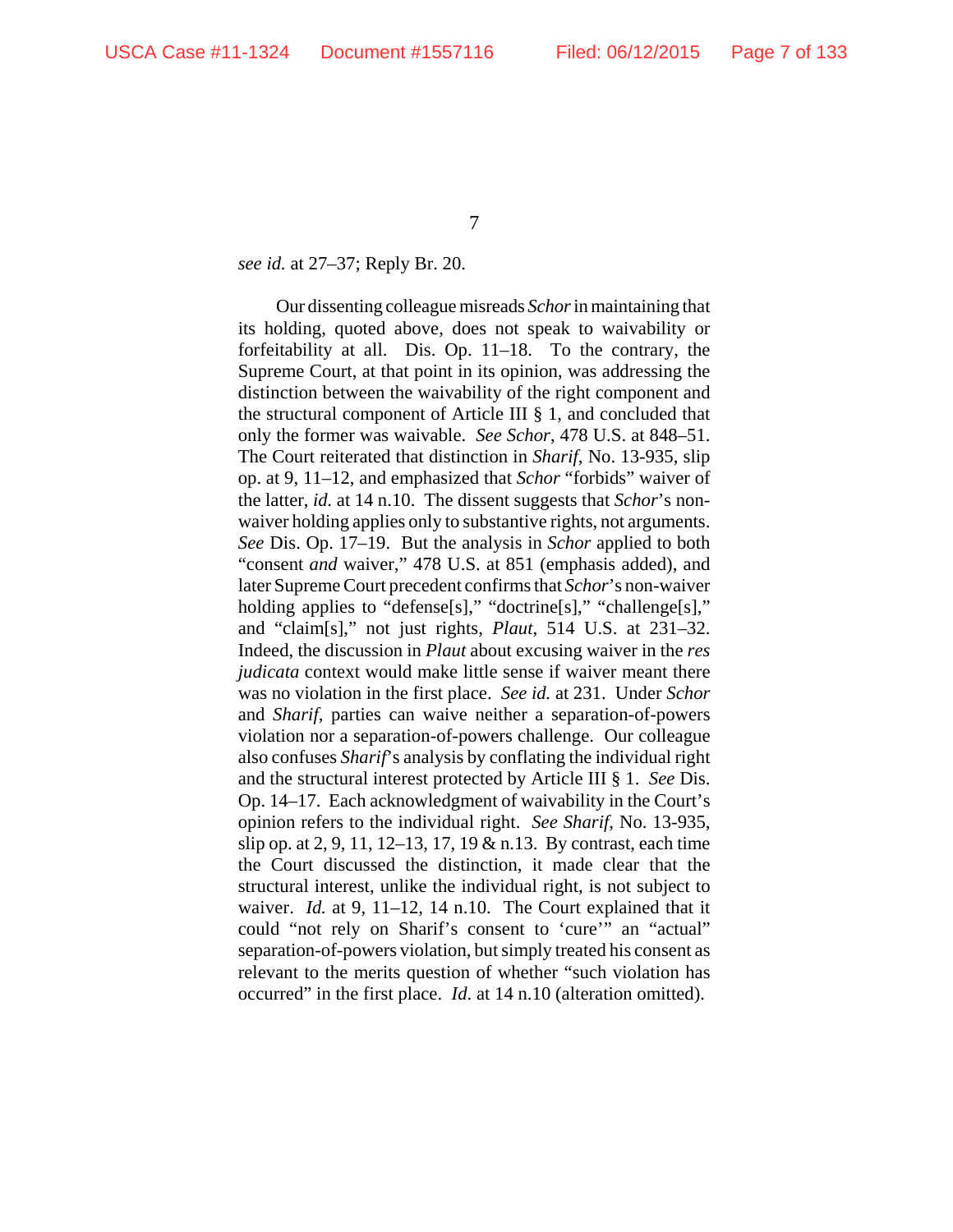*see id.* at 27–37; Reply Br. 20.

Our dissenting colleague misreads *Schor* in maintaining that its holding, quoted above, does not speak to waivability or forfeitability at all. Dis. Op. 11–18. To the contrary, the Supreme Court, at that point in its opinion, was addressing the distinction between the waivability of the right component and the structural component of Article III § 1, and concluded that only the former was waivable. *See Schor*, 478 U.S. at 848–51. The Court reiterated that distinction in *Sharif*, No. 13-935, slip op. at 9, 11–12, and emphasized that *Schor* "forbids" waiver of the latter, *id.* at 14 n.10. The dissent suggests that *Schor*'s non-waiver holding applies only to substantive rights, not arguments. *See* Dis. Op. 17–19. But the analysis in *Schor* applied to both "consent *and* waiver," 478 U.S. at 851 (emphasis added), and later Supreme Court precedent confirms that *Schor*'s non-waiver holding applies to "defense[s]," "doctrine[s]," "challenge[s]," and "claim[s]," not just rights, *Plaut*, 514 U.S. at 231–32. Indeed, the discussion in *Plaut* about excusing waiver in the *res judicata* context would make little sense if waiver meant there was no violation in the first place. *See id.* at 231. Under *Schor* and *Sharif*, parties can waive neither a separation-of-powers violation nor a separation-of-powers challenge. Our colleague also confuses *Sharif*'s analysis by conflating the individual right and the structural interest protected by Article III § 1. *See* Dis. Op. 14–17. Each acknowledgment of waivability in the Court's opinion refers to the individual right. *See Sharif*, No. 13-935, slip op. at 2, 9, 11, 12–13, 17, 19 & n.13. By contrast, each time the Court discussed the distinction, it made clear that the structural interest, unlike the individual right, is not subject to waiver. *Id.* at 9, 11–12, 14 n.10. The Court explained that it could "not rely on Sharif's consent to 'cure'" an "actual" separation-of-powers violation, but simply treated his consent as relevant to the merits question of whether "such violation has occurred" in the first place. *Id.* at 14 n.10 (alteration omitted).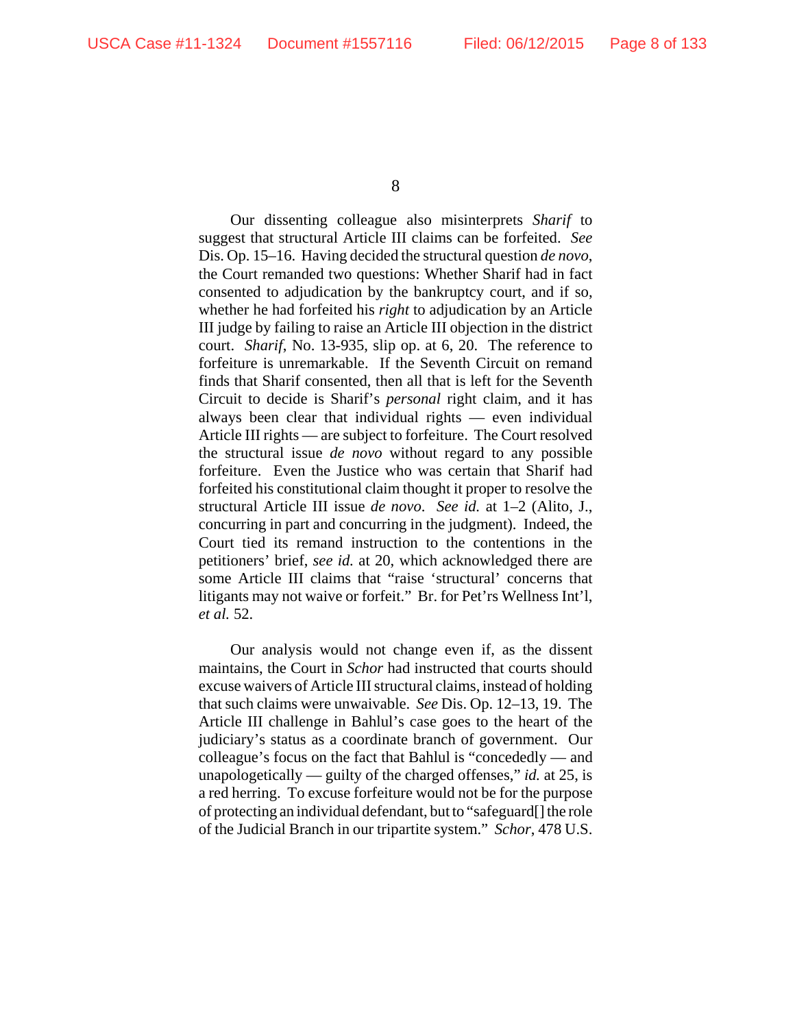Our dissenting colleague also misinterprets *Sharif* to suggest that structural Article III claims can be forfeited. *See* Dis. Op. 15–16. Having decided the structural question *de novo*, the Court remanded two questions: Whether Sharif had in fact consented to adjudication by the bankruptcy court, and if so, whether he had forfeited his *right* to adjudication by an Article III judge by failing to raise an Article III objection in the district court. *Sharif*, No. 13-935, slip op. at 6, 20. The reference to forfeiture is unremarkable. If the Seventh Circuit on remand finds that Sharif consented, then all that is left for the Seventh Circuit to decide is Sharif's *personal* right claim, and it has always been clear that individual rights — even individual Article III rights — are subject to forfeiture. The Court resolved the structural issue *de novo* without regard to any possible forfeiture. Even the Justice who was certain that Sharif had forfeited his constitutional claim thought it proper to resolve the structural Article III issue *de novo*. *See id.* at 1–2 (Alito, J., concurring in part and concurring in the judgment). Indeed, the Court tied its remand instruction to the contentions in the petitioners' brief, *see id.* at 20, which acknowledged there are some Article III claims that "raise 'structural' concerns that litigants may not waive or forfeit." Br. for Pet'rs Wellness Int'l, *et al.* 52.

Our analysis would not change even if, as the dissent maintains, the Court in *Schor* had instructed that courts should excuse waivers of Article III structural claims, instead of holding that such claims were unwaivable. *See* Dis. Op. 12–13, 19. The Article III challenge in Bahlul's case goes to the heart of the judiciary's status as a coordinate branch of government. Our colleague's focus on the fact that Bahlul is "concededly — and unapologetically — guilty of the charged offenses," *id.* at 25, is a red herring. To excuse forfeiture would not be for the purpose of protecting an individual defendant, but to "safeguard[] the role of the Judicial Branch in our tripartite system." *Schor*, 478 U.S.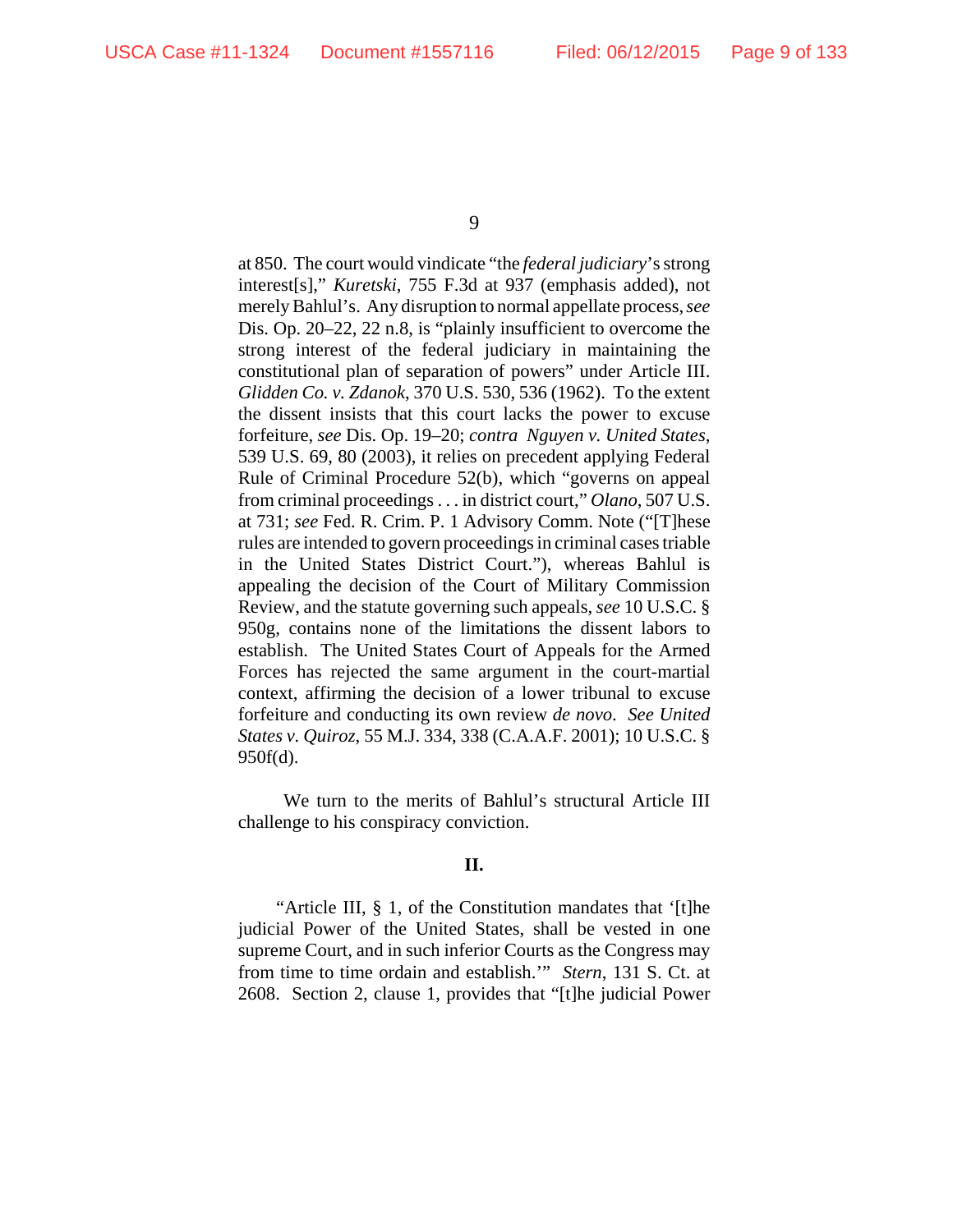at 850. The court would vindicate "the *federal judiciary*'s strong interest[s]," *Kuretski*, 755 F.3d at 937 (emphasis added), not merely Bahlul's. Any disruption to normal appellate process, *see* Dis. Op. 20–22, 22 n.8, is "plainly insufficient to overcome the strong interest of the federal judiciary in maintaining the constitutional plan of separation of powers" under Article III. *Glidden Co. v. Zdanok*, 370 U.S. 530, 536 (1962). To the extent the dissent insists that this court lacks the power to excuse forfeiture, *see* Dis. Op. 19–20; *contra Nguyen v. United States*, 539 U.S. 69, 80 (2003), it relies on precedent applying Federal Rule of Criminal Procedure 52(b), which "governs on appeal from criminal proceedings . . . in district court," *Olano*, 507 U.S. at 731; *see* Fed. R. Crim. P. 1 Advisory Comm. Note ("[T]hese rules are intended to govern proceedings in criminal cases triable in the United States District Court."), whereas Bahlul is appealing the decision of the Court of Military Commission Review, and the statute governing such appeals, *see* 10 U.S.C. § 950g, contains none of the limitations the dissent labors to establish. The United States Court of Appeals for the Armed Forces has rejected the same argument in the court-martial context, affirming the decision of a lower tribunal to excuse forfeiture and conducting its own review *de novo*. *See United States v. Quiroz*, 55 M.J. 334, 338 (C.A.A.F. 2001); 10 U.S.C. § 950f(d).

We turn to the merits of Bahlul's structural Article III challenge to his conspiracy conviction.

## II.

"Article III, § 1, of the Constitution mandates that '[t]he judicial Power of the United States, shall be vested in one supreme Court, and in such inferior Courts as the Congress may from time to time ordain and establish.'" *Stern*, 131 S. Ct. at 2608. Section 2, clause 1, provides that "[t]he judicial Power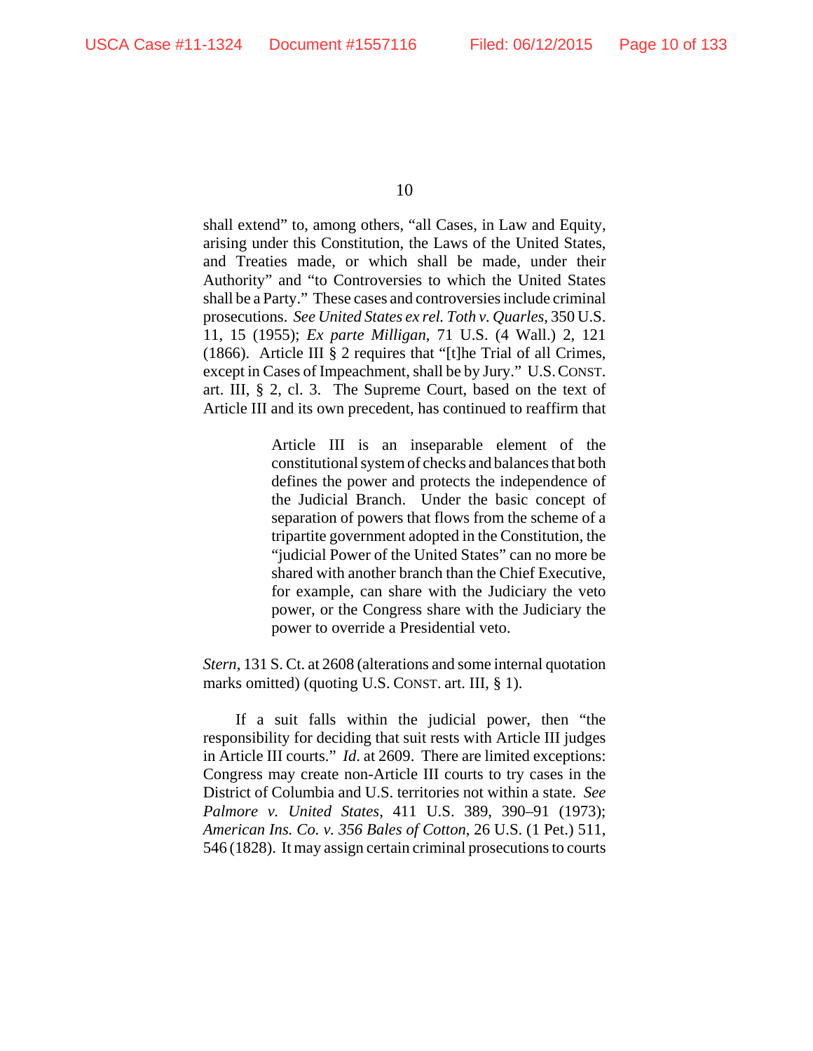shall extend" to, among others, "all Cases, in Law and Equity, arising under this Constitution, the Laws of the United States, and Treaties made, or which shall be made, under their Authority" and "to Controversies to which the United States shall be a Party." These cases and controversies include criminal prosecutions. *See United States ex rel. Toth v. Quarles*, 350 U.S. 11, 15 (1955); *Ex parte Milligan*, 71 U.S. (4 Wall.) 2, 121 (1866). Article III § 2 requires that "[t]he Trial of all Crimes, except in Cases of Impeachment, shall be by Jury." U.S. CONST. art. III, § 2, cl. 3. The Supreme Court, based on the text of Article III and its own precedent, has continued to reaffirm that

> Article III is an inseparable element of the constitutional system of checks and balances that both defines the power and protects the independence of the Judicial Branch. Under the basic concept of separation of powers that flows from the scheme of a tripartite government adopted in the Constitution, the "judicial Power of the United States" can no more be shared with another branch than the Chief Executive, for example, can share with the Judiciary the veto power, or the Congress share with the Judiciary the power to override a Presidential veto.

*Stern*, 131 S. Ct. at 2608 (alterations and some internal quotation marks omitted) (quoting U.S. CONST. art. III, § 1).

If a suit falls within the judicial power, then "the responsibility for deciding that suit rests with Article III judges in Article III courts." *Id.* at 2609. There are limited exceptions: Congress may create non-Article III courts to try cases in the District of Columbia and U.S. territories not within a state. *See Palmore v. United States*, 411 U.S. 389, 390–91 (1973); *American Ins. Co. v. 356 Bales of Cotton*, 26 U.S. (1 Pet.) 511, 546 (1828). It may assign certain criminal prosecutions to courts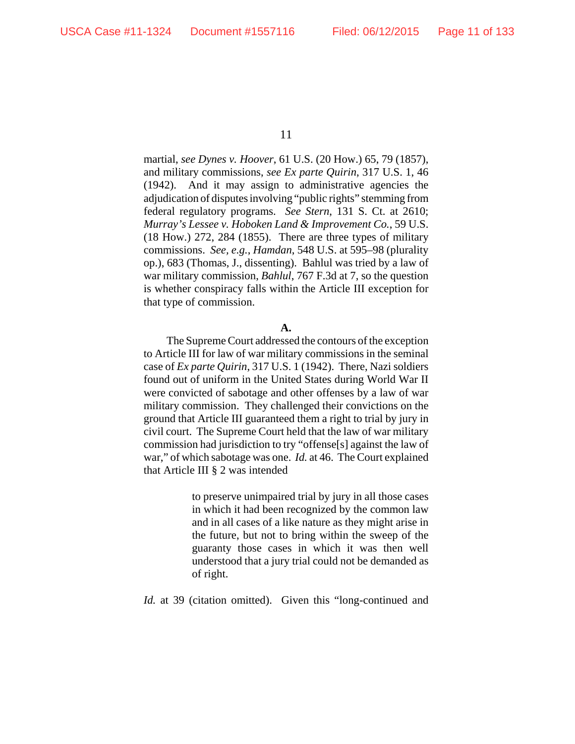martial, *see Dynes v. Hoover*, 61 U.S. (20 How.) 65, 79 (1857), and military commissions, *see Ex parte Quirin*, 317 U.S. 1, 46 (1942). And it may assign to administrative agencies the adjudication of disputes involving "public rights" stemming from federal regulatory programs. *See Stern*, 131 S. Ct. at 2610; *Murray's Lessee v. Hoboken Land & Improvement Co.*, 59 U.S. (18 How.) 272, 284 (1855). There are three types of military commissions. *See, e.g.*, *Hamdan*, 548 U.S. at 595–98 (plurality op.), 683 (Thomas, J., dissenting). Bahlul was tried by a law of war military commission, *Bahlul*, 767 F.3d at 7, so the question is whether conspiracy falls within the Article III exception for that type of commission.

**A.**

The Supreme Court addressed the contours of the exception to Article III for law of war military commissions in the seminal case of *Ex parte Quirin*, 317 U.S. 1 (1942). There, Nazi soldiers found out of uniform in the United States during World War II were convicted of sabotage and other offenses by a law of war military commission. They challenged their convictions on the ground that Article III guaranteed them a right to trial by jury in civil court. The Supreme Court held that the law of war military commission had jurisdiction to try "offense[s] against the law of war," of which sabotage was one. *Id.* at 46. The Court explained that Article III § 2 was intended

> to preserve unimpaired trial by jury in all those cases in which it had been recognized by the common law and in all cases of a like nature as they might arise in the future, but not to bring within the sweep of the guaranty those cases in which it was then well understood that a jury trial could not be demanded as of right.

*Id.* at 39 (citation omitted). Given this "long-continued and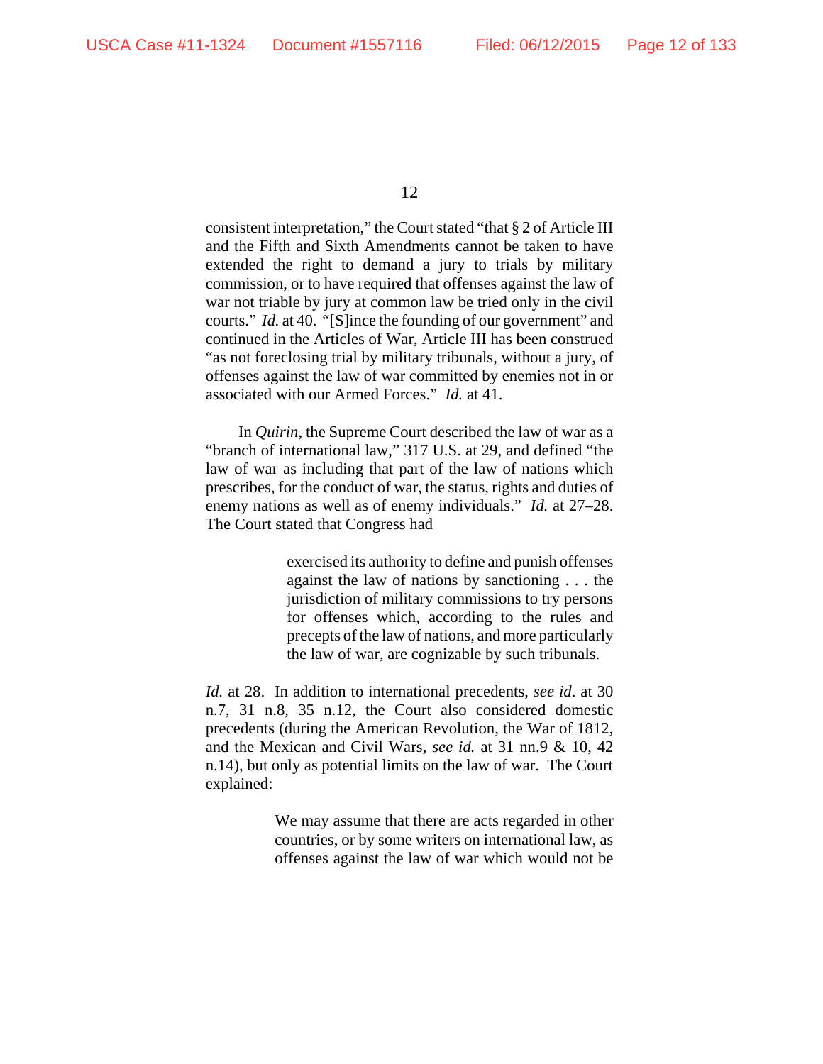consistent interpretation," the Court stated "that § 2 of Article III and the Fifth and Sixth Amendments cannot be taken to have extended the right to demand a jury to trials by military commission, or to have required that offenses against the law of war not triable by jury at common law be tried only in the civil courts." *Id.* at 40. "[S]ince the founding of our government" and continued in the Articles of War, Article III has been construed "as not foreclosing trial by military tribunals, without a jury, of offenses against the law of war committed by enemies not in or associated with our Armed Forces." *Id.* at 41.

In *Quirin*, the Supreme Court described the law of war as a "branch of international law," 317 U.S. at 29, and defined "the law of war as including that part of the law of nations which prescribes, for the conduct of war, the status, rights and duties of enemy nations as well as of enemy individuals." *Id.* at 27–28. The Court stated that Congress had

> exercised its authority to define and punish offenses against the law of nations by sanctioning . . . the jurisdiction of military commissions to try persons for offenses which, according to the rules and precepts of the law of nations, and more particularly the law of war, are cognizable by such tribunals.

*Id.* at 28. In addition to international precedents, *see id*. at 30 n.7, 31 n.8, 35 n.12, the Court also considered domestic precedents (during the American Revolution, the War of 1812, and the Mexican and Civil Wars, *see id.* at 31 nn.9 & 10, 42 n.14), but only as potential limits on the law of war. The Court explained:

> We may assume that there are acts regarded in other countries, or by some writers on international law, as offenses against the law of war which would not be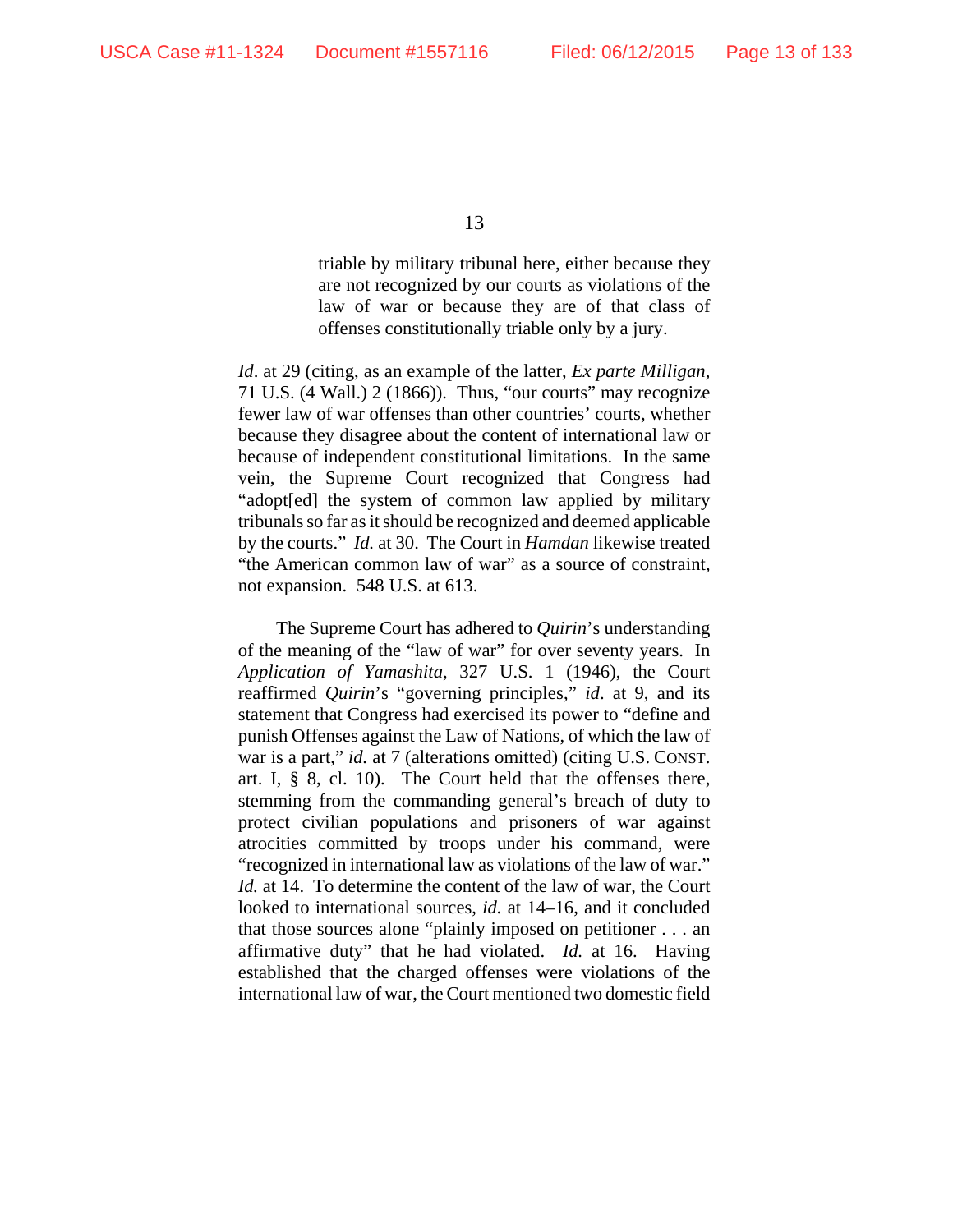> triable by military tribunal here, either because they are not recognized by our courts as violations of the law of war or because they are of that class of offenses constitutionally triable only by a jury.

*Id*. at 29 (citing, as an example of the latter, *Ex parte Milligan*, 71 U.S. (4 Wall.) 2 (1866)). Thus, "our courts" may recognize fewer law of war offenses than other countries' courts, whether because they disagree about the content of international law or because of independent constitutional limitations. In the same vein, the Supreme Court recognized that Congress had "adopt[ed] the system of common law applied by military tribunals so far as it should be recognized and deemed applicable by the courts." *Id.* at 30. The Court in *Hamdan* likewise treated "the American common law of war" as a source of constraint, not expansion. 548 U.S. at 613.

The Supreme Court has adhered to *Quirin*'s understanding of the meaning of the "law of war" for over seventy years. In *Application of Yamashita*, 327 U.S. 1 (1946), the Court reaffirmed *Quirin*'s "governing principles," *id*. at 9, and its statement that Congress had exercised its power to "define and punish Offenses against the Law of Nations, of which the law of war is a part," *id.* at 7 (alterations omitted) (citing U.S. CONST. art. I, § 8, cl. 10). The Court held that the offenses there, stemming from the commanding general's breach of duty to protect civilian populations and prisoners of war against atrocities committed by troops under his command, were "recognized in international law as violations of the law of war." *Id.* at 14. To determine the content of the law of war, the Court looked to international sources, *id.* at 14–16, and it concluded that those sources alone "plainly imposed on petitioner . . . an affirmative duty" that he had violated. *Id.* at 16. Having established that the charged offenses were violations of the international law of war, the Court mentioned two domestic field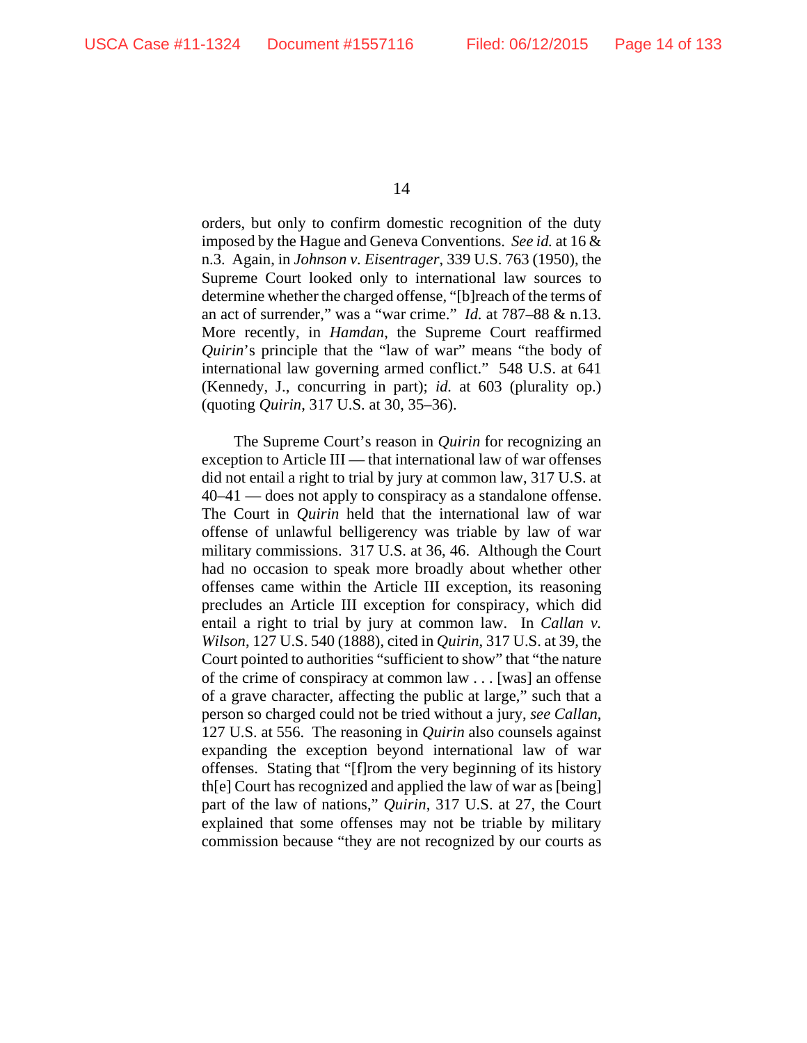orders, but only to confirm domestic recognition of the duty imposed by the Hague and Geneva Conventions. *See id.* at 16 & n.3. Again, in *Johnson v. Eisentrager*, 339 U.S. 763 (1950), the Supreme Court looked only to international law sources to determine whether the charged offense, "[b]reach of the terms of an act of surrender," was a "war crime." *Id.* at 787–88 & n.13. More recently, in *Hamdan*, the Supreme Court reaffirmed *Quirin*'s principle that the "law of war" means "the body of international law governing armed conflict." 548 U.S. at 641 (Kennedy, J., concurring in part); *id.* at 603 (plurality op.) (quoting *Quirin*, 317 U.S. at 30, 35–36).

The Supreme Court's reason in *Quirin* for recognizing an exception to Article III — that international law of war offenses did not entail a right to trial by jury at common law, 317 U.S. at 40–41 — does not apply to conspiracy as a standalone offense. The Court in *Quirin* held that the international law of war offense of unlawful belligerency was triable by law of war military commissions. 317 U.S. at 36, 46. Although the Court had no occasion to speak more broadly about whether other offenses came within the Article III exception, its reasoning precludes an Article III exception for conspiracy, which did entail a right to trial by jury at common law. In *Callan v. Wilson*, 127 U.S. 540 (1888), cited in *Quirin*, 317 U.S. at 39, the Court pointed to authorities "sufficient to show" that "the nature of the crime of conspiracy at common law . . . [was] an offense of a grave character, affecting the public at large," such that a person so charged could not be tried without a jury, *see Callan*, 127 U.S. at 556. The reasoning in *Quirin* also counsels against expanding the exception beyond international law of war offenses. Stating that "[f]rom the very beginning of its history th[e] Court has recognized and applied the law of war as [being] part of the law of nations," *Quirin*, 317 U.S. at 27, the Court explained that some offenses may not be triable by military commission because "they are not recognized by our courts as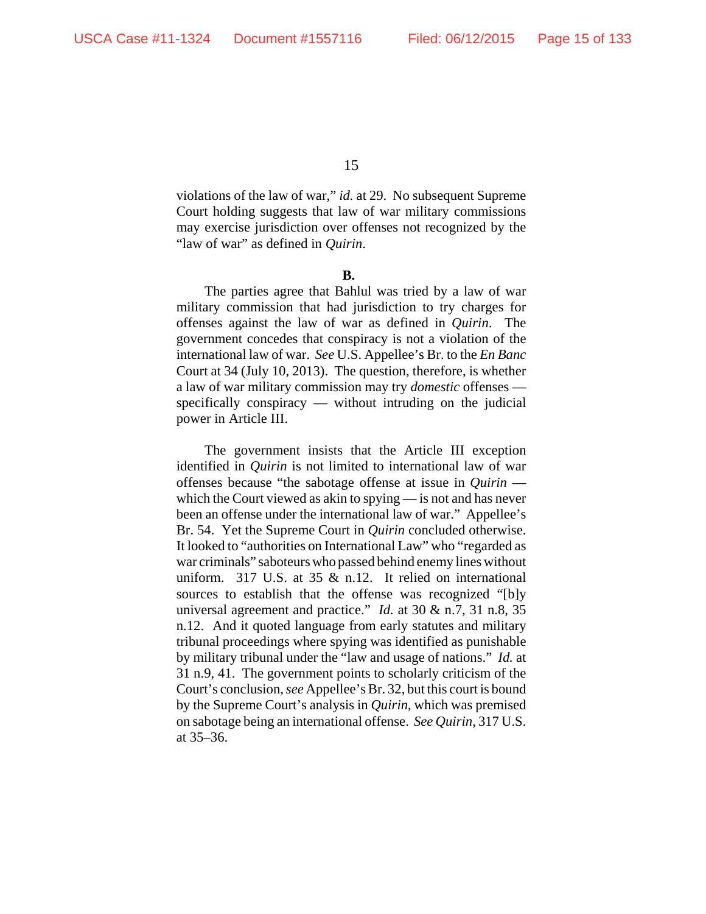violations of the law of war," *id.* at 29. No subsequent Supreme Court holding suggests that law of war military commissions may exercise jurisdiction over offenses not recognized by the "law of war" as defined in *Quirin*.

**B.**

The parties agree that Bahlul was tried by a law of war military commission that had jurisdiction to try charges for offenses against the law of war as defined in *Quirin*. The government concedes that conspiracy is not a violation of the international law of war. *See* U.S. Appellee's Br. to the *En Banc* Court at 34 (July 10, 2013). The question, therefore, is whether a law of war military commission may try *domestic* offenses — specifically conspiracy — without intruding on the judicial power in Article III.

The government insists that the Article III exception identified in *Quirin* is not limited to international law of war offenses because "the sabotage offense at issue in *Quirin* — which the Court viewed as akin to spying — is not and has never been an offense under the international law of war." Appellee's Br. 54. Yet the Supreme Court in *Quirin* concluded otherwise. It looked to "authorities on International Law" who "regarded as war criminals" saboteurs who passed behind enemy lines without uniform. 317 U.S. at 35 & n.12. It relied on international sources to establish that the offense was recognized "[b]y universal agreement and practice." *Id.* at 30 & n.7, 31 n.8, 35 n.12. And it quoted language from early statutes and military tribunal proceedings where spying was identified as punishable by military tribunal under the "law and usage of nations." *Id.* at 31 n.9, 41. The government points to scholarly criticism of the Court's conclusion, *see* Appellee's Br. 32, but this court is bound by the Supreme Court's analysis in *Quirin*, which was premised on sabotage being an international offense. *See Quirin*, 317 U.S. at 35–36.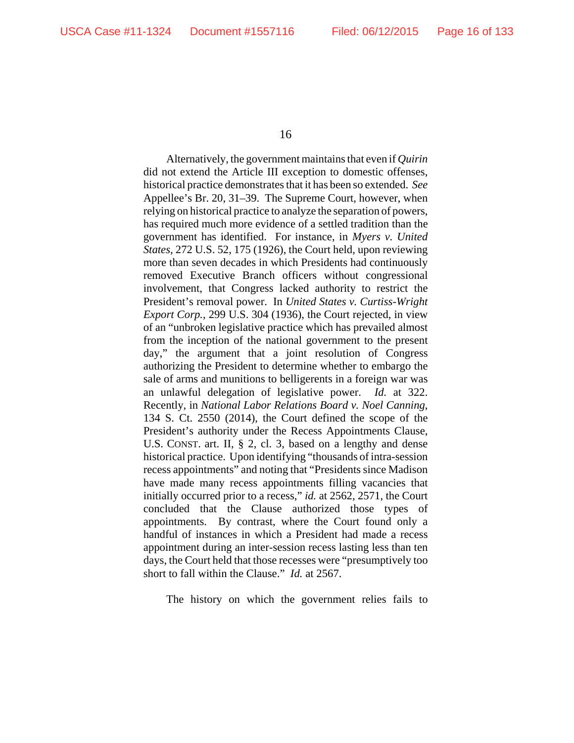Alternatively, the government maintains that even if *Quirin* did not extend the Article III exception to domestic offenses, historical practice demonstrates that it has been so extended. *See* Appellee's Br. 20, 31–39. The Supreme Court, however, when relying on historical practice to analyze the separation of powers, has required much more evidence of a settled tradition than the government has identified. For instance, in *Myers v. United States*, 272 U.S. 52, 175 (1926), the Court held, upon reviewing more than seven decades in which Presidents had continuously removed Executive Branch officers without congressional involvement, that Congress lacked authority to restrict the President's removal power. In *United States v. Curtiss-Wright Export Corp.*, 299 U.S. 304 (1936), the Court rejected, in view of an "unbroken legislative practice which has prevailed almost from the inception of the national government to the present day," the argument that a joint resolution of Congress authorizing the President to determine whether to embargo the sale of arms and munitions to belligerents in a foreign war was an unlawful delegation of legislative power. *Id.* at 322. Recently, in *National Labor Relations Board v. Noel Canning*, 134 S. Ct. 2550 (2014), the Court defined the scope of the President's authority under the Recess Appointments Clause, U.S. CONST. art. II, § 2, cl. 3, based on a lengthy and dense historical practice. Upon identifying "thousands of intra-session recess appointments" and noting that "Presidents since Madison have made many recess appointments filling vacancies that initially occurred prior to a recess," *id.* at 2562, 2571, the Court concluded that the Clause authorized those types of appointments. By contrast, where the Court found only a handful of instances in which a President had made a recess appointment during an inter-session recess lasting less than ten days, the Court held that those recesses were "presumptively too short to fall within the Clause." *Id.* at 2567.

The history on which the government relies fails to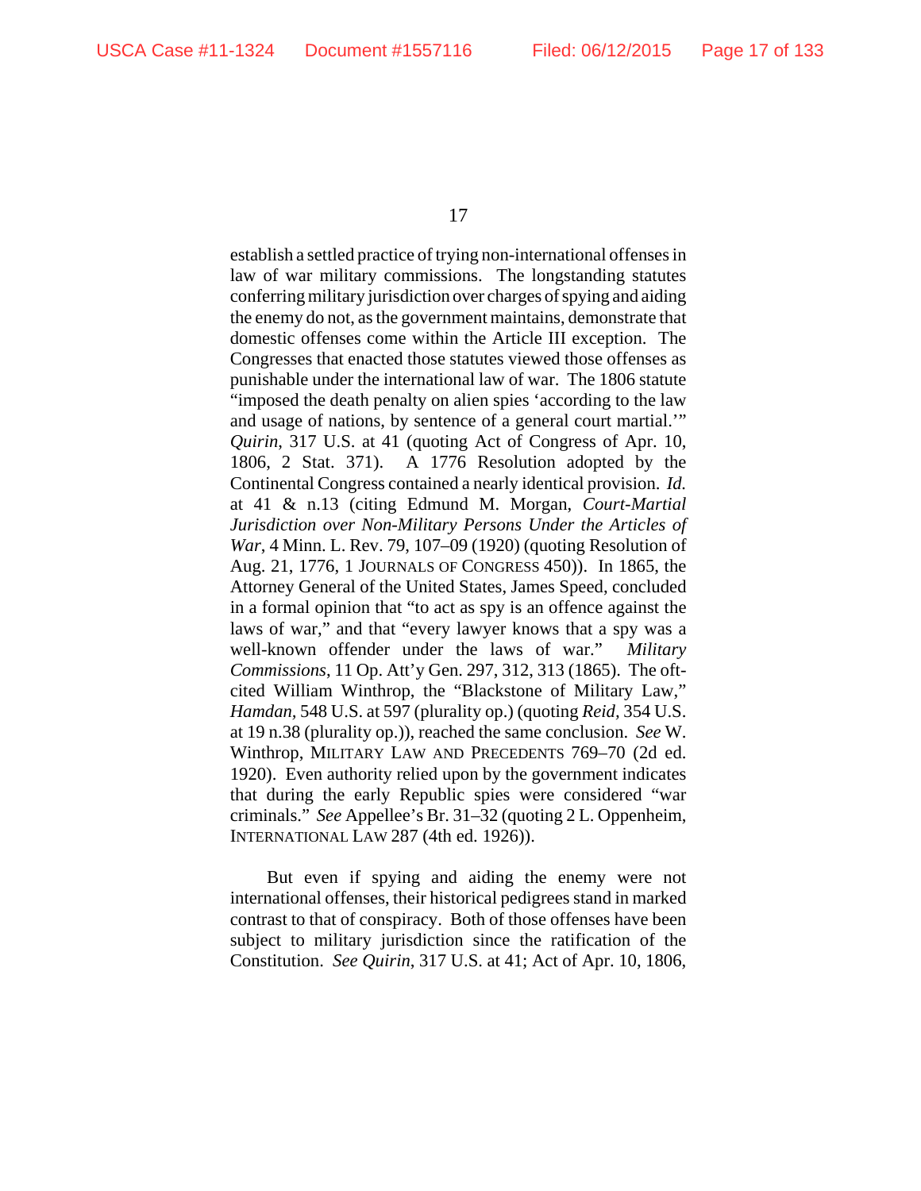establish a settled practice of trying non-international offenses in law of war military commissions. The longstanding statutes conferring military jurisdiction over charges of spying and aiding the enemy do not, as the government maintains, demonstrate that domestic offenses come within the Article III exception. The Congresses that enacted those statutes viewed those offenses as punishable under the international law of war. The 1806 statute "imposed the death penalty on alien spies 'according to the law and usage of nations, by sentence of a general court martial.'" *Quirin*, 317 U.S. at 41 (quoting Act of Congress of Apr. 10, 1806, 2 Stat. 371). A 1776 Resolution adopted by the Continental Congress contained a nearly identical provision. *Id.* at 41 & n.13 (citing Edmund M. Morgan, *Court-Martial Jurisdiction over Non-Military Persons Under the Articles of War*, 4 Minn. L. Rev. 79, 107–09 (1920) (quoting Resolution of Aug. 21, 1776, 1 JOURNALS OF CONGRESS 450)). In 1865, the Attorney General of the United States, James Speed, concluded in a formal opinion that "to act as spy is an offence against the laws of war," and that "every lawyer knows that a spy was a well-known offender under the laws of war." *Military Commissions*, 11 Op. Att'y Gen. 297, 312, 313 (1865). The oft-cited William Winthrop, the "Blackstone of Military Law," *Hamdan*, 548 U.S. at 597 (plurality op.) (quoting *Reid*, 354 U.S. at 19 n.38 (plurality op.)), reached the same conclusion. *See* W. Winthrop, MILITARY LAW AND PRECEDENTS 769–70 (2d ed. 1920). Even authority relied upon by the government indicates that during the early Republic spies were considered "war criminals." *See* Appellee's Br. 31–32 (quoting 2 L. Oppenheim, INTERNATIONAL LAW 287 (4th ed. 1926)).

But even if spying and aiding the enemy were not international offenses, their historical pedigrees stand in marked contrast to that of conspiracy. Both of those offenses have been subject to military jurisdiction since the ratification of the Constitution. *See Quirin*, 317 U.S. at 41; Act of Apr. 10, 1806,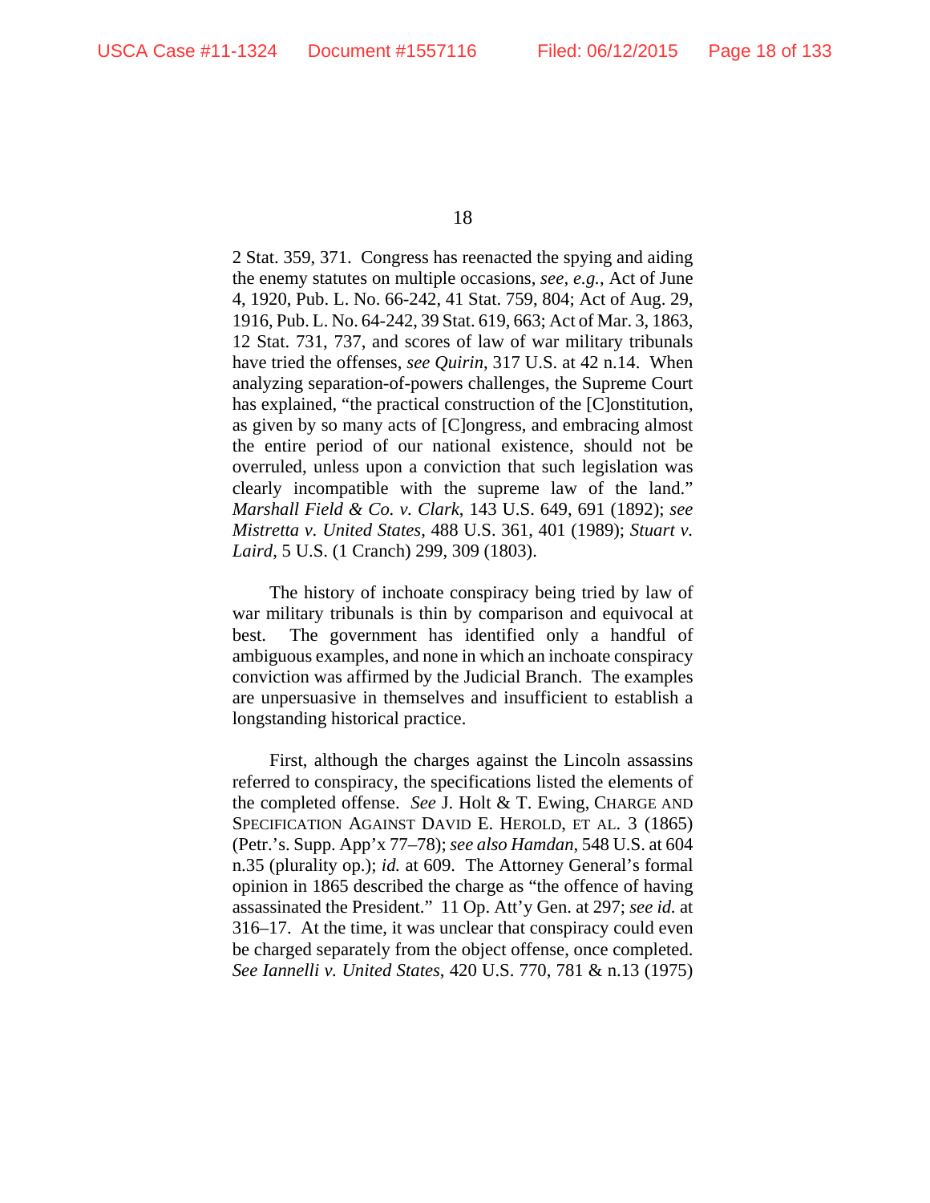2 Stat. 359, 371. Congress has reenacted the spying and aiding the enemy statutes on multiple occasions, *see, e.g.*, Act of June 4, 1920, Pub. L. No. 66-242, 41 Stat. 759, 804; Act of Aug. 29, 1916, Pub. L. No. 64-242, 39 Stat. 619, 663; Act of Mar. 3, 1863, 12 Stat. 731, 737, and scores of law of war military tribunals have tried the offenses, *see Quirin*, 317 U.S. at 42 n.14. When analyzing separation-of-powers challenges, the Supreme Court has explained, "the practical construction of the [C]onstitution, as given by so many acts of [C]ongress, and embracing almost the entire period of our national existence, should not be overruled, unless upon a conviction that such legislation was clearly incompatible with the supreme law of the land." *Marshall Field & Co. v. Clark*, 143 U.S. 649, 691 (1892); *see Mistretta v. United States*, 488 U.S. 361, 401 (1989); *Stuart v. Laird*, 5 U.S. (1 Cranch) 299, 309 (1803).

The history of inchoate conspiracy being tried by law of war military tribunals is thin by comparison and equivocal at best. The government has identified only a handful of ambiguous examples, and none in which an inchoate conspiracy conviction was affirmed by the Judicial Branch. The examples are unpersuasive in themselves and insufficient to establish a longstanding historical practice.

First, although the charges against the Lincoln assassins referred to conspiracy, the specifications listed the elements of the completed offense. *See* J. Holt & T. Ewing, CHARGE AND SPECIFICATION AGAINST DAVID E. HEROLD, ET AL. 3 (1865) (Petr.'s. Supp. App'x 77–78); *see also Hamdan*, 548 U.S. at 604 n.35 (plurality op.); *id.* at 609. The Attorney General's formal opinion in 1865 described the charge as "the offence of having assassinated the President." 11 Op. Att'y Gen. at 297; *see id.* at 316–17. At the time, it was unclear that conspiracy could even be charged separately from the object offense, once completed. *See Iannelli v. United States*, 420 U.S. 770, 781 & n.13 (1975)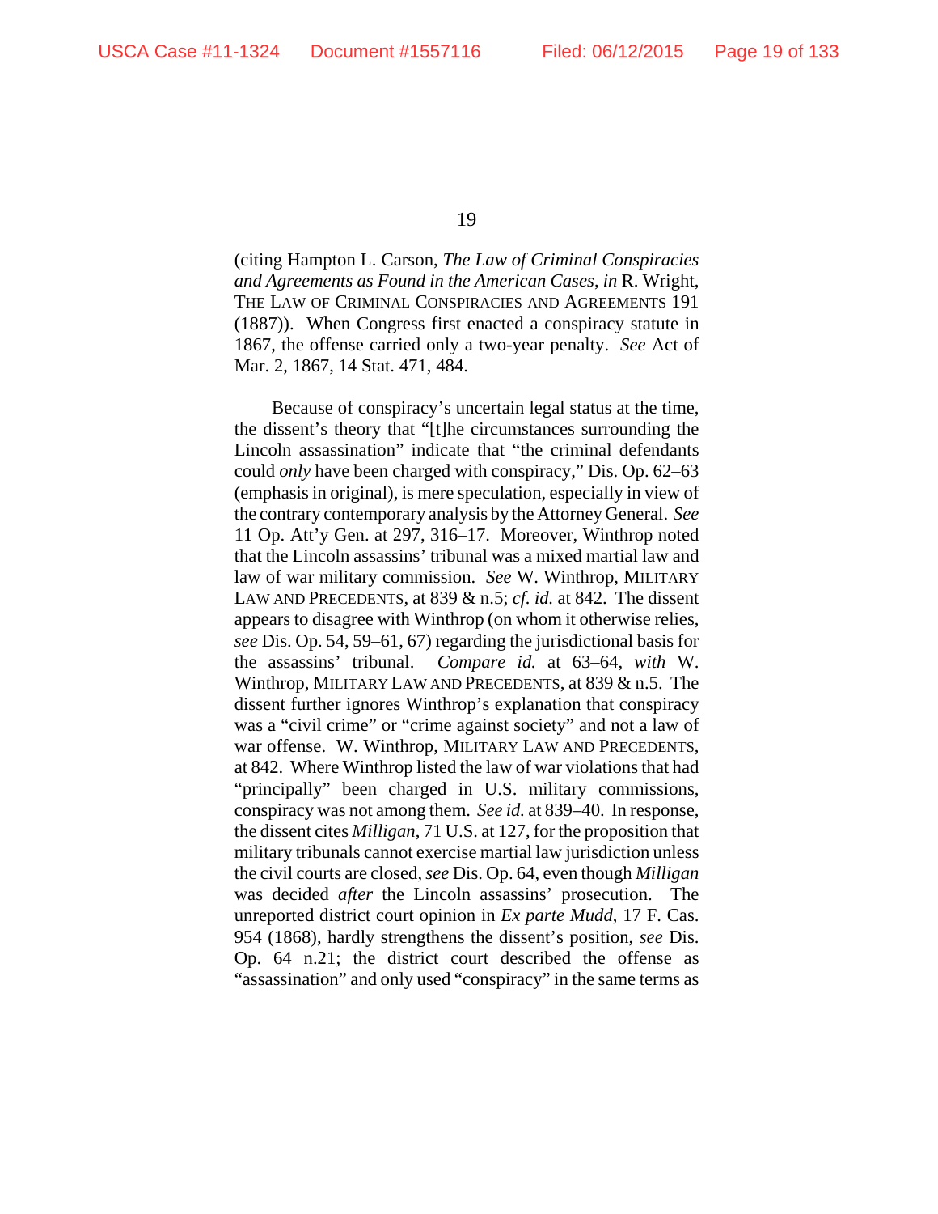(citing Hampton L. Carson, *The Law of Criminal Conspiracies and Agreements as Found in the American Cases*, *in* R. Wright, THE LAW OF CRIMINAL CONSPIRACIES AND AGREEMENTS 191 (1887)). When Congress first enacted a conspiracy statute in 1867, the offense carried only a two-year penalty. *See* Act of Mar. 2, 1867, 14 Stat. 471, 484.

Because of conspiracy's uncertain legal status at the time, the dissent's theory that "[t]he circumstances surrounding the Lincoln assassination" indicate that "the criminal defendants could *only* have been charged with conspiracy," Dis. Op. 62–63 (emphasis in original), is mere speculation, especially in view of the contrary contemporary analysis by the Attorney General. *See* 11 Op. Att'y Gen. at 297, 316–17. Moreover, Winthrop noted that the Lincoln assassins' tribunal was a mixed martial law and law of war military commission. *See* W. Winthrop, MILITARY LAW AND PRECEDENTS, at 839 & n.5; *cf. id.* at 842. The dissent appears to disagree with Winthrop (on whom it otherwise relies, *see* Dis. Op. 54, 59–61, 67) regarding the jurisdictional basis for the assassins' tribunal. *Compare id.* at 63–64, *with* W. Winthrop, MILITARY LAW AND PRECEDENTS, at 839 & n.5. The dissent further ignores Winthrop's explanation that conspiracy was a "civil crime" or "crime against society" and not a law of war offense. W. Winthrop, MILITARY LAW AND PRECEDENTS, at 842. Where Winthrop listed the law of war violations that had "principally" been charged in U.S. military commissions, conspiracy was not among them. *See id.* at 839–40. In response, the dissent cites *Milligan*, 71 U.S. at 127, for the proposition that military tribunals cannot exercise martial law jurisdiction unless the civil courts are closed, *see* Dis. Op. 64, even though *Milligan* was decided *after* the Lincoln assassins' prosecution. The unreported district court opinion in *Ex parte Mudd*, 17 F. Cas. 954 (1868), hardly strengthens the dissent's position, *see* Dis. Op. 64 n.21; the district court described the offense as "assassination" and only used "conspiracy" in the same terms as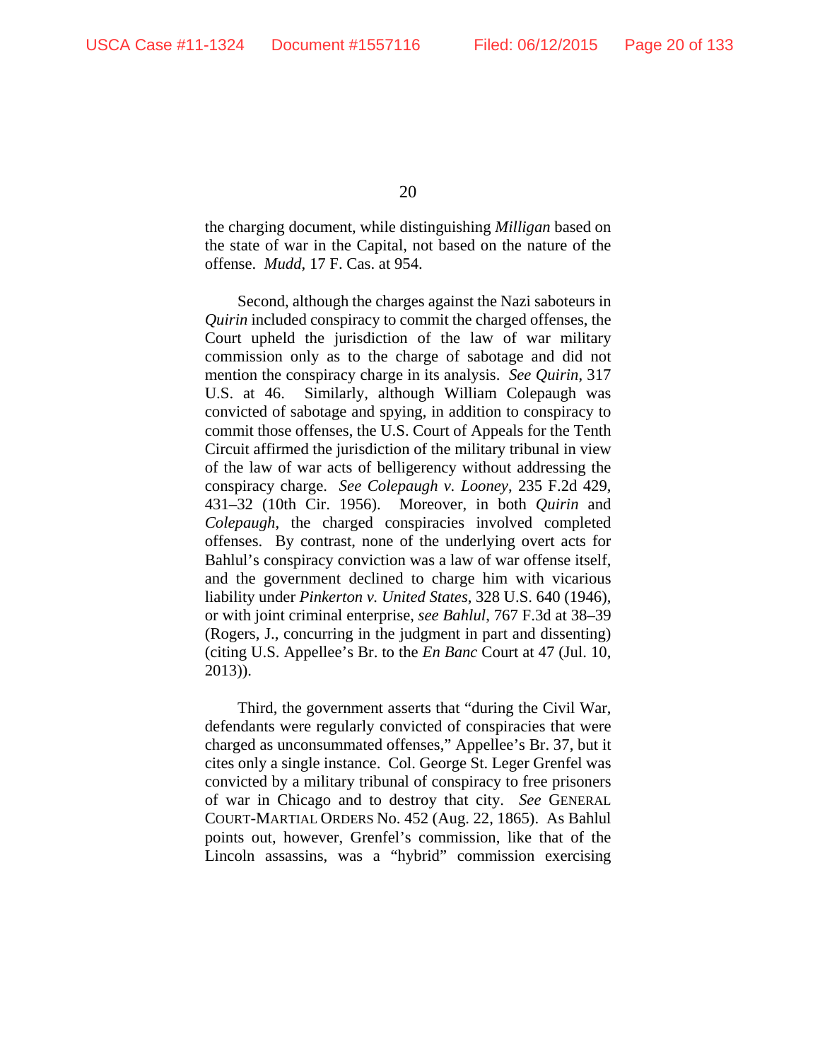the charging document, while distinguishing *Milligan* based on the state of war in the Capital, not based on the nature of the offense. *Mudd*, 17 F. Cas. at 954.

Second, although the charges against the Nazi saboteurs in *Quirin* included conspiracy to commit the charged offenses, the Court upheld the jurisdiction of the law of war military commission only as to the charge of sabotage and did not mention the conspiracy charge in its analysis. *See Quirin*, 317 U.S. at 46. Similarly, although William Colepaugh was convicted of sabotage and spying, in addition to conspiracy to commit those offenses, the U.S. Court of Appeals for the Tenth Circuit affirmed the jurisdiction of the military tribunal in view of the law of war acts of belligerency without addressing the conspiracy charge. *See Colepaugh v. Looney*, 235 F.2d 429, 431–32 (10th Cir. 1956). Moreover, in both *Quirin* and *Colepaugh*, the charged conspiracies involved completed offenses. By contrast, none of the underlying overt acts for Bahlul's conspiracy conviction was a law of war offense itself, and the government declined to charge him with vicarious liability under *Pinkerton v. United States*, 328 U.S. 640 (1946), or with joint criminal enterprise, *see Bahlul*, 767 F.3d at 38–39 (Rogers, J., concurring in the judgment in part and dissenting) (citing U.S. Appellee's Br. to the *En Banc* Court at 47 (Jul. 10, 2013)).

Third, the government asserts that "during the Civil War, defendants were regularly convicted of conspiracies that were charged as unconsummated offenses," Appellee's Br. 37, but it cites only a single instance. Col. George St. Leger Grenfel was convicted by a military tribunal of conspiracy to free prisoners of war in Chicago and to destroy that city. *See* GENERAL COURT-MARTIAL ORDERS No. 452 (Aug. 22, 1865). As Bahlul points out, however, Grenfel's commission, like that of the Lincoln assassins, was a "hybrid" commission exercising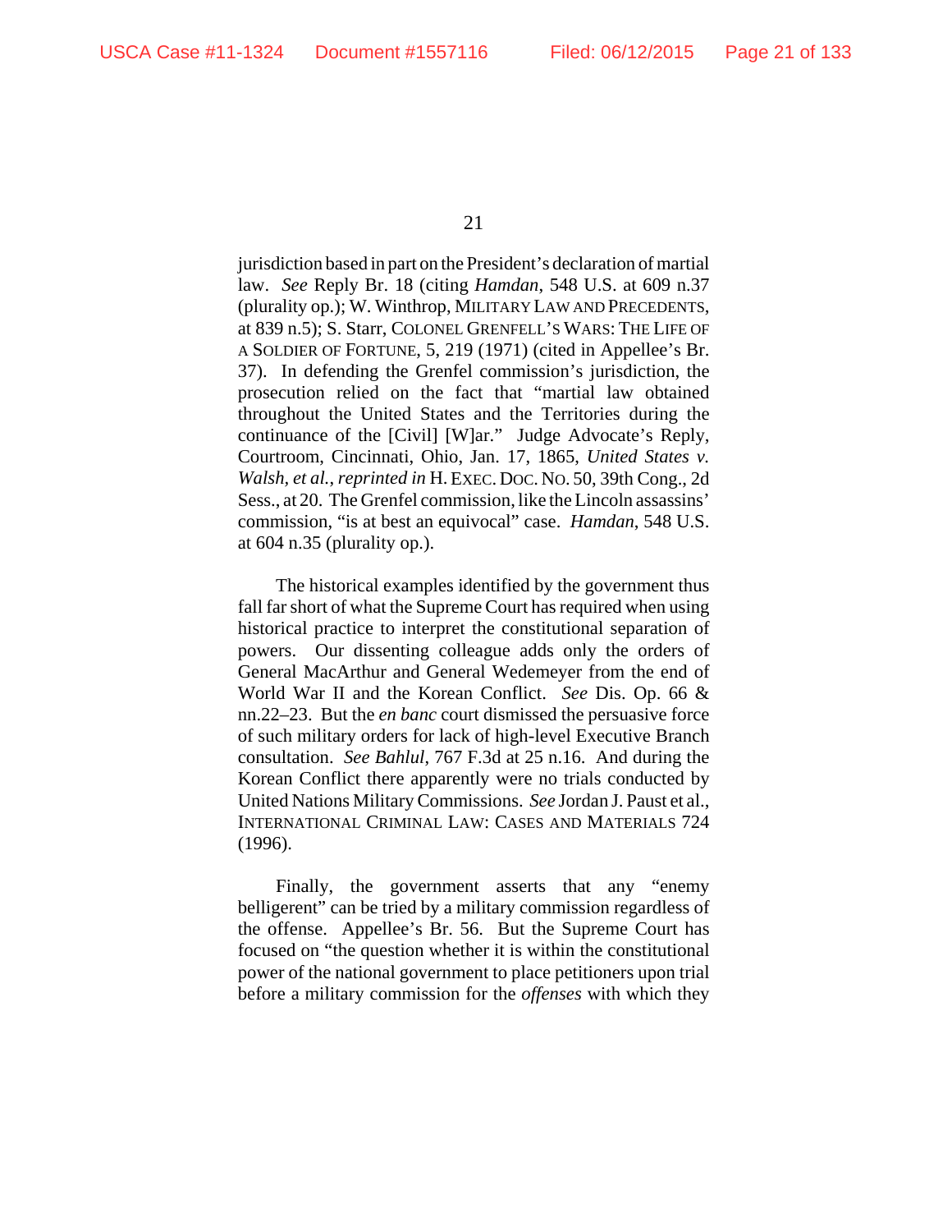jurisdiction based in part on the President's declaration of martial law. *See* Reply Br. 18 (citing *Hamdan*, 548 U.S. at 609 n.37 (plurality op.); W. Winthrop, MILITARY LAW AND PRECEDENTS, at 839 n.5); S. Starr, COLONEL GRENFELL'S WARS: THE LIFE OF A SOLDIER OF FORTUNE, 5, 219 (1971) (cited in Appellee's Br. 37). In defending the Grenfel commission's jurisdiction, the prosecution relied on the fact that "martial law obtained throughout the United States and the Territories during the continuance of the [Civil] [W]ar." Judge Advocate's Reply, Courtroom, Cincinnati, Ohio, Jan. 17, 1865, *United States v. Walsh*, *et al.*, *reprinted in* H. EXEC. DOC. NO. 50, 39th Cong., 2d Sess., at 20. The Grenfel commission, like the Lincoln assassins' commission, "is at best an equivocal" case. *Hamdan*, 548 U.S. at 604 n.35 (plurality op.).

The historical examples identified by the government thus fall far short of what the Supreme Court has required when using historical practice to interpret the constitutional separation of powers. Our dissenting colleague adds only the orders of General MacArthur and General Wedemeyer from the end of World War II and the Korean Conflict. *See* Dis. Op. 66 & nn.22–23. But the *en banc* court dismissed the persuasive force of such military orders for lack of high-level Executive Branch consultation. *See Bahlul*, 767 F.3d at 25 n.16. And during the Korean Conflict there apparently were no trials conducted by United Nations Military Commissions. *See* Jordan J. Paust et al., INTERNATIONAL CRIMINAL LAW: CASES AND MATERIALS 724 (1996).

Finally, the government asserts that any "enemy belligerent" can be tried by a military commission regardless of the offense. Appellee's Br. 56. But the Supreme Court has focused on "the question whether it is within the constitutional power of the national government to place petitioners upon trial before a military commission for the *offenses* with which they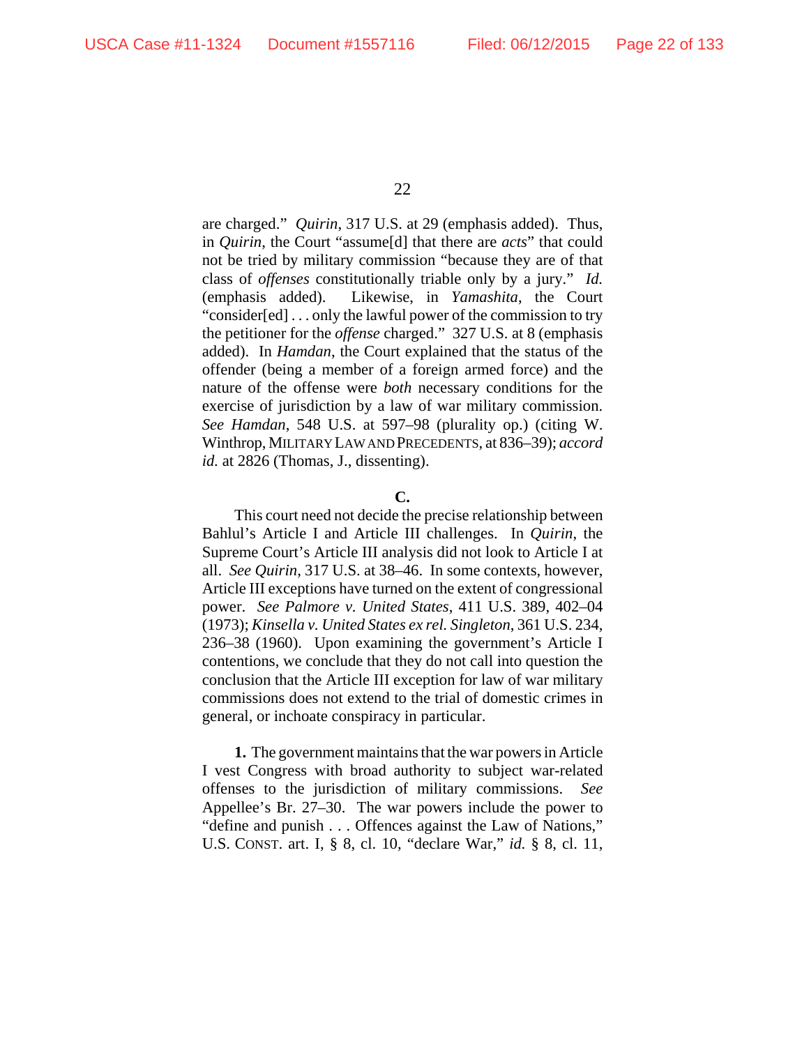are charged." *Quirin*, 317 U.S. at 29 (emphasis added). Thus, in *Quirin*, the Court "assume[d] that there are *acts*" that could not be tried by military commission "because they are of that class of *offenses* constitutionally triable only by a jury." *Id.* (emphasis added). Likewise, in *Yamashita*, the Court "consider[ed] . . . only the lawful power of the commission to try the petitioner for the *offense* charged." 327 U.S. at 8 (emphasis added). In *Hamdan*, the Court explained that the status of the offender (being a member of a foreign armed force) and the nature of the offense were *both* necessary conditions for the exercise of jurisdiction by a law of war military commission. *See Hamdan*, 548 U.S. at 597–98 (plurality op.) (citing W. Winthrop, MILITARY LAW AND PRECEDENTS, at 836–39); *accord id.* at 2826 (Thomas, J., dissenting).

**C.**

This court need not decide the precise relationship between Bahlul's Article I and Article III challenges. In *Quirin*, the Supreme Court's Article III analysis did not look to Article I at all. *See Quirin*, 317 U.S. at 38–46. In some contexts, however, Article III exceptions have turned on the extent of congressional power. *See Palmore v. United States*, 411 U.S. 389, 402–04 (1973); *Kinsella v. United States ex rel. Singleton*, 361 U.S. 234, 236–38 (1960). Upon examining the government's Article I contentions, we conclude that they do not call into question the conclusion that the Article III exception for law of war military commissions does not extend to the trial of domestic crimes in general, or inchoate conspiracy in particular.

**1.** The government maintains that the war powers in Article I vest Congress with broad authority to subject war-related offenses to the jurisdiction of military commissions. *See* Appellee's Br. 27–30. The war powers include the power to "define and punish . . . Offences against the Law of Nations," U.S. CONST. art. I, § 8, cl. 10, "declare War," *id.* § 8, cl. 11,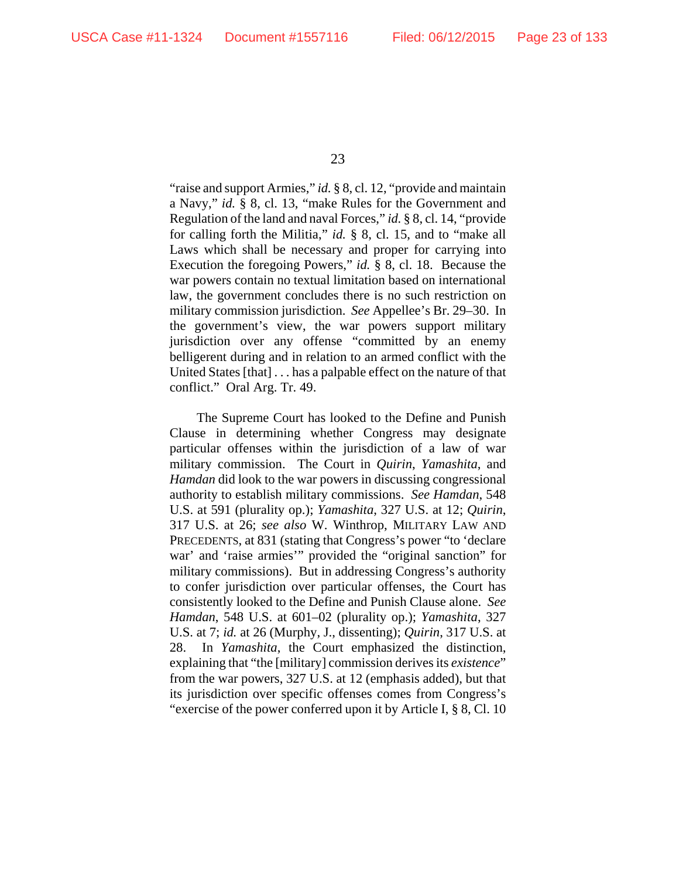"raise and support Armies," *id.* § 8, cl. 12, "provide and maintain a Navy," *id.* § 8, cl. 13, "make Rules for the Government and Regulation of the land and naval Forces," *id.* § 8, cl. 14, "provide for calling forth the Militia," *id.* § 8, cl. 15, and to "make all Laws which shall be necessary and proper for carrying into Execution the foregoing Powers," *id.* § 8, cl. 18. Because the war powers contain no textual limitation based on international law, the government concludes there is no such restriction on military commission jurisdiction. *See* Appellee's Br. 29–30. In the government's view, the war powers support military jurisdiction over any offense "committed by an enemy belligerent during and in relation to an armed conflict with the United States [that] . . . has a palpable effect on the nature of that conflict." Oral Arg. Tr. 49.

The Supreme Court has looked to the Define and Punish Clause in determining whether Congress may designate particular offenses within the jurisdiction of a law of war military commission. The Court in *Quirin*, *Yamashita*, and *Hamdan* did look to the war powers in discussing congressional authority to establish military commissions. *See Hamdan*, 548 U.S. at 591 (plurality op.); *Yamashita*, 327 U.S. at 12; *Quirin*, 317 U.S. at 26; *see also* W. Winthrop, MILITARY LAW AND PRECEDENTS, at 831 (stating that Congress's power "to 'declare war' and 'raise armies'" provided the "original sanction" for military commissions). But in addressing Congress's authority to confer jurisdiction over particular offenses, the Court has consistently looked to the Define and Punish Clause alone. *See Hamdan*, 548 U.S. at 601–02 (plurality op.); *Yamashita*, 327 U.S. at 7; *id.* at 26 (Murphy, J., dissenting); *Quirin*, 317 U.S. at 28. In *Yamashita*, the Court emphasized the distinction, explaining that "the [military] commission derives its *existence*" from the war powers, 327 U.S. at 12 (emphasis added), but that its jurisdiction over specific offenses comes from Congress's "exercise of the power conferred upon it by Article I, § 8, Cl. 10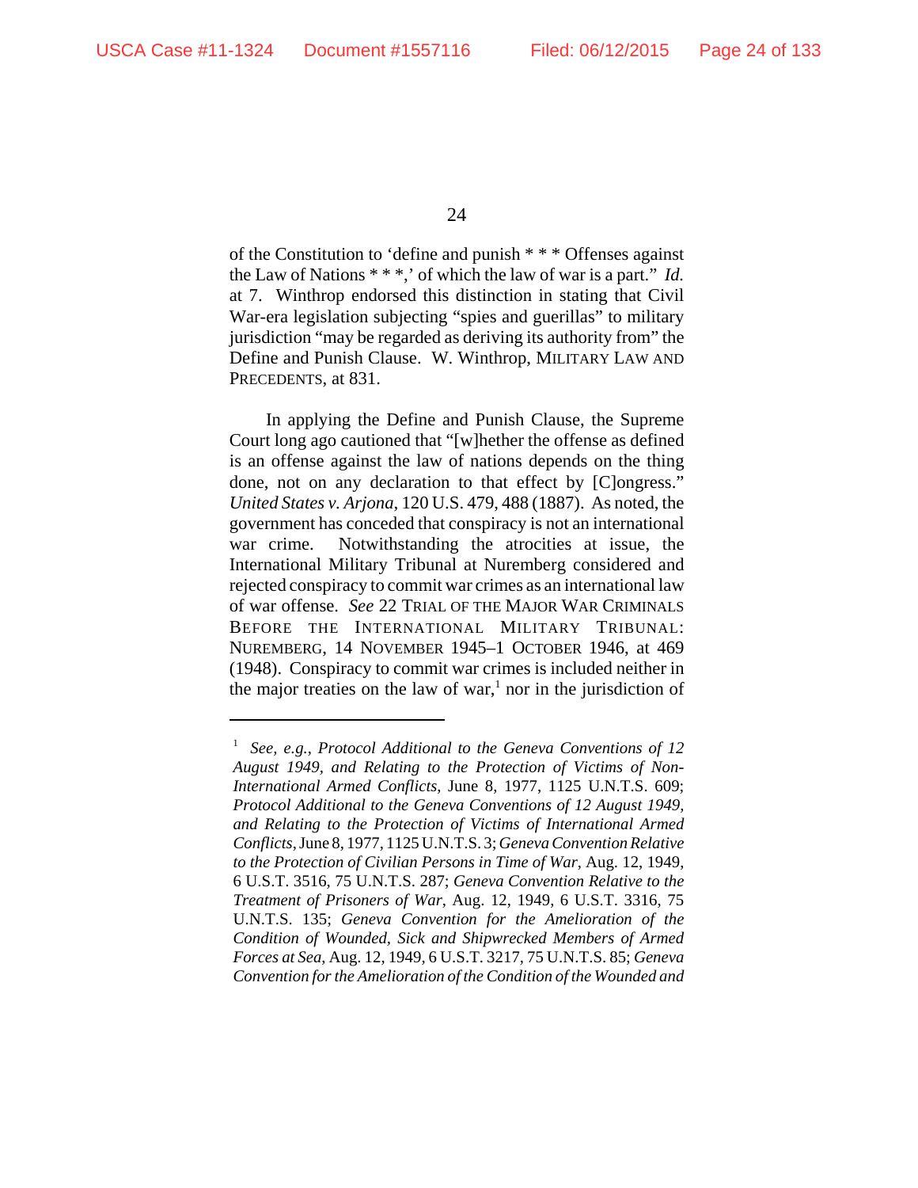of the Constitution to 'define and punish * * * Offenses against the Law of Nations * * *,' of which the law of war is a part." *Id.* at 7. Winthrop endorsed this distinction in stating that Civil War-era legislation subjecting "spies and guerillas" to military jurisdiction "may be regarded as deriving its authority from" the Define and Punish Clause. W. Winthrop, MILITARY LAW AND PRECEDENTS, at 831.

In applying the Define and Punish Clause, the Supreme Court long ago cautioned that "[w]hether the offense as defined is an offense against the law of nations depends on the thing done, not on any declaration to that effect by [C]ongress." *United States v. Arjona*, 120 U.S. 479, 488 (1887). As noted, the government has conceded that conspiracy is not an international war crime. Notwithstanding the atrocities at issue, the International Military Tribunal at Nuremberg considered and rejected conspiracy to commit war crimes as an international law of war offense. *See* 22 TRIAL OF THE MAJOR WAR CRIMINALS BEFORE THE INTERNATIONAL MILITARY TRIBUNAL: NUREMBERG, 14 NOVEMBER 1945–1 OCTOBER 1946, at 469 (1948). Conspiracy to commit war crimes is included neither in the major treaties on the law of war,[1] nor in the jurisdiction of

---

[1] *See, e.g., Protocol Additional to the Geneva Conventions of 12 August 1949, and Relating to the Protection of Victims of Non-International Armed Conflicts*, June 8, 1977, 1125 U.N.T.S. 609; *Protocol Additional to the Geneva Conventions of 12 August 1949, and Relating to the Protection of Victims of International Armed Conflicts*, June 8, 1977, 1125 U.N.T.S. 3; *Geneva Convention Relative to the Protection of Civilian Persons in Time of War*, Aug. 12, 1949, 6 U.S.T. 3516, 75 U.N.T.S. 287; *Geneva Convention Relative to the Treatment of Prisoners of War*, Aug. 12, 1949, 6 U.S.T. 3316, 75 U.N.T.S. 135; *Geneva Convention for the Amelioration of the Condition of Wounded, Sick and Shipwrecked Members of Armed Forces at Sea*, Aug. 12, 1949, 6 U.S.T. 3217, 75 U.N.T.S. 85; *Geneva Convention for the Amelioration of the Condition of the Wounded and*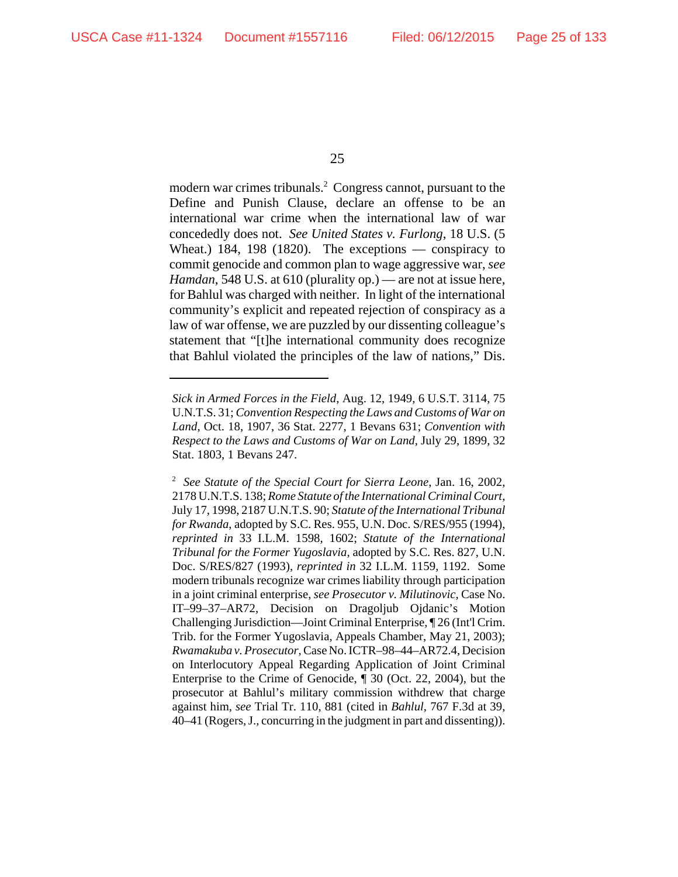modern war crimes tribunals.[2] Congress cannot, pursuant to the Define and Punish Clause, declare an offense to be an international war crime when the international law of war concededly does not. *See United States v. Furlong*, 18 U.S. (5 Wheat.) 184, 198 (1820). The exceptions — conspiracy to commit genocide and common plan to wage aggressive war, *see Hamdan*, 548 U.S. at 610 (plurality op.) — are not at issue here, for Bahlul was charged with neither. In light of the international community's explicit and repeated rejection of conspiracy as a law of war offense, we are puzzled by our dissenting colleague's statement that "[t]he international community does recognize that Bahlul violated the principles of the law of nations," Dis.

---

*Sick in Armed Forces in the Field*, Aug. 12, 1949, 6 U.S.T. 3114, 75 U.N.T.S. 31; *Convention Respecting the Laws and Customs of War on Land*, Oct. 18, 1907, 36 Stat. 2277, 1 Bevans 631; *Convention with Respect to the Laws and Customs of War on Land*, July 29, 1899, 32 Stat. 1803, 1 Bevans 247.

[2] *See Statute of the Special Court for Sierra Leone*, Jan. 16, 2002, 2178 U.N.T.S. 138; *Rome Statute of the International Criminal Court*, July 17, 1998, 2187 U.N.T.S. 90; *Statute of the International Tribunal for Rwanda*, adopted by S.C. Res. 955, U.N. Doc. S/RES/955 (1994), *reprinted in* 33 I.L.M. 1598, 1602; *Statute of the International Tribunal for the Former Yugoslavia*, adopted by S.C. Res. 827, U.N. Doc. S/RES/827 (1993), *reprinted in* 32 I.L.M. 1159, 1192. Some modern tribunals recognize war crimes liability through participation in a joint criminal enterprise, *see Prosecutor v. Milutinovic*, Case No. IT–99–37–AR72, Decision on Dragoljub Ojdanic's Motion Challenging Jurisdiction—Joint Criminal Enterprise, ¶ 26 (Int'l Crim. Trib. for the Former Yugoslavia, Appeals Chamber, May 21, 2003); *Rwamakuba v. Prosecutor*, Case No. ICTR–98–44–AR72.4, Decision on Interlocutory Appeal Regarding Application of Joint Criminal Enterprise to the Crime of Genocide, ¶ 30 (Oct. 22, 2004), but the prosecutor at Bahlul's military commission withdrew that charge against him, *see* Trial Tr. 110, 881 (cited in *Bahlul*, 767 F.3d at 39, 40–41 (Rogers, J., concurring in the judgment in part and dissenting)).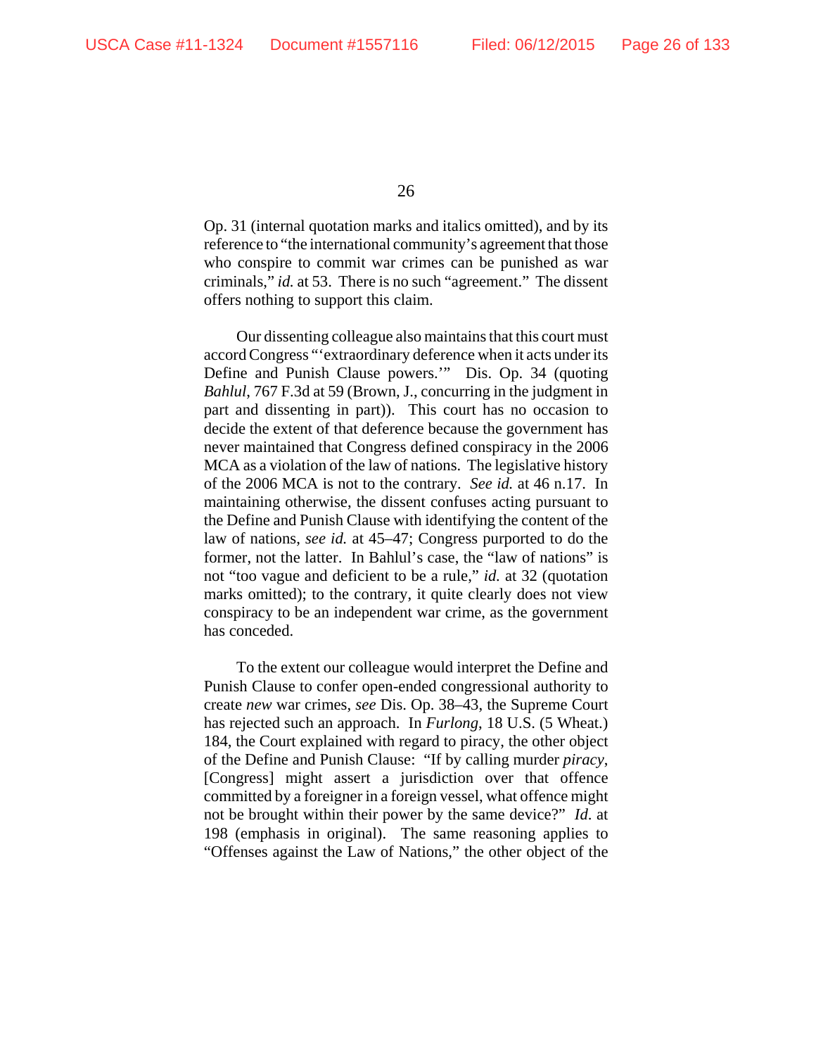Op. 31 (internal quotation marks and italics omitted), and by its reference to "the international community's agreement that those who conspire to commit war crimes can be punished as war criminals," *id.* at 53. There is no such "agreement." The dissent offers nothing to support this claim.

Our dissenting colleague also maintains that this court must accord Congress "'extraordinary deference when it acts under its Define and Punish Clause powers.'" Dis. Op. 34 (quoting *Bahlul*, 767 F.3d at 59 (Brown, J., concurring in the judgment in part and dissenting in part)). This court has no occasion to decide the extent of that deference because the government has never maintained that Congress defined conspiracy in the 2006 MCA as a violation of the law of nations. The legislative history of the 2006 MCA is not to the contrary. *See id.* at 46 n.17. In maintaining otherwise, the dissent confuses acting pursuant to the Define and Punish Clause with identifying the content of the law of nations, *see id.* at 45–47; Congress purported to do the former, not the latter. In Bahlul's case, the "law of nations" is not "too vague and deficient to be a rule," *id.* at 32 (quotation marks omitted); to the contrary, it quite clearly does not view conspiracy to be an independent war crime, as the government has conceded.

To the extent our colleague would interpret the Define and Punish Clause to confer open-ended congressional authority to create *new* war crimes, *see* Dis. Op. 38–43, the Supreme Court has rejected such an approach. In *Furlong*, 18 U.S. (5 Wheat.) 184, the Court explained with regard to piracy, the other object of the Define and Punish Clause: "If by calling murder *piracy*, [Congress] might assert a jurisdiction over that offence committed by a foreigner in a foreign vessel, what offence might not be brought within their power by the same device?" *Id.* at 198 (emphasis in original). The same reasoning applies to "Offenses against the Law of Nations," the other object of the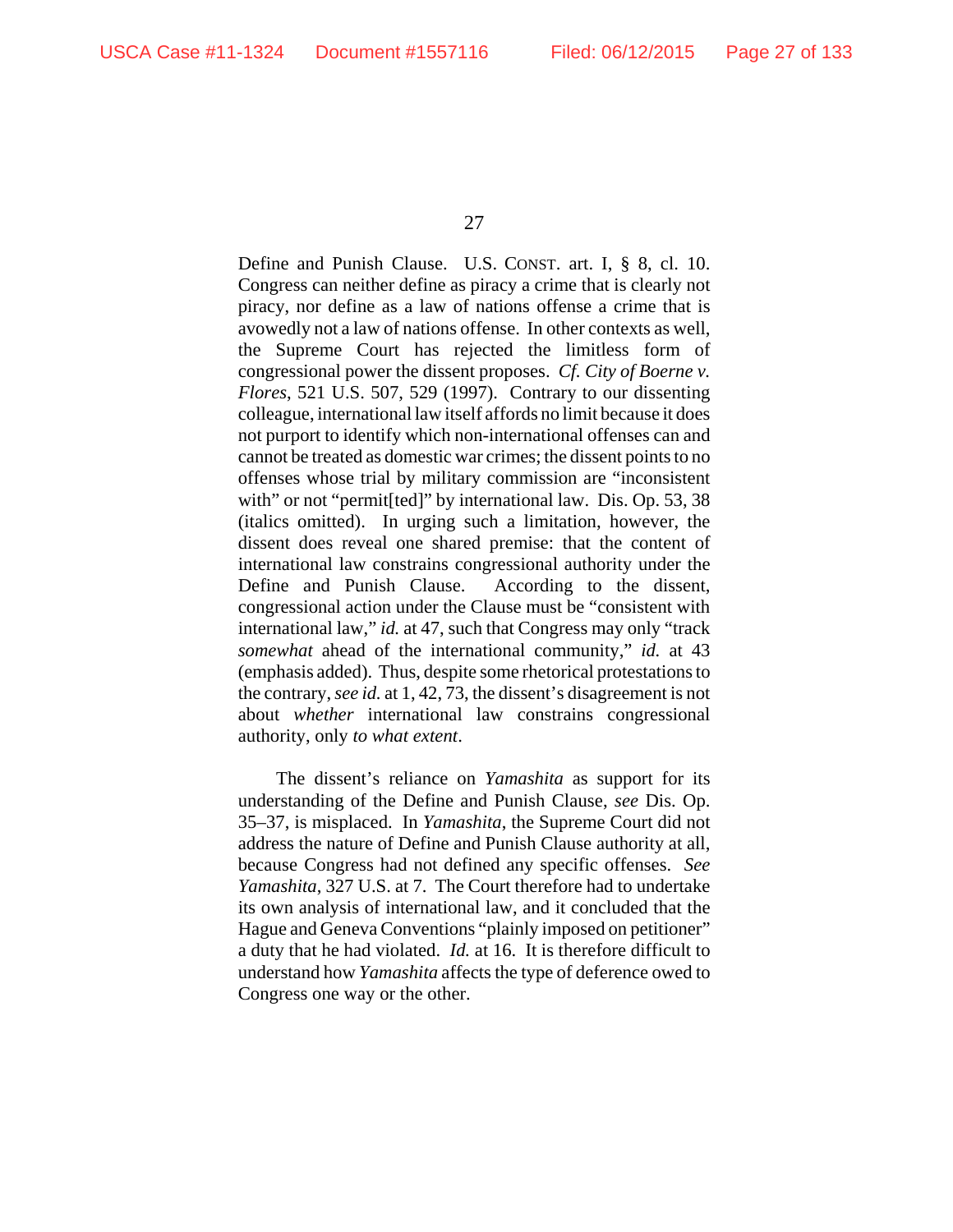Define and Punish Clause. U.S. CONST. art. I, § 8, cl. 10. Congress can neither define as piracy a crime that is clearly not piracy, nor define as a law of nations offense a crime that is avowedly not a law of nations offense. In other contexts as well, the Supreme Court has rejected the limitless form of congressional power the dissent proposes. *Cf. City of Boerne v. Flores*, 521 U.S. 507, 529 (1997). Contrary to our dissenting colleague, international law itself affords no limit because it does not purport to identify which non-international offenses can and cannot be treated as domestic war crimes; the dissent points to no offenses whose trial by military commission are "inconsistent with" or not "permit[ted]" by international law. Dis. Op. 53, 38 (italics omitted). In urging such a limitation, however, the dissent does reveal one shared premise: that the content of international law constrains congressional authority under the Define and Punish Clause. According to the dissent, congressional action under the Clause must be "consistent with international law," *id.* at 47, such that Congress may only "track *somewhat* ahead of the international community," *id.* at 43 (emphasis added). Thus, despite some rhetorical protestations to the contrary, *see id.* at 1, 42, 73, the dissent's disagreement is not about *whether* international law constrains congressional authority, only *to what extent*.

The dissent's reliance on *Yamashita* as support for its understanding of the Define and Punish Clause, *see* Dis. Op. 35–37, is misplaced. In *Yamashita*, the Supreme Court did not address the nature of Define and Punish Clause authority at all, because Congress had not defined any specific offenses. *See Yamashita*, 327 U.S. at 7. The Court therefore had to undertake its own analysis of international law, and it concluded that the Hague and Geneva Conventions "plainly imposed on petitioner" a duty that he had violated. *Id.* at 16. It is therefore difficult to understand how *Yamashita* affects the type of deference owed to Congress one way or the other.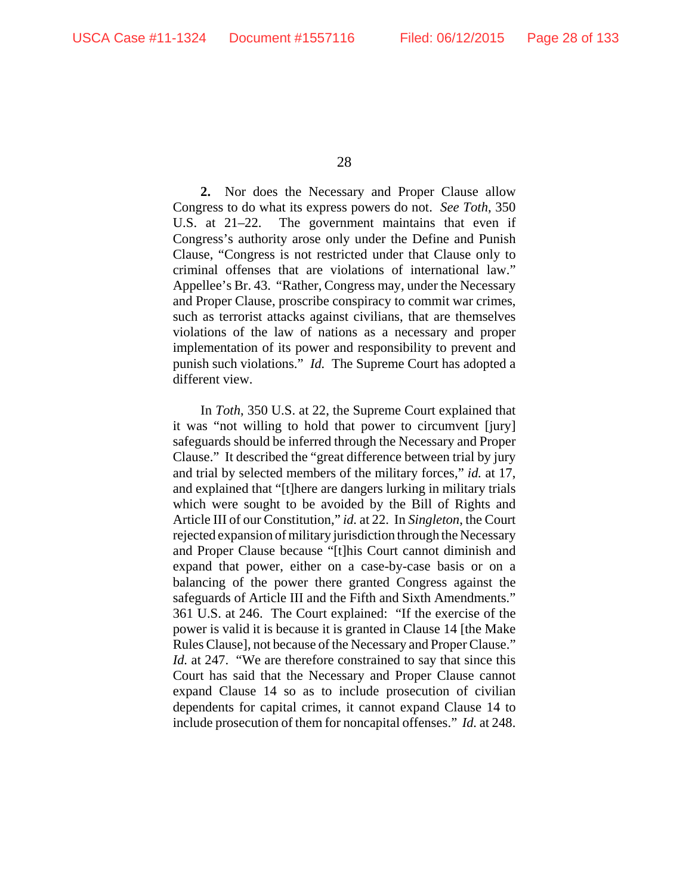**2.** Nor does the Necessary and Proper Clause allow Congress to do what its express powers do not. *See Toth*, 350 U.S. at 21–22. The government maintains that even if Congress's authority arose only under the Define and Punish Clause, "Congress is not restricted under that Clause only to criminal offenses that are violations of international law." Appellee's Br. 43. "Rather, Congress may, under the Necessary and Proper Clause, proscribe conspiracy to commit war crimes, such as terrorist attacks against civilians, that are themselves violations of the law of nations as a necessary and proper implementation of its power and responsibility to prevent and punish such violations." *Id.* The Supreme Court has adopted a different view.

In *Toth*, 350 U.S. at 22, the Supreme Court explained that it was "not willing to hold that power to circumvent [jury] safeguards should be inferred through the Necessary and Proper Clause." It described the "great difference between trial by jury and trial by selected members of the military forces," *id.* at 17, and explained that "[t]here are dangers lurking in military trials which were sought to be avoided by the Bill of Rights and Article III of our Constitution," *id.* at 22. In *Singleton*, the Court rejected expansion of military jurisdiction through the Necessary and Proper Clause because "[t]his Court cannot diminish and expand that power, either on a case-by-case basis or on a balancing of the power there granted Congress against the safeguards of Article III and the Fifth and Sixth Amendments." 361 U.S. at 246. The Court explained: "If the exercise of the power is valid it is because it is granted in Clause 14 [the Make Rules Clause], not because of the Necessary and Proper Clause." *Id.* at 247. "We are therefore constrained to say that since this Court has said that the Necessary and Proper Clause cannot expand Clause 14 so as to include prosecution of civilian dependents for capital crimes, it cannot expand Clause 14 to include prosecution of them for noncapital offenses." *Id.* at 248.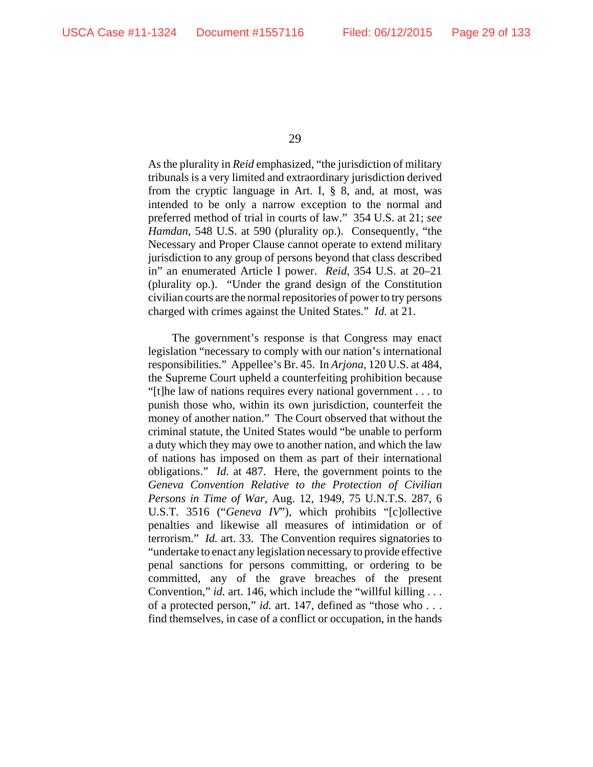As the plurality in *Reid* emphasized, "the jurisdiction of military tribunals is a very limited and extraordinary jurisdiction derived from the cryptic language in Art. I, § 8, and, at most, was intended to be only a narrow exception to the normal and preferred method of trial in courts of law." 354 U.S. at 21; *see Hamdan*, 548 U.S. at 590 (plurality op.). Consequently, "the Necessary and Proper Clause cannot operate to extend military jurisdiction to any group of persons beyond that class described in" an enumerated Article I power. *Reid*, 354 U.S. at 20–21 (plurality op.). "Under the grand design of the Constitution civilian courts are the normal repositories of power to try persons charged with crimes against the United States." *Id.* at 21.

The government's response is that Congress may enact legislation "necessary to comply with our nation's international responsibilities." Appellee's Br. 45. In *Arjona*, 120 U.S. at 484, the Supreme Court upheld a counterfeiting prohibition because "[t]he law of nations requires every national government . . . to punish those who, within its own jurisdiction, counterfeit the money of another nation." The Court observed that without the criminal statute, the United States would "be unable to perform a duty which they may owe to another nation, and which the law of nations has imposed on them as part of their international obligations." *Id.* at 487. Here, the government points to the *Geneva Convention Relative to the Protection of Civilian Persons in Time of War*, Aug. 12, 1949, 75 U.N.T.S. 287, 6 U.S.T. 3516 ("*Geneva IV*"), which prohibits "[c]ollective penalties and likewise all measures of intimidation or of terrorism." *Id.* art. 33. The Convention requires signatories to "undertake to enact any legislation necessary to provide effective penal sanctions for persons committing, or ordering to be committed, any of the grave breaches of the present Convention," *id.* art. 146, which include the "willful killing . . . of a protected person," *id.* art. 147, defined as "those who . . . find themselves, in case of a conflict or occupation, in the hands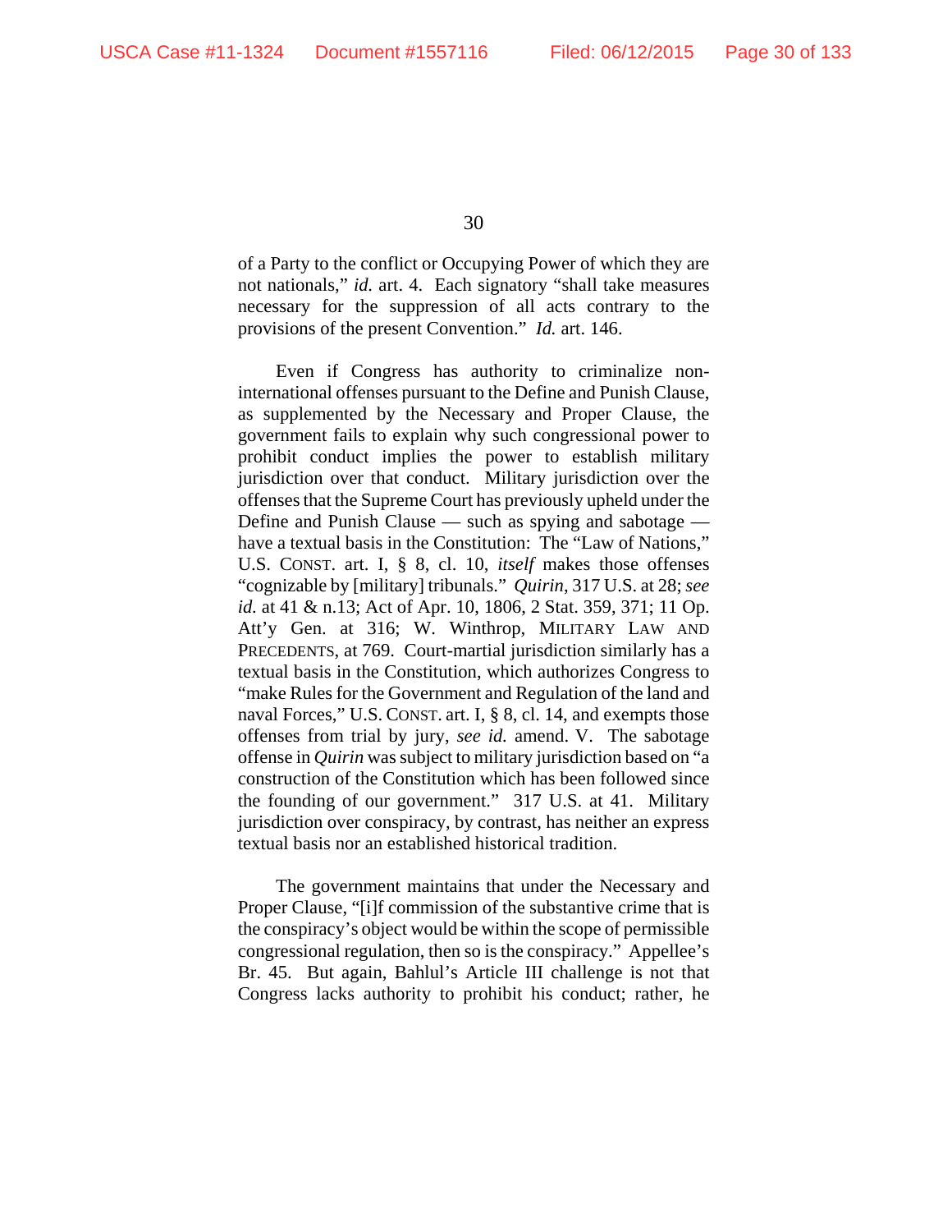of a Party to the conflict or Occupying Power of which they are not nationals," *id.* art. 4. Each signatory "shall take measures necessary for the suppression of all acts contrary to the provisions of the present Convention." *Id.* art. 146.

Even if Congress has authority to criminalize non-international offenses pursuant to the Define and Punish Clause, as supplemented by the Necessary and Proper Clause, the government fails to explain why such congressional power to prohibit conduct implies the power to establish military jurisdiction over that conduct. Military jurisdiction over the offenses that the Supreme Court has previously upheld under the Define and Punish Clause — such as spying and sabotage — have a textual basis in the Constitution: The "Law of Nations," U.S. CONST. art. I, § 8, cl. 10, *itself* makes those offenses "cognizable by [military] tribunals." *Quirin*, 317 U.S. at 28; *see id.* at 41 & n.13; Act of Apr. 10, 1806, 2 Stat. 359, 371; 11 Op. Att'y Gen. at 316; W. Winthrop, MILITARY LAW AND PRECEDENTS, at 769. Court-martial jurisdiction similarly has a textual basis in the Constitution, which authorizes Congress to "make Rules for the Government and Regulation of the land and naval Forces," U.S. CONST. art. I, § 8, cl. 14, and exempts those offenses from trial by jury, *see id.* amend. V. The sabotage offense in *Quirin* was subject to military jurisdiction based on "a construction of the Constitution which has been followed since the founding of our government." 317 U.S. at 41. Military jurisdiction over conspiracy, by contrast, has neither an express textual basis nor an established historical tradition.

The government maintains that under the Necessary and Proper Clause, "[i]f commission of the substantive crime that is the conspiracy's object would be within the scope of permissible congressional regulation, then so is the conspiracy." Appellee's Br. 45. But again, Bahlul's Article III challenge is not that Congress lacks authority to prohibit his conduct; rather, he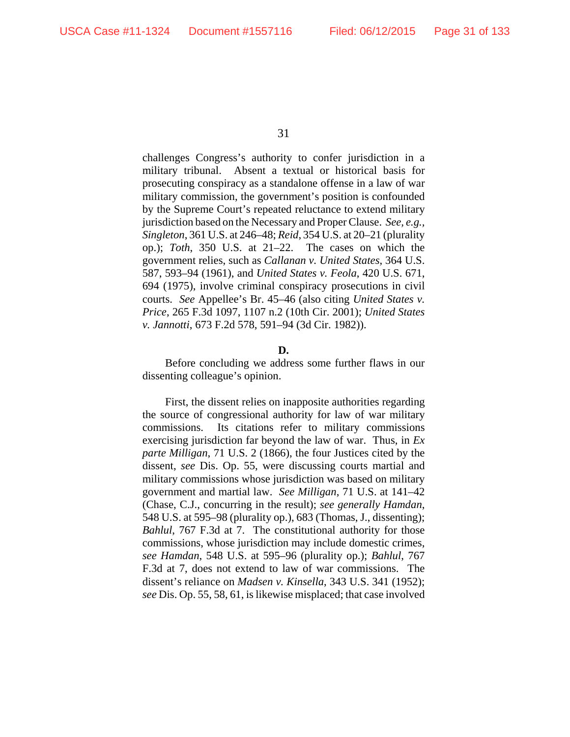challenges Congress's authority to confer jurisdiction in a military tribunal. Absent a textual or historical basis for prosecuting conspiracy as a standalone offense in a law of war military commission, the government's position is confounded by the Supreme Court's repeated reluctance to extend military jurisdiction based on the Necessary and Proper Clause. *See, e.g.*, *Singleton*, 361 U.S. at 246–48; *Reid*, 354 U.S. at 20–21 (plurality op.); *Toth*, 350 U.S. at 21–22. The cases on which the government relies, such as *Callanan v. United States*, 364 U.S. 587, 593–94 (1961), and *United States v. Feola*, 420 U.S. 671, 694 (1975), involve criminal conspiracy prosecutions in civil courts. *See* Appellee's Br. 45–46 (also citing *United States v. Price*, 265 F.3d 1097, 1107 n.2 (10th Cir. 2001); *United States v. Jannotti*, 673 F.2d 578, 591–94 (3d Cir. 1982)).

**D.**

Before concluding we address some further flaws in our dissenting colleague's opinion.

First, the dissent relies on inapposite authorities regarding the source of congressional authority for law of war military commissions. Its citations refer to military commissions exercising jurisdiction far beyond the law of war. Thus, in *Ex parte Milligan*, 71 U.S. 2 (1866), the four Justices cited by the dissent, *see* Dis. Op. 55, were discussing courts martial and military commissions whose jurisdiction was based on military government and martial law. *See Milligan*, 71 U.S. at 141–42 (Chase, C.J., concurring in the result); *see generally Hamdan*, 548 U.S. at 595–98 (plurality op.), 683 (Thomas, J., dissenting); *Bahlul*, 767 F.3d at 7. The constitutional authority for those commissions, whose jurisdiction may include domestic crimes, *see Hamdan*, 548 U.S. at 595–96 (plurality op.); *Bahlul*, 767 F.3d at 7, does not extend to law of war commissions. The dissent's reliance on *Madsen v. Kinsella*, 343 U.S. 341 (1952); *see* Dis. Op. 55, 58, 61, is likewise misplaced; that case involved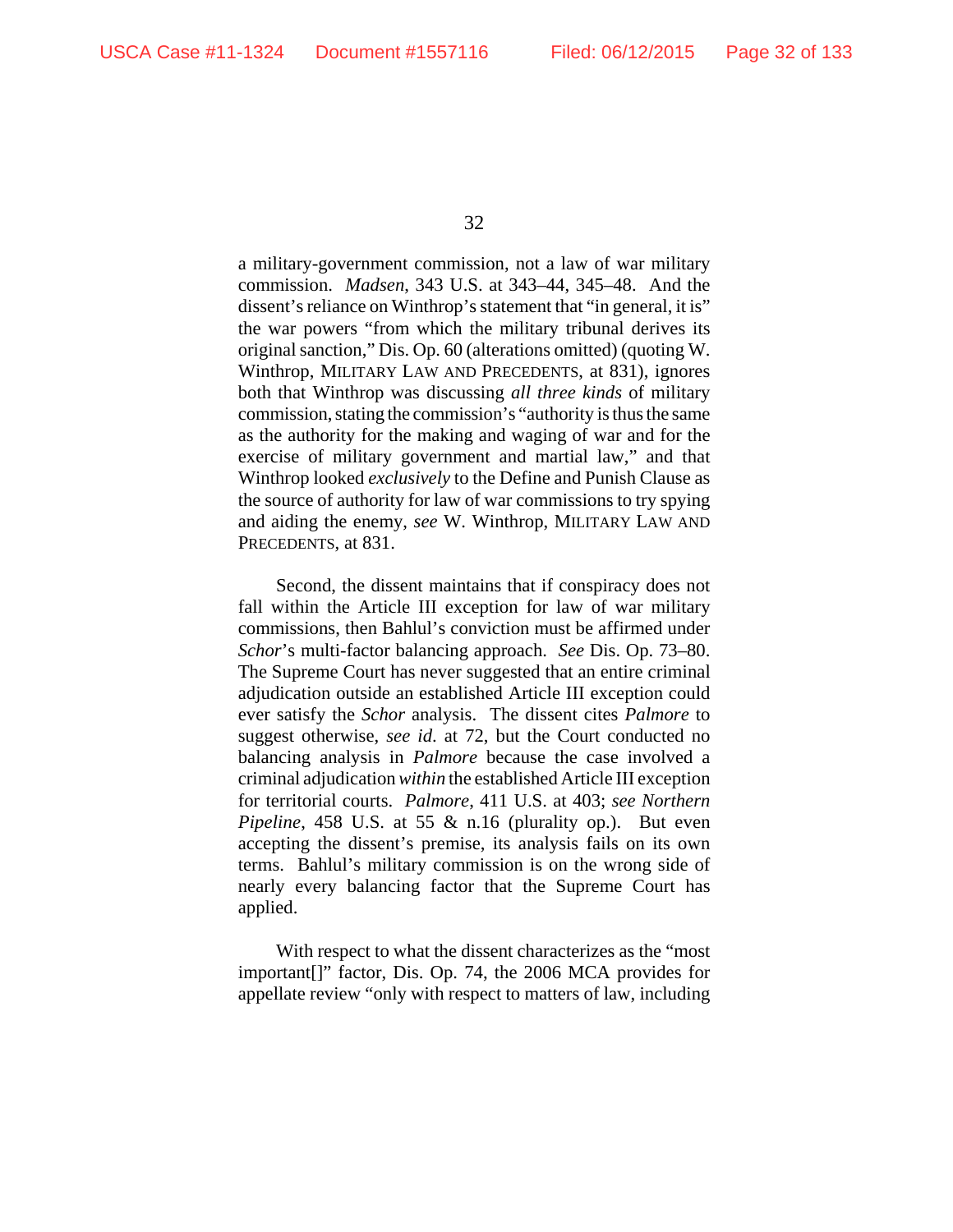a military-government commission, not a law of war military commission. *Madsen*, 343 U.S. at 343–44, 345–48. And the dissent's reliance on Winthrop's statement that "in general, it is" the war powers "from which the military tribunal derives its original sanction," Dis. Op. 60 (alterations omitted) (quoting W. Winthrop, MILITARY LAW AND PRECEDENTS, at 831), ignores both that Winthrop was discussing *all three kinds* of military commission, stating the commission's "authority is thus the same as the authority for the making and waging of war and for the exercise of military government and martial law," and that Winthrop looked *exclusively* to the Define and Punish Clause as the source of authority for law of war commissions to try spying and aiding the enemy, *see* W. Winthrop, MILITARY LAW AND PRECEDENTS, at 831.

Second, the dissent maintains that if conspiracy does not fall within the Article III exception for law of war military commissions, then Bahlul's conviction must be affirmed under *Schor*'s multi-factor balancing approach. *See* Dis. Op. 73–80. The Supreme Court has never suggested that an entire criminal adjudication outside an established Article III exception could ever satisfy the *Schor* analysis. The dissent cites *Palmore* to suggest otherwise, *see id.* at 72, but the Court conducted no balancing analysis in *Palmore* because the case involved a criminal adjudication *within* the established Article III exception for territorial courts. *Palmore*, 411 U.S. at 403; *see Northern Pipeline*, 458 U.S. at 55 & n.16 (plurality op.). But even accepting the dissent's premise, its analysis fails on its own terms. Bahlul's military commission is on the wrong side of nearly every balancing factor that the Supreme Court has applied.

With respect to what the dissent characterizes as the "most important[]" factor, Dis. Op. 74, the 2006 MCA provides for appellate review "only with respect to matters of law, including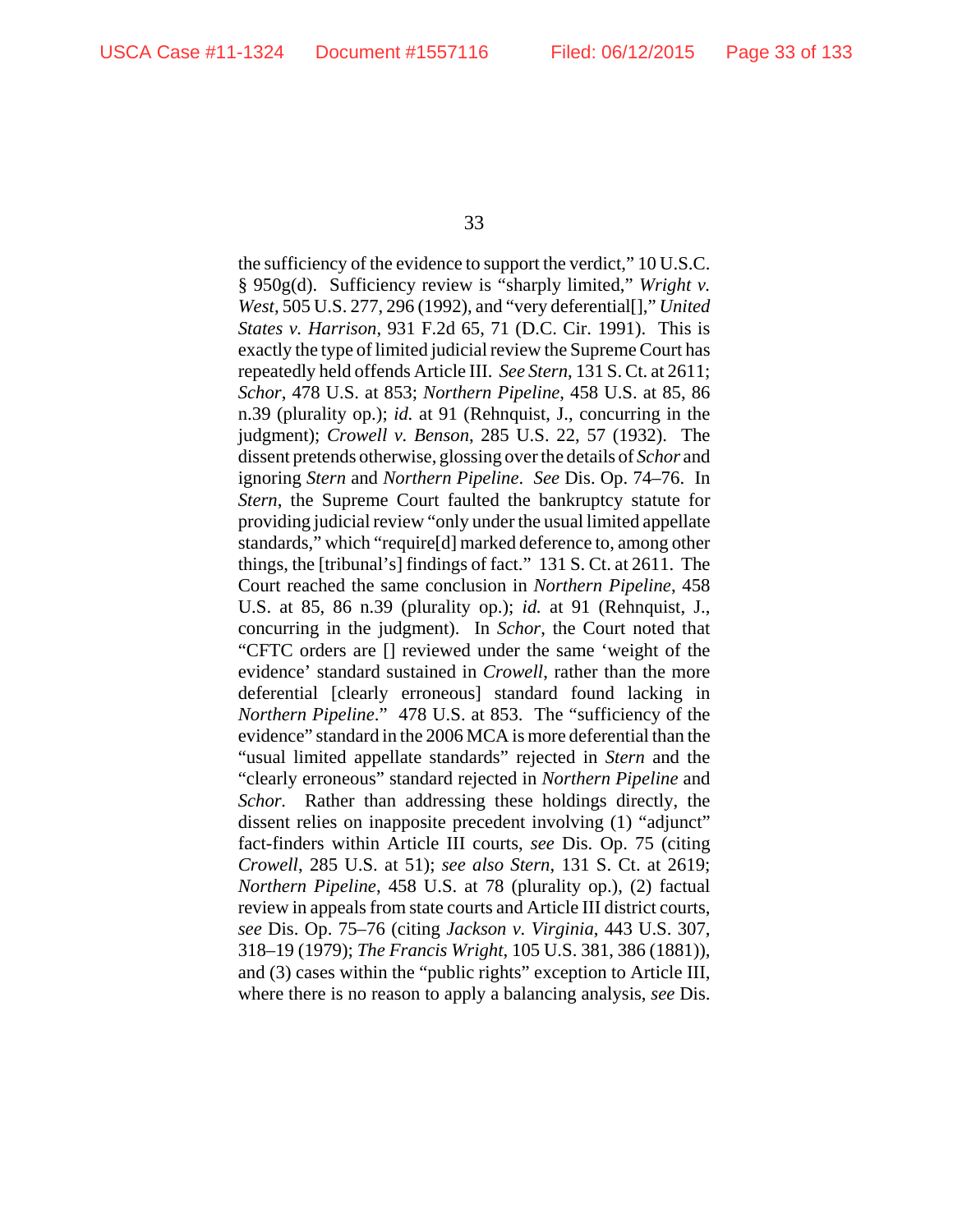the sufficiency of the evidence to support the verdict," 10 U.S.C. § 950g(d). Sufficiency review is "sharply limited," *Wright v. West*, 505 U.S. 277, 296 (1992), and "very deferential[]," *United States v. Harrison*, 931 F.2d 65, 71 (D.C. Cir. 1991). This is exactly the type of limited judicial review the Supreme Court has repeatedly held offends Article III. *See Stern*, 131 S. Ct. at 2611; *Schor*, 478 U.S. at 853; *Northern Pipeline*, 458 U.S. at 85, 86 n.39 (plurality op.); *id.* at 91 (Rehnquist, J., concurring in the judgment); *Crowell v. Benson*, 285 U.S. 22, 57 (1932). The dissent pretends otherwise, glossing over the details of *Schor* and ignoring *Stern* and *Northern Pipeline*. *See* Dis. Op. 74–76. In *Stern*, the Supreme Court faulted the bankruptcy statute for providing judicial review "only under the usual limited appellate standards," which "require[d] marked deference to, among other things, the [tribunal's] findings of fact." 131 S. Ct. at 2611. The Court reached the same conclusion in *Northern Pipeline*, 458 U.S. at 85, 86 n.39 (plurality op.); *id.* at 91 (Rehnquist, J., concurring in the judgment). In *Schor*, the Court noted that "CFTC orders are [] reviewed under the same 'weight of the evidence' standard sustained in *Crowell*, rather than the more deferential [clearly erroneous] standard found lacking in *Northern Pipeline*." 478 U.S. at 853. The "sufficiency of the evidence" standard in the 2006 MCA is more deferential than the "usual limited appellate standards" rejected in *Stern* and the "clearly erroneous" standard rejected in *Northern Pipeline* and *Schor*. Rather than addressing these holdings directly, the dissent relies on inapposite precedent involving (1) "adjunct" fact-finders within Article III courts, *see* Dis. Op. 75 (citing *Crowell*, 285 U.S. at 51); *see also Stern*, 131 S. Ct. at 2619; *Northern Pipeline*, 458 U.S. at 78 (plurality op.), (2) factual review in appeals from state courts and Article III district courts, *see* Dis. Op. 75–76 (citing *Jackson v. Virginia*, 443 U.S. 307, 318–19 (1979); *The Francis Wright*, 105 U.S. 381, 386 (1881)), and (3) cases within the "public rights" exception to Article III, where there is no reason to apply a balancing analysis, *see* Dis.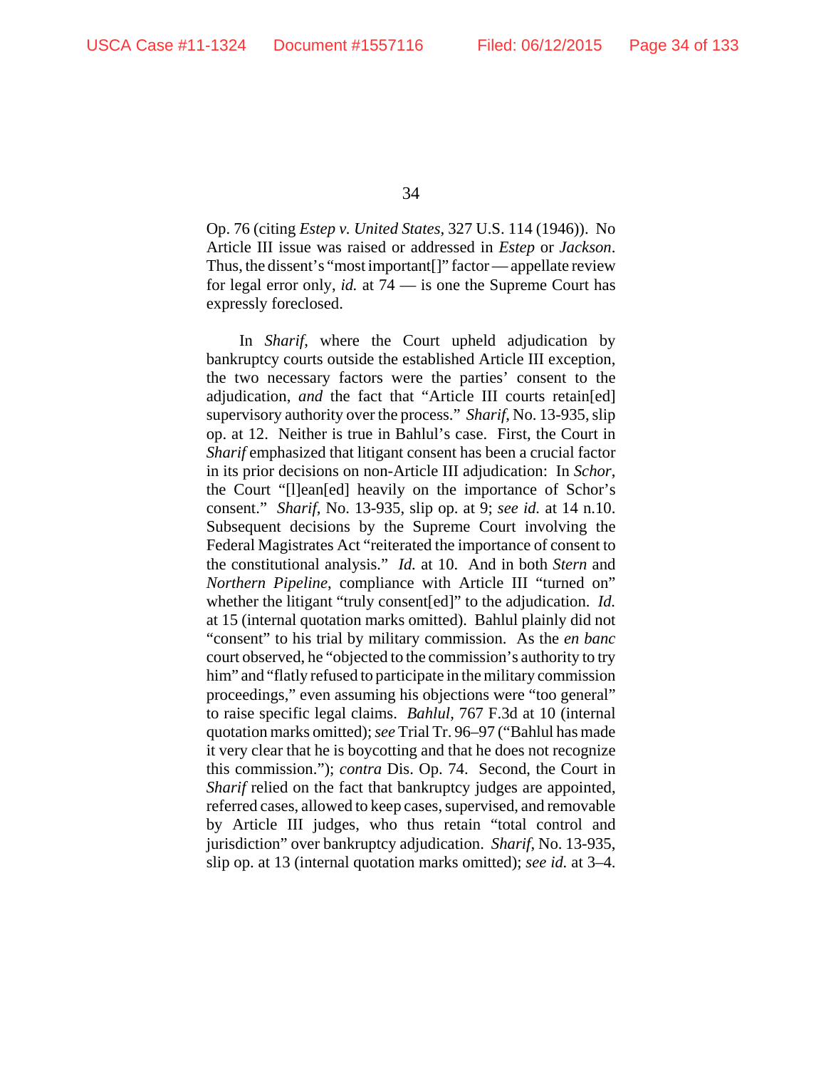Op. 76 (citing *Estep v. United States*, 327 U.S. 114 (1946)). No Article III issue was raised or addressed in *Estep* or *Jackson*. Thus, the dissent's "most important[]" factor — appellate review for legal error only, *id.* at 74 — is one the Supreme Court has expressly foreclosed.

In *Sharif*, where the Court upheld adjudication by bankruptcy courts outside the established Article III exception, the two necessary factors were the parties' consent to the adjudication, *and* the fact that "Article III courts retain[ed] supervisory authority over the process." *Sharif*, No. 13-935, slip op. at 12. Neither is true in Bahlul's case. First, the Court in *Sharif* emphasized that litigant consent has been a crucial factor in its prior decisions on non-Article III adjudication: In *Schor*, the Court "[l]ean[ed] heavily on the importance of Schor's consent." *Sharif*, No. 13-935, slip op. at 9; *see id.* at 14 n.10. Subsequent decisions by the Supreme Court involving the Federal Magistrates Act "reiterated the importance of consent to the constitutional analysis." *Id.* at 10. And in both *Stern* and *Northern Pipeline*, compliance with Article III "turned on" whether the litigant "truly consent[ed]" to the adjudication. *Id.* at 15 (internal quotation marks omitted). Bahlul plainly did not "consent" to his trial by military commission. As the *en banc* court observed, he "objected to the commission's authority to try him" and "flatly refused to participate in the military commission proceedings," even assuming his objections were "too general" to raise specific legal claims. *Bahlul*, 767 F.3d at 10 (internal quotation marks omitted); *see* Trial Tr. 96–97 ("Bahlul has made it very clear that he is boycotting and that he does not recognize this commission."); *contra* Dis. Op. 74. Second, the Court in *Sharif* relied on the fact that bankruptcy judges are appointed, referred cases, allowed to keep cases, supervised, and removable by Article III judges, who thus retain "total control and jurisdiction" over bankruptcy adjudication. *Sharif*, No. 13-935, slip op. at 13 (internal quotation marks omitted); *see id.* at 3–4.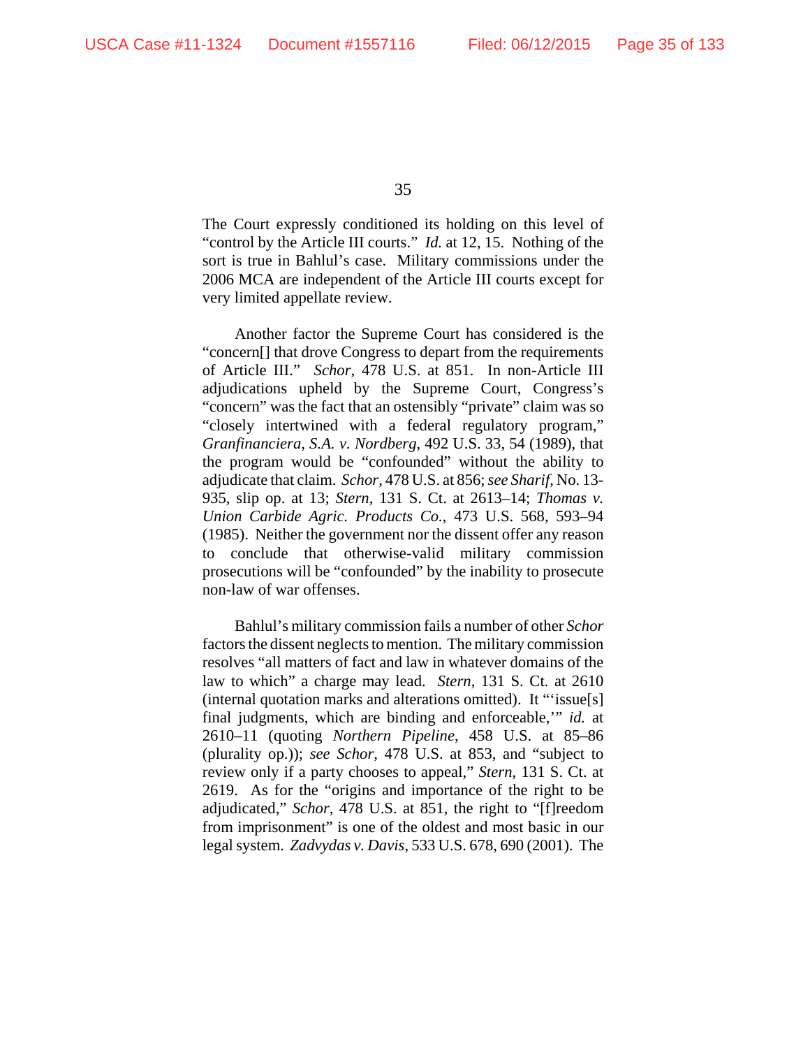The Court expressly conditioned its holding on this level of "control by the Article III courts." *Id.* at 12, 15. Nothing of the sort is true in Bahlul's case. Military commissions under the 2006 MCA are independent of the Article III courts except for very limited appellate review.

Another factor the Supreme Court has considered is the "concern[] that drove Congress to depart from the requirements of Article III." *Schor*, 478 U.S. at 851. In non-Article III adjudications upheld by the Supreme Court, Congress's "concern" was the fact that an ostensibly "private" claim was so "closely intertwined with a federal regulatory program," *Granfinanciera, S.A. v. Nordberg*, 492 U.S. 33, 54 (1989), that the program would be "confounded" without the ability to adjudicate that claim. *Schor*, 478 U.S. at 856; *see Sharif*, No. 13-935, slip op. at 13; *Stern*, 131 S. Ct. at 2613–14; *Thomas v. Union Carbide Agric. Products Co.*, 473 U.S. 568, 593–94 (1985). Neither the government nor the dissent offer any reason to conclude that otherwise-valid military commission prosecutions will be "confounded" by the inability to prosecute non-law of war offenses.

Bahlul's military commission fails a number of other *Schor* factors the dissent neglects to mention. The military commission resolves "all matters of fact and law in whatever domains of the law to which" a charge may lead. *Stern*, 131 S. Ct. at 2610 (internal quotation marks and alterations omitted). It "'issue[s] final judgments, which are binding and enforceable,'" *id.* at 2610–11 (quoting *Northern Pipeline*, 458 U.S. at 85–86 (plurality op.)); *see Schor*, 478 U.S. at 853, and "subject to review only if a party chooses to appeal," *Stern*, 131 S. Ct. at 2619. As for the "origins and importance of the right to be adjudicated," *Schor*, 478 U.S. at 851, the right to "[f]reedom from imprisonment" is one of the oldest and most basic in our legal system. *Zadvydas v. Davis*, 533 U.S. 678, 690 (2001). The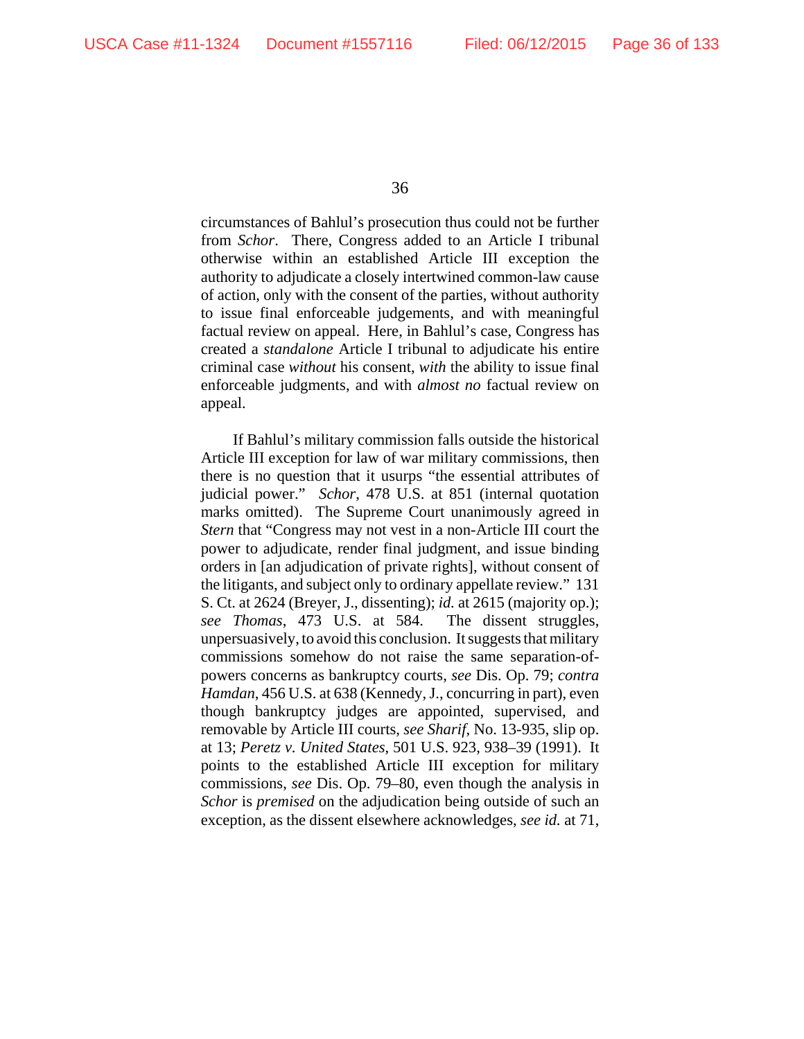circumstances of Bahlul's prosecution thus could not be further from *Schor*. There, Congress added to an Article I tribunal otherwise within an established Article III exception the authority to adjudicate a closely intertwined common-law cause of action, only with the consent of the parties, without authority to issue final enforceable judgements, and with meaningful factual review on appeal. Here, in Bahlul's case, Congress has created a *standalone* Article I tribunal to adjudicate his entire criminal case *without* his consent, *with* the ability to issue final enforceable judgments, and with *almost no* factual review on appeal.

If Bahlul's military commission falls outside the historical Article III exception for law of war military commissions, then there is no question that it usurps "the essential attributes of judicial power." *Schor*, 478 U.S. at 851 (internal quotation marks omitted). The Supreme Court unanimously agreed in *Stern* that "Congress may not vest in a non-Article III court the power to adjudicate, render final judgment, and issue binding orders in [an adjudication of private rights], without consent of the litigants, and subject only to ordinary appellate review." 131 S. Ct. at 2624 (Breyer, J., dissenting); *id.* at 2615 (majority op.); *see Thomas*, 473 U.S. at 584. The dissent struggles, unpersuasively, to avoid this conclusion. It suggests that military commissions somehow do not raise the same separation-of-powers concerns as bankruptcy courts, *see* Dis. Op. 79; *contra Hamdan*, 456 U.S. at 638 (Kennedy, J., concurring in part), even though bankruptcy judges are appointed, supervised, and removable by Article III courts, *see Sharif*, No. 13-935, slip op. at 13; *Peretz v. United States*, 501 U.S. 923, 938–39 (1991). It points to the established Article III exception for military commissions, *see* Dis. Op. 79–80, even though the analysis in *Schor* is *premised* on the adjudication being outside of such an exception, as the dissent elsewhere acknowledges, *see id.* at 71,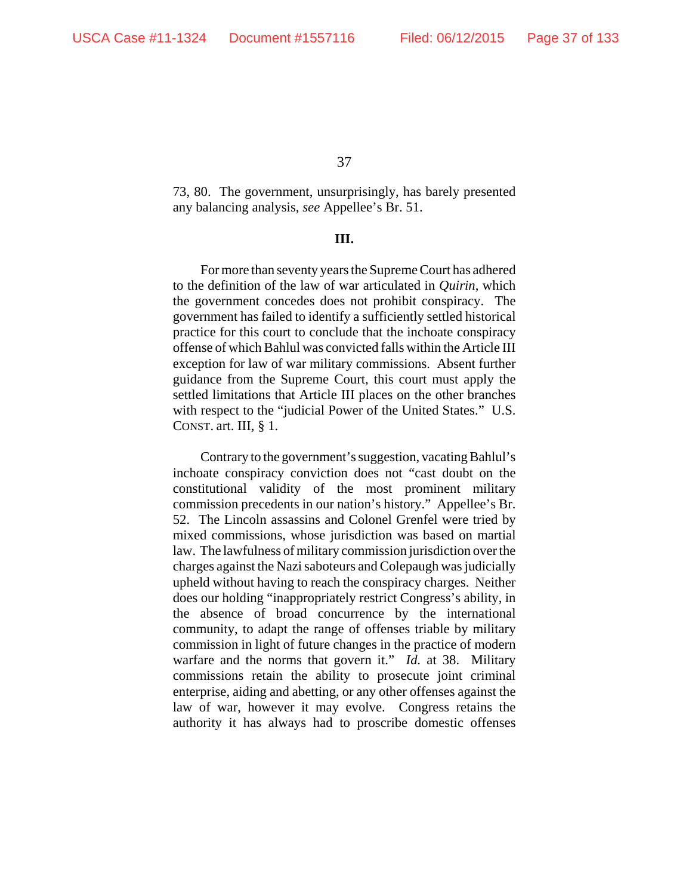73, 80. The government, unsurprisingly, has barely presented any balancing analysis, *see* Appellee's Br. 51.

### III.

For more than seventy years the Supreme Court has adhered to the definition of the law of war articulated in *Quirin*, which the government concedes does not prohibit conspiracy. The government has failed to identify a sufficiently settled historical practice for this court to conclude that the inchoate conspiracy offense of which Bahlul was convicted falls within the Article III exception for law of war military commissions. Absent further guidance from the Supreme Court, this court must apply the settled limitations that Article III places on the other branches with respect to the "judicial Power of the United States." U.S. CONST. art. III, § 1.

Contrary to the government's suggestion, vacating Bahlul's inchoate conspiracy conviction does not "cast doubt on the constitutional validity of the most prominent military commission precedents in our nation's history." Appellee's Br. 52. The Lincoln assassins and Colonel Grenfel were tried by mixed commissions, whose jurisdiction was based on martial law. The lawfulness of military commission jurisdiction over the charges against the Nazi saboteurs and Colepaugh was judicially upheld without having to reach the conspiracy charges. Neither does our holding "inappropriately restrict Congress's ability, in the absence of broad concurrence by the international community, to adapt the range of offenses triable by military commission in light of future changes in the practice of modern warfare and the norms that govern it." *Id.* at 38. Military commissions retain the ability to prosecute joint criminal enterprise, aiding and abetting, or any other offenses against the law of war, however it may evolve. Congress retains the authority it has always had to proscribe domestic offenses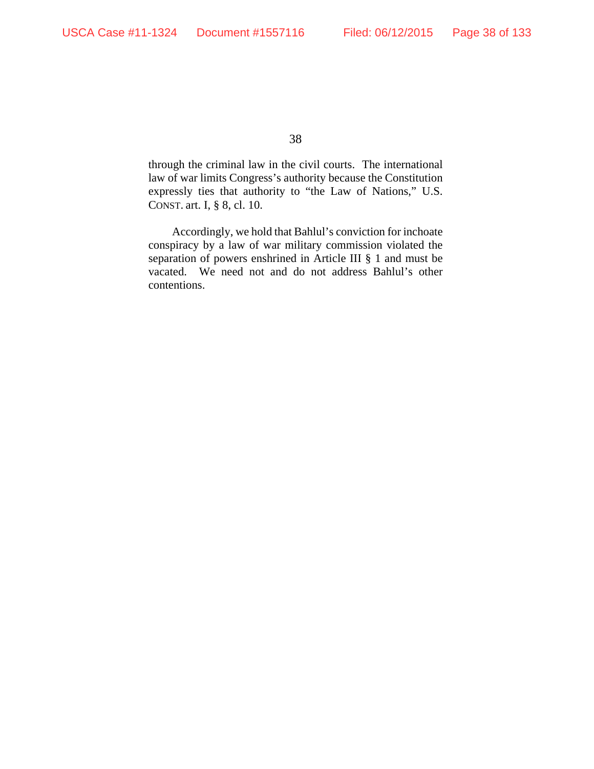through the criminal law in the civil courts. The international law of war limits Congress's authority because the Constitution expressly ties that authority to "the Law of Nations," U.S. CONST. art. I, § 8, cl. 10.

Accordingly, we hold that Bahlul's conviction for inchoate conspiracy by a law of war military commission violated the separation of powers enshrined in Article III § 1 and must be vacated. We need not and do not address Bahlul's other contentions.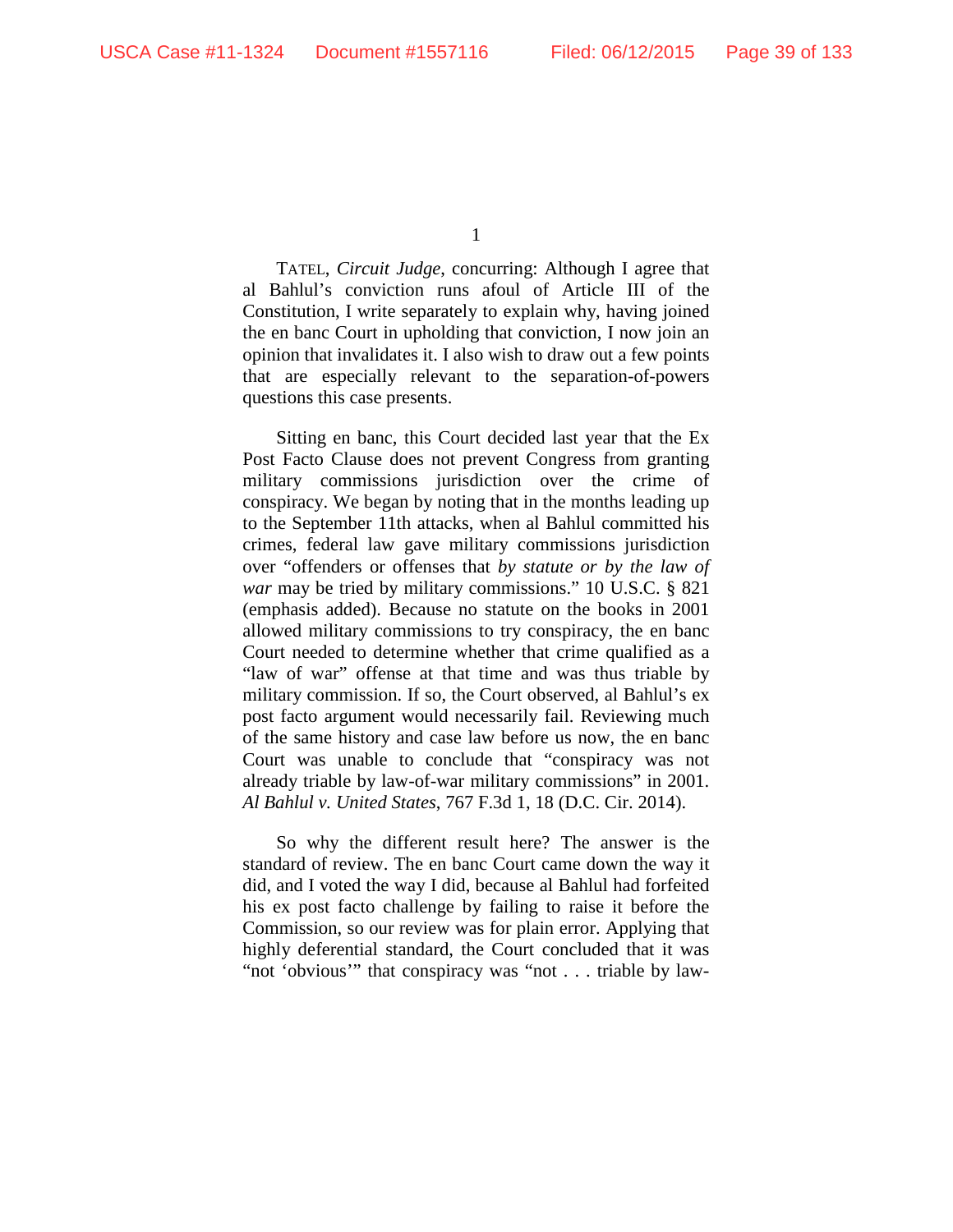TATEL, *Circuit Judge*, concurring: Although I agree that al Bahlul's conviction runs afoul of Article III of the Constitution, I write separately to explain why, having joined the en banc Court in upholding that conviction, I now join an opinion that invalidates it. I also wish to draw out a few points that are especially relevant to the separation-of-powers questions this case presents.

Sitting en banc, this Court decided last year that the Ex Post Facto Clause does not prevent Congress from granting military commissions jurisdiction over the crime of conspiracy. We began by noting that in the months leading up to the September 11th attacks, when al Bahlul committed his crimes, federal law gave military commissions jurisdiction over "offenders or offenses that *by statute or by the law of war* may be tried by military commissions." 10 U.S.C. § 821 (emphasis added). Because no statute on the books in 2001 allowed military commissions to try conspiracy, the en banc Court needed to determine whether that crime qualified as a "law of war" offense at that time and was thus triable by military commission. If so, the Court observed, al Bahlul's ex post facto argument would necessarily fail. Reviewing much of the same history and case law before us now, the en banc Court was unable to conclude that "conspiracy was not already triable by law-of-war military commissions" in 2001. *Al Bahlul v. United States*, 767 F.3d 1, 18 (D.C. Cir. 2014).

So why the different result here? The answer is the standard of review. The en banc Court came down the way it did, and I voted the way I did, because al Bahlul had forfeited his ex post facto challenge by failing to raise it before the Commission, so our review was for plain error. Applying that highly deferential standard, the Court concluded that it was "not 'obvious'" that conspiracy was "not . . . triable by law-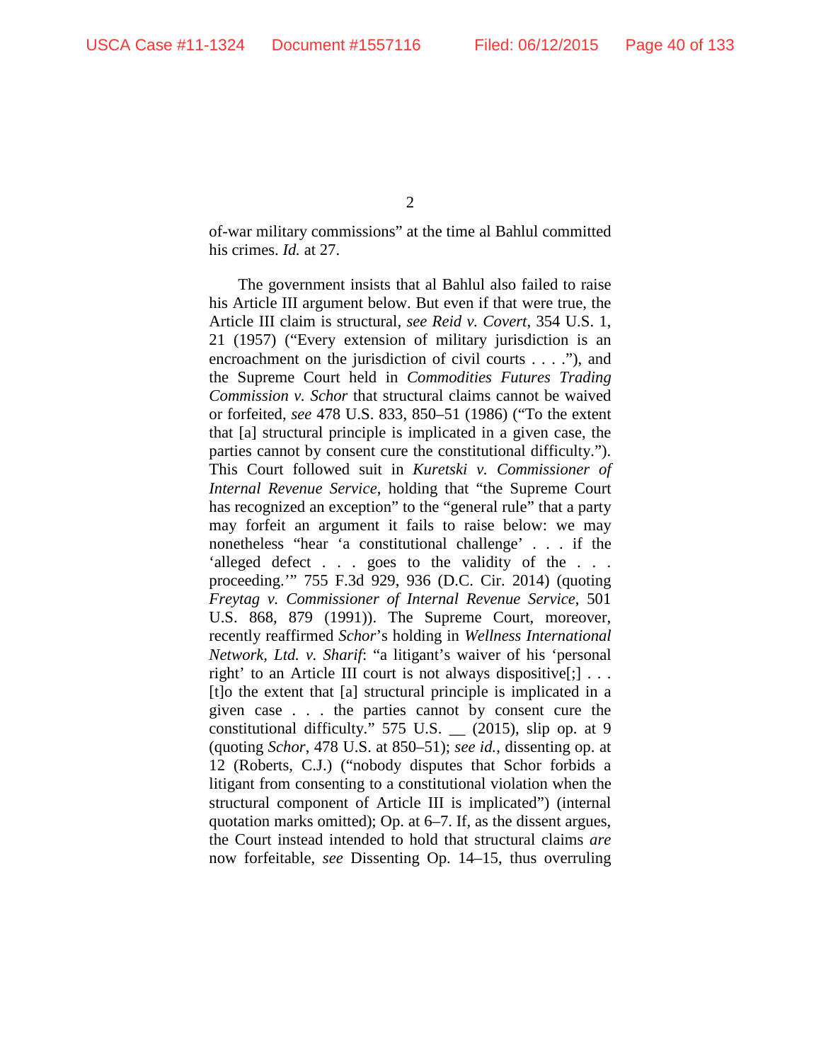of-war military commissions" at the time al Bahlul committed his crimes. *Id.* at 27.

The government insists that al Bahlul also failed to raise his Article III argument below. But even if that were true, the Article III claim is structural, *see Reid v. Covert*, 354 U.S. 1, 21 (1957) ("Every extension of military jurisdiction is an encroachment on the jurisdiction of civil courts . . . ."), and the Supreme Court held in *Commodities Futures Trading Commission v. Schor* that structural claims cannot be waived or forfeited, *see* 478 U.S. 833, 850–51 (1986) ("To the extent that [a] structural principle is implicated in a given case, the parties cannot by consent cure the constitutional difficulty."). This Court followed suit in *Kuretski v. Commissioner of Internal Revenue Service*, holding that "the Supreme Court has recognized an exception" to the "general rule" that a party may forfeit an argument it fails to raise below: we may nonetheless "hear 'a constitutional challenge' . . . if the 'alleged defect . . . goes to the validity of the . . . proceeding.'" 755 F.3d 929, 936 (D.C. Cir. 2014) (quoting *Freytag v. Commissioner of Internal Revenue Service*, 501 U.S. 868, 879 (1991)). The Supreme Court, moreover, recently reaffirmed *Schor*'s holding in *Wellness International Network, Ltd. v. Sharif*: "a litigant's waiver of his 'personal right' to an Article III court is not always dispositive[;] . . . [t]o the extent that [a] structural principle is implicated in a given case . . . the parties cannot by consent cure the constitutional difficulty." 575 U.S. __ (2015), slip op. at 9 (quoting *Schor*, 478 U.S. at 850–51); *see id.*, dissenting op. at 12 (Roberts, C.J.) ("nobody disputes that Schor forbids a litigant from consenting to a constitutional violation when the structural component of Article III is implicated") (internal quotation marks omitted); Op. at 6–7. If, as the dissent argues, the Court instead intended to hold that structural claims *are* now forfeitable, *see* Dissenting Op. 14–15, thus overruling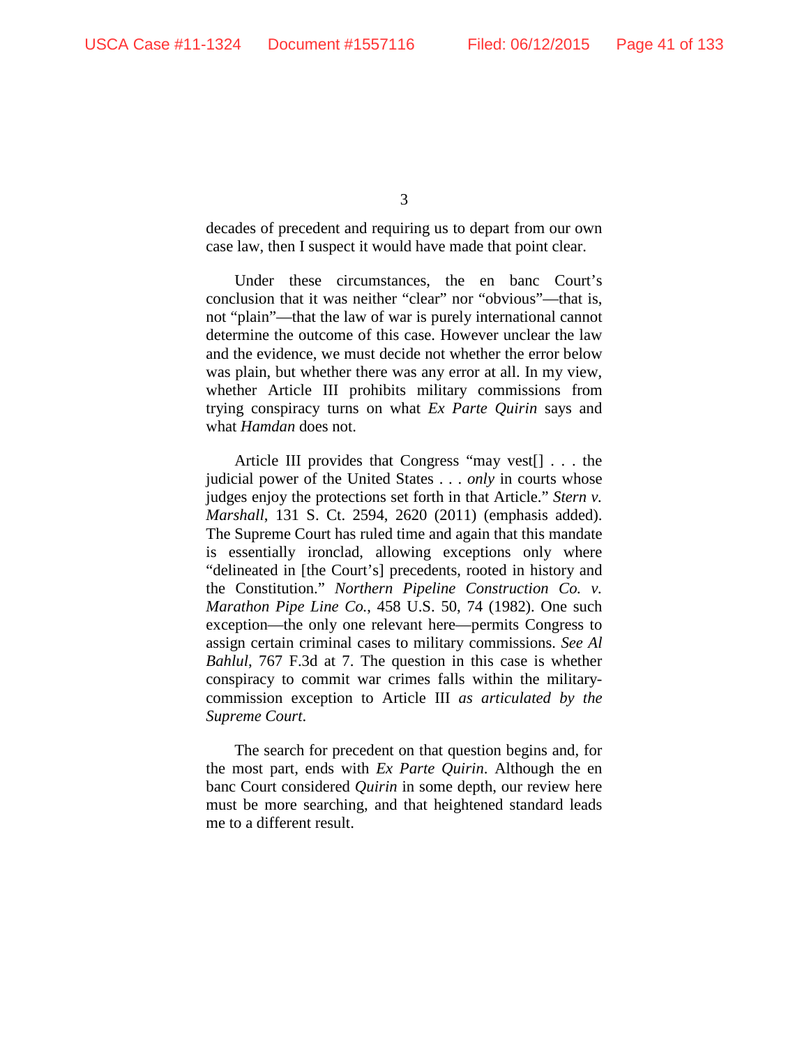decades of precedent and requiring us to depart from our own case law, then I suspect it would have made that point clear.

Under these circumstances, the en banc Court's conclusion that it was neither "clear" nor "obvious"—that is, not "plain"—that the law of war is purely international cannot determine the outcome of this case. However unclear the law and the evidence, we must decide not whether the error below was plain, but whether there was any error at all. In my view, whether Article III prohibits military commissions from trying conspiracy turns on what *Ex Parte Quirin* says and what *Hamdan* does not.

Article III provides that Congress "may vest[] . . . the judicial power of the United States . . . *only* in courts whose judges enjoy the protections set forth in that Article." *Stern v. Marshall*, 131 S. Ct. 2594, 2620 (2011) (emphasis added). The Supreme Court has ruled time and again that this mandate is essentially ironclad, allowing exceptions only where "delineated in [the Court's] precedents, rooted in history and the Constitution." *Northern Pipeline Construction Co. v. Marathon Pipe Line Co.*, 458 U.S. 50, 74 (1982). One such exception—the only one relevant here—permits Congress to assign certain criminal cases to military commissions. *See Al Bahlul*, 767 F.3d at 7. The question in this case is whether conspiracy to commit war crimes falls within the military-commission exception to Article III *as articulated by the Supreme Court*.

The search for precedent on that question begins and, for the most part, ends with *Ex Parte Quirin*. Although the en banc Court considered *Quirin* in some depth, our review here must be more searching, and that heightened standard leads me to a different result.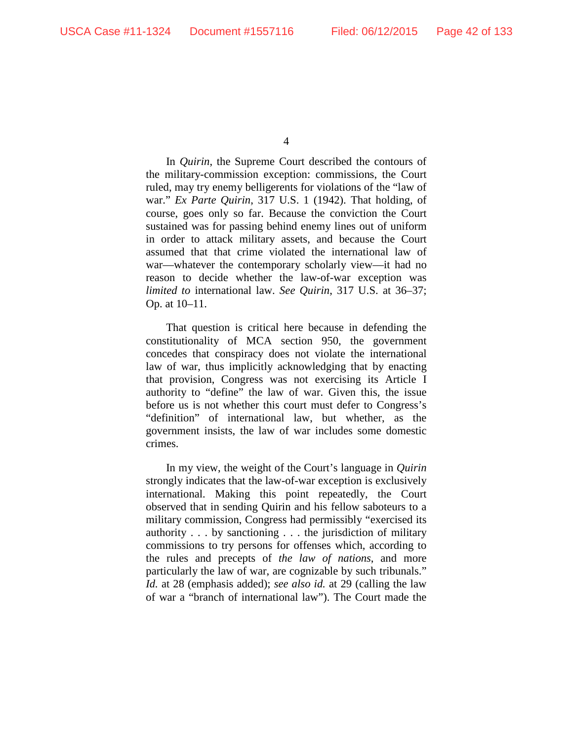In *Quirin*, the Supreme Court described the contours of the military-commission exception: commissions, the Court ruled, may try enemy belligerents for violations of the "law of war." *Ex Parte Quirin*, 317 U.S. 1 (1942). That holding, of course, goes only so far. Because the conviction the Court sustained was for passing behind enemy lines out of uniform in order to attack military assets, and because the Court assumed that that crime violated the international law of war—whatever the contemporary scholarly view—it had no reason to decide whether the law-of-war exception was *limited to* international law. *See Quirin*, 317 U.S. at 36–37; Op. at 10–11.

That question is critical here because in defending the constitutionality of MCA section 950, the government concedes that conspiracy does not violate the international law of war, thus implicitly acknowledging that by enacting that provision, Congress was not exercising its Article I authority to "define" the law of war. Given this, the issue before us is not whether this court must defer to Congress's "definition" of international law, but whether, as the government insists, the law of war includes some domestic crimes.

In my view, the weight of the Court's language in *Quirin* strongly indicates that the law-of-war exception is exclusively international. Making this point repeatedly, the Court observed that in sending Quirin and his fellow saboteurs to a military commission, Congress had permissibly "exercised its authority . . . by sanctioning . . . the jurisdiction of military commissions to try persons for offenses which, according to the rules and precepts of *the law of nations*, and more particularly the law of war, are cognizable by such tribunals." *Id.* at 28 (emphasis added); *see also id.* at 29 (calling the law of war a "branch of international law"). The Court made the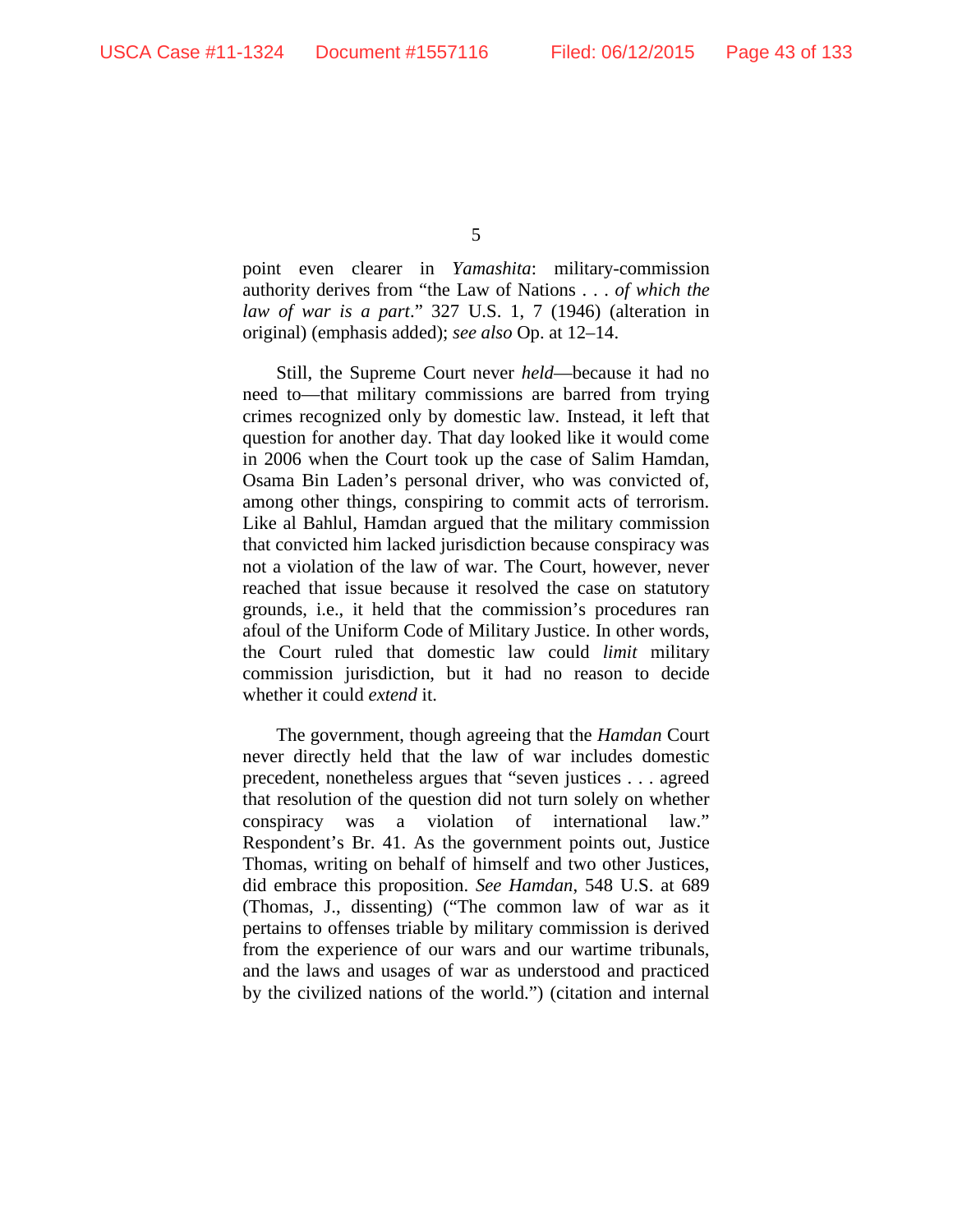point even clearer in *Yamashita*: military-commission authority derives from "the Law of Nations . . . *of which the law of war is a part*." 327 U.S. 1, 7 (1946) (alteration in original) (emphasis added); *see also* Op. at 12–14.

Still, the Supreme Court never *held*—because it had no need to—that military commissions are barred from trying crimes recognized only by domestic law. Instead, it left that question for another day. That day looked like it would come in 2006 when the Court took up the case of Salim Hamdan, Osama Bin Laden's personal driver, who was convicted of, among other things, conspiring to commit acts of terrorism. Like al Bahlul, Hamdan argued that the military commission that convicted him lacked jurisdiction because conspiracy was not a violation of the law of war. The Court, however, never reached that issue because it resolved the case on statutory grounds, i.e., it held that the commission's procedures ran afoul of the Uniform Code of Military Justice. In other words, the Court ruled that domestic law could *limit* military commission jurisdiction, but it had no reason to decide whether it could *extend* it.

The government, though agreeing that the *Hamdan* Court never directly held that the law of war includes domestic precedent, nonetheless argues that "seven justices . . . agreed that resolution of the question did not turn solely on whether conspiracy was a violation of international law." Respondent's Br. 41. As the government points out, Justice Thomas, writing on behalf of himself and two other Justices, did embrace this proposition. *See Hamdan*, 548 U.S. at 689 (Thomas, J., dissenting) ("The common law of war as it pertains to offenses triable by military commission is derived from the experience of our wars and our wartime tribunals, and the laws and usages of war as understood and practiced by the civilized nations of the world.") (citation and internal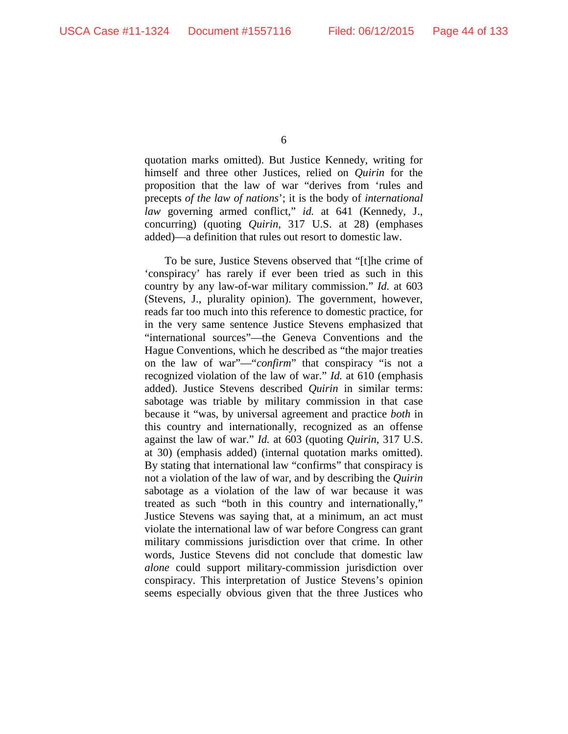quotation marks omitted). But Justice Kennedy, writing for himself and three other Justices, relied on *Quirin* for the proposition that the law of war "derives from 'rules and precepts *of the law of nations*'; it is the body of *international law* governing armed conflict," *id.* at 641 (Kennedy, J., concurring) (quoting *Quirin*, 317 U.S. at 28) (emphases added)—a definition that rules out resort to domestic law.

To be sure, Justice Stevens observed that "[t]he crime of 'conspiracy' has rarely if ever been tried as such in this country by any law-of-war military commission." *Id.* at 603 (Stevens, J., plurality opinion). The government, however, reads far too much into this reference to domestic practice, for in the very same sentence Justice Stevens emphasized that "international sources"—the Geneva Conventions and the Hague Conventions, which he described as "the major treaties on the law of war"—"*confirm*" that conspiracy "is not a recognized violation of the law of war." *Id.* at 610 (emphasis added). Justice Stevens described *Quirin* in similar terms: sabotage was triable by military commission in that case because it "was, by universal agreement and practice *both* in this country and internationally, recognized as an offense against the law of war." *Id.* at 603 (quoting *Quirin*, 317 U.S. at 30) (emphasis added) (internal quotation marks omitted). By stating that international law "confirms" that conspiracy is not a violation of the law of war, and by describing the *Quirin* sabotage as a violation of the law of war because it was treated as such "both in this country and internationally," Justice Stevens was saying that, at a minimum, an act must violate the international law of war before Congress can grant military commissions jurisdiction over that crime. In other words, Justice Stevens did not conclude that domestic law *alone* could support military-commission jurisdiction over conspiracy. This interpretation of Justice Stevens's opinion seems especially obvious given that the three Justices who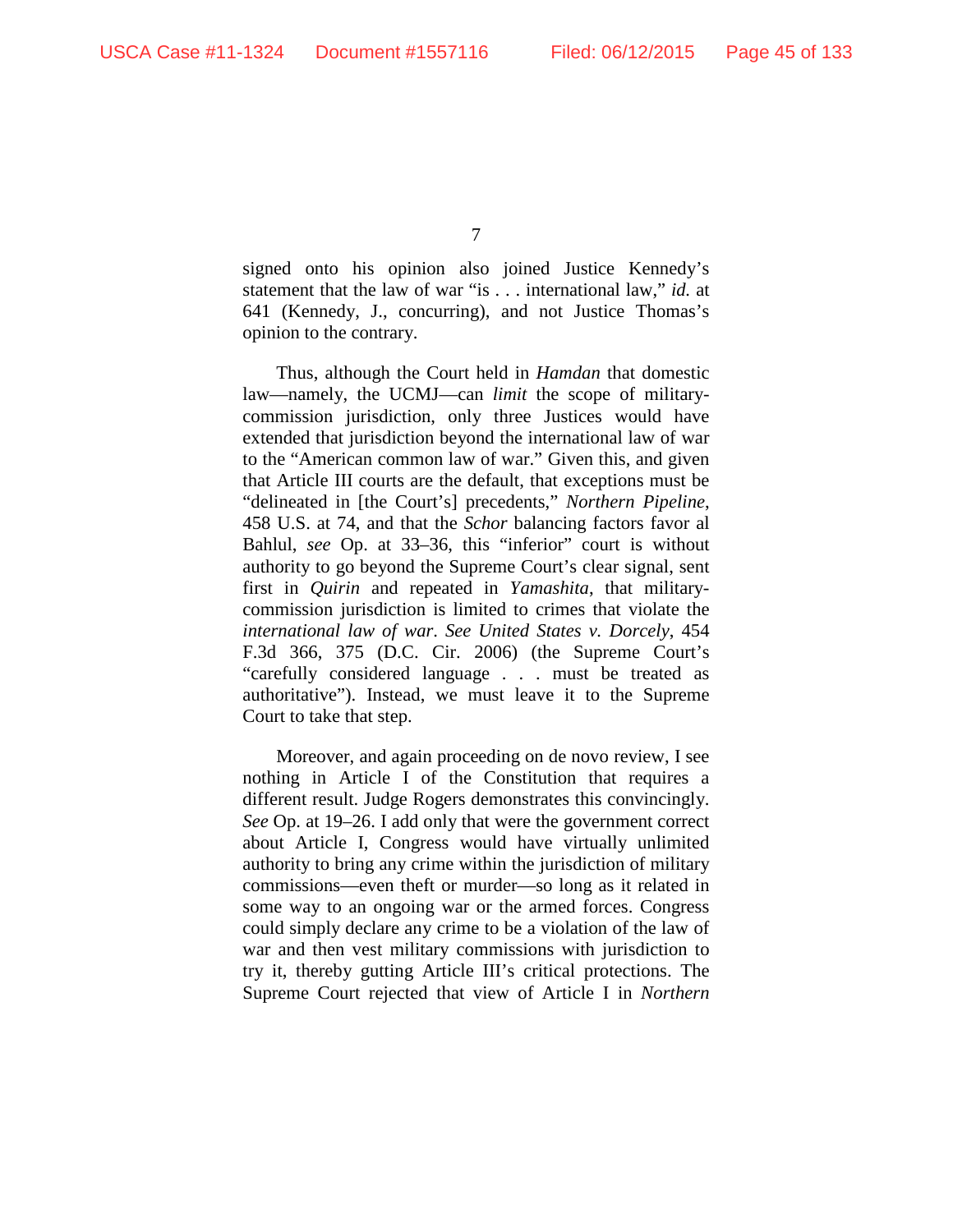signed onto his opinion also joined Justice Kennedy's statement that the law of war "is . . . international law," *id.* at 641 (Kennedy, J., concurring), and not Justice Thomas's opinion to the contrary.

Thus, although the Court held in *Hamdan* that domestic law—namely, the UCMJ—can *limit* the scope of military-commission jurisdiction, only three Justices would have extended that jurisdiction beyond the international law of war to the "American common law of war." Given this, and given that Article III courts are the default, that exceptions must be "delineated in [the Court's] precedents," *Northern Pipeline*, 458 U.S. at 74, and that the *Schor* balancing factors favor al Bahlul, *see* Op. at 33–36, this "inferior" court is without authority to go beyond the Supreme Court's clear signal, sent first in *Quirin* and repeated in *Yamashita*, that military-commission jurisdiction is limited to crimes that violate the *international law of war*. *See United States v. Dorcely*, 454 F.3d 366, 375 (D.C. Cir. 2006) (the Supreme Court's "carefully considered language . . . must be treated as authoritative"). Instead, we must leave it to the Supreme Court to take that step.

Moreover, and again proceeding on de novo review, I see nothing in Article I of the Constitution that requires a different result. Judge Rogers demonstrates this convincingly. *See* Op. at 19–26. I add only that were the government correct about Article I, Congress would have virtually unlimited authority to bring any crime within the jurisdiction of military commissions—even theft or murder—so long as it related in some way to an ongoing war or the armed forces. Congress could simply declare any crime to be a violation of the law of war and then vest military commissions with jurisdiction to try it, thereby gutting Article III's critical protections. The Supreme Court rejected that view of Article I in *Northern*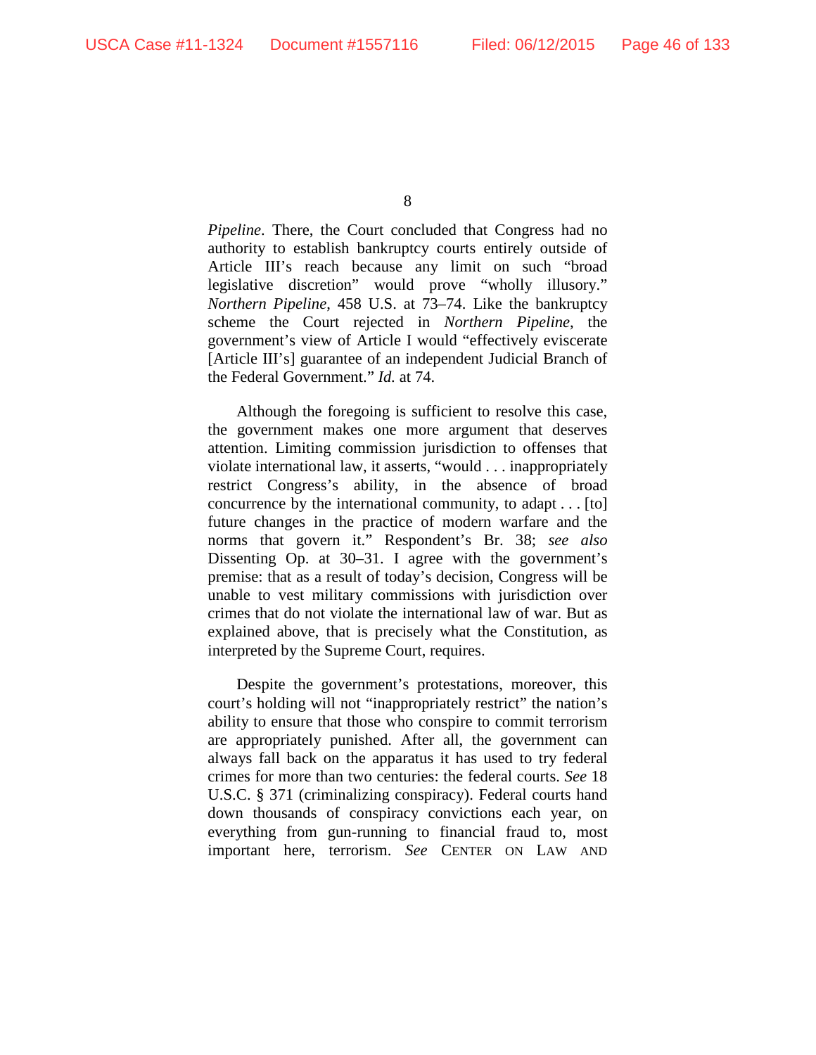*Pipeline*. There, the Court concluded that Congress had no authority to establish bankruptcy courts entirely outside of Article III's reach because any limit on such "broad legislative discretion" would prove "wholly illusory." *Northern Pipeline*, 458 U.S. at 73–74. Like the bankruptcy scheme the Court rejected in *Northern Pipeline*, the government's view of Article I would "effectively eviscerate [Article III's] guarantee of an independent Judicial Branch of the Federal Government." *Id.* at 74.

Although the foregoing is sufficient to resolve this case, the government makes one more argument that deserves attention. Limiting commission jurisdiction to offenses that violate international law, it asserts, "would . . . inappropriately restrict Congress's ability, in the absence of broad concurrence by the international community, to adapt . . . [to] future changes in the practice of modern warfare and the norms that govern it." Respondent's Br. 38; *see also* Dissenting Op. at 30–31. I agree with the government's premise: that as a result of today's decision, Congress will be unable to vest military commissions with jurisdiction over crimes that do not violate the international law of war. But as explained above, that is precisely what the Constitution, as interpreted by the Supreme Court, requires.

Despite the government's protestations, moreover, this court's holding will not "inappropriately restrict" the nation's ability to ensure that those who conspire to commit terrorism are appropriately punished. After all, the government can always fall back on the apparatus it has used to try federal crimes for more than two centuries: the federal courts. *See* 18 U.S.C. § 371 (criminalizing conspiracy). Federal courts hand down thousands of conspiracy convictions each year, on everything from gun-running to financial fraud to, most important here, terrorism. *See* CENTER ON LAW AND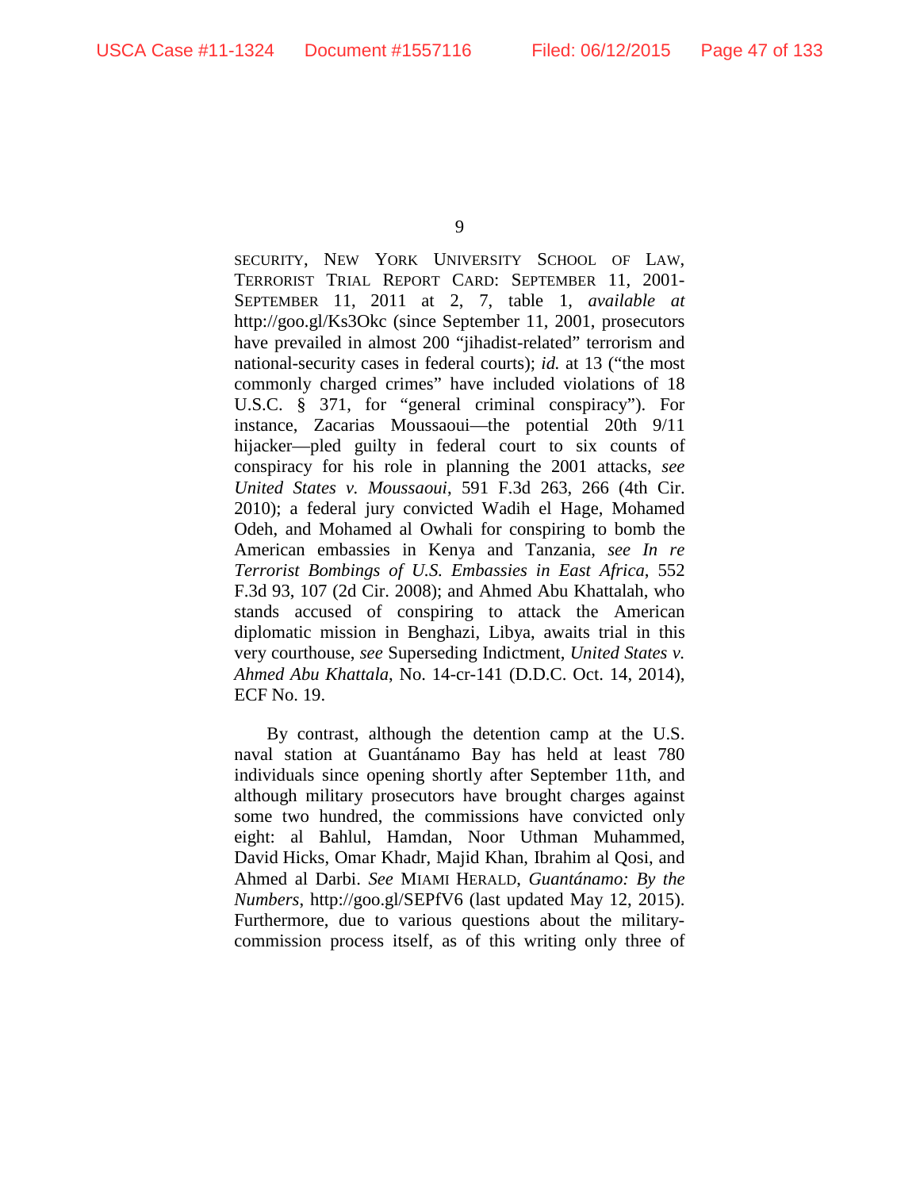SECURITY, NEW YORK UNIVERSITY SCHOOL OF LAW, TERRORIST TRIAL REPORT CARD: SEPTEMBER 11, 2001-SEPTEMBER 11, 2011 at 2, 7, table 1, *available at* http://goo.gl/Ks3Okc (since September 11, 2001, prosecutors have prevailed in almost 200 "jihadist-related" terrorism and national-security cases in federal courts); *id.* at 13 ("the most commonly charged crimes" have included violations of 18 U.S.C. § 371, for "general criminal conspiracy"). For instance, Zacarias Moussaoui—the potential 20th 9/11 hijacker—pled guilty in federal court to six counts of conspiracy for his role in planning the 2001 attacks, *see United States v. Moussaoui*, 591 F.3d 263, 266 (4th Cir. 2010); a federal jury convicted Wadih el Hage, Mohamed Odeh, and Mohamed al Owhali for conspiring to bomb the American embassies in Kenya and Tanzania, *see In re Terrorist Bombings of U.S. Embassies in East Africa*, 552 F.3d 93, 107 (2d Cir. 2008); and Ahmed Abu Khattalah, who stands accused of conspiring to attack the American diplomatic mission in Benghazi, Libya, awaits trial in this very courthouse, *see* Superseding Indictment, *United States v. Ahmed Abu Khattala*, No. 14-cr-141 (D.D.C. Oct. 14, 2014), ECF No. 19.

By contrast, although the detention camp at the U.S. naval station at Guantánamo Bay has held at least 780 individuals since opening shortly after September 11th, and although military prosecutors have brought charges against some two hundred, the commissions have convicted only eight: al Bahlul, Hamdan, Noor Uthman Muhammed, David Hicks, Omar Khadr, Majid Khan, Ibrahim al Qosi, and Ahmed al Darbi. *See* MIAMI HERALD, *Guantánamo: By the Numbers*, http://goo.gl/SEPfV6 (last updated May 12, 2015). Furthermore, due to various questions about the military-commission process itself, as of this writing only three of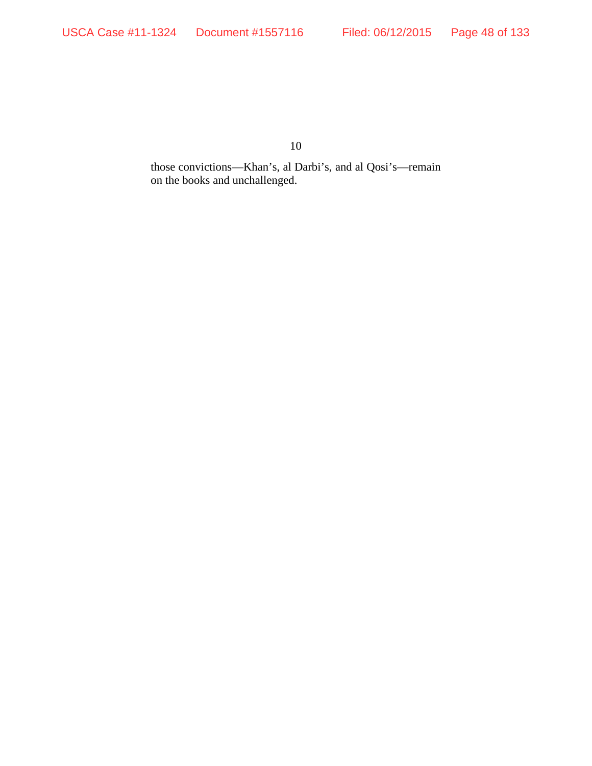those convictions—Khan's, al Darbi's, and al Qosi's—remain on the books and unchallenged.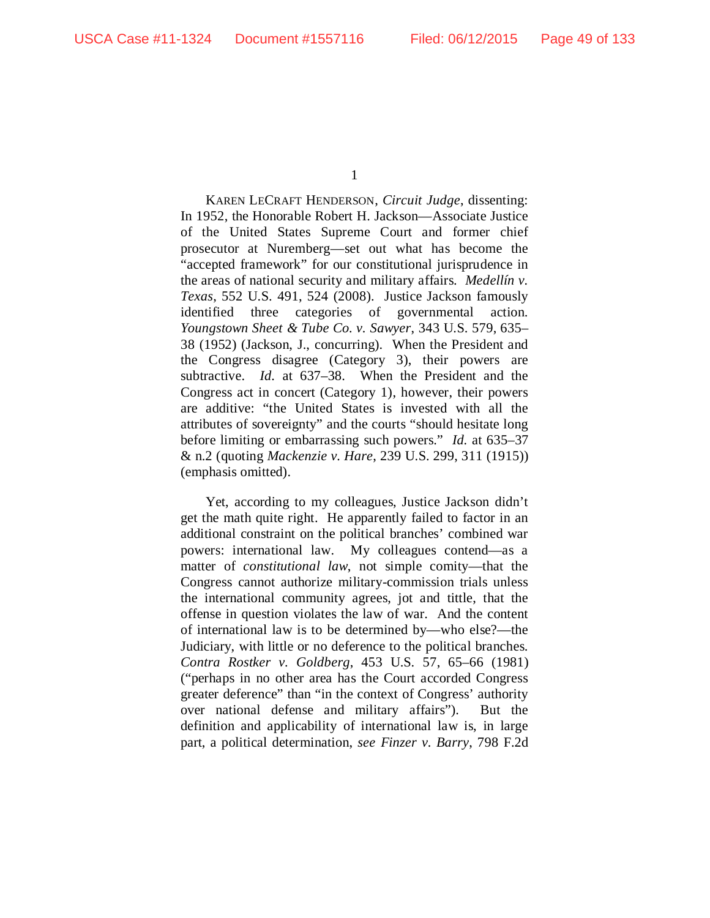KAREN LECRAFT HENDERSON, *Circuit Judge*, dissenting: In 1952, the Honorable Robert H. Jackson—Associate Justice of the United States Supreme Court and former chief prosecutor at Nuremberg—set out what has become the "accepted framework" for our constitutional jurisprudence in the areas of national security and military affairs. *Medellín v. Texas*, 552 U.S. 491, 524 (2008). Justice Jackson famously identified three categories of governmental action. *Youngstown Sheet & Tube Co. v. Sawyer*, 343 U.S. 579, 635–38 (1952) (Jackson, J., concurring). When the President and the Congress disagree (Category 3), their powers are subtractive. *Id.* at 637–38. When the President and the Congress act in concert (Category 1), however, their powers are additive: "the United States is invested with all the attributes of sovereignty" and the courts "should hesitate long before limiting or embarrassing such powers." *Id.* at 635–37 & n.2 (quoting *Mackenzie v. Hare*, 239 U.S. 299, 311 (1915)) (emphasis omitted).

Yet, according to my colleagues, Justice Jackson didn't get the math quite right. He apparently failed to factor in an additional constraint on the political branches' combined war powers: international law. My colleagues contend—as a matter of *constitutional law*, not simple comity—that the Congress cannot authorize military-commission trials unless the international community agrees, jot and tittle, that the offense in question violates the law of war. And the content of international law is to be determined by—who else?—the Judiciary, with little or no deference to the political branches. *Contra Rostker v. Goldberg*, 453 U.S. 57, 65–66 (1981) ("perhaps in no other area has the Court accorded Congress greater deference" than "in the context of Congress' authority over national defense and military affairs"). But the definition and applicability of international law is, in large part, a political determination, *see Finzer v. Barry*, 798 F.2d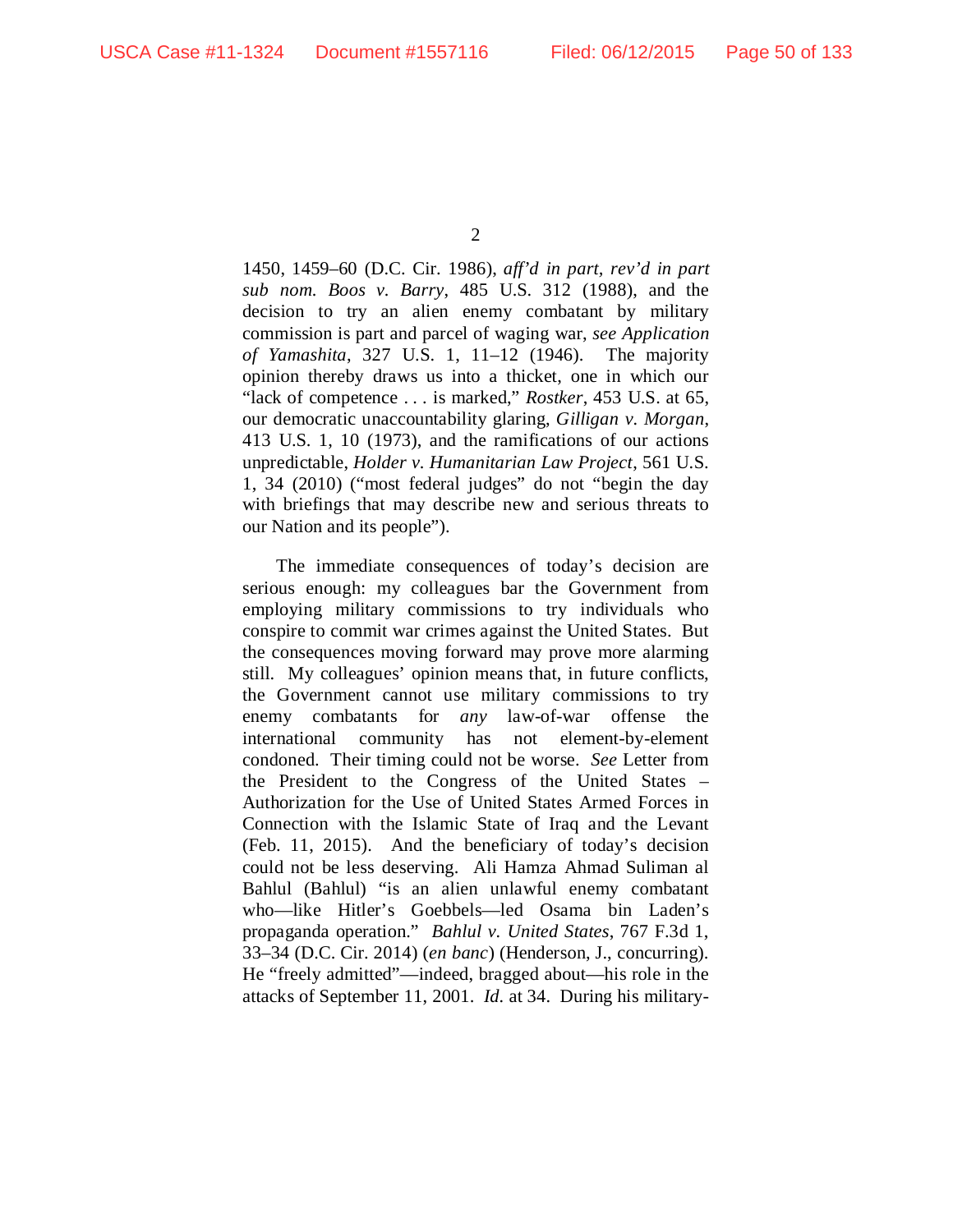1450, 1459–60 (D.C. Cir. 1986), *aff'd in part, rev'd in part sub nom. Boos v. Barry*, 485 U.S. 312 (1988), and the decision to try an alien enemy combatant by military commission is part and parcel of waging war, *see Application of Yamashita*, 327 U.S. 1, 11–12 (1946). The majority opinion thereby draws us into a thicket, one in which our "lack of competence . . . is marked," *Rostker*, 453 U.S. at 65, our democratic unaccountability glaring, *Gilligan v. Morgan*, 413 U.S. 1, 10 (1973), and the ramifications of our actions unpredictable, *Holder v. Humanitarian Law Project*, 561 U.S. 1, 34 (2010) ("most federal judges" do not "begin the day with briefings that may describe new and serious threats to our Nation and its people").

The immediate consequences of today's decision are serious enough: my colleagues bar the Government from employing military commissions to try individuals who conspire to commit war crimes against the United States. But the consequences moving forward may prove more alarming still. My colleagues' opinion means that, in future conflicts, the Government cannot use military commissions to try enemy combatants for *any* law-of-war offense the international community has not element-by-element condoned. Their timing could not be worse. *See* Letter from the President to the Congress of the United States – Authorization for the Use of United States Armed Forces in Connection with the Islamic State of Iraq and the Levant (Feb. 11, 2015). And the beneficiary of today's decision could not be less deserving. Ali Hamza Ahmad Suliman al Bahlul (Bahlul) "is an alien unlawful enemy combatant who—like Hitler's Goebbels—led Osama bin Laden's propaganda operation." *Bahlul v. United States*, 767 F.3d 1, 33–34 (D.C. Cir. 2014) (*en banc*) (Henderson, J., concurring). He "freely admitted"—indeed, bragged about—his role in the attacks of September 11, 2001. *Id.* at 34. During his military-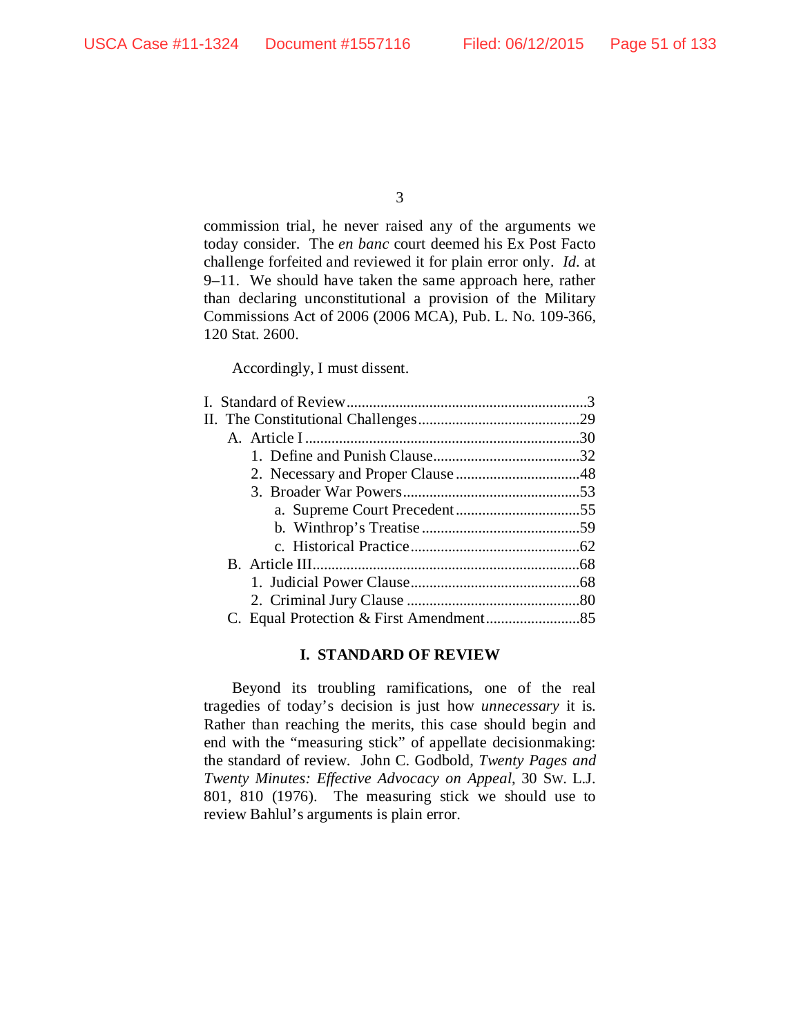commission trial, he never raised any of the arguments we today consider. The *en banc* court deemed his Ex Post Facto challenge forfeited and reviewed it for plain error only. *Id.* at 9–11. We should have taken the same approach here, rather than declaring unconstitutional a provision of the Military Commissions Act of 2006 (2006 MCA), Pub. L. No. 109-366, 120 Stat. 2600.

Accordingly, I must dissent.

I. Standard of Review ................................................................3
II. The Constitutional Challenges ...........................................29
  A. Article I ........................................................................30
    1. Define and Punish Clause.......................................32
    2. Necessary and Proper Clause .................................48
    3. Broader War Powers...............................................53
      a. Supreme Court Precedent .................................55
      b. Winthrop's Treatise ..........................................59
      c. Historical Practice ............................................62
  B. Article III......................................................................68
    1. Judicial Power Clause.............................................68
    2. Criminal Jury Clause .............................................80
  C. Equal Protection & First Amendment.........................85

## I. STANDARD OF REVIEW

Beyond its troubling ramifications, one of the real tragedies of today's decision is just how *unnecessary* it is. Rather than reaching the merits, this case should begin and end with the "measuring stick" of appellate decisionmaking: the standard of review. John C. Godbold, *Twenty Pages and Twenty Minutes: Effective Advocacy on Appeal*, 30 Sw. L.J. 801, 810 (1976). The measuring stick we should use to review Bahlul's arguments is plain error.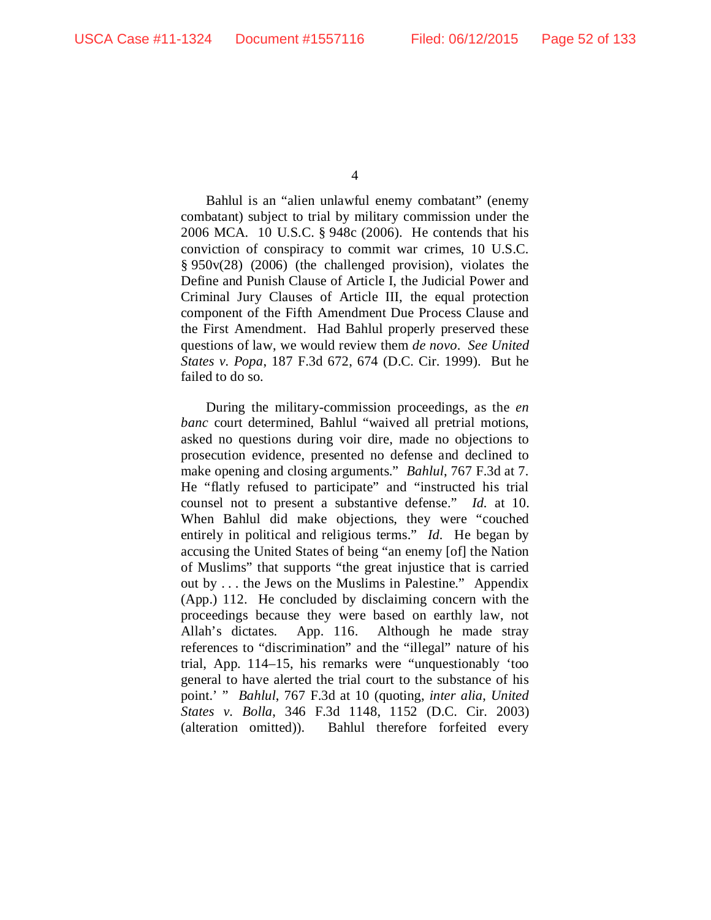Bahlul is an "alien unlawful enemy combatant" (enemy combatant) subject to trial by military commission under the 2006 MCA. 10 U.S.C. § 948c (2006). He contends that his conviction of conspiracy to commit war crimes, 10 U.S.C. § 950v(28) (2006) (the challenged provision), violates the Define and Punish Clause of Article I, the Judicial Power and Criminal Jury Clauses of Article III, the equal protection component of the Fifth Amendment Due Process Clause and the First Amendment. Had Bahlul properly preserved these questions of law, we would review them *de novo*. *See United States v. Popa*, 187 F.3d 672, 674 (D.C. Cir. 1999). But he failed to do so.

During the military-commission proceedings, as the *en banc* court determined, Bahlul "waived all pretrial motions, asked no questions during voir dire, made no objections to prosecution evidence, presented no defense and declined to make opening and closing arguments." *Bahlul*, 767 F.3d at 7. He "flatly refused to participate" and "instructed his trial counsel not to present a substantive defense." *Id.* at 10. When Bahlul did make objections, they were "couched entirely in political and religious terms." *Id.* He began by accusing the United States of being "an enemy [of] the Nation of Muslims" that supports "the great injustice that is carried out by . . . the Jews on the Muslims in Palestine." Appendix (App.) 112. He concluded by disclaiming concern with the proceedings because they were based on earthly law, not Allah's dictates. App. 116. Although he made stray references to "discrimination" and the "illegal" nature of his trial, App. 114–15, his remarks were "unquestionably 'too general to have alerted the trial court to the substance of his point.' " *Bahlul*, 767 F.3d at 10 (quoting, *inter alia*, *United States v. Bolla*, 346 F.3d 1148, 1152 (D.C. Cir. 2003) (alteration omitted)). Bahlul therefore forfeited every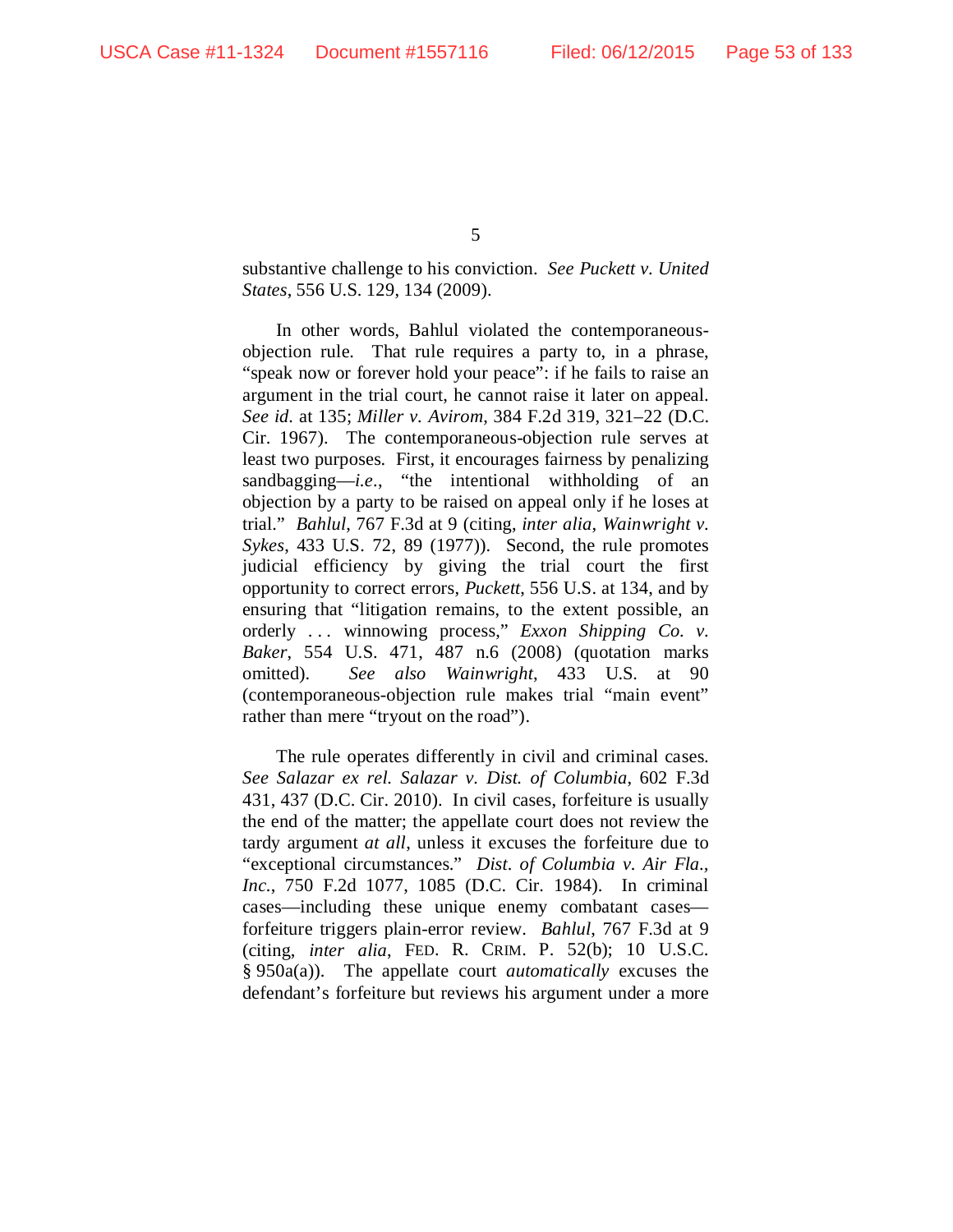substantive challenge to his conviction. *See Puckett v. United States*, 556 U.S. 129, 134 (2009).

In other words, Bahlul violated the contemporaneous-objection rule. That rule requires a party to, in a phrase, "speak now or forever hold your peace": if he fails to raise an argument in the trial court, he cannot raise it later on appeal. *See id.* at 135; *Miller v. Avirom*, 384 F.2d 319, 321–22 (D.C. Cir. 1967). The contemporaneous-objection rule serves at least two purposes. First, it encourages fairness by penalizing sandbagging—*i.e.*, "the intentional withholding of an objection by a party to be raised on appeal only if he loses at trial." *Bahlul*, 767 F.3d at 9 (citing, *inter alia*, *Wainwright v. Sykes*, 433 U.S. 72, 89 (1977)). Second, the rule promotes judicial efficiency by giving the trial court the first opportunity to correct errors, *Puckett*, 556 U.S. at 134, and by ensuring that "litigation remains, to the extent possible, an orderly . . . winnowing process," *Exxon Shipping Co. v. Baker*, 554 U.S. 471, 487 n.6 (2008) (quotation marks omitted). *See also Wainwright*, 433 U.S. at 90 (contemporaneous-objection rule makes trial "main event" rather than mere "tryout on the road").

The rule operates differently in civil and criminal cases. *See Salazar ex rel. Salazar v. Dist. of Columbia*, 602 F.3d 431, 437 (D.C. Cir. 2010). In civil cases, forfeiture is usually the end of the matter; the appellate court does not review the tardy argument *at all*, unless it excuses the forfeiture due to "exceptional circumstances." *Dist. of Columbia v. Air Fla., Inc.*, 750 F.2d 1077, 1085 (D.C. Cir. 1984). In criminal cases—including these unique enemy combatant cases—forfeiture triggers plain-error review. *Bahlul*, 767 F.3d at 9 (citing, *inter alia*, FED. R. CRIM. P. 52(b); 10 U.S.C. § 950a(a)). The appellate court *automatically* excuses the defendant's forfeiture but reviews his argument under a more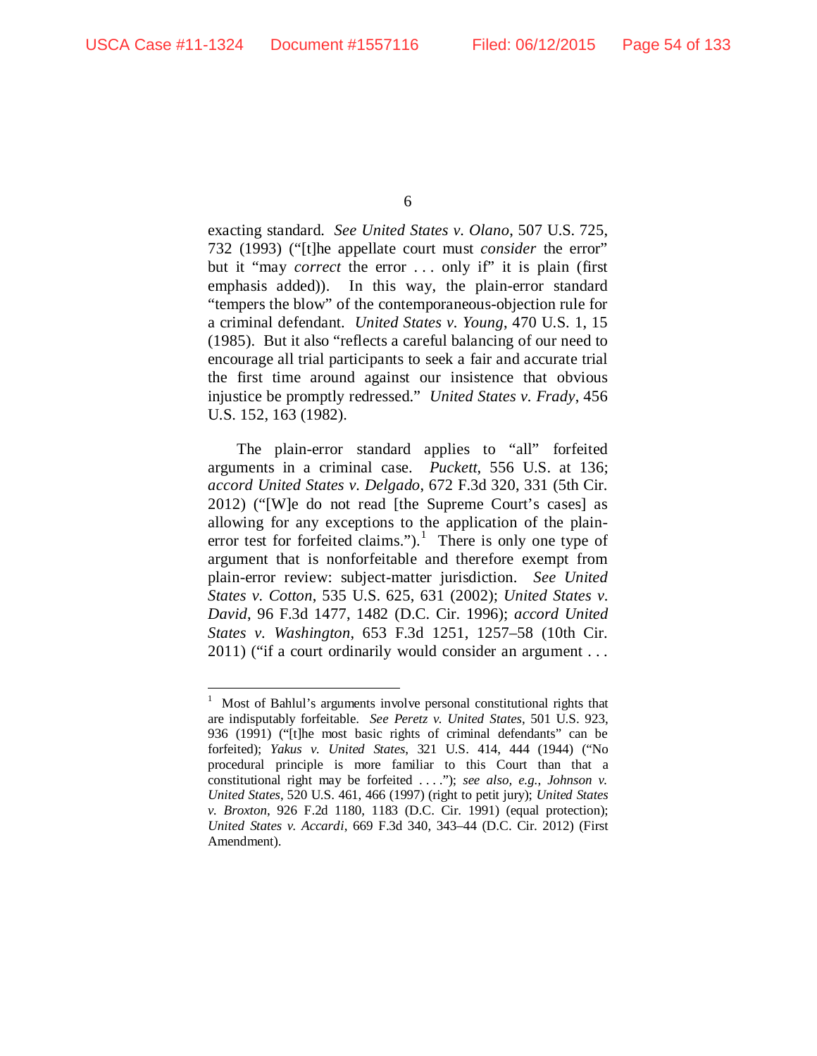exacting standard. *See United States v. Olano*, 507 U.S. 725, 732 (1993) ("[t]he appellate court must *consider* the error" but it "may *correct* the error . . . only if" it is plain (first emphasis added)). In this way, the plain-error standard "tempers the blow" of the contemporaneous-objection rule for a criminal defendant. *United States v. Young*, 470 U.S. 1, 15 (1985). But it also "reflects a careful balancing of our need to encourage all trial participants to seek a fair and accurate trial the first time around against our insistence that obvious injustice be promptly redressed." *United States v. Frady*, 456 U.S. 152, 163 (1982).

The plain-error standard applies to "all" forfeited arguments in a criminal case. *Puckett*, 556 U.S. at 136; *accord United States v. Delgado*, 672 F.3d 320, 331 (5th Cir. 2012) ("[W]e do not read [the Supreme Court's cases] as allowing for any exceptions to the application of the plain-error test for forfeited claims.").[1] There is only one type of argument that is nonforfeitable and therefore exempt from plain-error review: subject-matter jurisdiction. *See United States v. Cotton*, 535 U.S. 625, 631 (2002); *United States v. David*, 96 F.3d 1477, 1482 (D.C. Cir. 1996); *accord United States v. Washington*, 653 F.3d 1251, 1257–58 (10th Cir. 2011) ("if a court ordinarily would consider an argument . . .

---

[1] Most of Bahlul's arguments involve personal constitutional rights that are indisputably forfeitable. *See Peretz v. United States*, 501 U.S. 923, 936 (1991) ("[t]he most basic rights of criminal defendants" can be forfeited); *Yakus v. United States*, 321 U.S. 414, 444 (1944) ("No procedural principle is more familiar to this Court than that a constitutional right may be forfeited . . . ."); *see also, e.g.*, *Johnson v. United States*, 520 U.S. 461, 466 (1997) (right to petit jury); *United States v. Broxton*, 926 F.2d 1180, 1183 (D.C. Cir. 1991) (equal protection); *United States v. Accardi*, 669 F.3d 340, 343–44 (D.C. Cir. 2012) (First Amendment).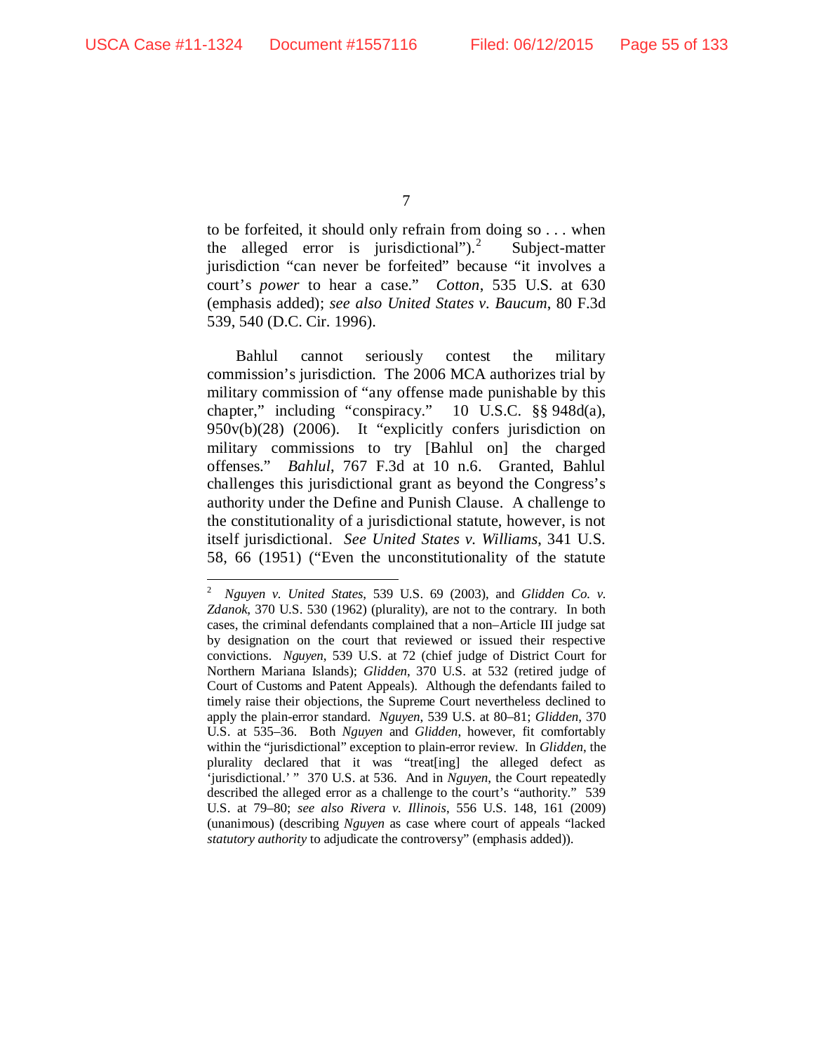to be forfeited, it should only refrain from doing so . . . when the alleged error is jurisdictional").[2] Subject-matter jurisdiction "can never be forfeited" because "it involves a court's *power* to hear a case." *Cotton*, 535 U.S. at 630 (emphasis added); *see also United States v. Baucum*, 80 F.3d 539, 540 (D.C. Cir. 1996).

Bahlul cannot seriously contest the military commission's jurisdiction. The 2006 MCA authorizes trial by military commission of "any offense made punishable by this chapter," including "conspiracy." 10 U.S.C. §§ 948d(a), 950v(b)(28) (2006). It "explicitly confers jurisdiction on military commissions to try [Bahlul on] the charged offenses." *Bahlul*, 767 F.3d at 10 n.6. Granted, Bahlul challenges this jurisdictional grant as beyond the Congress's authority under the Define and Punish Clause. A challenge to the constitutionality of a jurisdictional statute, however, is not itself jurisdictional. *See United States v. Williams*, 341 U.S. 58, 66 (1951) ("Even the unconstitutionality of the statute

---

[2] *Nguyen v. United States*, 539 U.S. 69 (2003), and *Glidden Co. v. Zdanok*, 370 U.S. 530 (1962) (plurality), are not to the contrary. In both cases, the criminal defendants complained that a non–Article III judge sat by designation on the court that reviewed or issued their respective convictions. *Nguyen*, 539 U.S. at 72 (chief judge of District Court for Northern Mariana Islands); *Glidden*, 370 U.S. at 532 (retired judge of Court of Customs and Patent Appeals). Although the defendants failed to timely raise their objections, the Supreme Court nevertheless declined to apply the plain-error standard. *Nguyen*, 539 U.S. at 80–81; *Glidden*, 370 U.S. at 535–36. Both *Nguyen* and *Glidden*, however, fit comfortably within the "jurisdictional" exception to plain-error review. In *Glidden*, the plurality declared that it was "treat[ing] the alleged defect as 'jurisdictional.' " 370 U.S. at 536. And in *Nguyen*, the Court repeatedly described the alleged error as a challenge to the court's "authority." 539 U.S. at 79–80; *see also Rivera v. Illinois*, 556 U.S. 148, 161 (2009) (unanimous) (describing *Nguyen* as case where court of appeals "lacked *statutory authority* to adjudicate the controversy" (emphasis added)).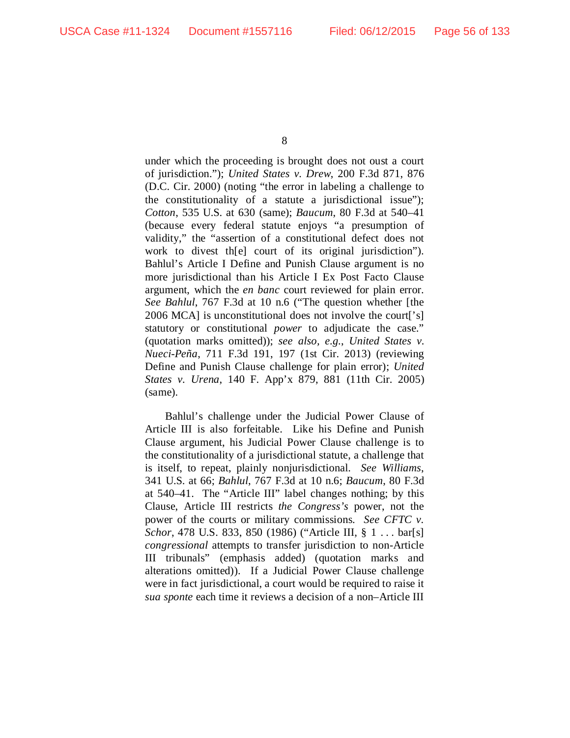under which the proceeding is brought does not oust a court of jurisdiction."); *United States v. Drew*, 200 F.3d 871, 876 (D.C. Cir. 2000) (noting "the error in labeling a challenge to the constitutionality of a statute a jurisdictional issue"); *Cotton*, 535 U.S. at 630 (same); *Baucum*, 80 F.3d at 540–41 (because every federal statute enjoys "a presumption of validity," the "assertion of a constitutional defect does not work to divest th[e] court of its original jurisdiction"). Bahlul's Article I Define and Punish Clause argument is no more jurisdictional than his Article I Ex Post Facto Clause argument, which the *en banc* court reviewed for plain error. *See Bahlul*, 767 F.3d at 10 n.6 ("The question whether [the 2006 MCA] is unconstitutional does not involve the court['s] statutory or constitutional *power* to adjudicate the case." (quotation marks omitted)); *see also, e.g.*, *United States v. Nueci-Peña*, 711 F.3d 191, 197 (1st Cir. 2013) (reviewing Define and Punish Clause challenge for plain error); *United States v. Urena*, 140 F. App'x 879, 881 (11th Cir. 2005) (same).

Bahlul's challenge under the Judicial Power Clause of Article III is also forfeitable. Like his Define and Punish Clause argument, his Judicial Power Clause challenge is to the constitutionality of a jurisdictional statute, a challenge that is itself, to repeat, plainly nonjurisdictional. *See Williams*, 341 U.S. at 66; *Bahlul*, 767 F.3d at 10 n.6; *Baucum*, 80 F.3d at 540–41. The "Article III" label changes nothing; by this Clause, Article III restricts *the Congress's* power, not the power of the courts or military commissions. *See CFTC v. Schor*, 478 U.S. 833, 850 (1986) ("Article III, § 1 . . . bar[s] *congressional* attempts to transfer jurisdiction to non-Article III tribunals" (emphasis added) (quotation marks and alterations omitted)). If a Judicial Power Clause challenge were in fact jurisdictional, a court would be required to raise it *sua sponte* each time it reviews a decision of a non–Article III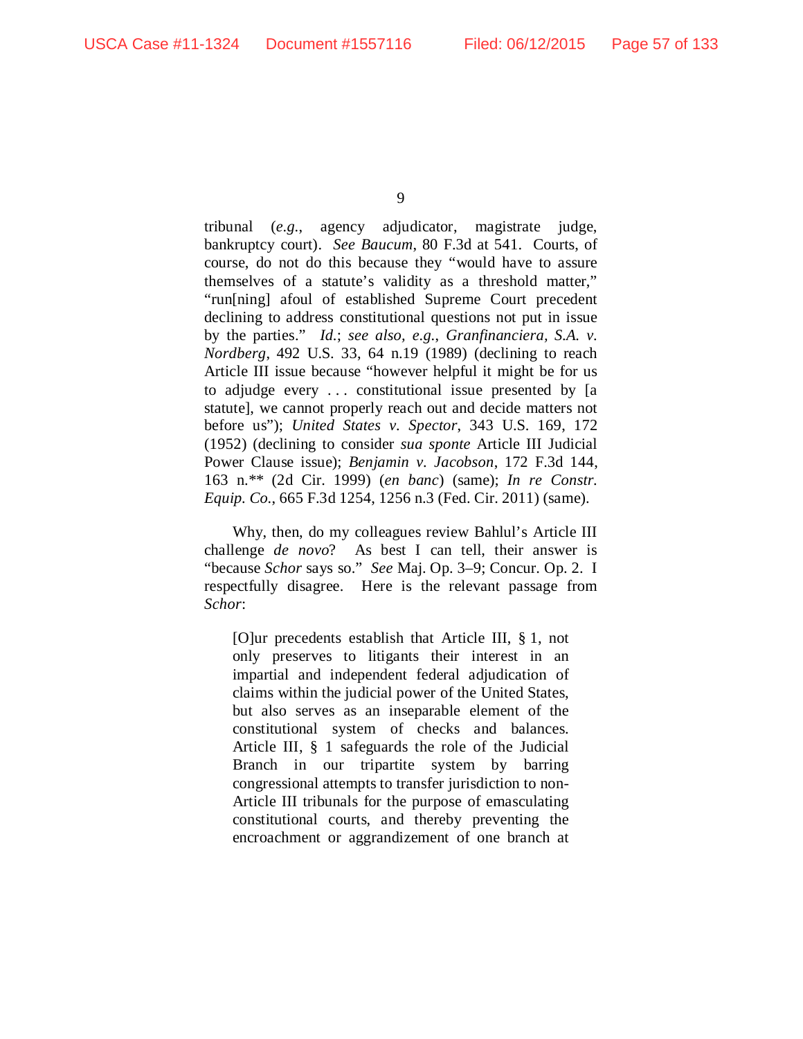tribunal (*e.g.*, agency adjudicator, magistrate judge, bankruptcy court). *See Baucum*, 80 F.3d at 541. Courts, of course, do not do this because they "would have to assure themselves of a statute's validity as a threshold matter," "run[ning] afoul of established Supreme Court precedent declining to address constitutional questions not put in issue by the parties." *Id.*; *see also, e.g.*, *Granfinanciera, S.A. v. Nordberg*, 492 U.S. 33, 64 n.19 (1989) (declining to reach Article III issue because "however helpful it might be for us to adjudge every . . . constitutional issue presented by [a statute], we cannot properly reach out and decide matters not before us"); *United States v. Spector*, 343 U.S. 169, 172 (1952) (declining to consider *sua sponte* Article III Judicial Power Clause issue); *Benjamin v. Jacobson*, 172 F.3d 144, 163 n.** (2d Cir. 1999) (*en banc*) (same); *In re Constr. Equip. Co.*, 665 F.3d 1254, 1256 n.3 (Fed. Cir. 2011) (same).

Why, then, do my colleagues review Bahlul's Article III challenge *de novo*? As best I can tell, their answer is "because *Schor* says so." *See* Maj. Op. 3–9; Concur. Op. 2. I respectfully disagree. Here is the relevant passage from *Schor*:

> [O]ur precedents establish that Article III, § 1, not only preserves to litigants their interest in an impartial and independent federal adjudication of claims within the judicial power of the United States, but also serves as an inseparable element of the constitutional system of checks and balances. Article III, § 1 safeguards the role of the Judicial Branch in our tripartite system by barring congressional attempts to transfer jurisdiction to non-Article III tribunals for the purpose of emasculating constitutional courts, and thereby preventing the encroachment or aggrandizement of one branch at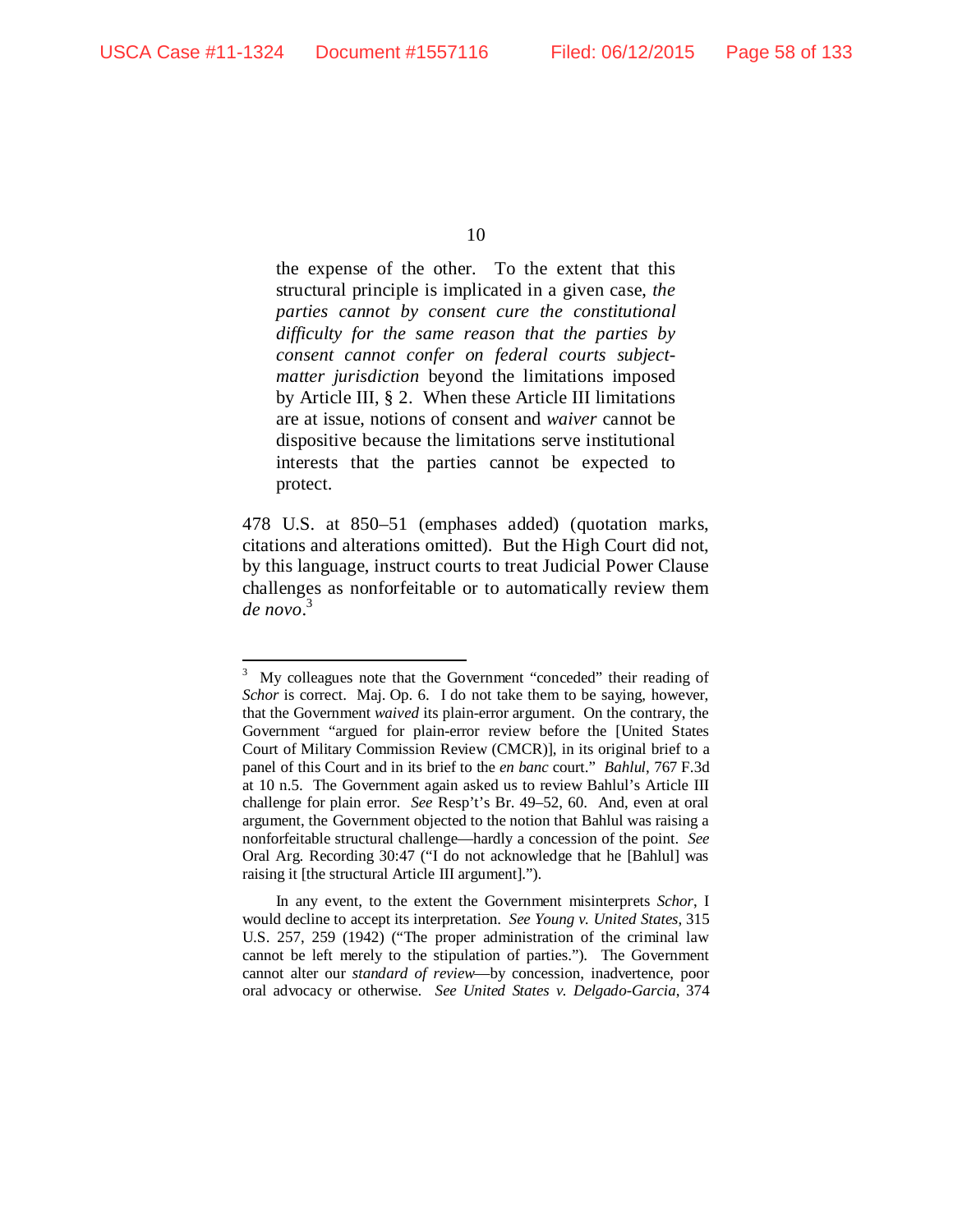> the expense of the other. To the extent that this structural principle is implicated in a given case, *the parties cannot by consent cure the constitutional difficulty for the same reason that the parties by consent cannot confer on federal courts subject-matter jurisdiction* beyond the limitations imposed by Article III, § 2. When these Article III limitations are at issue, notions of consent and *waiver* cannot be dispositive because the limitations serve institutional interests that the parties cannot be expected to protect.

478 U.S. at 850–51 (emphases added) (quotation marks, citations and alterations omitted). But the High Court did not, by this language, instruct courts to treat Judicial Power Clause challenges as nonforfeitable or to automatically review them *de novo*.[3]

---

[3] My colleagues note that the Government "conceded" their reading of *Schor* is correct. Maj. Op. 6. I do not take them to be saying, however, that the Government *waived* its plain-error argument. On the contrary, the Government "argued for plain-error review before the [United States Court of Military Commission Review (CMCR)], in its original brief to a panel of this Court and in its brief to the *en banc* court." *Bahlul*, 767 F.3d at 10 n.5. The Government again asked us to review Bahlul's Article III challenge for plain error. *See* Resp't's Br. 49–52, 60. And, even at oral argument, the Government objected to the notion that Bahlul was raising a nonforfeitable structural challenge—hardly a concession of the point. *See* Oral Arg. Recording 30:47 ("I do not acknowledge that he [Bahlul] was raising it [the structural Article III argument].").

In any event, to the extent the Government misinterprets *Schor*, I would decline to accept its interpretation. *See Young v. United States*, 315 U.S. 257, 259 (1942) ("The proper administration of the criminal law cannot be left merely to the stipulation of parties."). The Government cannot alter our *standard of review*—by concession, inadvertence, poor oral advocacy or otherwise. *See United States v. Delgado-Garcia*, 374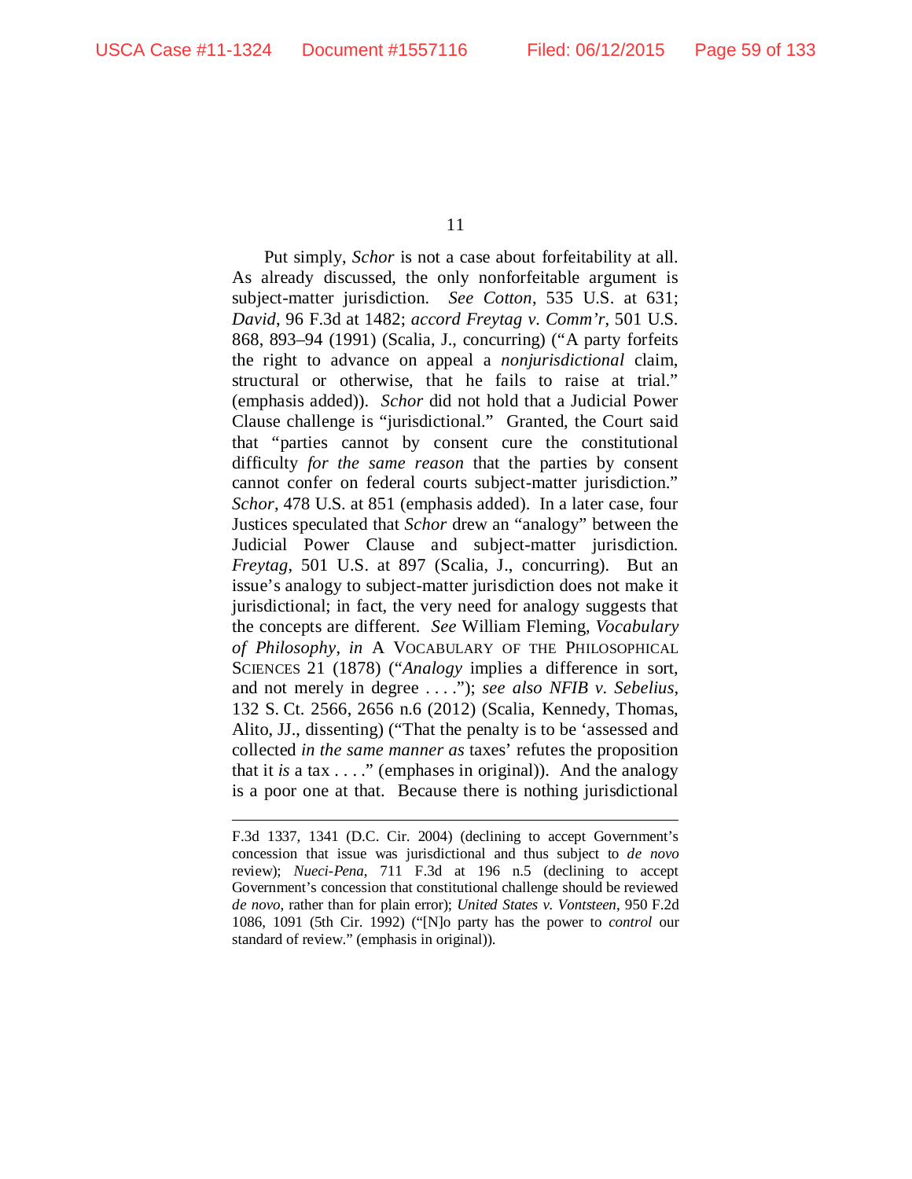Put simply, *Schor* is not a case about forfeitability at all. As already discussed, the only nonforfeitable argument is subject-matter jurisdiction. *See Cotton*, 535 U.S. at 631; *David*, 96 F.3d at 1482; *accord Freytag v. Comm'r*, 501 U.S. 868, 893–94 (1991) (Scalia, J., concurring) ("A party forfeits the right to advance on appeal a *nonjurisdictional* claim, structural or otherwise, that he fails to raise at trial." (emphasis added)). *Schor* did not hold that a Judicial Power Clause challenge is "jurisdictional." Granted, the Court said that "parties cannot by consent cure the constitutional difficulty *for the same reason* that the parties by consent cannot confer on federal courts subject-matter jurisdiction." *Schor*, 478 U.S. at 851 (emphasis added). In a later case, four Justices speculated that *Schor* drew an "analogy" between the Judicial Power Clause and subject-matter jurisdiction. *Freytag*, 501 U.S. at 897 (Scalia, J., concurring). But an issue's analogy to subject-matter jurisdiction does not make it jurisdictional; in fact, the very need for analogy suggests that the concepts are different. *See* William Fleming, *Vocabulary of Philosophy*, *in* A VOCABULARY OF THE PHILOSOPHICAL SCIENCES 21 (1878) ("*Analogy* implies a difference in sort, and not merely in degree . . . ."); *see also NFIB v. Sebelius*, 132 S. Ct. 2566, 2656 n.6 (2012) (Scalia, Kennedy, Thomas, Alito, JJ., dissenting) ("That the penalty is to be 'assessed and collected *in the same manner as* taxes' refutes the proposition that it *is* a tax . . . ." (emphases in original)). And the analogy is a poor one at that. Because there is nothing jurisdictional

---

F.3d 1337, 1341 (D.C. Cir. 2004) (declining to accept Government's concession that issue was jurisdictional and thus subject to *de novo* review); *Nueci-Pena*, 711 F.3d at 196 n.5 (declining to accept Government's concession that constitutional challenge should be reviewed *de novo*, rather than for plain error); *United States v. Vontsteen*, 950 F.2d 1086, 1091 (5th Cir. 1992) ("[N]o party has the power to *control* our standard of review." (emphasis in original)).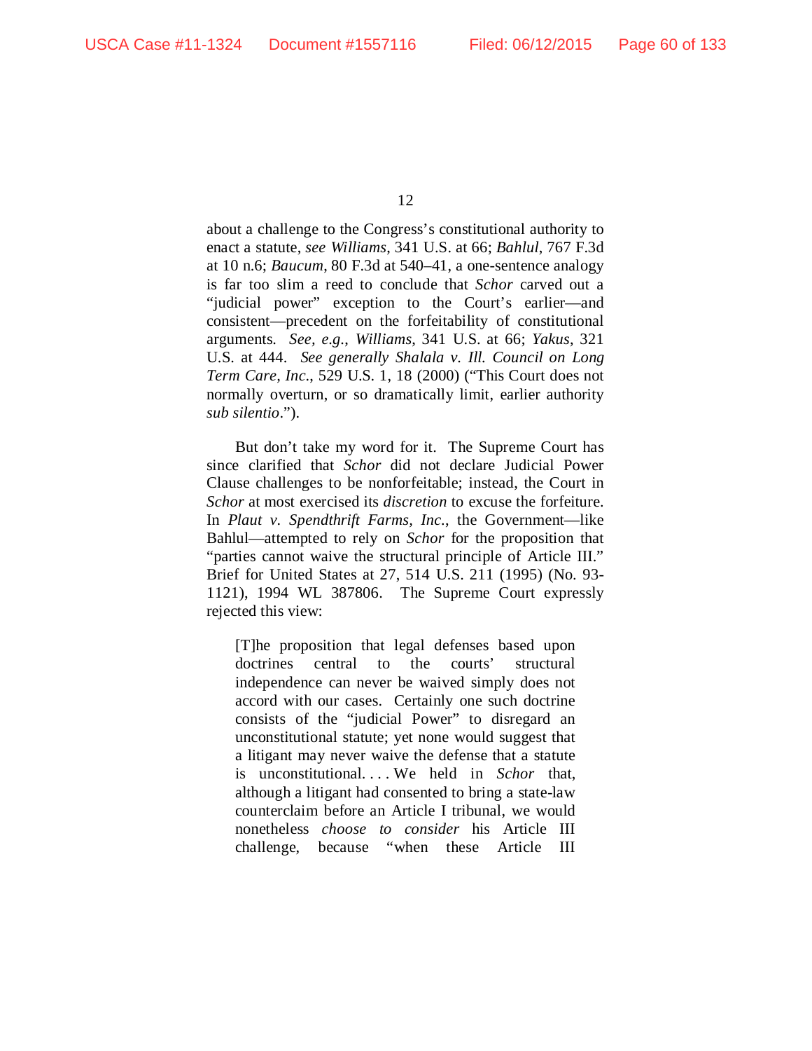about a challenge to the Congress's constitutional authority to enact a statute, *see Williams*, 341 U.S. at 66; *Bahlul*, 767 F.3d at 10 n.6; *Baucum*, 80 F.3d at 540–41, a one-sentence analogy is far too slim a reed to conclude that *Schor* carved out a "judicial power" exception to the Court's earlier—and consistent—precedent on the forfeitability of constitutional arguments. *See, e.g.*, *Williams*, 341 U.S. at 66; *Yakus*, 321 U.S. at 444. *See generally Shalala v. Ill. Council on Long Term Care, Inc.*, 529 U.S. 1, 18 (2000) ("This Court does not normally overturn, or so dramatically limit, earlier authority *sub silentio*.").

But don't take my word for it. The Supreme Court has since clarified that *Schor* did not declare Judicial Power Clause challenges to be nonforfeitable; instead, the Court in *Schor* at most exercised its *discretion* to excuse the forfeiture. In *Plaut v. Spendthrift Farms, Inc.*, the Government—like Bahlul—attempted to rely on *Schor* for the proposition that "parties cannot waive the structural principle of Article III." Brief for United States at 27, 514 U.S. 211 (1995) (No. 93-1121), 1994 WL 387806. The Supreme Court expressly rejected this view:

> [T]he proposition that legal defenses based upon doctrines central to the courts' structural independence can never be waived simply does not accord with our cases. Certainly one such doctrine consists of the "judicial Power" to disregard an unconstitutional statute; yet none would suggest that a litigant may never waive the defense that a statute is unconstitutional. . . . We held in *Schor* that, although a litigant had consented to bring a state-law counterclaim before an Article I tribunal, we would nonetheless *choose to consider* his Article III challenge, because "when these Article III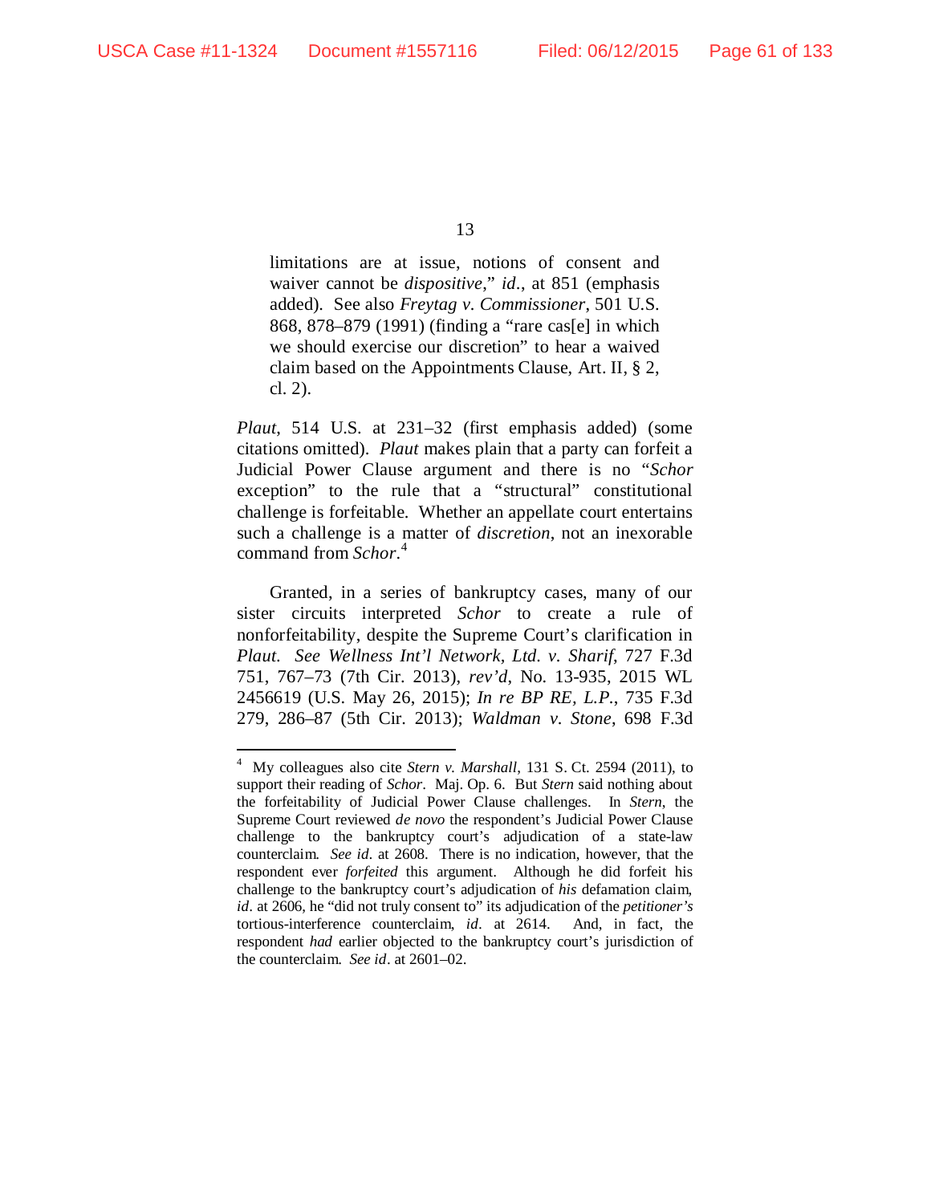> limitations are at issue, notions of consent and waiver cannot be *dispositive*," *id*., at 851 (emphasis added). See also *Freytag v. Commissioner*, 501 U.S. 868, 878–879 (1991) (finding a "rare cas[e] in which we should exercise our discretion" to hear a waived claim based on the Appointments Clause, Art. II, § 2, cl. 2).

*Plaut*, 514 U.S. at 231–32 (first emphasis added) (some citations omitted). *Plaut* makes plain that a party can forfeit a Judicial Power Clause argument and there is no "*Schor* exception" to the rule that a "structural" constitutional challenge is forfeitable. Whether an appellate court entertains such a challenge is a matter of *discretion*, not an inexorable command from *Schor*.[4]

Granted, in a series of bankruptcy cases, many of our sister circuits interpreted *Schor* to create a rule of nonforfeitability, despite the Supreme Court's clarification in *Plaut*. *See Wellness Int'l Network, Ltd. v. Sharif*, 727 F.3d 751, 767–73 (7th Cir. 2013), *rev'd*, No. 13-935, 2015 WL 2456619 (U.S. May 26, 2015); *In re BP RE, L.P.*, 735 F.3d 279, 286–87 (5th Cir. 2013); *Waldman v. Stone*, 698 F.3d

[4] My colleagues also cite *Stern v. Marshall*, 131 S. Ct. 2594 (2011), to support their reading of *Schor*. Maj. Op. 6. But *Stern* said nothing about the forfeitability of Judicial Power Clause challenges. In *Stern*, the Supreme Court reviewed *de novo* the respondent's Judicial Power Clause challenge to the bankruptcy court's adjudication of a state-law counterclaim. *See id*. at 2608. There is no indication, however, that the respondent ever *forfeited* this argument. Although he did forfeit his challenge to the bankruptcy court's adjudication of *his* defamation claim, *id*. at 2606, he "did not truly consent to" its adjudication of the *petitioner's* tortious-interference counterclaim, *id*. at 2614. And, in fact, the respondent *had* earlier objected to the bankruptcy court's jurisdiction of the counterclaim. *See id*. at 2601–02.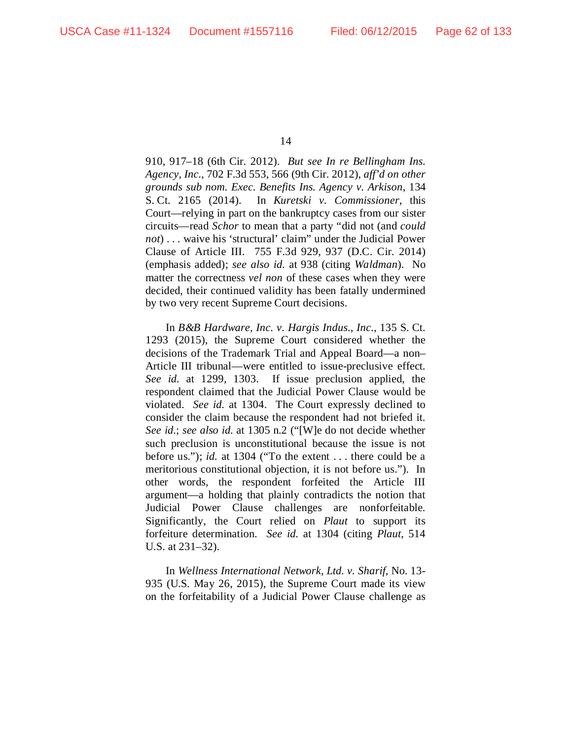910, 917–18 (6th Cir. 2012). *But see In re Bellingham Ins. Agency, Inc.*, 702 F.3d 553, 566 (9th Cir. 2012), *aff'd on other grounds sub nom. Exec. Benefits Ins. Agency v. Arkison*, 134 S. Ct. 2165 (2014). In *Kuretski v. Commissioner*, this Court—relying in part on the bankruptcy cases from our sister circuits—read *Schor* to mean that a party "did not (and *could not*) . . . waive his 'structural' claim" under the Judicial Power Clause of Article III. 755 F.3d 929, 937 (D.C. Cir. 2014) (emphasis added); *see also id.* at 938 (citing *Waldman*). No matter the correctness *vel non* of these cases when they were decided, their continued validity has been fatally undermined by two very recent Supreme Court decisions.

In *B&B Hardware, Inc. v. Hargis Indus., Inc.*, 135 S. Ct. 1293 (2015), the Supreme Court considered whether the decisions of the Trademark Trial and Appeal Board—a non–Article III tribunal—were entitled to issue-preclusive effect. *See id.* at 1299, 1303. If issue preclusion applied, the respondent claimed that the Judicial Power Clause would be violated. *See id.* at 1304. The Court expressly declined to consider the claim because the respondent had not briefed it. *See id.*; *see also id.* at 1305 n.2 ("[W]e do not decide whether such preclusion is unconstitutional because the issue is not before us."); *id.* at 1304 ("To the extent . . . there could be a meritorious constitutional objection, it is not before us."). In other words, the respondent forfeited the Article III argument—a holding that plainly contradicts the notion that Judicial Power Clause challenges are nonforfeitable. Significantly, the Court relied on *Plaut* to support its forfeiture determination. *See id.* at 1304 (citing *Plaut*, 514 U.S. at 231–32).

In *Wellness International Network, Ltd. v. Sharif*, No. 13-935 (U.S. May 26, 2015), the Supreme Court made its view on the forfeitability of a Judicial Power Clause challenge as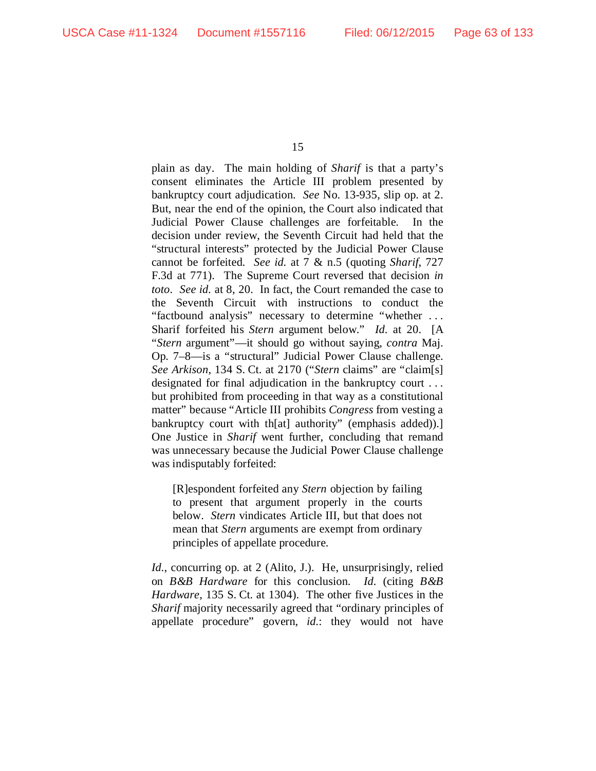plain as day. The main holding of *Sharif* is that a party's consent eliminates the Article III problem presented by bankruptcy court adjudication. *See* No. 13-935, slip op. at 2. But, near the end of the opinion, the Court also indicated that Judicial Power Clause challenges are forfeitable. In the decision under review, the Seventh Circuit had held that the "structural interests" protected by the Judicial Power Clause cannot be forfeited. *See id.* at 7 & n.5 (quoting *Sharif*, 727 F.3d at 771). The Supreme Court reversed that decision *in toto*. *See id.* at 8, 20. In fact, the Court remanded the case to the Seventh Circuit with instructions to conduct the "factbound analysis" necessary to determine "whether . . . Sharif forfeited his *Stern* argument below." *Id.* at 20. [A "*Stern* argument"—it should go without saying, *contra* Maj. Op. 7–8—is a "structural" Judicial Power Clause challenge. *See Arkison*, 134 S. Ct. at 2170 ("*Stern* claims" are "claim[s] designated for final adjudication in the bankruptcy court . . . but prohibited from proceeding in that way as a constitutional matter" because "Article III prohibits *Congress* from vesting a bankruptcy court with th[at] authority" (emphasis added)).] One Justice in *Sharif* went further, concluding that remand was unnecessary because the Judicial Power Clause challenge was indisputably forfeited:

> [R]espondent forfeited any *Stern* objection by failing to present that argument properly in the courts below. *Stern* vindicates Article III, but that does not mean that *Stern* arguments are exempt from ordinary principles of appellate procedure.

*Id.*, concurring op. at 2 (Alito, J.). He, unsurprisingly, relied on *B&B Hardware* for this conclusion. *Id.* (citing *B&B Hardware*, 135 S. Ct. at 1304). The other five Justices in the *Sharif* majority necessarily agreed that "ordinary principles of appellate procedure" govern, *id.*: they would not have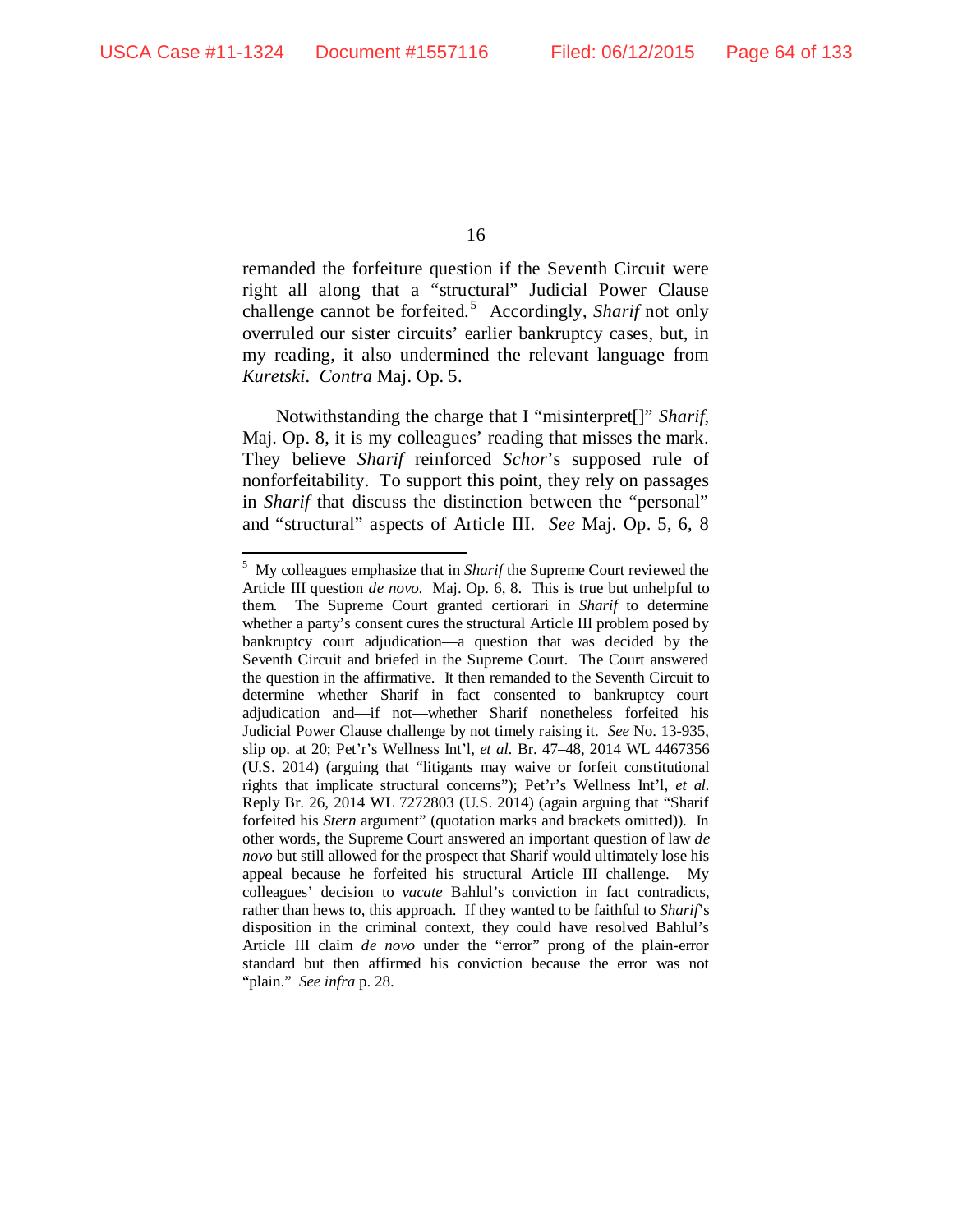remanded the forfeiture question if the Seventh Circuit were right all along that a "structural" Judicial Power Clause challenge cannot be forfeited.[5] Accordingly, *Sharif* not only overruled our sister circuits' earlier bankruptcy cases, but, in my reading, it also undermined the relevant language from *Kuretski*. *Contra* Maj. Op. 5.

Notwithstanding the charge that I "misinterpret[]" *Sharif*, Maj. Op. 8, it is my colleagues' reading that misses the mark. They believe *Sharif* reinforced *Schor*'s supposed rule of nonforfeitability. To support this point, they rely on passages in *Sharif* that discuss the distinction between the "personal" and "structural" aspects of Article III. *See* Maj. Op. 5, 6, 8

---

[5] My colleagues emphasize that in *Sharif* the Supreme Court reviewed the Article III question *de novo*. Maj. Op. 6, 8. This is true but unhelpful to them. The Supreme Court granted certiorari in *Sharif* to determine whether a party's consent cures the structural Article III problem posed by bankruptcy court adjudication—a question that was decided by the Seventh Circuit and briefed in the Supreme Court. The Court answered the question in the affirmative. It then remanded to the Seventh Circuit to determine whether Sharif in fact consented to bankruptcy court adjudication and—if not—whether Sharif nonetheless forfeited his Judicial Power Clause challenge by not timely raising it. *See* No. 13-935, slip op. at 20; Pet'r's Wellness Int'l, *et al.* Br. 47–48, 2014 WL 4467356 (U.S. 2014) (arguing that "litigants may waive or forfeit constitutional rights that implicate structural concerns"); Pet'r's Wellness Int'l, *et al.* Reply Br. 26, 2014 WL 7272803 (U.S. 2014) (again arguing that "Sharif forfeited his *Stern* argument" (quotation marks and brackets omitted)). In other words, the Supreme Court answered an important question of law *de novo* but still allowed for the prospect that Sharif would ultimately lose his appeal because he forfeited his structural Article III challenge. My colleagues' decision to *vacate* Bahlul's conviction in fact contradicts, rather than hews to, this approach. If they wanted to be faithful to *Sharif*'s disposition in the criminal context, they could have resolved Bahlul's Article III claim *de novo* under the "error" prong of the plain-error standard but then affirmed his conviction because the error was not "plain." *See infra* p. 28.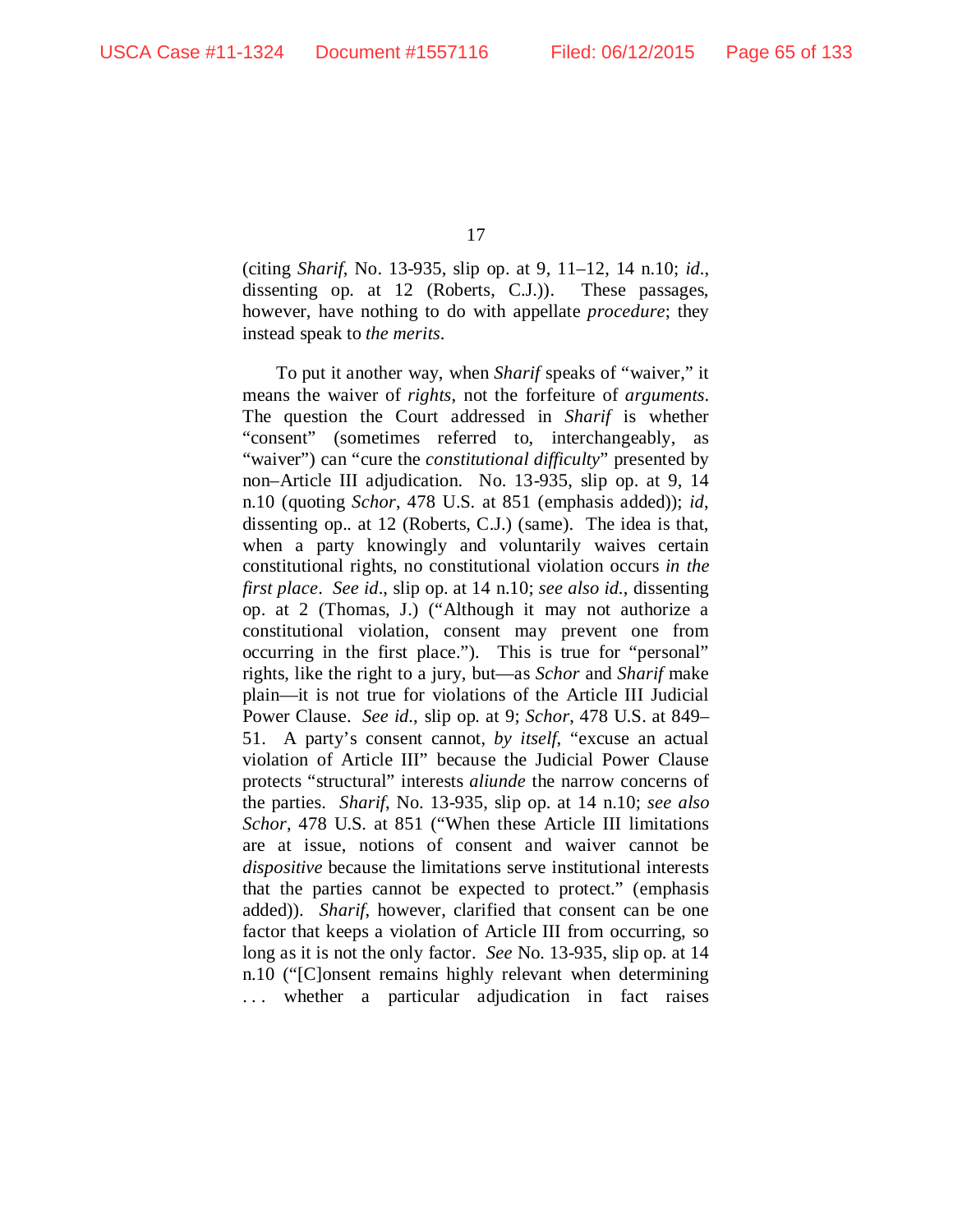(citing *Sharif*, No. 13-935, slip op. at 9, 11–12, 14 n.10; *id.*, dissenting op. at 12 (Roberts, C.J.)). These passages, however, have nothing to do with appellate *procedure*; they instead speak to *the merits*.

To put it another way, when *Sharif* speaks of "waiver," it means the waiver of *rights*, not the forfeiture of *arguments*. The question the Court addressed in *Sharif* is whether "consent" (sometimes referred to, interchangeably, as "waiver") can "cure the *constitutional difficulty*" presented by non–Article III adjudication. No. 13-935, slip op. at 9, 14 n.10 (quoting *Schor*, 478 U.S. at 851 (emphasis added)); *id*, dissenting op.. at 12 (Roberts, C.J.) (same). The idea is that, when a party knowingly and voluntarily waives certain constitutional rights, no constitutional violation occurs *in the first place*. *See id*., slip op. at 14 n.10; *see also id.*, dissenting op. at 2 (Thomas, J.) ("Although it may not authorize a constitutional violation, consent may prevent one from occurring in the first place."). This is true for "personal" rights, like the right to a jury, but—as *Schor* and *Sharif* make plain—it is not true for violations of the Article III Judicial Power Clause. *See id.*, slip op. at 9; *Schor*, 478 U.S. at 849–51. A party's consent cannot, *by itself*, "excuse an actual violation of Article III" because the Judicial Power Clause protects "structural" interests *aliunde* the narrow concerns of the parties. *Sharif*, No. 13-935, slip op. at 14 n.10; *see also Schor*, 478 U.S. at 851 ("When these Article III limitations are at issue, notions of consent and waiver cannot be *dispositive* because the limitations serve institutional interests that the parties cannot be expected to protect." (emphasis added)). *Sharif*, however, clarified that consent can be one factor that keeps a violation of Article III from occurring, so long as it is not the only factor. *See* No. 13-935, slip op. at 14 n.10 ("[C]onsent remains highly relevant when determining . . . whether a particular adjudication in fact raises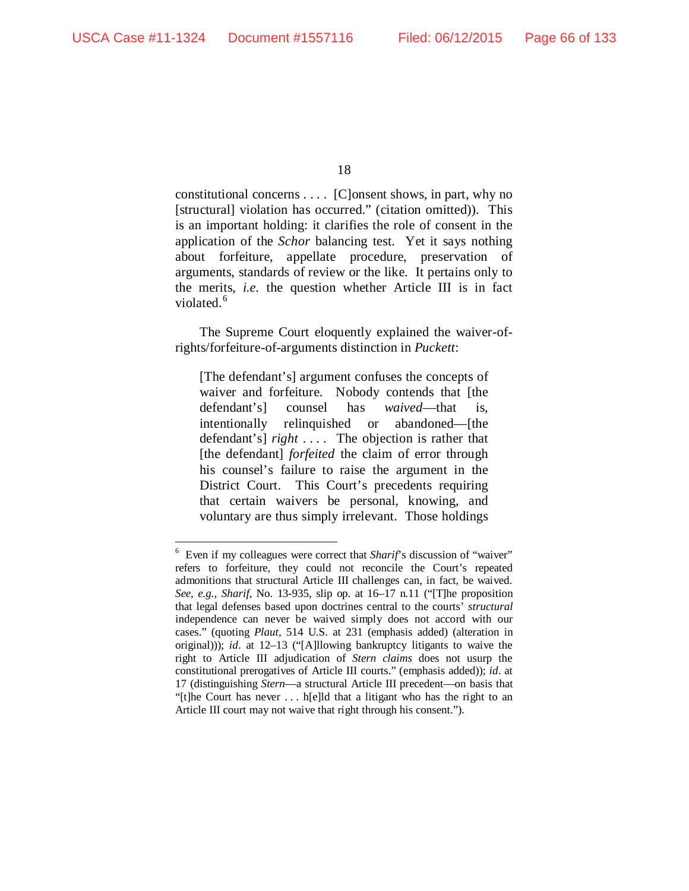constitutional concerns . . . . [C]onsent shows, in part, why no [structural] violation has occurred." (citation omitted)). This is an important holding: it clarifies the role of consent in the application of the *Schor* balancing test. Yet it says nothing about forfeiture, appellate procedure, preservation of arguments, standards of review or the like. It pertains only to the merits, *i.e.* the question whether Article III is in fact violated.[6]

The Supreme Court eloquently explained the waiver-of-rights/forfeiture-of-arguments distinction in *Puckett*:

> [The defendant's] argument confuses the concepts of waiver and forfeiture. Nobody contends that [the defendant's] counsel has *waived*—that is, intentionally relinquished or abandoned—[the defendant's] *right* . . . . The objection is rather that [the defendant] *forfeited* the claim of error through his counsel's failure to raise the argument in the District Court. This Court's precedents requiring that certain waivers be personal, knowing, and voluntary are thus simply irrelevant. Those holdings

---

[6] Even if my colleagues were correct that *Sharif*'s discussion of "waiver" refers to forfeiture, they could not reconcile the Court's repeated admonitions that structural Article III challenges can, in fact, be waived. *See, e.g.*, *Sharif*, No. 13-935, slip op. at 16–17 n.11 ("[T]he proposition that legal defenses based upon doctrines central to the courts' *structural* independence can never be waived simply does not accord with our cases." (quoting *Plaut*, 514 U.S. at 231 (emphasis added) (alteration in original))); *id*. at 12–13 ("[A]llowing bankruptcy litigants to waive the right to Article III adjudication of *Stern claims* does not usurp the constitutional prerogatives of Article III courts." (emphasis added)); *id*. at 17 (distinguishing *Stern*—a structural Article III precedent—on basis that "[t]he Court has never . . . h[e]ld that a litigant who has the right to an Article III court may not waive that right through his consent.").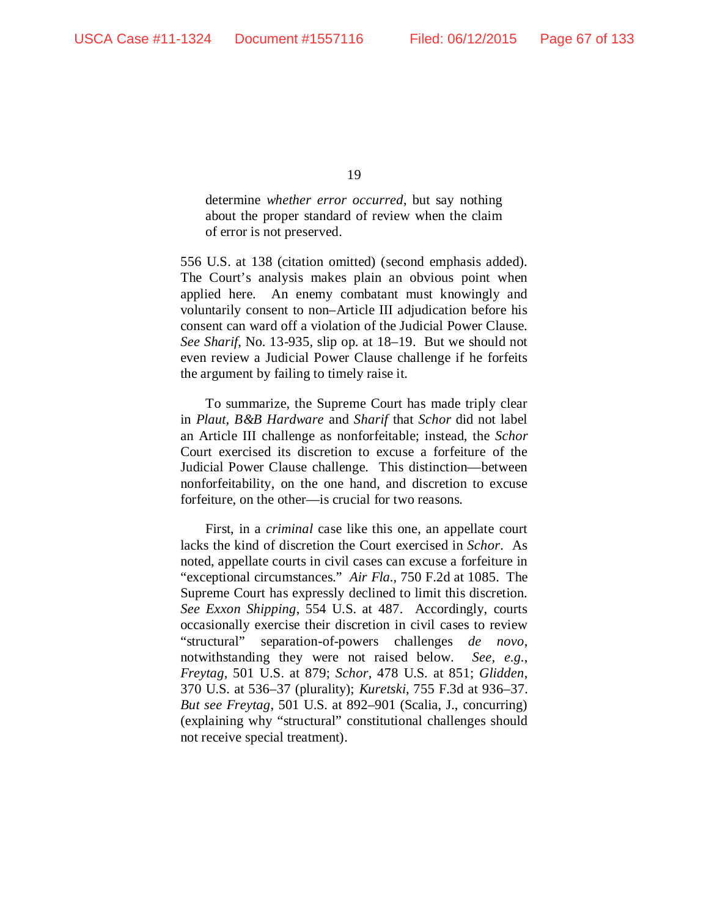> determine *whether error occurred*, but say nothing about the proper standard of review when the claim of error is not preserved.

556 U.S. at 138 (citation omitted) (second emphasis added). The Court's analysis makes plain an obvious point when applied here. An enemy combatant must knowingly and voluntarily consent to non–Article III adjudication before his consent can ward off a violation of the Judicial Power Clause. *See Sharif*, No. 13-935, slip op. at 18–19. But we should not even review a Judicial Power Clause challenge if he forfeits the argument by failing to timely raise it.

To summarize, the Supreme Court has made triply clear in *Plaut*, *B&B Hardware* and *Sharif* that *Schor* did not label an Article III challenge as nonforfeitable; instead, the *Schor* Court exercised its discretion to excuse a forfeiture of the Judicial Power Clause challenge. This distinction—between nonforfeitability, on the one hand, and discretion to excuse forfeiture, on the other—is crucial for two reasons.

First, in a *criminal* case like this one, an appellate court lacks the kind of discretion the Court exercised in *Schor*. As noted, appellate courts in civil cases can excuse a forfeiture in "exceptional circumstances." *Air Fla*., 750 F.2d at 1085. The Supreme Court has expressly declined to limit this discretion. *See Exxon Shipping*, 554 U.S. at 487. Accordingly, courts occasionally exercise their discretion in civil cases to review "structural" separation-of-powers challenges *de novo*, notwithstanding they were not raised below. *See, e.g.*, *Freytag*, 501 U.S. at 879; *Schor*, 478 U.S. at 851; *Glidden*, 370 U.S. at 536–37 (plurality); *Kuretski*, 755 F.3d at 936–37. *But see Freytag*, 501 U.S. at 892–901 (Scalia, J., concurring) (explaining why "structural" constitutional challenges should not receive special treatment).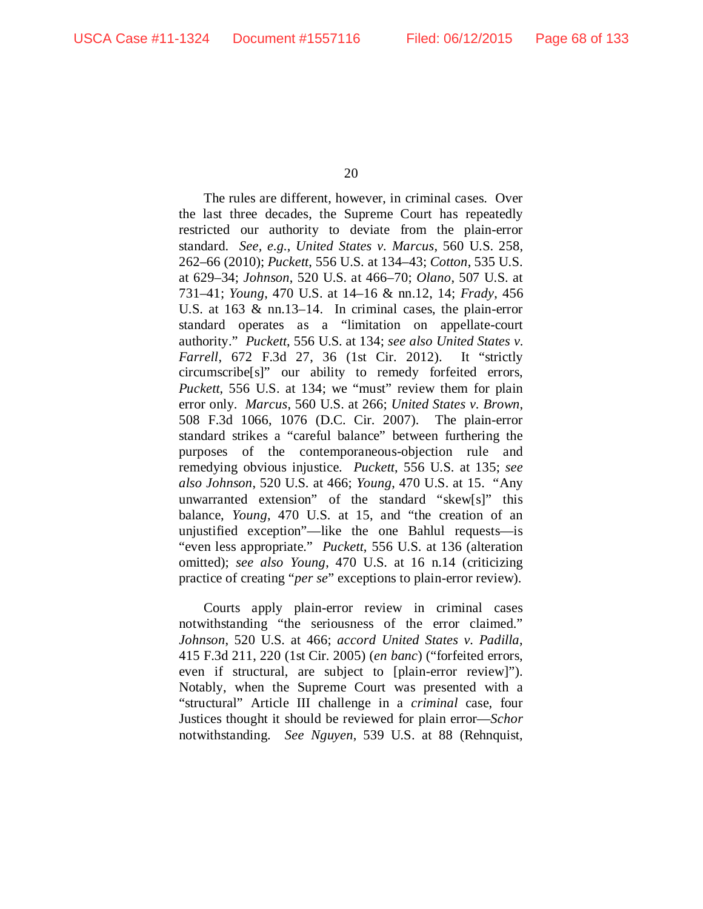The rules are different, however, in criminal cases. Over the last three decades, the Supreme Court has repeatedly restricted our authority to deviate from the plain-error standard. *See, e.g.*, *United States v. Marcus*, 560 U.S. 258, 262–66 (2010); *Puckett*, 556 U.S. at 134–43; *Cotton*, 535 U.S. at 629–34; *Johnson*, 520 U.S. at 466–70; *Olano*, 507 U.S. at 731–41; *Young*, 470 U.S. at 14–16 & nn.12, 14; *Frady*, 456 U.S. at 163 & nn.13–14. In criminal cases, the plain-error standard operates as a "limitation on appellate-court authority." *Puckett*, 556 U.S. at 134; *see also United States v. Farrell*, 672 F.3d 27, 36 (1st Cir. 2012). It "strictly circumscribe[s]" our ability to remedy forfeited errors, *Puckett*, 556 U.S. at 134; we "must" review them for plain error only. *Marcus*, 560 U.S. at 266; *United States v. Brown*, 508 F.3d 1066, 1076 (D.C. Cir. 2007). The plain-error standard strikes a "careful balance" between furthering the purposes of the contemporaneous-objection rule and remedying obvious injustice. *Puckett*, 556 U.S. at 135; *see also Johnson*, 520 U.S. at 466; *Young*, 470 U.S. at 15. "Any unwarranted extension" of the standard "skew[s]" this balance, *Young*, 470 U.S. at 15, and "the creation of an unjustified exception"—like the one Bahlul requests—is "even less appropriate." *Puckett*, 556 U.S. at 136 (alteration omitted); *see also Young*, 470 U.S. at 16 n.14 (criticizing practice of creating "*per se*" exceptions to plain-error review).

Courts apply plain-error review in criminal cases notwithstanding "the seriousness of the error claimed." *Johnson*, 520 U.S. at 466; *accord United States v. Padilla*, 415 F.3d 211, 220 (1st Cir. 2005) (*en banc*) ("forfeited errors, even if structural, are subject to [plain-error review]"). Notably, when the Supreme Court was presented with a "structural" Article III challenge in a *criminal* case, four Justices thought it should be reviewed for plain error—*Schor* notwithstanding. *See Nguyen*, 539 U.S. at 88 (Rehnquist,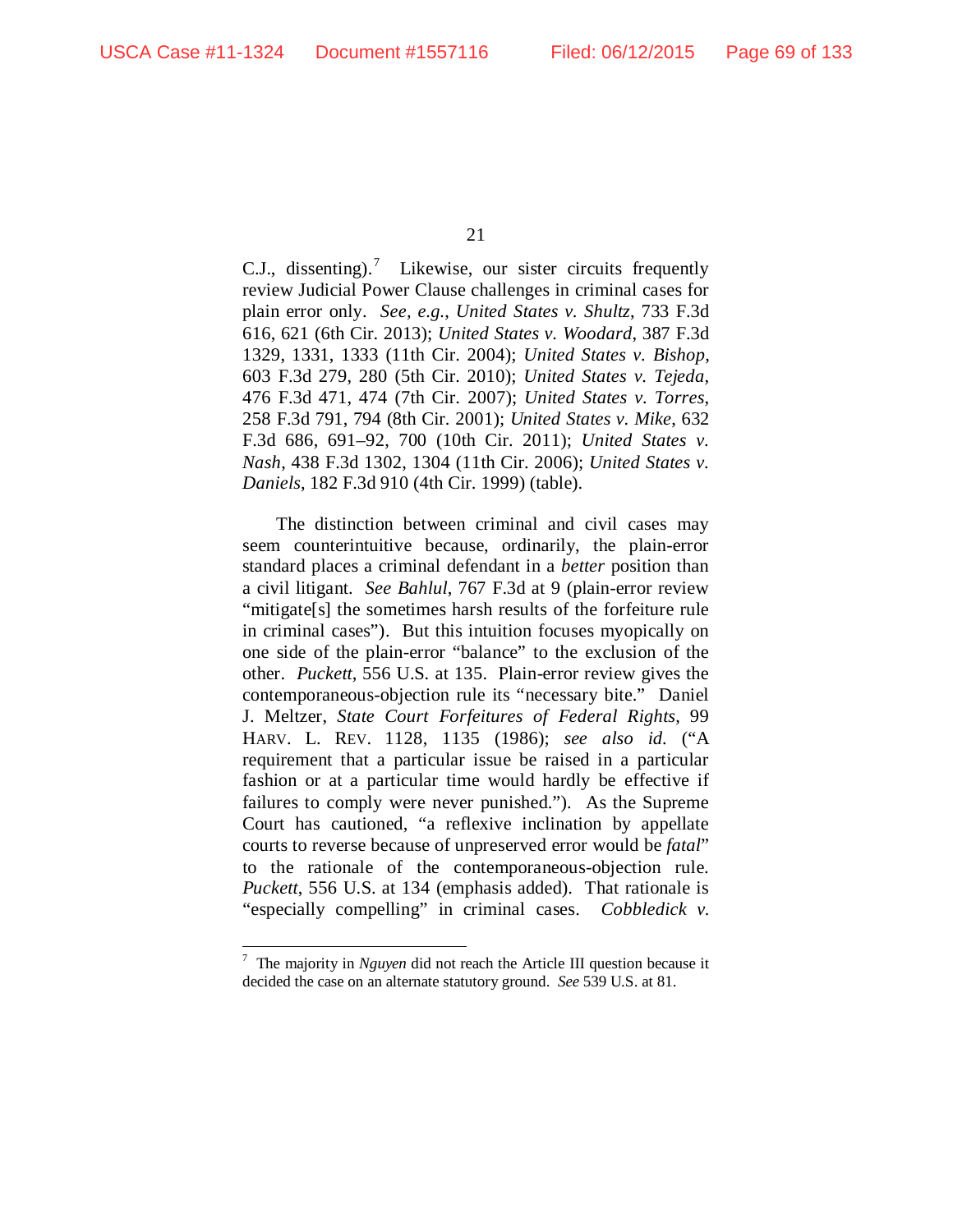C.J., dissenting).[7] Likewise, our sister circuits frequently review Judicial Power Clause challenges in criminal cases for plain error only. *See, e.g.*, *United States v. Shultz*, 733 F.3d 616, 621 (6th Cir. 2013); *United States v. Woodard*, 387 F.3d 1329, 1331, 1333 (11th Cir. 2004); *United States v. Bishop*, 603 F.3d 279, 280 (5th Cir. 2010); *United States v. Tejeda*, 476 F.3d 471, 474 (7th Cir. 2007); *United States v. Torres*, 258 F.3d 791, 794 (8th Cir. 2001); *United States v. Mike*, 632 F.3d 686, 691–92, 700 (10th Cir. 2011); *United States v. Nash*, 438 F.3d 1302, 1304 (11th Cir. 2006); *United States v. Daniels*, 182 F.3d 910 (4th Cir. 1999) (table).

The distinction between criminal and civil cases may seem counterintuitive because, ordinarily, the plain-error standard places a criminal defendant in a *better* position than a civil litigant. *See Bahlul*, 767 F.3d at 9 (plain-error review "mitigate[s] the sometimes harsh results of the forfeiture rule in criminal cases"). But this intuition focuses myopically on one side of the plain-error "balance" to the exclusion of the other. *Puckett*, 556 U.S. at 135. Plain-error review gives the contemporaneous-objection rule its "necessary bite." Daniel J. Meltzer, *State Court Forfeitures of Federal Rights*, 99 HARV. L. REV. 1128, 1135 (1986); *see also id.* ("A requirement that a particular issue be raised in a particular fashion or at a particular time would hardly be effective if failures to comply were never punished."). As the Supreme Court has cautioned, "a reflexive inclination by appellate courts to reverse because of unpreserved error would be *fatal*" to the rationale of the contemporaneous-objection rule. *Puckett*, 556 U.S. at 134 (emphasis added). That rationale is "especially compelling" in criminal cases. *Cobbledick v.*

---

[7] The majority in *Nguyen* did not reach the Article III question because it decided the case on an alternate statutory ground. *See* 539 U.S. at 81.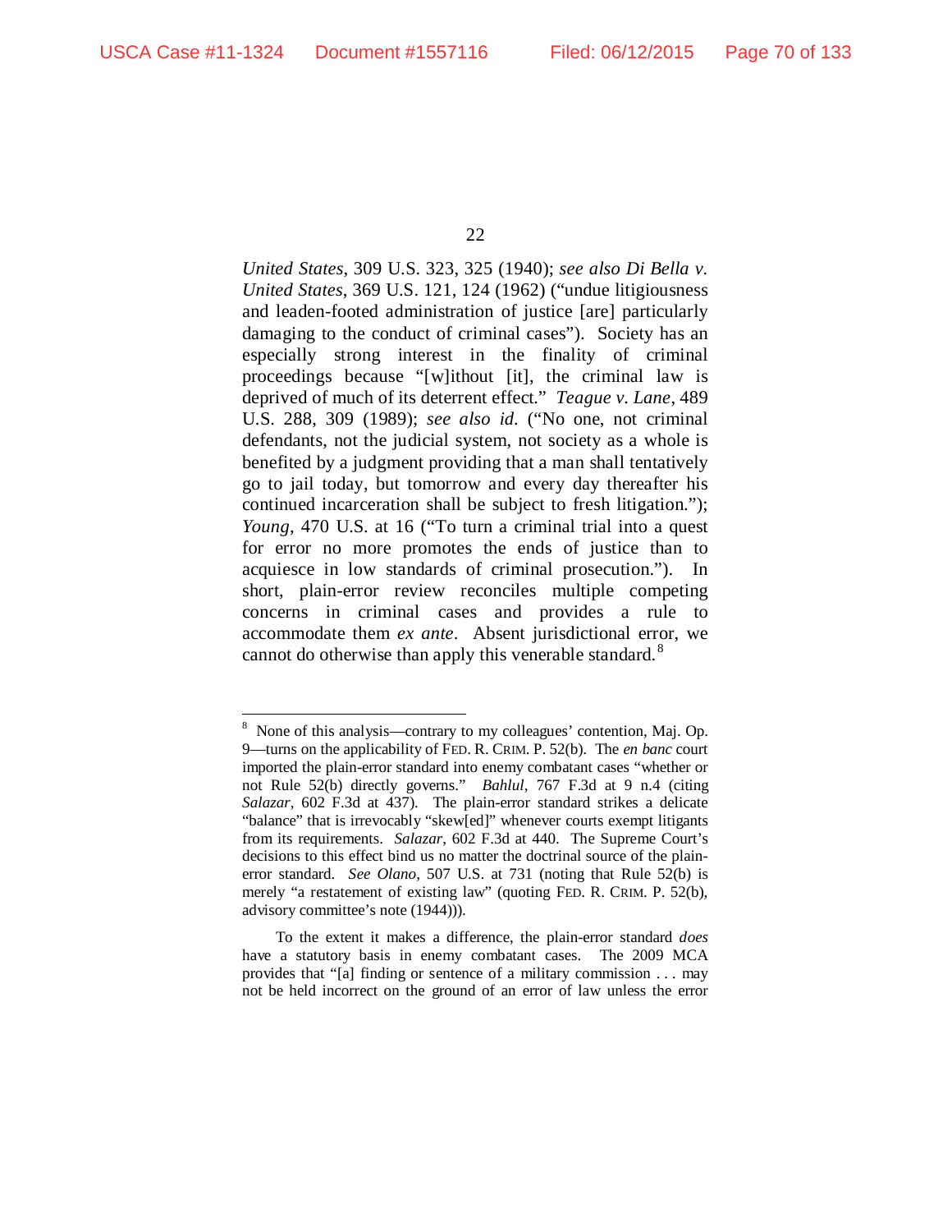*United States*, 309 U.S. 323, 325 (1940); *see also Di Bella v. United States*, 369 U.S. 121, 124 (1962) ("undue litigiousness and leaden-footed administration of justice [are] particularly damaging to the conduct of criminal cases"). Society has an especially strong interest in the finality of criminal proceedings because "[w]ithout [it], the criminal law is deprived of much of its deterrent effect." *Teague v. Lane*, 489 U.S. 288, 309 (1989); *see also id.* ("No one, not criminal defendants, not the judicial system, not society as a whole is benefited by a judgment providing that a man shall tentatively go to jail today, but tomorrow and every day thereafter his continued incarceration shall be subject to fresh litigation."); *Young*, 470 U.S. at 16 ("To turn a criminal trial into a quest for error no more promotes the ends of justice than to acquiesce in low standards of criminal prosecution."). In short, plain-error review reconciles multiple competing concerns in criminal cases and provides a rule to accommodate them *ex ante*. Absent jurisdictional error, we cannot do otherwise than apply this venerable standard.[8]

---

[8] None of this analysis—contrary to my colleagues' contention, Maj. Op. 9—turns on the applicability of FED. R. CRIM. P. 52(b). The *en banc* court imported the plain-error standard into enemy combatant cases "whether or not Rule 52(b) directly governs." *Bahlul*, 767 F.3d at 9 n.4 (citing *Salazar*, 602 F.3d at 437). The plain-error standard strikes a delicate "balance" that is irrevocably "skew[ed]" whenever courts exempt litigants from its requirements. *Salazar*, 602 F.3d at 440. The Supreme Court's decisions to this effect bind us no matter the doctrinal source of the plain-error standard. *See Olano*, 507 U.S. at 731 (noting that Rule 52(b) is merely "a restatement of existing law" (quoting FED. R. CRIM. P. 52(b), advisory committee's note (1944))).

To the extent it makes a difference, the plain-error standard *does* have a statutory basis in enemy combatant cases. The 2009 MCA provides that "[a] finding or sentence of a military commission . . . may not be held incorrect on the ground of an error of law unless the error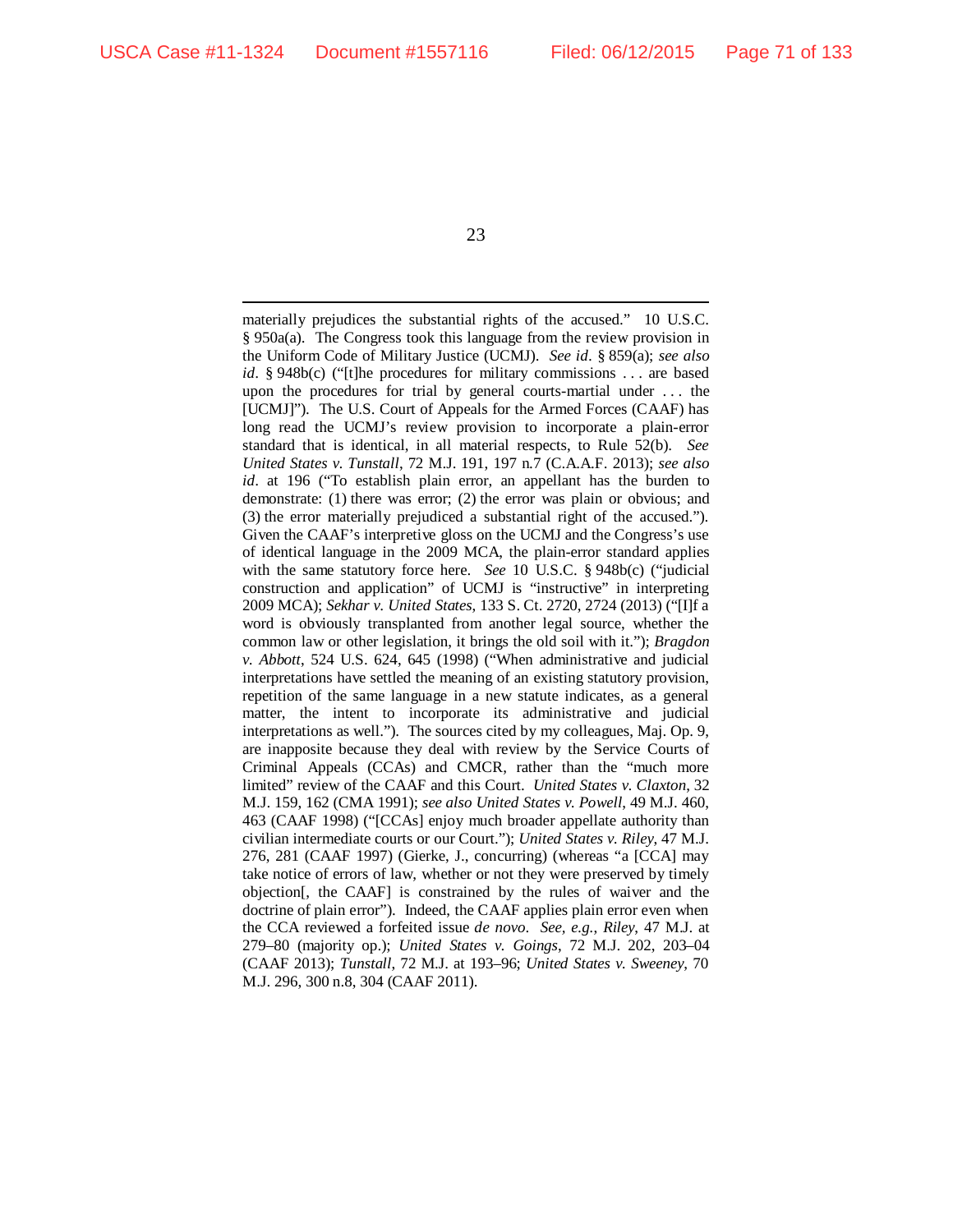materially prejudices the substantial rights of the accused." 10 U.S.C. § 950a(a). The Congress took this language from the review provision in the Uniform Code of Military Justice (UCMJ). *See id*. § 859(a); *see also id*. § 948b(c) ("[t]he procedures for military commissions . . . are based upon the procedures for trial by general courts-martial under . . . the [UCMJ]"). The U.S. Court of Appeals for the Armed Forces (CAAF) has long read the UCMJ's review provision to incorporate a plain-error standard that is identical, in all material respects, to Rule 52(b). *See United States v. Tunstall*, 72 M.J. 191, 197 n.7 (C.A.A.F. 2013); *see also id*. at 196 ("To establish plain error, an appellant has the burden to demonstrate: (1) there was error; (2) the error was plain or obvious; and (3) the error materially prejudiced a substantial right of the accused."). Given the CAAF's interpretive gloss on the UCMJ and the Congress's use of identical language in the 2009 MCA, the plain-error standard applies with the same statutory force here. *See* 10 U.S.C. § 948b(c) ("judicial construction and application" of UCMJ is "instructive" in interpreting 2009 MCA); *Sekhar v. United States*, 133 S. Ct. 2720, 2724 (2013) ("[I]f a word is obviously transplanted from another legal source, whether the common law or other legislation, it brings the old soil with it."); *Bragdon v. Abbott*, 524 U.S. 624, 645 (1998) ("When administrative and judicial interpretations have settled the meaning of an existing statutory provision, repetition of the same language in a new statute indicates, as a general matter, the intent to incorporate its administrative and judicial interpretations as well."). The sources cited by my colleagues, Maj. Op. 9, are inapposite because they deal with review by the Service Courts of Criminal Appeals (CCAs) and CMCR, rather than the "much more limited" review of the CAAF and this Court. *United States v. Claxton*, 32 M.J. 159, 162 (CMA 1991); *see also United States v. Powell*, 49 M.J. 460, 463 (CAAF 1998) ("[CCAs] enjoy much broader appellate authority than civilian intermediate courts or our Court."); *United States v. Riley*, 47 M.J. 276, 281 (CAAF 1997) (Gierke, J., concurring) (whereas "a [CCA] may take notice of errors of law, whether or not they were preserved by timely objection[, the CAAF] is constrained by the rules of waiver and the doctrine of plain error"). Indeed, the CAAF applies plain error even when the CCA reviewed a forfeited issue *de novo*. *See, e.g.*, *Riley*, 47 M.J. at 279–80 (majority op.); *United States v. Goings*, 72 M.J. 202, 203–04 (CAAF 2013); *Tunstall*, 72 M.J. at 193–96; *United States v. Sweeney*, 70 M.J. 296, 300 n.8, 304 (CAAF 2011).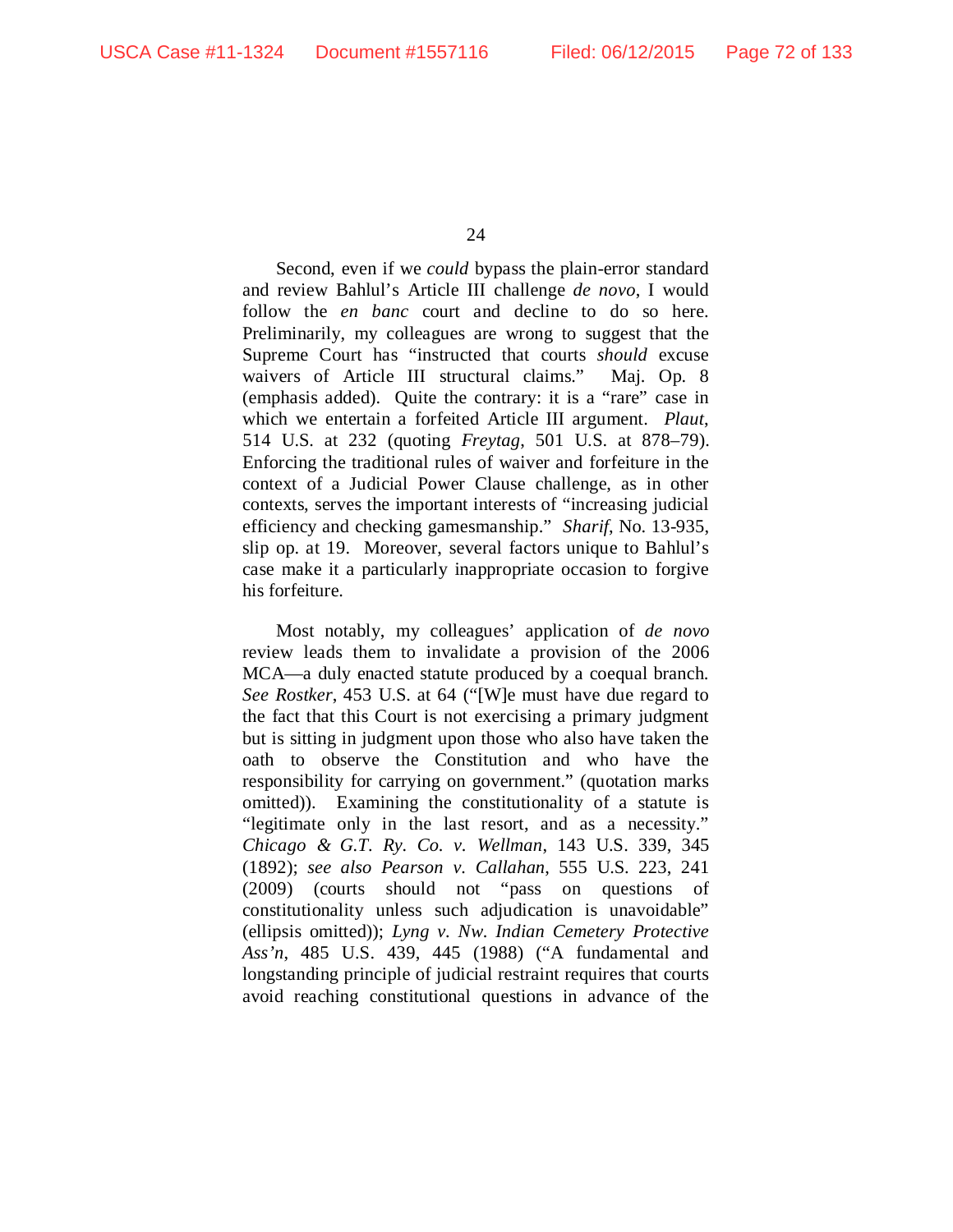Second, even if we *could* bypass the plain-error standard and review Bahlul's Article III challenge *de novo*, I would follow the *en banc* court and decline to do so here. Preliminarily, my colleagues are wrong to suggest that the Supreme Court has "instructed that courts *should* excuse waivers of Article III structural claims." Maj. Op. 8 (emphasis added). Quite the contrary: it is a "rare" case in which we entertain a forfeited Article III argument. *Plaut*, 514 U.S. at 232 (quoting *Freytag*, 501 U.S. at 878–79). Enforcing the traditional rules of waiver and forfeiture in the context of a Judicial Power Clause challenge, as in other contexts, serves the important interests of "increasing judicial efficiency and checking gamesmanship." *Sharif*, No. 13-935, slip op. at 19. Moreover, several factors unique to Bahlul's case make it a particularly inappropriate occasion to forgive his forfeiture.

Most notably, my colleagues' application of *de novo* review leads them to invalidate a provision of the 2006 MCA—a duly enacted statute produced by a coequal branch. *See Rostker*, 453 U.S. at 64 ("[W]e must have due regard to the fact that this Court is not exercising a primary judgment but is sitting in judgment upon those who also have taken the oath to observe the Constitution and who have the responsibility for carrying on government." (quotation marks omitted)). Examining the constitutionality of a statute is "legitimate only in the last resort, and as a necessity." *Chicago & G.T. Ry. Co. v. Wellman*, 143 U.S. 339, 345 (1892); *see also Pearson v. Callahan*, 555 U.S. 223, 241 (2009) (courts should not "pass on questions of constitutionality unless such adjudication is unavoidable" (ellipsis omitted)); *Lyng v. Nw. Indian Cemetery Protective Ass'n*, 485 U.S. 439, 445 (1988) ("A fundamental and longstanding principle of judicial restraint requires that courts avoid reaching constitutional questions in advance of the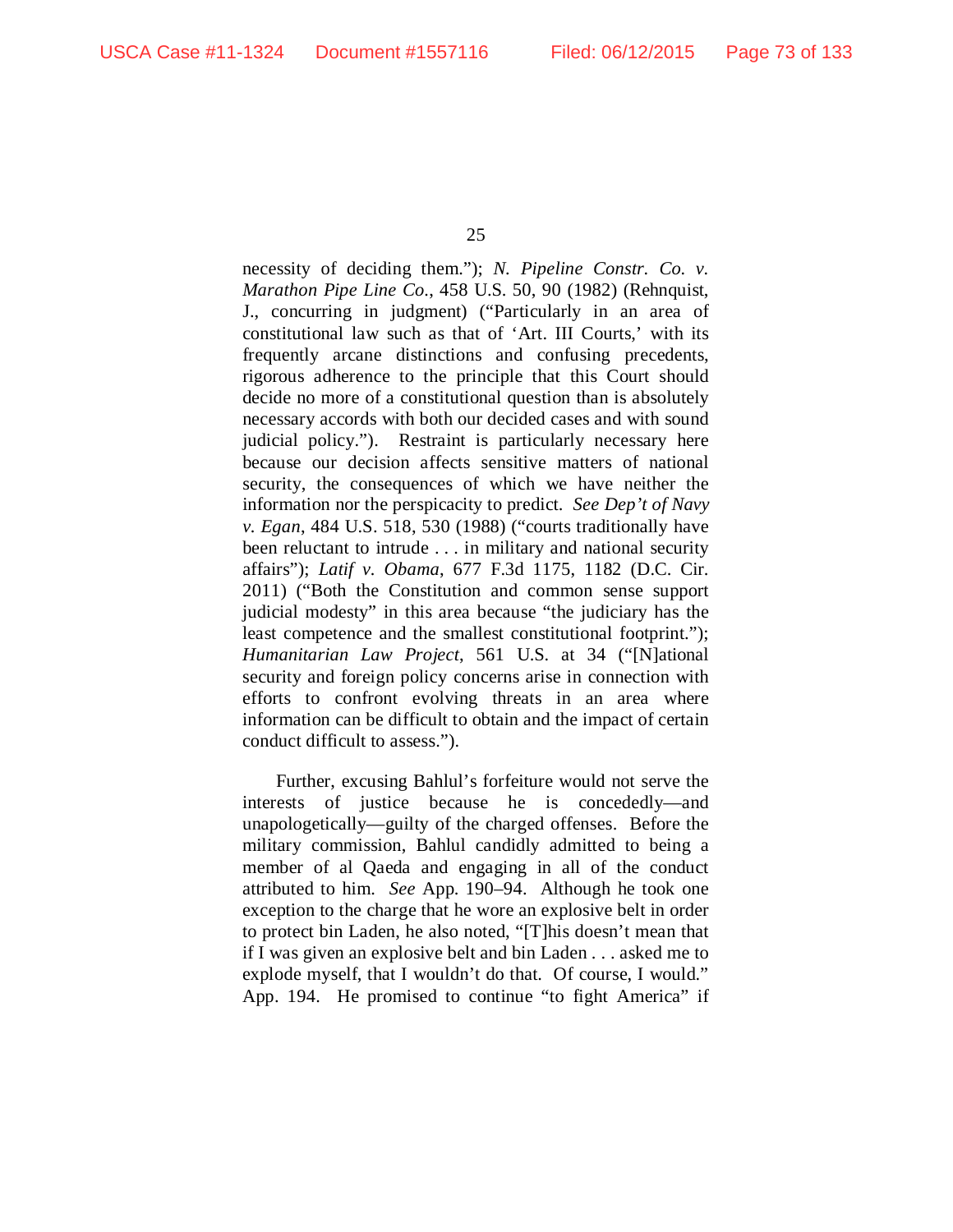necessity of deciding them."); *N. Pipeline Constr. Co. v. Marathon Pipe Line Co.*, 458 U.S. 50, 90 (1982) (Rehnquist, J., concurring in judgment) ("Particularly in an area of constitutional law such as that of 'Art. III Courts,' with its frequently arcane distinctions and confusing precedents, rigorous adherence to the principle that this Court should decide no more of a constitutional question than is absolutely necessary accords with both our decided cases and with sound judicial policy."). Restraint is particularly necessary here because our decision affects sensitive matters of national security, the consequences of which we have neither the information nor the perspicacity to predict. *See Dep't of Navy v. Egan*, 484 U.S. 518, 530 (1988) ("courts traditionally have been reluctant to intrude . . . in military and national security affairs"); *Latif v. Obama*, 677 F.3d 1175, 1182 (D.C. Cir. 2011) ("Both the Constitution and common sense support judicial modesty" in this area because "the judiciary has the least competence and the smallest constitutional footprint."); *Humanitarian Law Project*, 561 U.S. at 34 ("[N]ational security and foreign policy concerns arise in connection with efforts to confront evolving threats in an area where information can be difficult to obtain and the impact of certain conduct difficult to assess.").

Further, excusing Bahlul's forfeiture would not serve the interests of justice because he is concededly—and unapologetically—guilty of the charged offenses. Before the military commission, Bahlul candidly admitted to being a member of al Qaeda and engaging in all of the conduct attributed to him. *See* App. 190–94. Although he took one exception to the charge that he wore an explosive belt in order to protect bin Laden, he also noted, "[T]his doesn't mean that if I was given an explosive belt and bin Laden . . . asked me to explode myself, that I wouldn't do that. Of course, I would." App. 194. He promised to continue "to fight America" if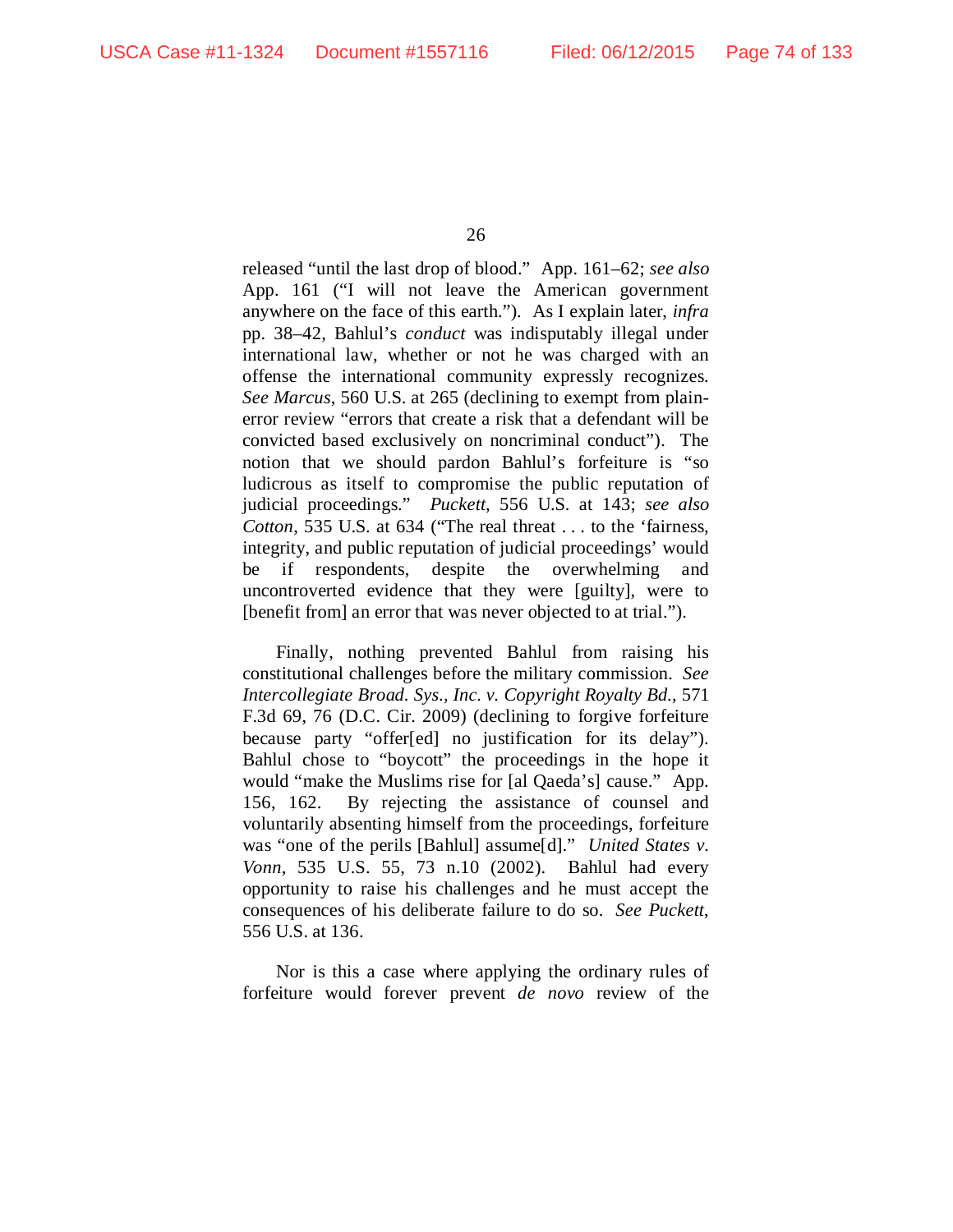released "until the last drop of blood." App. 161–62; *see also* App. 161 ("I will not leave the American government anywhere on the face of this earth."). As I explain later, *infra* pp. 38–42, Bahlul's *conduct* was indisputably illegal under international law, whether or not he was charged with an offense the international community expressly recognizes. *See Marcus*, 560 U.S. at 265 (declining to exempt from plain-error review "errors that create a risk that a defendant will be convicted based exclusively on noncriminal conduct"). The notion that we should pardon Bahlul's forfeiture is "so ludicrous as itself to compromise the public reputation of judicial proceedings." *Puckett*, 556 U.S. at 143; *see also Cotton*, 535 U.S. at 634 ("The real threat . . . to the 'fairness, integrity, and public reputation of judicial proceedings' would be if respondents, despite the overwhelming and uncontroverted evidence that they were [guilty], were to [benefit from] an error that was never objected to at trial.").

Finally, nothing prevented Bahlul from raising his constitutional challenges before the military commission. *See Intercollegiate Broad. Sys., Inc. v. Copyright Royalty Bd.*, 571 F.3d 69, 76 (D.C. Cir. 2009) (declining to forgive forfeiture because party "offer[ed] no justification for its delay"). Bahlul chose to "boycott" the proceedings in the hope it would "make the Muslims rise for [al Qaeda's] cause." App. 156, 162. By rejecting the assistance of counsel and voluntarily absenting himself from the proceedings, forfeiture was "one of the perils [Bahlul] assume[d]." *United States v. Vonn*, 535 U.S. 55, 73 n.10 (2002). Bahlul had every opportunity to raise his challenges and he must accept the consequences of his deliberate failure to do so. *See Puckett*, 556 U.S. at 136.

Nor is this a case where applying the ordinary rules of forfeiture would forever prevent *de novo* review of the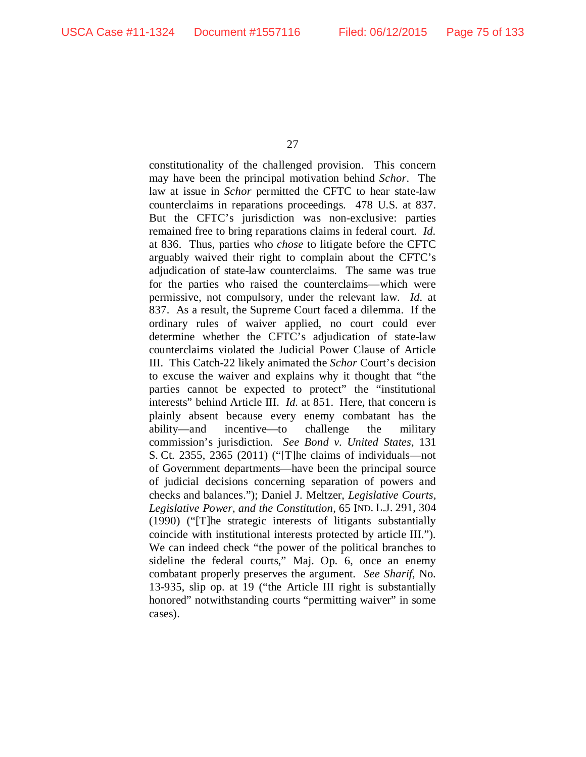constitutionality of the challenged provision. This concern may have been the principal motivation behind *Schor*. The law at issue in *Schor* permitted the CFTC to hear state-law counterclaims in reparations proceedings. 478 U.S. at 837. But the CFTC's jurisdiction was non-exclusive: parties remained free to bring reparations claims in federal court. *Id.* at 836. Thus, parties who *chose* to litigate before the CFTC arguably waived their right to complain about the CFTC's adjudication of state-law counterclaims. The same was true for the parties who raised the counterclaims—which were permissive, not compulsory, under the relevant law. *Id.* at 837. As a result, the Supreme Court faced a dilemma. If the ordinary rules of waiver applied, no court could ever determine whether the CFTC's adjudication of state-law counterclaims violated the Judicial Power Clause of Article III. This Catch-22 likely animated the *Schor* Court's decision to excuse the waiver and explains why it thought that "the parties cannot be expected to protect" the "institutional interests" behind Article III. *Id.* at 851. Here, that concern is plainly absent because every enemy combatant has the ability—and incentive—to challenge the military commission's jurisdiction. *See Bond v. United States*, 131 S. Ct. 2355, 2365 (2011) ("[T]he claims of individuals—not of Government departments—have been the principal source of judicial decisions concerning separation of powers and checks and balances."); Daniel J. Meltzer, *Legislative Courts, Legislative Power, and the Constitution*, 65 IND. L.J. 291, 304 (1990) ("[T]he strategic interests of litigants substantially coincide with institutional interests protected by article III."). We can indeed check "the power of the political branches to sideline the federal courts," Maj. Op. 6, once an enemy combatant properly preserves the argument. *See Sharif*, No. 13-935, slip op. at 19 ("the Article III right is substantially honored" notwithstanding courts "permitting waiver" in some cases).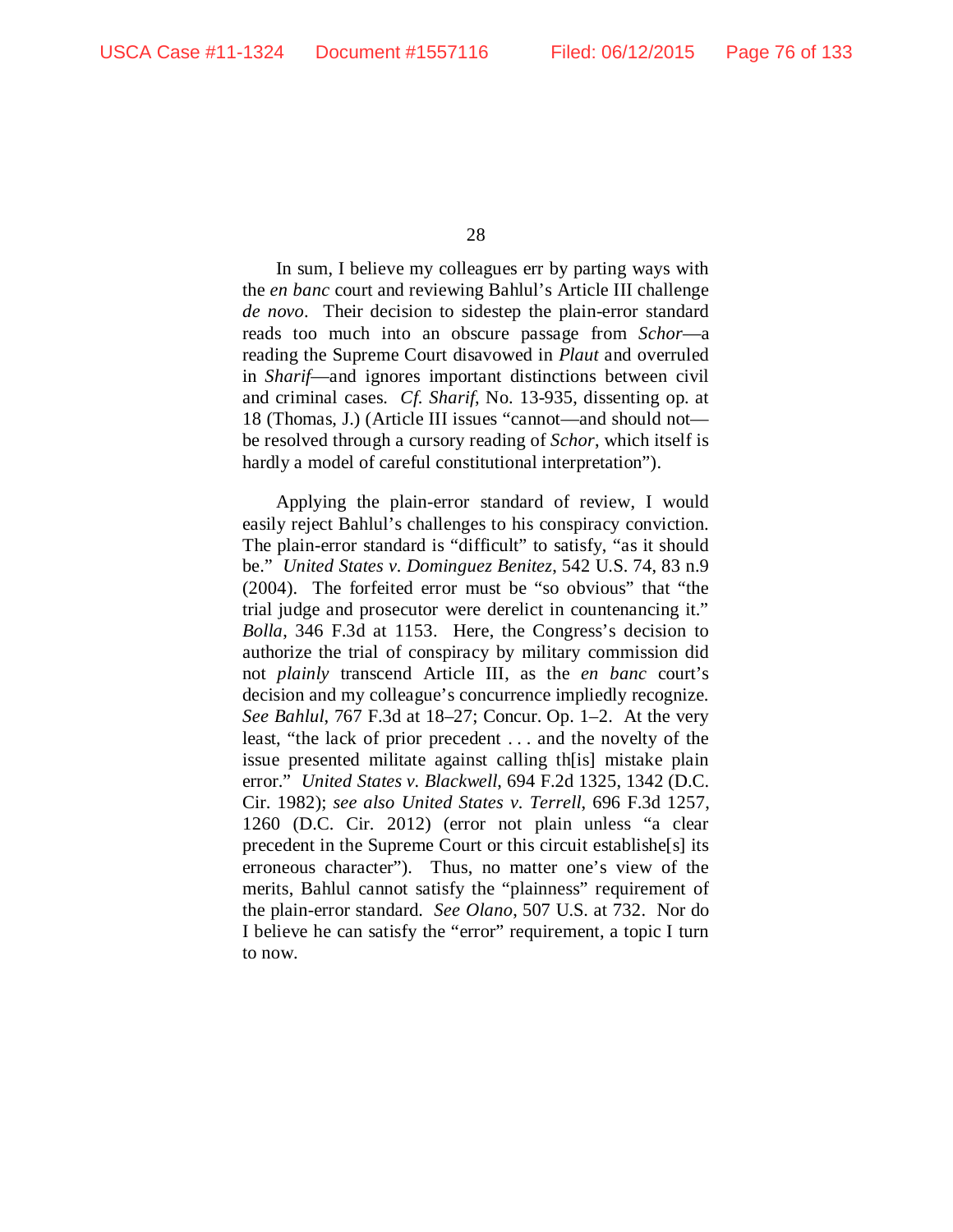In sum, I believe my colleagues err by parting ways with the *en banc* court and reviewing Bahlul's Article III challenge *de novo*. Their decision to sidestep the plain-error standard reads too much into an obscure passage from *Schor*—a reading the Supreme Court disavowed in *Plaut* and overruled in *Sharif*—and ignores important distinctions between civil and criminal cases. *Cf. Sharif*, No. 13-935, dissenting op. at 18 (Thomas, J.) (Article III issues "cannot—and should not—be resolved through a cursory reading of *Schor*, which itself is hardly a model of careful constitutional interpretation").

Applying the plain-error standard of review, I would easily reject Bahlul's challenges to his conspiracy conviction. The plain-error standard is "difficult" to satisfy, "as it should be." *United States v. Dominguez Benitez*, 542 U.S. 74, 83 n.9 (2004). The forfeited error must be "so obvious" that "the trial judge and prosecutor were derelict in countenancing it." *Bolla*, 346 F.3d at 1153. Here, the Congress's decision to authorize the trial of conspiracy by military commission did not *plainly* transcend Article III, as the *en banc* court's decision and my colleague's concurrence impliedly recognize. *See Bahlul*, 767 F.3d at 18–27; Concur. Op. 1–2. At the very least, "the lack of prior precedent . . . and the novelty of the issue presented militate against calling th[is] mistake plain error." *United States v. Blackwell*, 694 F.2d 1325, 1342 (D.C. Cir. 1982); *see also United States v. Terrell*, 696 F.3d 1257, 1260 (D.C. Cir. 2012) (error not plain unless "a clear precedent in the Supreme Court or this circuit establishe[s] its erroneous character"). Thus, no matter one's view of the merits, Bahlul cannot satisfy the "plainness" requirement of the plain-error standard. *See Olano*, 507 U.S. at 732. Nor do I believe he can satisfy the "error" requirement, a topic I turn to now.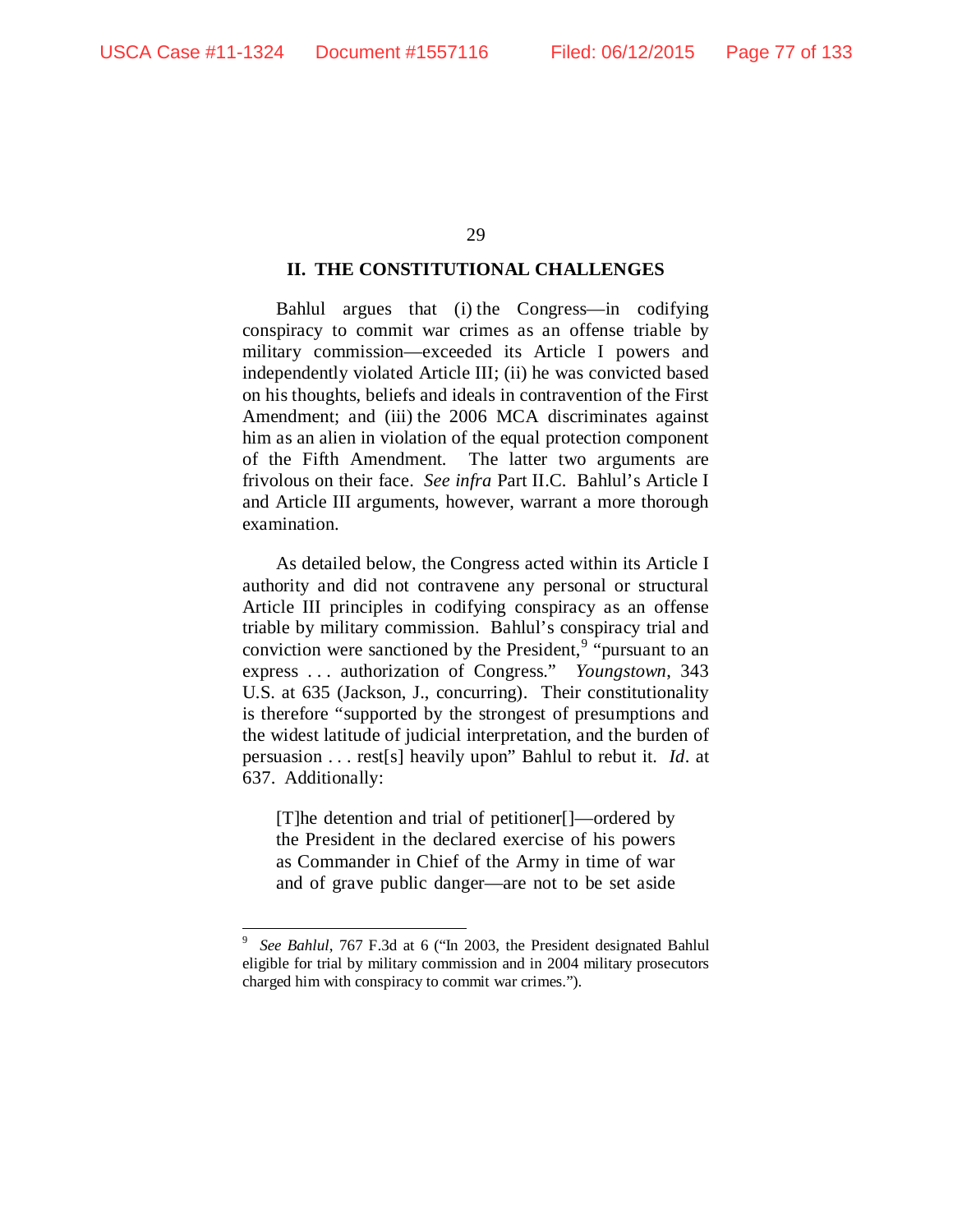## II. THE CONSTITUTIONAL CHALLENGES

Bahlul argues that (i) the Congress—in codifying conspiracy to commit war crimes as an offense triable by military commission—exceeded its Article I powers and independently violated Article III; (ii) he was convicted based on his thoughts, beliefs and ideals in contravention of the First Amendment; and (iii) the 2006 MCA discriminates against him as an alien in violation of the equal protection component of the Fifth Amendment. The latter two arguments are frivolous on their face. *See infra* Part II.C. Bahlul's Article I and Article III arguments, however, warrant a more thorough examination.

As detailed below, the Congress acted within its Article I authority and did not contravene any personal or structural Article III principles in codifying conspiracy as an offense triable by military commission. Bahlul's conspiracy trial and conviction were sanctioned by the President,[9] "pursuant to an express . . . authorization of Congress." *Youngstown*, 343 U.S. at 635 (Jackson, J., concurring). Their constitutionality is therefore "supported by the strongest of presumptions and the widest latitude of judicial interpretation, and the burden of persuasion . . . rest[s] heavily upon" Bahlul to rebut it. *Id*. at 637. Additionally:

> [T]he detention and trial of petitioner[]—ordered by the President in the declared exercise of his powers as Commander in Chief of the Army in time of war and of grave public danger—are not to be set aside

[9] *See Bahlul*, 767 F.3d at 6 ("In 2003, the President designated Bahlul eligible for trial by military commission and in 2004 military prosecutors charged him with conspiracy to commit war crimes.").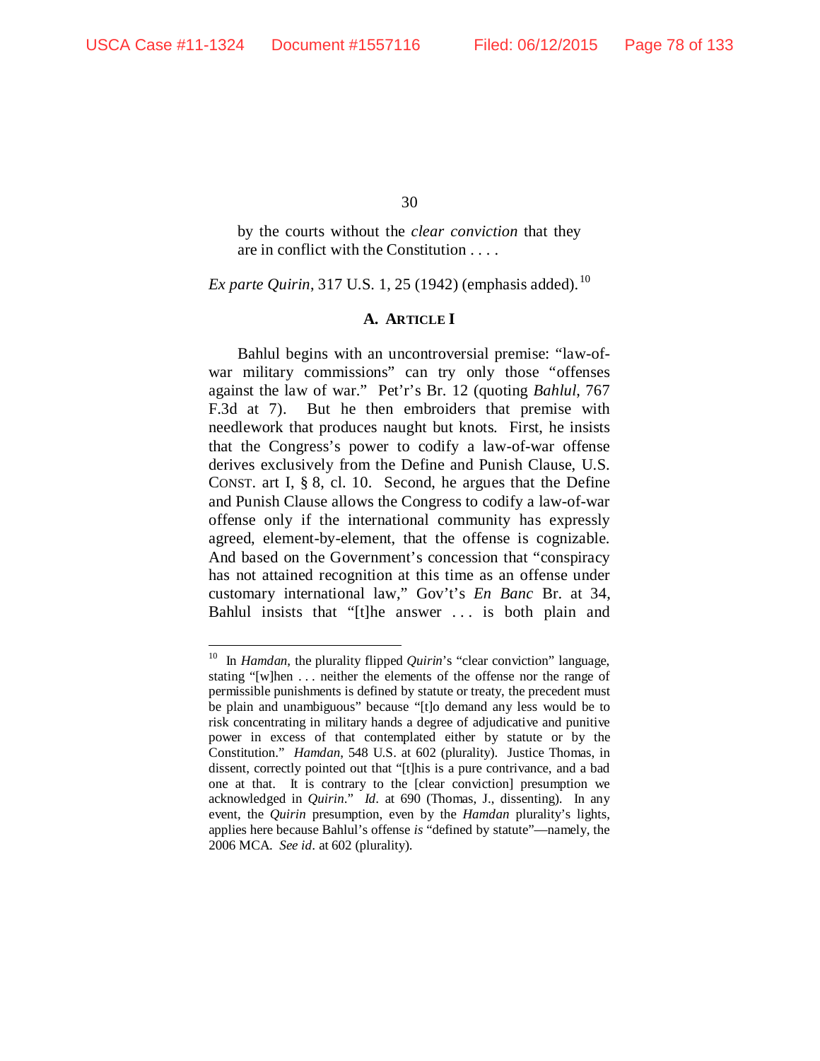by the courts without the *clear conviction* that they are in conflict with the Constitution . . . .

*Ex parte Quirin*, 317 U.S. 1, 25 (1942) (emphasis added).[10]

### A. ARTICLE I

Bahlul begins with an uncontroversial premise: "law-of-war military commissions" can try only those "offenses against the law of war." Pet'r's Br. 12 (quoting *Bahlul*, 767 F.3d at 7). But he then embroiders that premise with needlework that produces naught but knots. First, he insists that the Congress's power to codify a law-of-war offense derives exclusively from the Define and Punish Clause, U.S. CONST. art I, § 8, cl. 10. Second, he argues that the Define and Punish Clause allows the Congress to codify a law-of-war offense only if the international community has expressly agreed, element-by-element, that the offense is cognizable. And based on the Government's concession that "conspiracy has not attained recognition at this time as an offense under customary international law," Gov't's *En Banc* Br. at 34, Bahlul insists that "[t]he answer . . . is both plain and

---

[10] In *Hamdan*, the plurality flipped *Quirin*'s "clear conviction" language, stating "[w]hen . . . neither the elements of the offense nor the range of permissible punishments is defined by statute or treaty, the precedent must be plain and unambiguous" because "[t]o demand any less would be to risk concentrating in military hands a degree of adjudicative and punitive power in excess of that contemplated either by statute or by the Constitution." *Hamdan*, 548 U.S. at 602 (plurality). Justice Thomas, in dissent, correctly pointed out that "[t]his is a pure contrivance, and a bad one at that. It is contrary to the [clear conviction] presumption we acknowledged in *Quirin*." *Id*. at 690 (Thomas, J., dissenting). In any event, the *Quirin* presumption, even by the *Hamdan* plurality's lights, applies here because Bahlul's offense *is* "defined by statute"—namely, the 2006 MCA. *See id*. at 602 (plurality).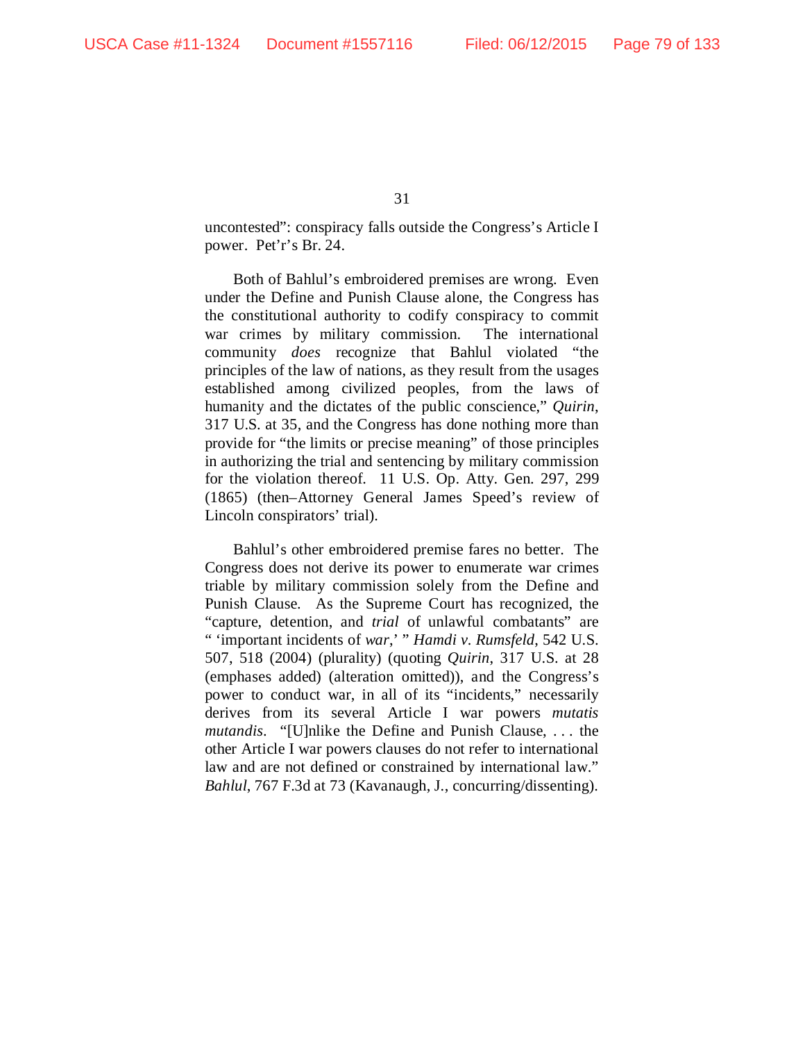uncontested": conspiracy falls outside the Congress's Article I power. Pet'r's Br. 24.

Both of Bahlul's embroidered premises are wrong. Even under the Define and Punish Clause alone, the Congress has the constitutional authority to codify conspiracy to commit war crimes by military commission. The international community *does* recognize that Bahlul violated "the principles of the law of nations, as they result from the usages established among civilized peoples, from the laws of humanity and the dictates of the public conscience," *Quirin*, 317 U.S. at 35, and the Congress has done nothing more than provide for "the limits or precise meaning" of those principles in authorizing the trial and sentencing by military commission for the violation thereof. 11 U.S. Op. Atty. Gen. 297, 299 (1865) (then–Attorney General James Speed's review of Lincoln conspirators' trial).

Bahlul's other embroidered premise fares no better. The Congress does not derive its power to enumerate war crimes triable by military commission solely from the Define and Punish Clause. As the Supreme Court has recognized, the "capture, detention, and *trial* of unlawful combatants" are " 'important incidents of *war*,' " *Hamdi v. Rumsfeld*, 542 U.S. 507, 518 (2004) (plurality) (quoting *Quirin*, 317 U.S. at 28 (emphases added) (alteration omitted)), and the Congress's power to conduct war, in all of its "incidents," necessarily derives from its several Article I war powers *mutatis mutandis*. "[U]nlike the Define and Punish Clause, . . . the other Article I war powers clauses do not refer to international law and are not defined or constrained by international law." *Bahlul*, 767 F.3d at 73 (Kavanaugh, J., concurring/dissenting).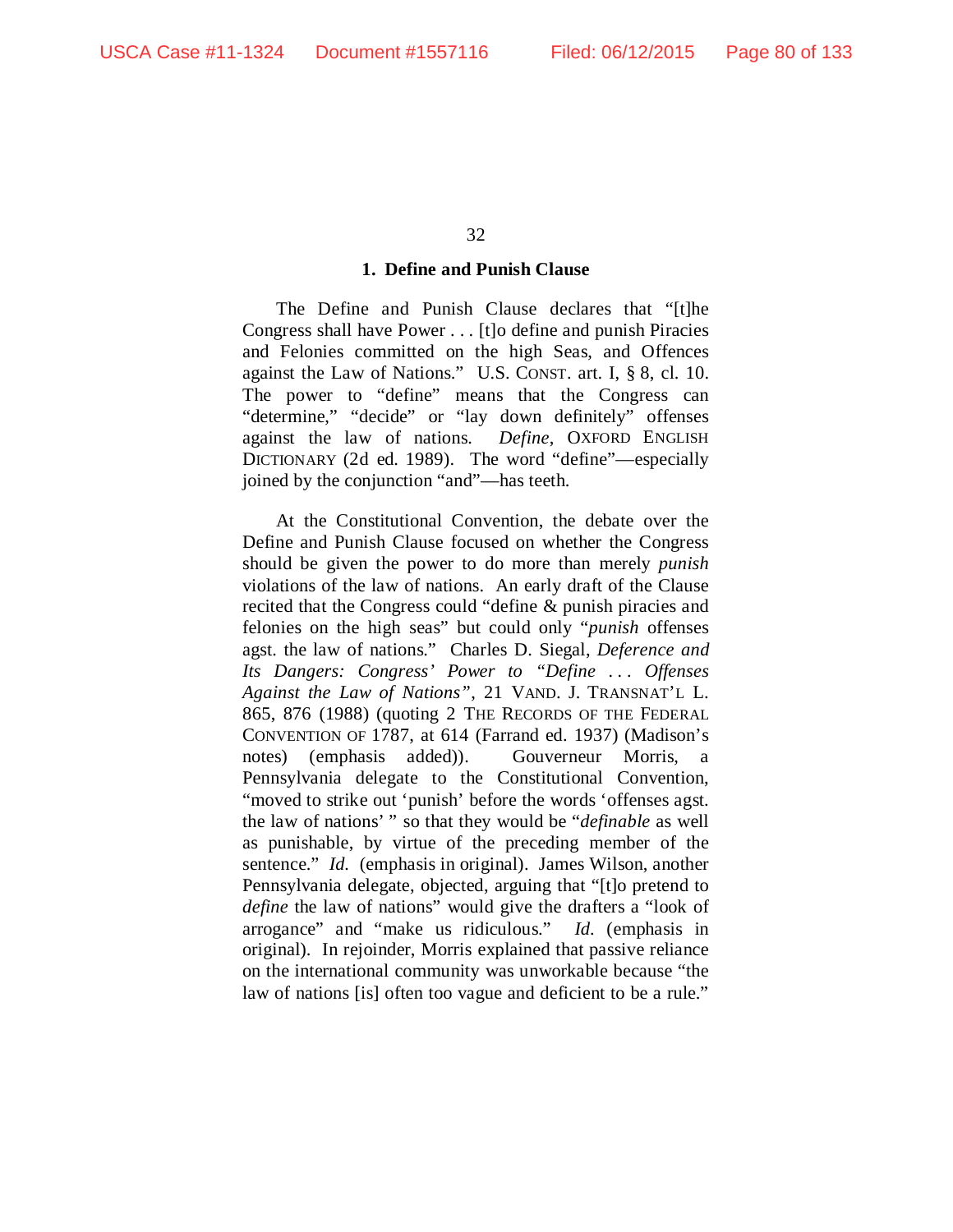### 1. Define and Punish Clause

The Define and Punish Clause declares that "[t]he Congress shall have Power . . . [t]o define and punish Piracies and Felonies committed on the high Seas, and Offences against the Law of Nations." U.S. CONST. art. I, § 8, cl. 10. The power to "define" means that the Congress can "determine," "decide" or "lay down definitely" offenses against the law of nations. *Define*, OXFORD ENGLISH DICTIONARY (2d ed. 1989). The word "define"—especially joined by the conjunction "and"—has teeth.

At the Constitutional Convention, the debate over the Define and Punish Clause focused on whether the Congress should be given the power to do more than merely *punish* violations of the law of nations. An early draft of the Clause recited that the Congress could "define & punish piracies and felonies on the high seas" but could only "*punish* offenses agst. the law of nations." Charles D. Siegal, *Deference and Its Dangers: Congress' Power to "Define . . . Offenses Against the Law of Nations"*, 21 VAND. J. TRANSNAT'L L. 865, 876 (1988) (quoting 2 THE RECORDS OF THE FEDERAL CONVENTION OF 1787, at 614 (Farrand ed. 1937) (Madison's notes) (emphasis added)). Gouverneur Morris, a Pennsylvania delegate to the Constitutional Convention, "moved to strike out 'punish' before the words 'offenses agst. the law of nations' " so that they would be "*definable* as well as punishable, by virtue of the preceding member of the sentence." *Id.* (emphasis in original). James Wilson, another Pennsylvania delegate, objected, arguing that "[t]o pretend to *define* the law of nations" would give the drafters a "look of arrogance" and "make us ridiculous." *Id.* (emphasis in original). In rejoinder, Morris explained that passive reliance on the international community was unworkable because "the law of nations [is] often too vague and deficient to be a rule."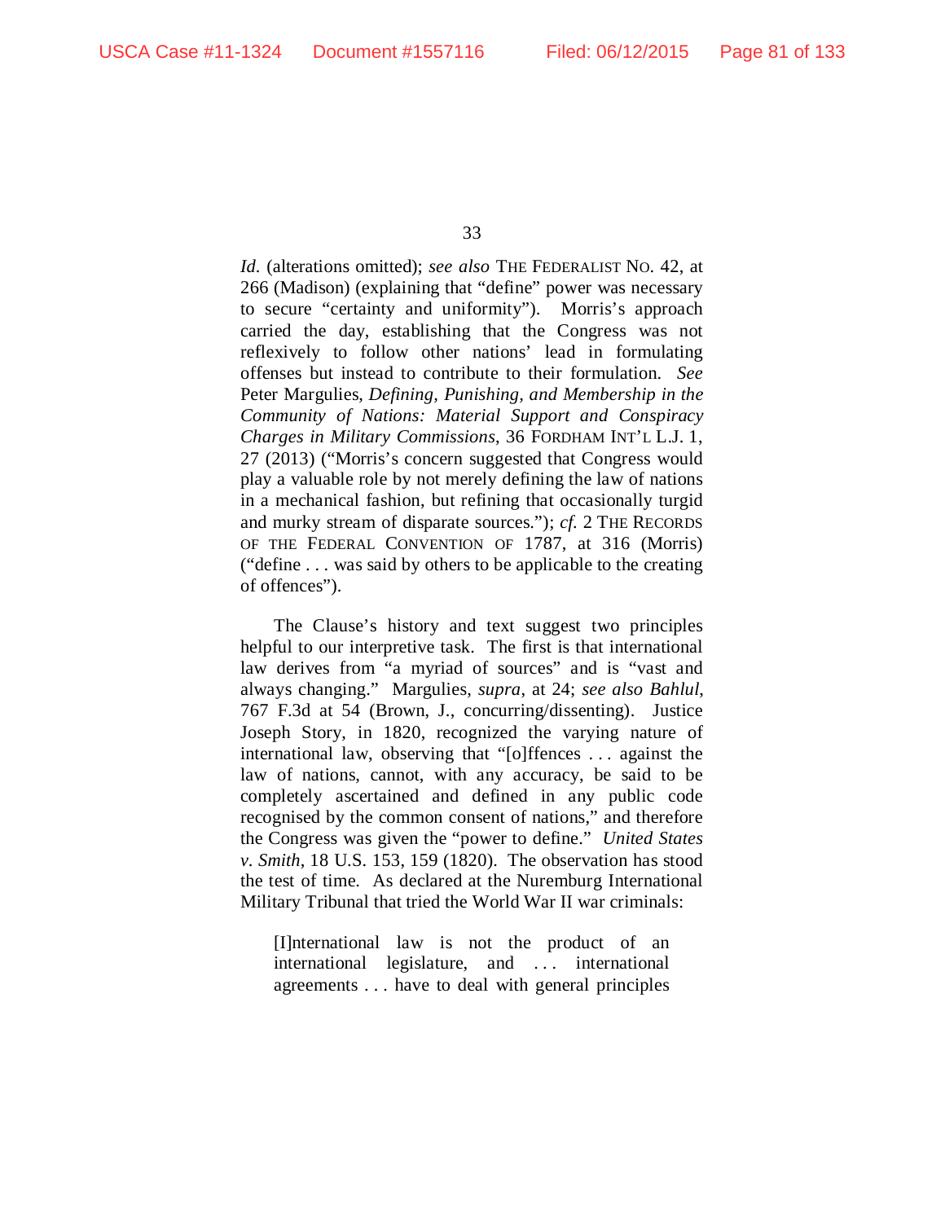*Id.* (alterations omitted); *see also* THE FEDERALIST NO. 42, at 266 (Madison) (explaining that "define" power was necessary to secure "certainty and uniformity"). Morris's approach carried the day, establishing that the Congress was not reflexively to follow other nations' lead in formulating offenses but instead to contribute to their formulation. *See* Peter Margulies, *Defining, Punishing, and Membership in the Community of Nations: Material Support and Conspiracy Charges in Military Commissions*, 36 FORDHAM INT'L L.J. 1, 27 (2013) ("Morris's concern suggested that Congress would play a valuable role by not merely defining the law of nations in a mechanical fashion, but refining that occasionally turgid and murky stream of disparate sources."); *cf.* 2 THE RECORDS OF THE FEDERAL CONVENTION OF 1787, at 316 (Morris) ("define . . . was said by others to be applicable to the creating of offences").

The Clause's history and text suggest two principles helpful to our interpretive task. The first is that international law derives from "a myriad of sources" and is "vast and always changing." Margulies, *supra*, at 24; *see also Bahlul*, 767 F.3d at 54 (Brown, J., concurring/dissenting). Justice Joseph Story, in 1820, recognized the varying nature of international law, observing that "[o]ffences . . . against the law of nations, cannot, with any accuracy, be said to be completely ascertained and defined in any public code recognised by the common consent of nations," and therefore the Congress was given the "power to define." *United States v. Smith*, 18 U.S. 153, 159 (1820). The observation has stood the test of time. As declared at the Nuremburg International Military Tribunal that tried the World War II war criminals:

> [I]nternational law is not the product of an international legislature, and . . . international agreements . . . have to deal with general principles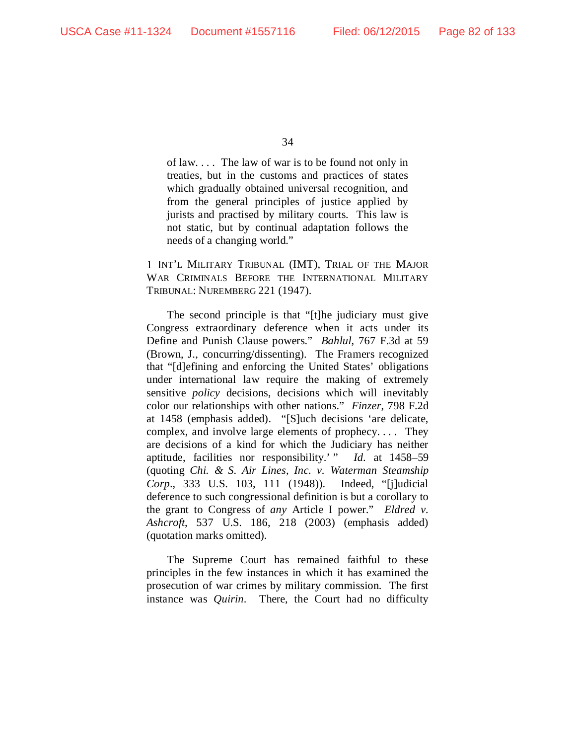of law. . . . The law of war is to be found not only in treaties, but in the customs and practices of states which gradually obtained universal recognition, and from the general principles of justice applied by jurists and practised by military courts. This law is not static, but by continual adaptation follows the needs of a changing world."

1 INT'L MILITARY TRIBUNAL (IMT), TRIAL OF THE MAJOR WAR CRIMINALS BEFORE THE INTERNATIONAL MILITARY TRIBUNAL: NUREMBERG 221 (1947).

The second principle is that "[t]he judiciary must give Congress extraordinary deference when it acts under its Define and Punish Clause powers." *Bahlul*, 767 F.3d at 59 (Brown, J., concurring/dissenting). The Framers recognized that "[d]efining and enforcing the United States' obligations under international law require the making of extremely sensitive *policy* decisions, decisions which will inevitably color our relationships with other nations." *Finzer*, 798 F.2d at 1458 (emphasis added). "[S]uch decisions 'are delicate, complex, and involve large elements of prophecy. . . . They are decisions of a kind for which the Judiciary has neither aptitude, facilities nor responsibility.' " *Id.* at 1458–59 (quoting *Chi. & S. Air Lines, Inc. v. Waterman Steamship Corp.*, 333 U.S. 103, 111 (1948)). Indeed, "[j]udicial deference to such congressional definition is but a corollary to the grant to Congress of *any* Article I power." *Eldred v. Ashcroft*, 537 U.S. 186, 218 (2003) (emphasis added) (quotation marks omitted).

The Supreme Court has remained faithful to these principles in the few instances in which it has examined the prosecution of war crimes by military commission. The first instance was *Quirin*. There, the Court had no difficulty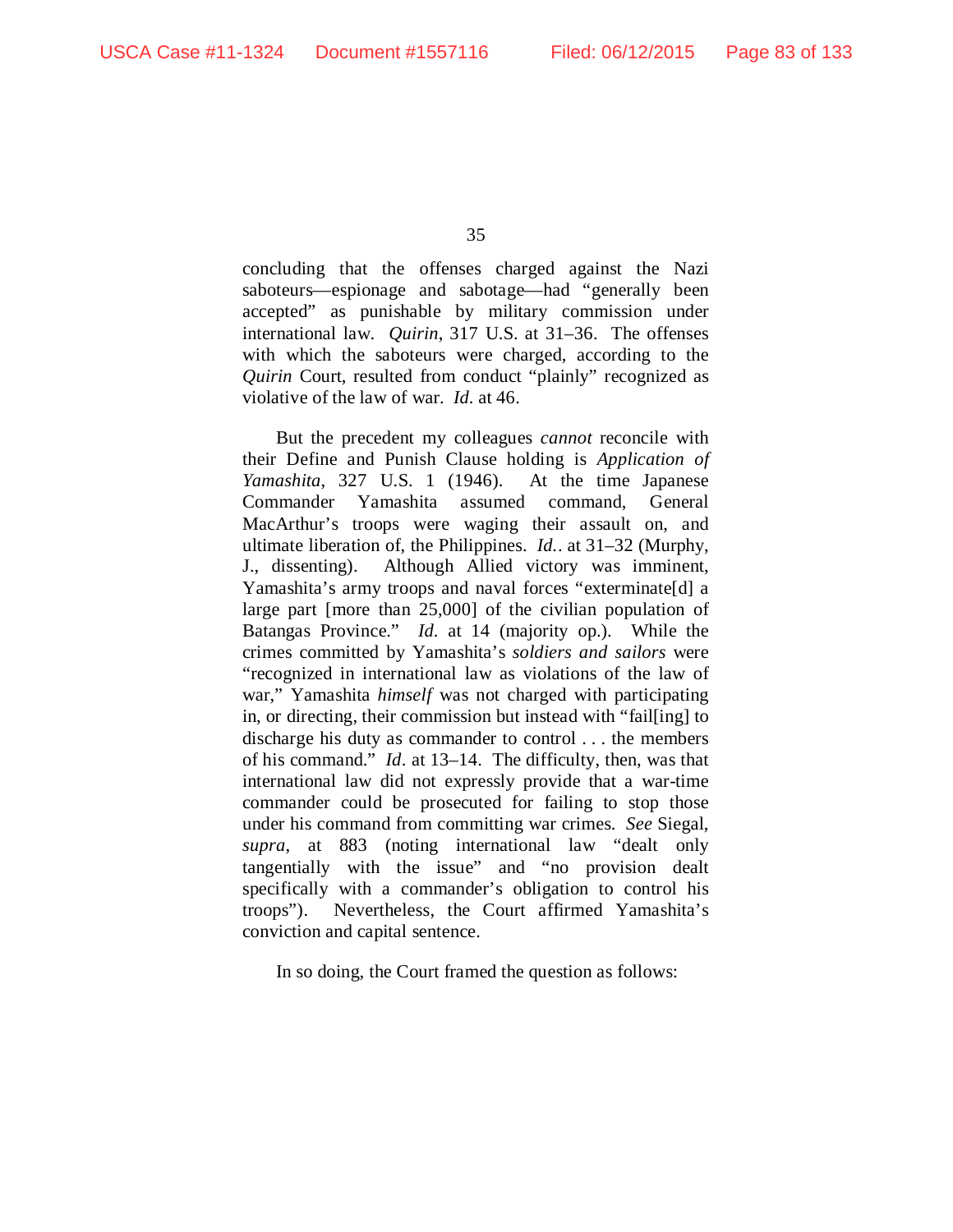concluding that the offenses charged against the Nazi saboteurs—espionage and sabotage—had "generally been accepted" as punishable by military commission under international law. *Quirin*, 317 U.S. at 31–36. The offenses with which the saboteurs were charged, according to the *Quirin* Court, resulted from conduct "plainly" recognized as violative of the law of war. *Id*. at 46.

But the precedent my colleagues *cannot* reconcile with their Define and Punish Clause holding is *Application of Yamashita*, 327 U.S. 1 (1946). At the time Japanese Commander Yamashita assumed command, General MacArthur's troops were waging their assault on, and ultimate liberation of, the Philippines. *Id.*. at 31–32 (Murphy, J., dissenting). Although Allied victory was imminent, Yamashita's army troops and naval forces "exterminate[d] a large part [more than 25,000] of the civilian population of Batangas Province." *Id*. at 14 (majority op.). While the crimes committed by Yamashita's *soldiers and sailors* were "recognized in international law as violations of the law of war," Yamashita *himself* was not charged with participating in, or directing, their commission but instead with "fail[ing] to discharge his duty as commander to control . . . the members of his command." *Id*. at 13–14. The difficulty, then, was that international law did not expressly provide that a war-time commander could be prosecuted for failing to stop those under his command from committing war crimes. *See* Siegal, *supra*, at 883 (noting international law "dealt only tangentially with the issue" and "no provision dealt specifically with a commander's obligation to control his troops"). Nevertheless, the Court affirmed Yamashita's conviction and capital sentence.

In so doing, the Court framed the question as follows: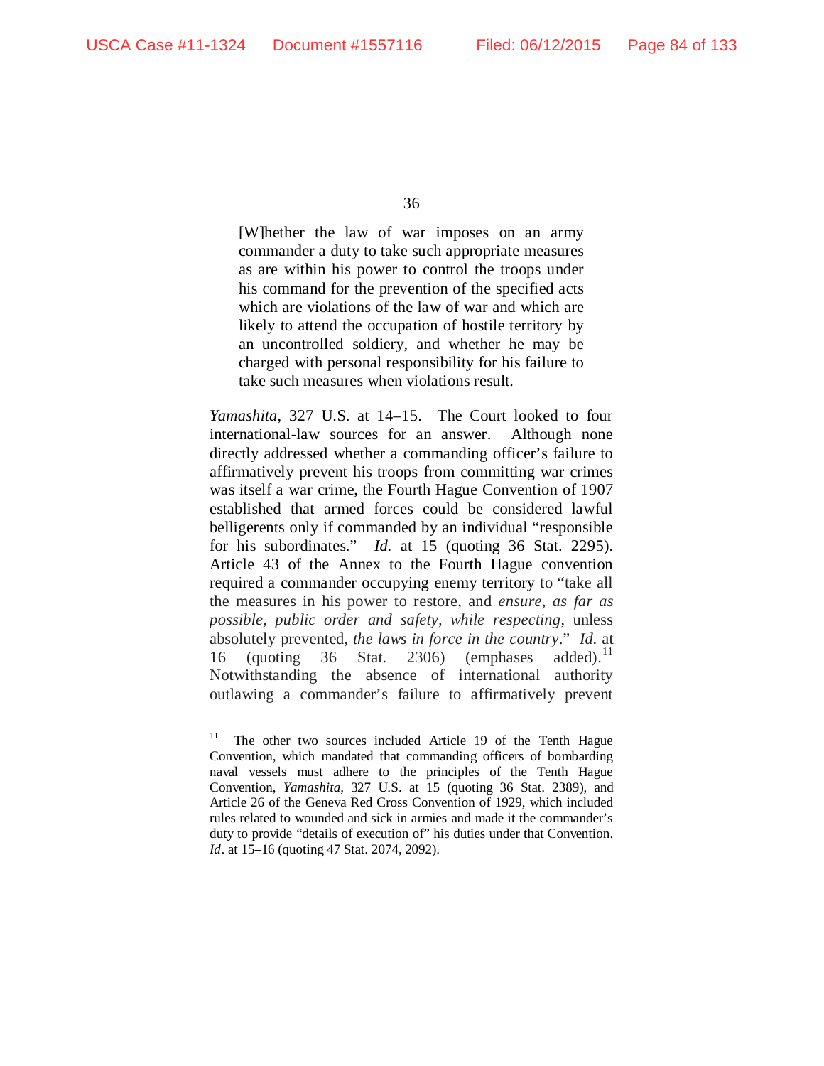> [W]hether the law of war imposes on an army commander a duty to take such appropriate measures as are within his power to control the troops under his command for the prevention of the specified acts which are violations of the law of war and which are likely to attend the occupation of hostile territory by an uncontrolled soldiery, and whether he may be charged with personal responsibility for his failure to take such measures when violations result.

*Yamashita*, 327 U.S. at 14–15. The Court looked to four international-law sources for an answer. Although none directly addressed whether a commanding officer's failure to affirmatively prevent his troops from committing war crimes was itself a war crime, the Fourth Hague Convention of 1907 established that armed forces could be considered lawful belligerents only if commanded by an individual "responsible for his subordinates." *Id.* at 15 (quoting 36 Stat. 2295). Article 43 of the Annex to the Fourth Hague convention required a commander occupying enemy territory to "take all the measures in his power to restore, and *ensure, as far as possible, public order and safety, while respecting*, unless absolutely prevented, *the laws in force in the country*." *Id.* at 16 (quoting 36 Stat. 2306) (emphases added).[11] Notwithstanding the absence of international authority outlawing a commander's failure to affirmatively prevent

---

[11] The other two sources included Article 19 of the Tenth Hague Convention, which mandated that commanding officers of bombarding naval vessels must adhere to the principles of the Tenth Hague Convention, *Yamashita*, 327 U.S. at 15 (quoting 36 Stat. 2389), and Article 26 of the Geneva Red Cross Convention of 1929, which included rules related to wounded and sick in armies and made it the commander's duty to provide "details of execution of" his duties under that Convention. *Id*. at 15–16 (quoting 47 Stat. 2074, 2092).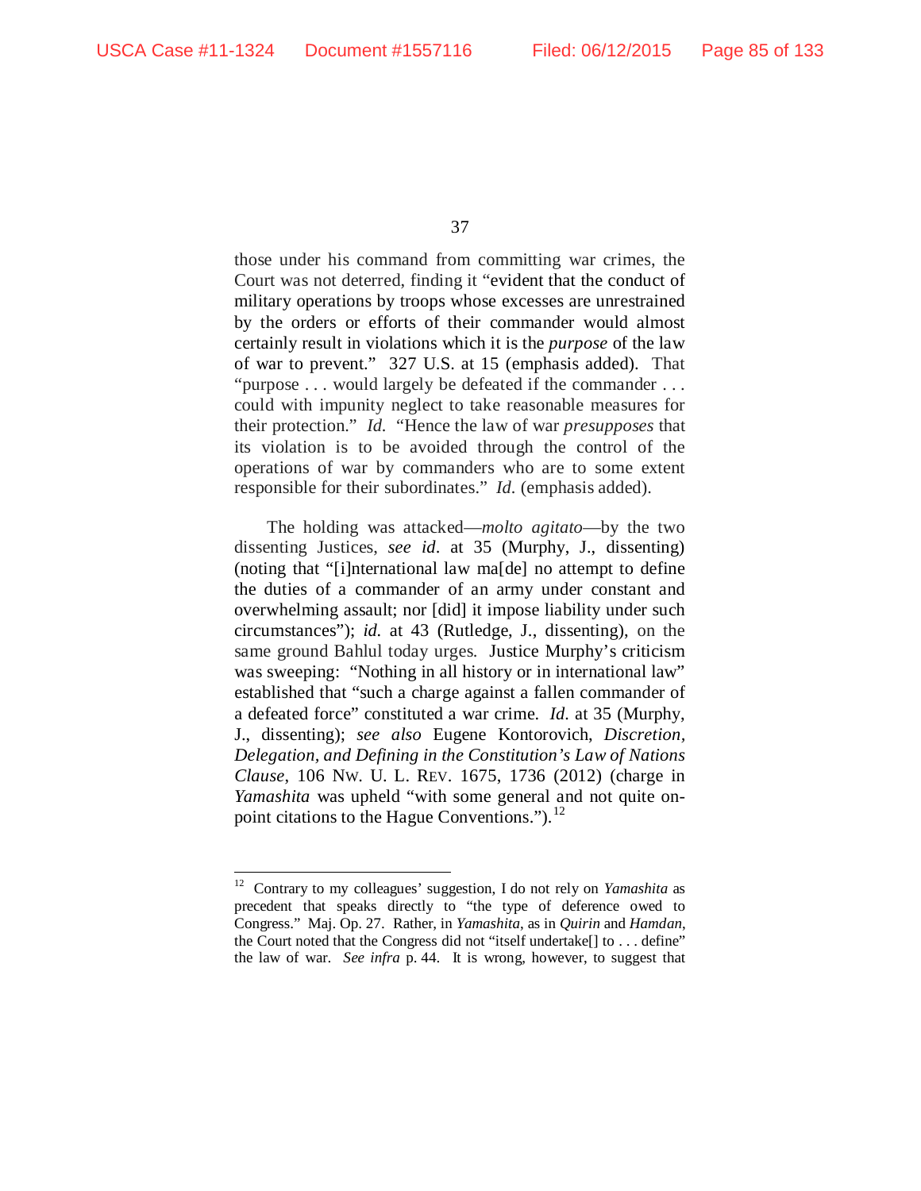those under his command from committing war crimes, the Court was not deterred, finding it "evident that the conduct of military operations by troops whose excesses are unrestrained by the orders or efforts of their commander would almost certainly result in violations which it is the *purpose* of the law of war to prevent." 327 U.S. at 15 (emphasis added). That "purpose . . . would largely be defeated if the commander . . . could with impunity neglect to take reasonable measures for their protection." *Id.* "Hence the law of war *presupposes* that its violation is to be avoided through the control of the operations of war by commanders who are to some extent responsible for their subordinates." *Id.* (emphasis added).

The holding was attacked—*molto agitato*—by the two dissenting Justices, *see id*. at 35 (Murphy, J., dissenting) (noting that "[i]nternational law ma[de] no attempt to define the duties of a commander of an army under constant and overwhelming assault; nor [did] it impose liability under such circumstances"); *id.* at 43 (Rutledge, J., dissenting), on the same ground Bahlul today urges. Justice Murphy's criticism was sweeping: "Nothing in all history or in international law" established that "such a charge against a fallen commander of a defeated force" constituted a war crime. *Id.* at 35 (Murphy, J., dissenting); *see also* Eugene Kontorovich, *Discretion, Delegation, and Defining in the Constitution's Law of Nations Clause*, 106 NW. U. L. REV. 1675, 1736 (2012) (charge in *Yamashita* was upheld "with some general and not quite on-point citations to the Hague Conventions.").[12]

---

[12] Contrary to my colleagues' suggestion, I do not rely on *Yamashita* as precedent that speaks directly to "the type of deference owed to Congress." Maj. Op. 27. Rather, in *Yamashita*, as in *Quirin* and *Hamdan*, the Court noted that the Congress did not "itself undertake[] to . . . define" the law of war. *See infra* p. 44. It is wrong, however, to suggest that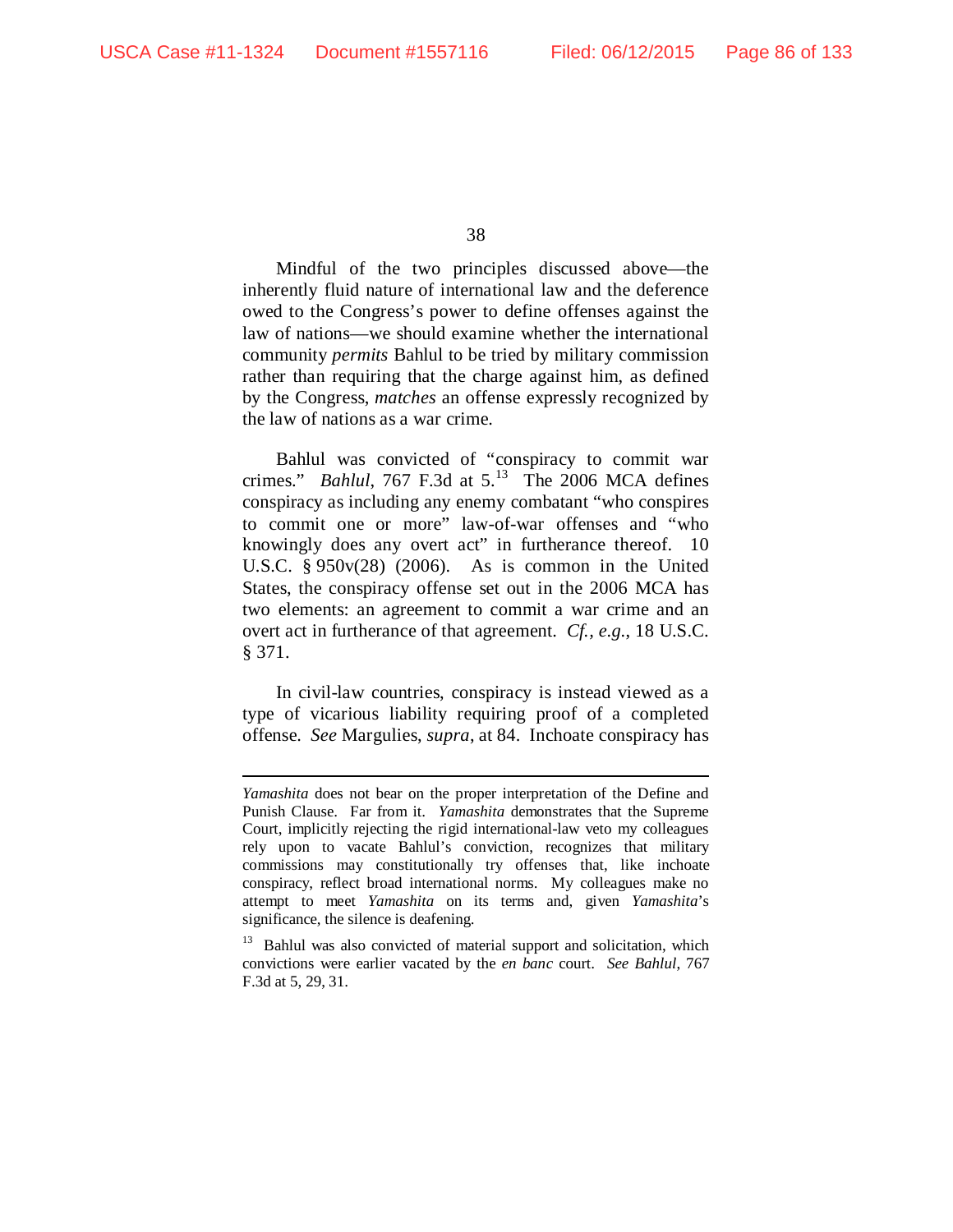Mindful of the two principles discussed above—the inherently fluid nature of international law and the deference owed to the Congress's power to define offenses against the law of nations—we should examine whether the international community *permits* Bahlul to be tried by military commission rather than requiring that the charge against him, as defined by the Congress, *matches* an offense expressly recognized by the law of nations as a war crime.

Bahlul was convicted of "conspiracy to commit war crimes." *Bahlul*, 767 F.3d at 5.[13] The 2006 MCA defines conspiracy as including any enemy combatant "who conspires to commit one or more" law-of-war offenses and "who knowingly does any overt act" in furtherance thereof. 10 U.S.C. § 950v(28) (2006). As is common in the United States, the conspiracy offense set out in the 2006 MCA has two elements: an agreement to commit a war crime and an overt act in furtherance of that agreement. *Cf., e.g.*, 18 U.S.C. § 371.

In civil-law countries, conspiracy is instead viewed as a type of vicarious liability requiring proof of a completed offense. *See* Margulies, *supra*, at 84. Inchoate conspiracy has

---

*Yamashita* does not bear on the proper interpretation of the Define and Punish Clause. Far from it. *Yamashita* demonstrates that the Supreme Court, implicitly rejecting the rigid international-law veto my colleagues rely upon to vacate Bahlul's conviction, recognizes that military commissions may constitutionally try offenses that, like inchoate conspiracy, reflect broad international norms. My colleagues make no attempt to meet *Yamashita* on its terms and, given *Yamashita*'s significance, the silence is deafening.

[13] Bahlul was also convicted of material support and solicitation, which convictions were earlier vacated by the *en banc* court. *See Bahlul*, 767 F.3d at 5, 29, 31.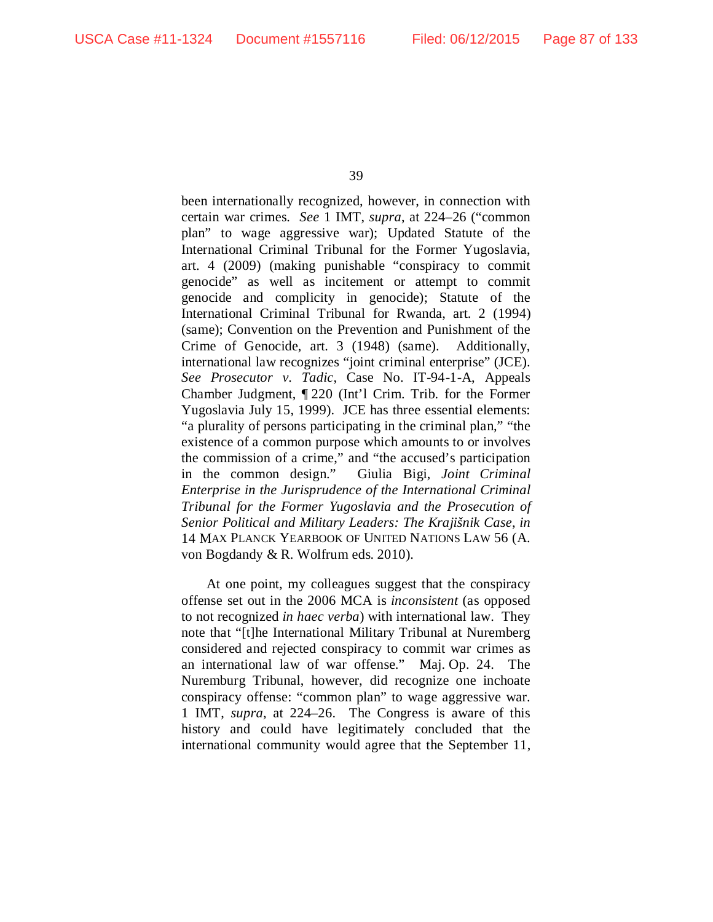been internationally recognized, however, in connection with certain war crimes. *See* 1 IMT, *supra*, at 224–26 ("common plan" to wage aggressive war); Updated Statute of the International Criminal Tribunal for the Former Yugoslavia, art. 4 (2009) (making punishable "conspiracy to commit genocide" as well as incitement or attempt to commit genocide and complicity in genocide); Statute of the International Criminal Tribunal for Rwanda, art. 2 (1994) (same); Convention on the Prevention and Punishment of the Crime of Genocide, art. 3 (1948) (same). Additionally, international law recognizes "joint criminal enterprise" (JCE). *See Prosecutor v. Tadic*, Case No. IT-94-1-A, Appeals Chamber Judgment, ¶ 220 (Int'l Crim. Trib. for the Former Yugoslavia July 15, 1999). JCE has three essential elements: "a plurality of persons participating in the criminal plan," "the existence of a common purpose which amounts to or involves the commission of a crime," and "the accused's participation in the common design." Giulia Bigi, *Joint Criminal Enterprise in the Jurisprudence of the International Criminal Tribunal for the Former Yugoslavia and the Prosecution of Senior Political and Military Leaders: The Krajišnik Case*, *in* 14 MAX PLANCK YEARBOOK OF UNITED NATIONS LAW 56 (A. von Bogdandy & R. Wolfrum eds. 2010).

At one point, my colleagues suggest that the conspiracy offense set out in the 2006 MCA is *inconsistent* (as opposed to not recognized *in haec verba*) with international law. They note that "[t]he International Military Tribunal at Nuremberg considered and rejected conspiracy to commit war crimes as an international law of war offense." Maj. Op. 24. The Nuremburg Tribunal, however, did recognize one inchoate conspiracy offense: "common plan" to wage aggressive war. 1 IMT, *supra*, at 224–26. The Congress is aware of this history and could have legitimately concluded that the international community would agree that the September 11,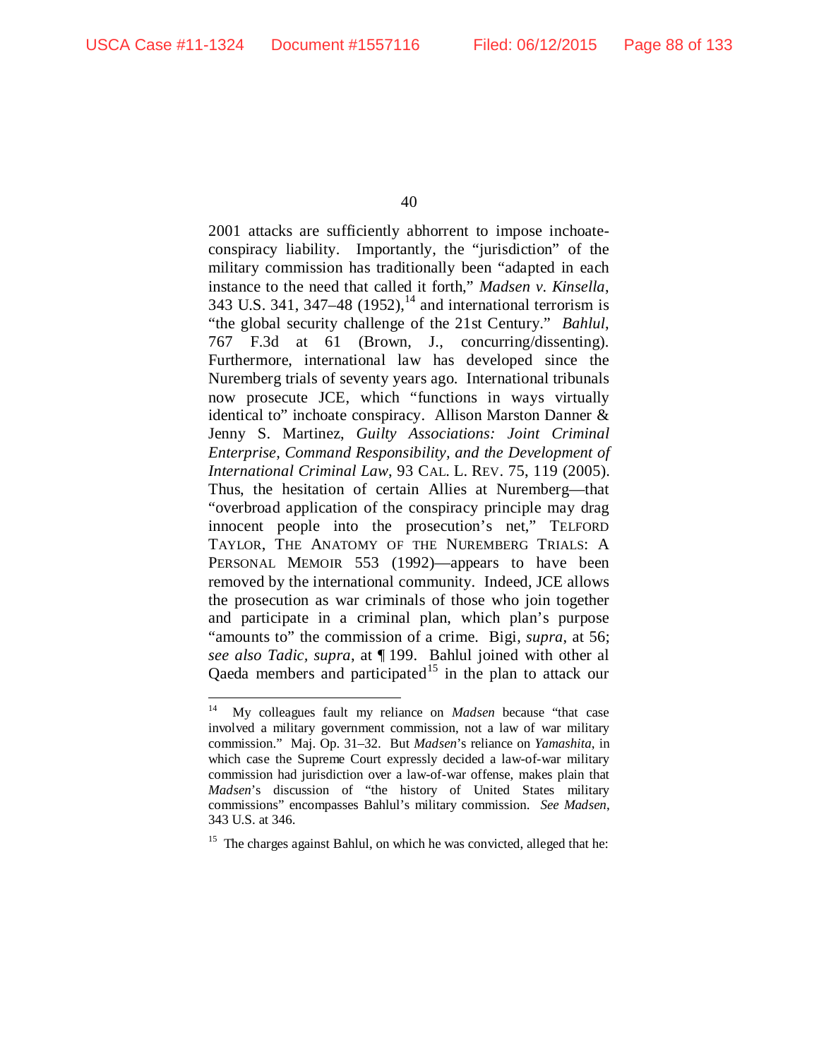2001 attacks are sufficiently abhorrent to impose inchoate-conspiracy liability. Importantly, the "jurisdiction" of the military commission has traditionally been "adapted in each instance to the need that called it forth," *Madsen v. Kinsella*, 343 U.S. 341, 347–48 (1952),[14] and international terrorism is "the global security challenge of the 21st Century." *Bahlul*, 767 F.3d at 61 (Brown, J., concurring/dissenting). Furthermore, international law has developed since the Nuremberg trials of seventy years ago. International tribunals now prosecute JCE, which "functions in ways virtually identical to" inchoate conspiracy. Allison Marston Danner & Jenny S. Martinez, *Guilty Associations: Joint Criminal Enterprise, Command Responsibility, and the Development of International Criminal Law*, 93 CAL. L. REV. 75, 119 (2005). Thus, the hesitation of certain Allies at Nuremberg—that "overbroad application of the conspiracy principle may drag innocent people into the prosecution's net," TELFORD TAYLOR, THE ANATOMY OF THE NUREMBERG TRIALS: A PERSONAL MEMOIR 553 (1992)—appears to have been removed by the international community. Indeed, JCE allows the prosecution as war criminals of those who join together and participate in a criminal plan, which plan's purpose "amounts to" the commission of a crime. Bigi, *supra*, at 56; *see also Tadic*, *supra*, at ¶ 199. Bahlul joined with other al Qaeda members and participated[15] in the plan to attack our

---

[14] My colleagues fault my reliance on *Madsen* because "that case involved a military government commission, not a law of war military commission." Maj. Op. 31–32. But *Madsen*'s reliance on *Yamashita*, in which case the Supreme Court expressly decided a law-of-war military commission had jurisdiction over a law-of-war offense, makes plain that *Madsen*'s discussion of "the history of United States military commissions" encompasses Bahlul's military commission. *See Madsen*, 343 U.S. at 346.

[15] The charges against Bahlul, on which he was convicted, alleged that he: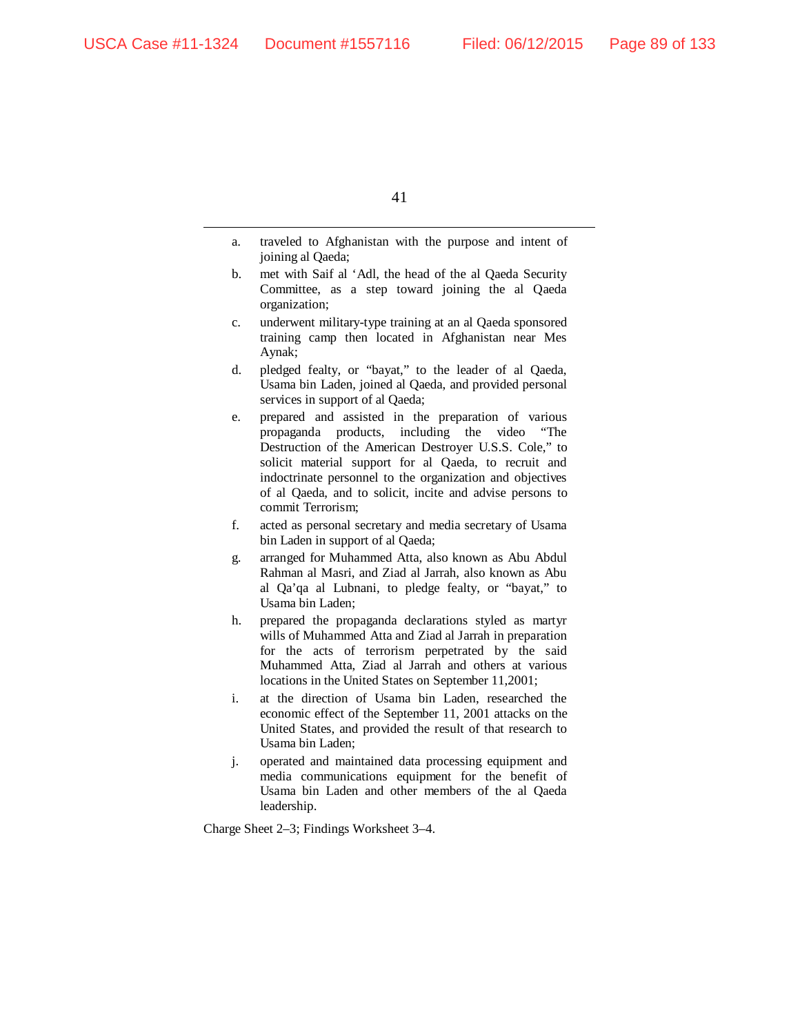a. traveled to Afghanistan with the purpose and intent of joining al Qaeda;

b. met with Saif al 'Adl, the head of the al Qaeda Security Committee, as a step toward joining the al Qaeda organization;

c. underwent military-type training at an al Qaeda sponsored training camp then located in Afghanistan near Mes Aynak;

d. pledged fealty, or "bayat," to the leader of al Qaeda, Usama bin Laden, joined al Qaeda, and provided personal services in support of al Qaeda;

e. prepared and assisted in the preparation of various propaganda products, including the video "The Destruction of the American Destroyer U.S.S. Cole," to solicit material support for al Qaeda, to recruit and indoctrinate personnel to the organization and objectives of al Qaeda, and to solicit, incite and advise persons to commit Terrorism;

f. acted as personal secretary and media secretary of Usama bin Laden in support of al Qaeda;

g. arranged for Muhammed Atta, also known as Abu Abdul Rahman al Masri, and Ziad al Jarrah, also known as Abu al Qa'qa al Lubnani, to pledge fealty, or "bayat," to Usama bin Laden;

h. prepared the propaganda declarations styled as martyr wills of Muhammed Atta and Ziad al Jarrah in preparation for the acts of terrorism perpetrated by the said Muhammed Atta, Ziad al Jarrah and others at various locations in the United States on September 11,2001;

i. at the direction of Usama bin Laden, researched the economic effect of the September 11, 2001 attacks on the United States, and provided the result of that research to Usama bin Laden;

j. operated and maintained data processing equipment and media communications equipment for the benefit of Usama bin Laden and other members of the al Qaeda leadership.

Charge Sheet 2–3; Findings Worksheet 3–4.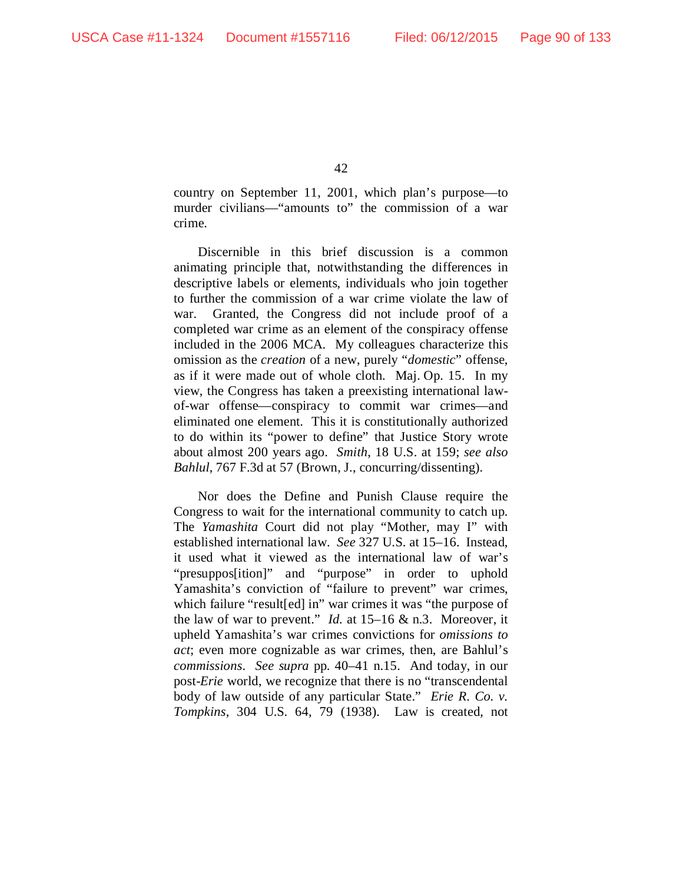country on September 11, 2001, which plan's purpose—to murder civilians—"amounts to" the commission of a war crime.

Discernible in this brief discussion is a common animating principle that, notwithstanding the differences in descriptive labels or elements, individuals who join together to further the commission of a war crime violate the law of war. Granted, the Congress did not include proof of a completed war crime as an element of the conspiracy offense included in the 2006 MCA. My colleagues characterize this omission as the *creation* of a new, purely "*domestic*" offense, as if it were made out of whole cloth. Maj. Op. 15. In my view, the Congress has taken a preexisting international law-of-war offense—conspiracy to commit war crimes—and eliminated one element. This it is constitutionally authorized to do within its "power to define" that Justice Story wrote about almost 200 years ago. *Smith*, 18 U.S. at 159; *see also Bahlul*, 767 F.3d at 57 (Brown, J., concurring/dissenting).

Nor does the Define and Punish Clause require the Congress to wait for the international community to catch up. The *Yamashita* Court did not play "Mother, may I" with established international law. *See* 327 U.S. at 15–16. Instead, it used what it viewed as the international law of war's "presuppos[ition]" and "purpose" in order to uphold Yamashita's conviction of "failure to prevent" war crimes, which failure "result[ed] in" war crimes it was "the purpose of the law of war to prevent." *Id.* at 15–16 & n.3. Moreover, it upheld Yamashita's war crimes convictions for *omissions to act*; even more cognizable as war crimes, then, are Bahlul's *commissions*. *See supra* pp. 40–41 n.15. And today, in our post-*Erie* world, we recognize that there is no "transcendental body of law outside of any particular State." *Erie R. Co. v. Tompkins*, 304 U.S. 64, 79 (1938). Law is created, not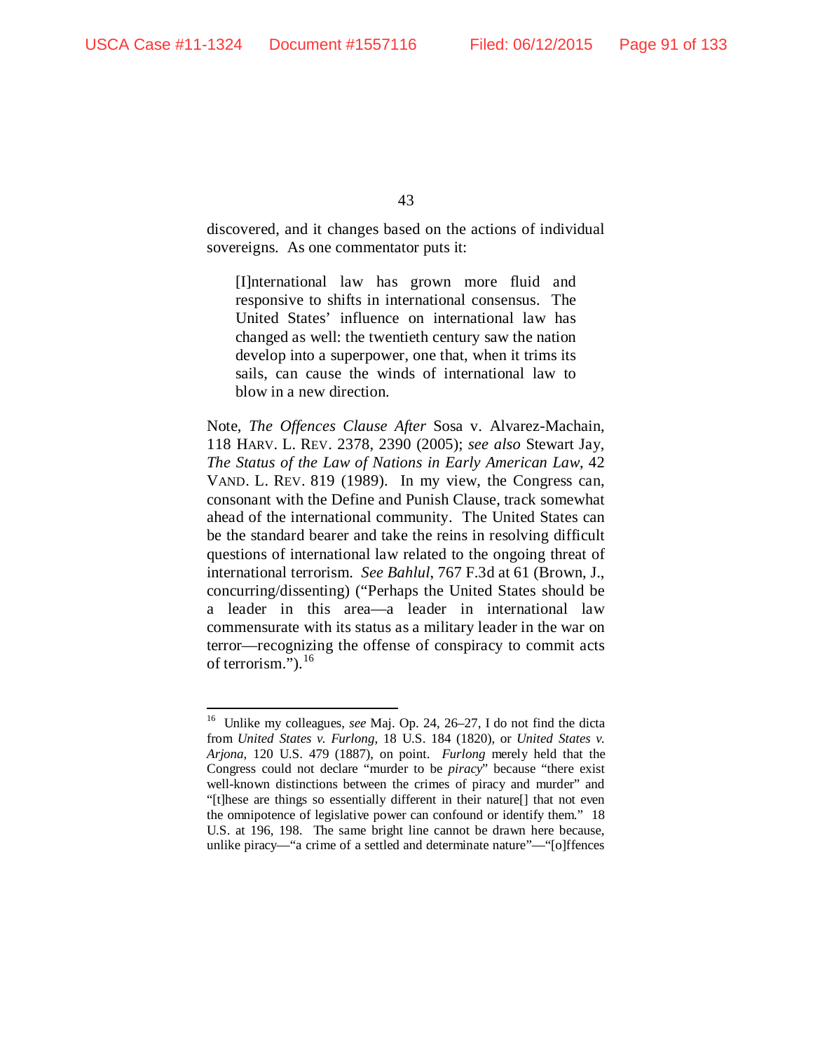discovered, and it changes based on the actions of individual sovereigns. As one commentator puts it:

> [I]nternational law has grown more fluid and responsive to shifts in international consensus. The United States' influence on international law has changed as well: the twentieth century saw the nation develop into a superpower, one that, when it trims its sails, can cause the winds of international law to blow in a new direction.

Note, *The Offences Clause After* Sosa v. Alvarez-Machain, 118 HARV. L. REV. 2378, 2390 (2005); *see also* Stewart Jay, *The Status of the Law of Nations in Early American Law*, 42 VAND. L. REV. 819 (1989). In my view, the Congress can, consonant with the Define and Punish Clause, track somewhat ahead of the international community. The United States can be the standard bearer and take the reins in resolving difficult questions of international law related to the ongoing threat of international terrorism. *See Bahlul*, 767 F.3d at 61 (Brown, J., concurring/dissenting) ("Perhaps the United States should be a leader in this area—a leader in international law commensurate with its status as a military leader in the war on terror—recognizing the offense of conspiracy to commit acts of terrorism.").[16]

---

[16] Unlike my colleagues, *see* Maj. Op. 24, 26–27, I do not find the dicta from *United States v. Furlong*, 18 U.S. 184 (1820), or *United States v. Arjona*, 120 U.S. 479 (1887), on point. *Furlong* merely held that the Congress could not declare "murder to be *piracy*" because "there exist well-known distinctions between the crimes of piracy and murder" and "[t]hese are things so essentially different in their nature[] that not even the omnipotence of legislative power can confound or identify them." 18 U.S. at 196, 198. The same bright line cannot be drawn here because, unlike piracy—"a crime of a settled and determinate nature"—"[o]ffences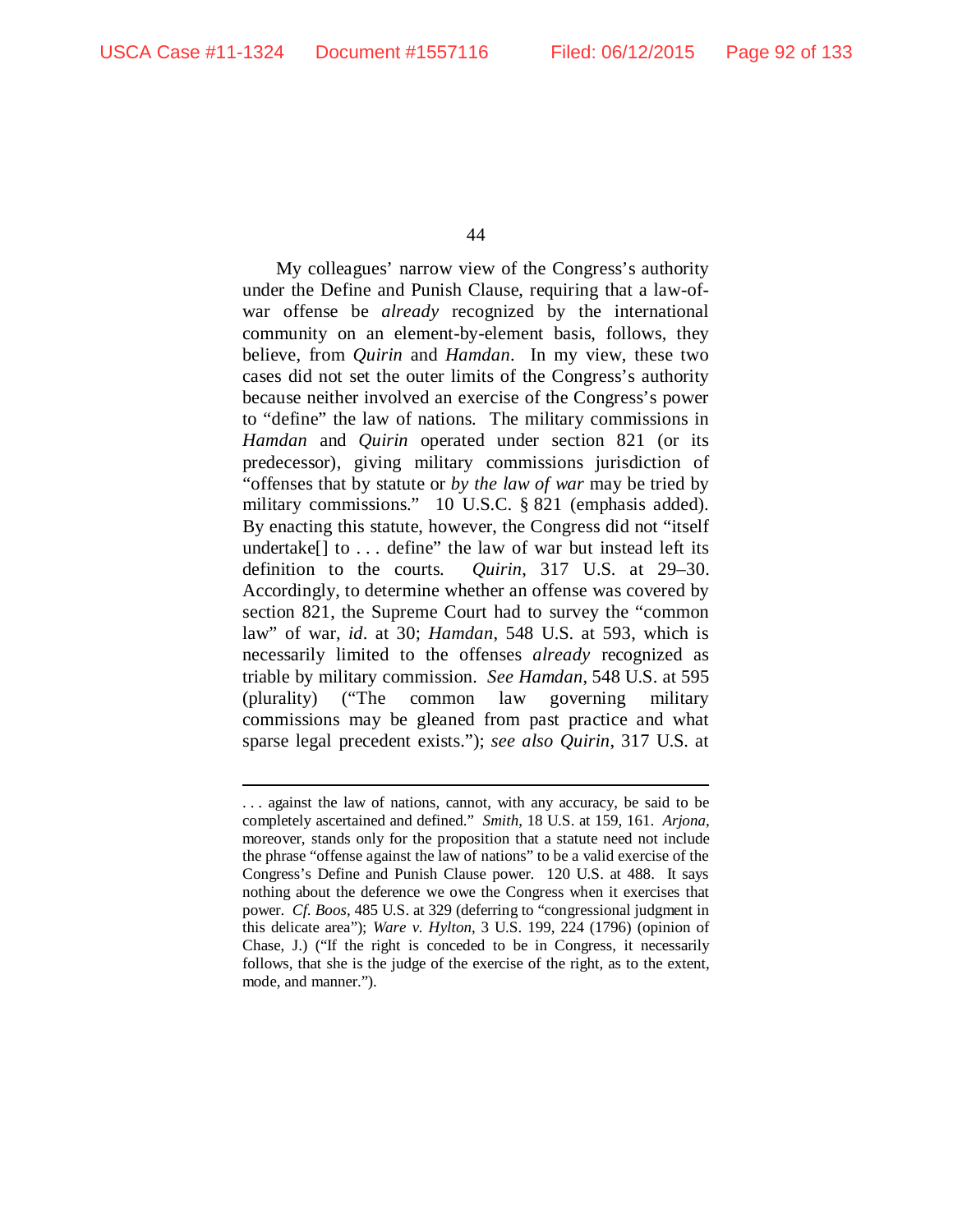My colleagues' narrow view of the Congress's authority under the Define and Punish Clause, requiring that a law-of-war offense be *already* recognized by the international community on an element-by-element basis, follows, they believe, from *Quirin* and *Hamdan*. In my view, these two cases did not set the outer limits of the Congress's authority because neither involved an exercise of the Congress's power to "define" the law of nations. The military commissions in *Hamdan* and *Quirin* operated under section 821 (or its predecessor), giving military commissions jurisdiction of "offenses that by statute or *by the law of war* may be tried by military commissions." 10 U.S.C. § 821 (emphasis added). By enacting this statute, however, the Congress did not "itself undertake[] to . . . define" the law of war but instead left its definition to the courts. *Quirin*, 317 U.S. at 29–30. Accordingly, to determine whether an offense was covered by section 821, the Supreme Court had to survey the "common law" of war, *id*. at 30; *Hamdan*, 548 U.S. at 593, which is necessarily limited to the offenses *already* recognized as triable by military commission. *See Hamdan*, 548 U.S. at 595 (plurality) ("The common law governing military commissions may be gleaned from past practice and what sparse legal precedent exists."); *see also Quirin*, 317 U.S. at

---

. . . against the law of nations, cannot, with any accuracy, be said to be completely ascertained and defined." *Smith*, 18 U.S. at 159, 161. *Arjona*, moreover, stands only for the proposition that a statute need not include the phrase "offense against the law of nations" to be a valid exercise of the Congress's Define and Punish Clause power. 120 U.S. at 488. It says nothing about the deference we owe the Congress when it exercises that power. *Cf. Boos*, 485 U.S. at 329 (deferring to "congressional judgment in this delicate area"); *Ware v. Hylton*, 3 U.S. 199, 224 (1796) (opinion of Chase, J.) ("If the right is conceded to be in Congress, it necessarily follows, that she is the judge of the exercise of the right, as to the extent, mode, and manner.").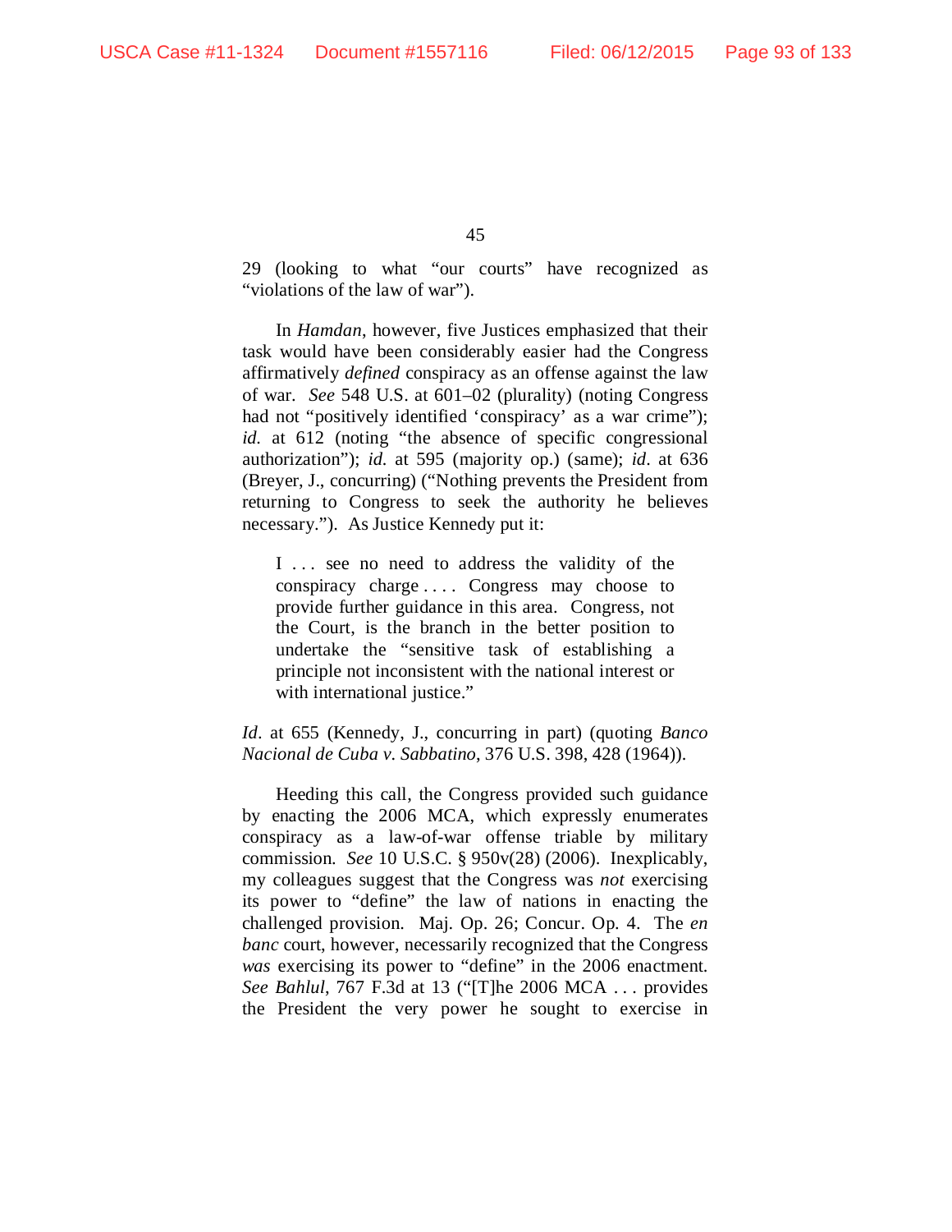29 (looking to what "our courts" have recognized as "violations of the law of war").

In *Hamdan*, however, five Justices emphasized that their task would have been considerably easier had the Congress affirmatively *defined* conspiracy as an offense against the law of war. *See* 548 U.S. at 601–02 (plurality) (noting Congress had not "positively identified 'conspiracy' as a war crime"); *id.* at 612 (noting "the absence of specific congressional authorization"); *id.* at 595 (majority op.) (same); *id*. at 636 (Breyer, J., concurring) ("Nothing prevents the President from returning to Congress to seek the authority he believes necessary."). As Justice Kennedy put it:

> I . . . see no need to address the validity of the conspiracy charge . . . . Congress may choose to provide further guidance in this area. Congress, not the Court, is the branch in the better position to undertake the "sensitive task of establishing a principle not inconsistent with the national interest or with international justice."

*Id*. at 655 (Kennedy, J., concurring in part) (quoting *Banco Nacional de Cuba v. Sabbatino*, 376 U.S. 398, 428 (1964)).

Heeding this call, the Congress provided such guidance by enacting the 2006 MCA, which expressly enumerates conspiracy as a law-of-war offense triable by military commission. *See* 10 U.S.C. § 950v(28) (2006). Inexplicably, my colleagues suggest that the Congress was *not* exercising its power to "define" the law of nations in enacting the challenged provision. Maj. Op. 26; Concur. Op. 4. The *en banc* court, however, necessarily recognized that the Congress *was* exercising its power to "define" in the 2006 enactment. *See Bahlul*, 767 F.3d at 13 ("[T]he 2006 MCA . . . provides the President the very power he sought to exercise in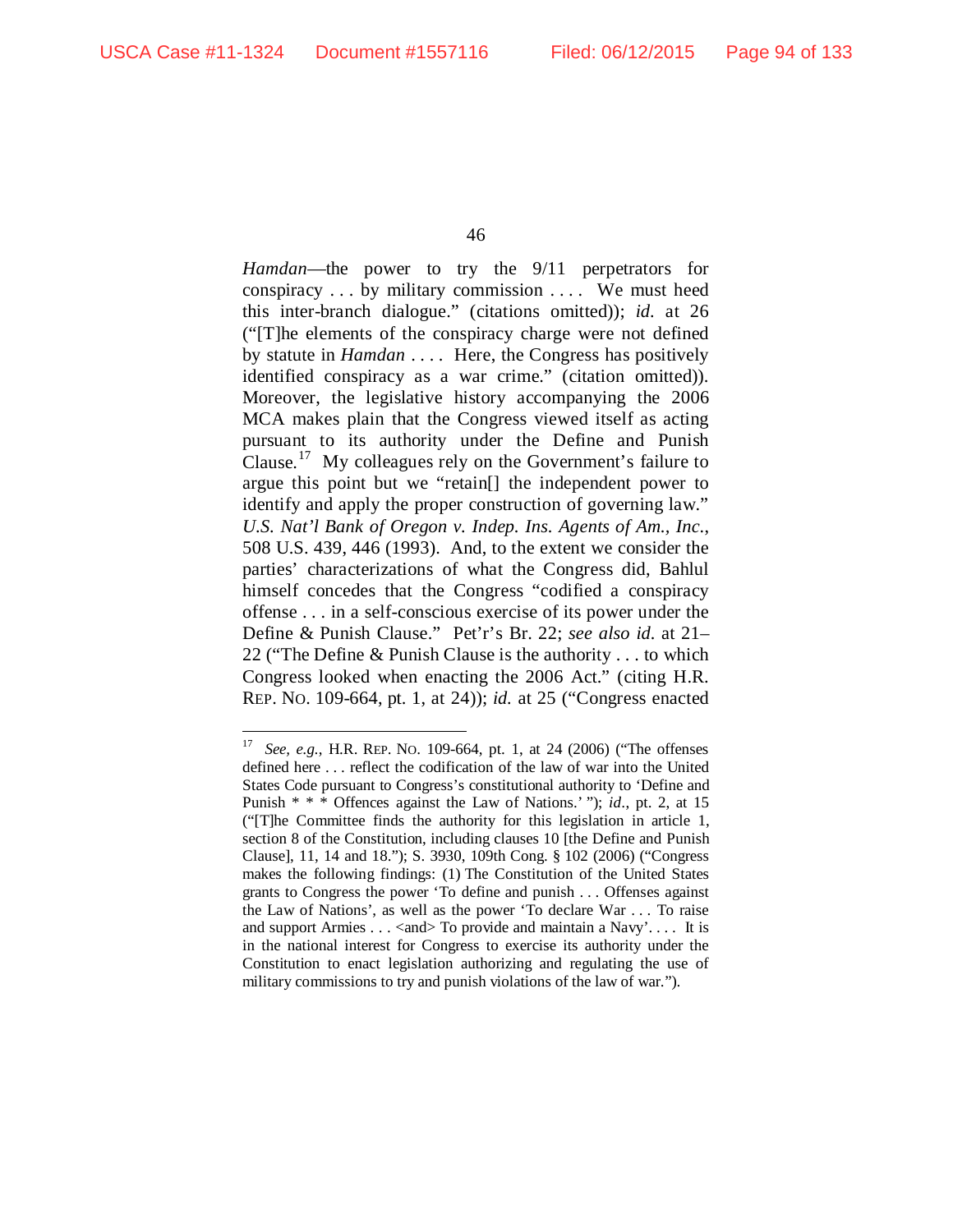*Hamdan*—the power to try the 9/11 perpetrators for conspiracy . . . by military commission . . . . We must heed this inter-branch dialogue." (citations omitted)); *id.* at 26 ("[T]he elements of the conspiracy charge were not defined by statute in *Hamdan* . . . . Here, the Congress has positively identified conspiracy as a war crime." (citation omitted)). Moreover, the legislative history accompanying the 2006 MCA makes plain that the Congress viewed itself as acting pursuant to its authority under the Define and Punish Clause.[17] My colleagues rely on the Government's failure to argue this point but we "retain[] the independent power to identify and apply the proper construction of governing law." *U.S. Nat'l Bank of Oregon v. Indep. Ins. Agents of Am., Inc.*, 508 U.S. 439, 446 (1993). And, to the extent we consider the parties' characterizations of what the Congress did, Bahlul himself concedes that the Congress "codified a conspiracy offense . . . in a self-conscious exercise of its power under the Define & Punish Clause." Pet'r's Br. 22; *see also id.* at 21–22 ("The Define & Punish Clause is the authority . . . to which Congress looked when enacting the 2006 Act." (citing H.R. REP. NO. 109-664, pt. 1, at 24)); *id.* at 25 ("Congress enacted

---

[17] *See, e.g.*, H.R. REP. NO. 109-664, pt. 1, at 24 (2006) ("The offenses defined here . . . reflect the codification of the law of war into the United States Code pursuant to Congress's constitutional authority to 'Define and Punish * * * Offences against the Law of Nations.' "); *id*., pt. 2, at 15 ("[T]he Committee finds the authority for this legislation in article 1, section 8 of the Constitution, including clauses 10 [the Define and Punish Clause], 11, 14 and 18."); S. 3930, 109th Cong. § 102 (2006) ("Congress makes the following findings: (1) The Constitution of the United States grants to Congress the power 'To define and punish . . . Offenses against the Law of Nations', as well as the power 'To declare War . . . To raise and support Armies . . . <and> To provide and maintain a Navy'. . . . It is in the national interest for Congress to exercise its authority under the Constitution to enact legislation authorizing and regulating the use of military commissions to try and punish violations of the law of war.").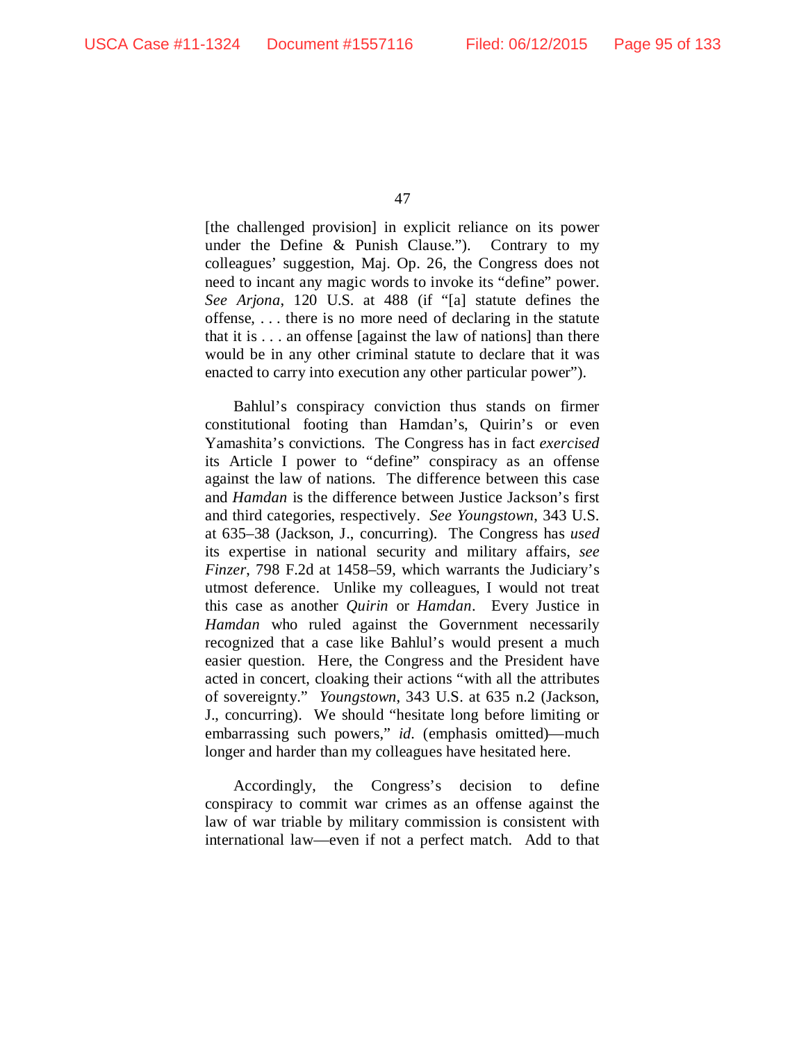[the challenged provision] in explicit reliance on its power under the Define & Punish Clause."). Contrary to my colleagues' suggestion, Maj. Op. 26, the Congress does not need to incant any magic words to invoke its "define" power. *See Arjona*, 120 U.S. at 488 (if "[a] statute defines the offense, . . . there is no more need of declaring in the statute that it is . . . an offense [against the law of nations] than there would be in any other criminal statute to declare that it was enacted to carry into execution any other particular power").

Bahlul's conspiracy conviction thus stands on firmer constitutional footing than Hamdan's, Quirin's or even Yamashita's convictions. The Congress has in fact *exercised* its Article I power to "define" conspiracy as an offense against the law of nations. The difference between this case and *Hamdan* is the difference between Justice Jackson's first and third categories, respectively. *See Youngstown*, 343 U.S. at 635–38 (Jackson, J., concurring). The Congress has *used* its expertise in national security and military affairs, *see Finzer*, 798 F.2d at 1458–59, which warrants the Judiciary's utmost deference. Unlike my colleagues, I would not treat this case as another *Quirin* or *Hamdan*. Every Justice in *Hamdan* who ruled against the Government necessarily recognized that a case like Bahlul's would present a much easier question. Here, the Congress and the President have acted in concert, cloaking their actions "with all the attributes of sovereignty." *Youngstown*, 343 U.S. at 635 n.2 (Jackson, J., concurring). We should "hesitate long before limiting or embarrassing such powers," *id.* (emphasis omitted)—much longer and harder than my colleagues have hesitated here.

Accordingly, the Congress's decision to define conspiracy to commit war crimes as an offense against the law of war triable by military commission is consistent with international law—even if not a perfect match. Add to that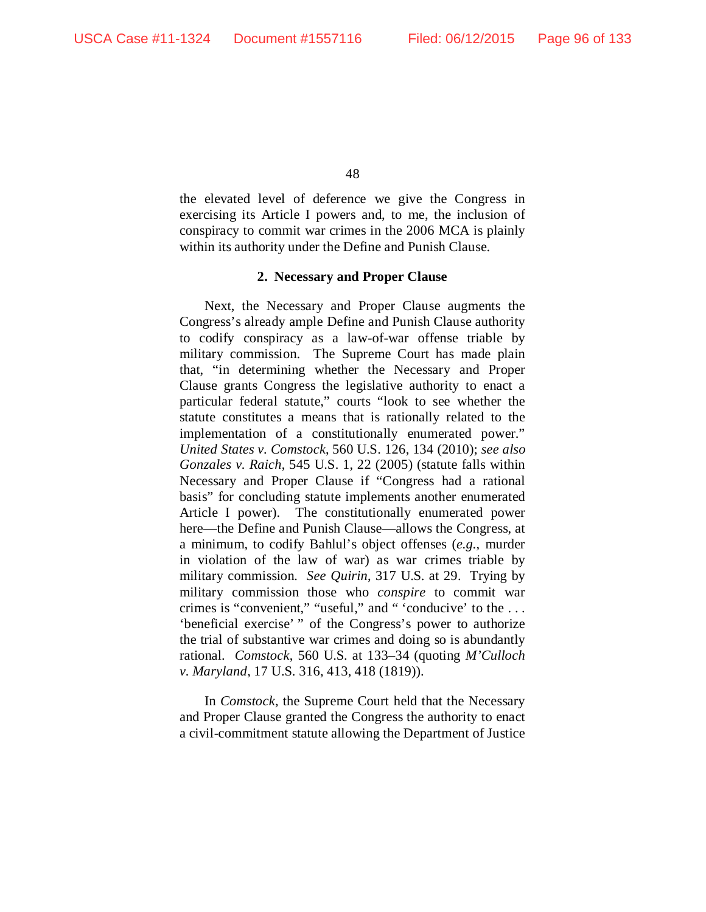the elevated level of deference we give the Congress in exercising its Article I powers and, to me, the inclusion of conspiracy to commit war crimes in the 2006 MCA is plainly within its authority under the Define and Punish Clause.

### 2. Necessary and Proper Clause

Next, the Necessary and Proper Clause augments the Congress's already ample Define and Punish Clause authority to codify conspiracy as a law-of-war offense triable by military commission. The Supreme Court has made plain that, "in determining whether the Necessary and Proper Clause grants Congress the legislative authority to enact a particular federal statute," courts "look to see whether the statute constitutes a means that is rationally related to the implementation of a constitutionally enumerated power." *United States v. Comstock*, 560 U.S. 126, 134 (2010); *see also Gonzales v. Raich*, 545 U.S. 1, 22 (2005) (statute falls within Necessary and Proper Clause if "Congress had a rational basis" for concluding statute implements another enumerated Article I power). The constitutionally enumerated power here—the Define and Punish Clause—allows the Congress, at a minimum, to codify Bahlul's object offenses (*e.g.*, murder in violation of the law of war) as war crimes triable by military commission. *See Quirin*, 317 U.S. at 29. Trying by military commission those who *conspire* to commit war crimes is "convenient," "useful," and " 'conducive' to the . . . 'beneficial exercise' " of the Congress's power to authorize the trial of substantive war crimes and doing so is abundantly rational. *Comstock*, 560 U.S. at 133–34 (quoting *M'Culloch v. Maryland*, 17 U.S. 316, 413, 418 (1819)).

In *Comstock*, the Supreme Court held that the Necessary and Proper Clause granted the Congress the authority to enact a civil-commitment statute allowing the Department of Justice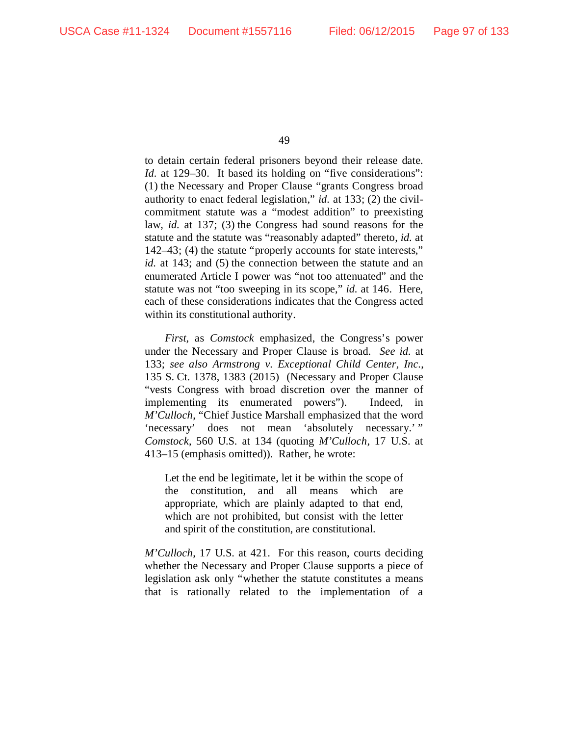to detain certain federal prisoners beyond their release date. *Id.* at 129–30. It based its holding on "five considerations": (1) the Necessary and Proper Clause "grants Congress broad authority to enact federal legislation," *id.* at 133; (2) the civil-commitment statute was a "modest addition" to preexisting law, *id.* at 137; (3) the Congress had sound reasons for the statute and the statute was "reasonably adapted" thereto, *id.* at 142–43; (4) the statute "properly accounts for state interests," *id.* at 143; and (5) the connection between the statute and an enumerated Article I power was "not too attenuated" and the statute was not "too sweeping in its scope," *id.* at 146. Here, each of these considerations indicates that the Congress acted within its constitutional authority.

*First*, as *Comstock* emphasized, the Congress's power under the Necessary and Proper Clause is broad. *See id.* at 133; *see also Armstrong v. Exceptional Child Center, Inc.*, 135 S. Ct. 1378, 1383 (2015) (Necessary and Proper Clause "vests Congress with broad discretion over the manner of implementing its enumerated powers"). Indeed, in *M'Culloch*, "Chief Justice Marshall emphasized that the word 'necessary' does not mean 'absolutely necessary.' " *Comstock*, 560 U.S. at 134 (quoting *M'Culloch*, 17 U.S. at 413–15 (emphasis omitted)). Rather, he wrote:

> Let the end be legitimate, let it be within the scope of the constitution, and all means which are appropriate, which are plainly adapted to that end, which are not prohibited, but consist with the letter and spirit of the constitution, are constitutional.

*M'Culloch*, 17 U.S. at 421. For this reason, courts deciding whether the Necessary and Proper Clause supports a piece of legislation ask only "whether the statute constitutes a means that is rationally related to the implementation of a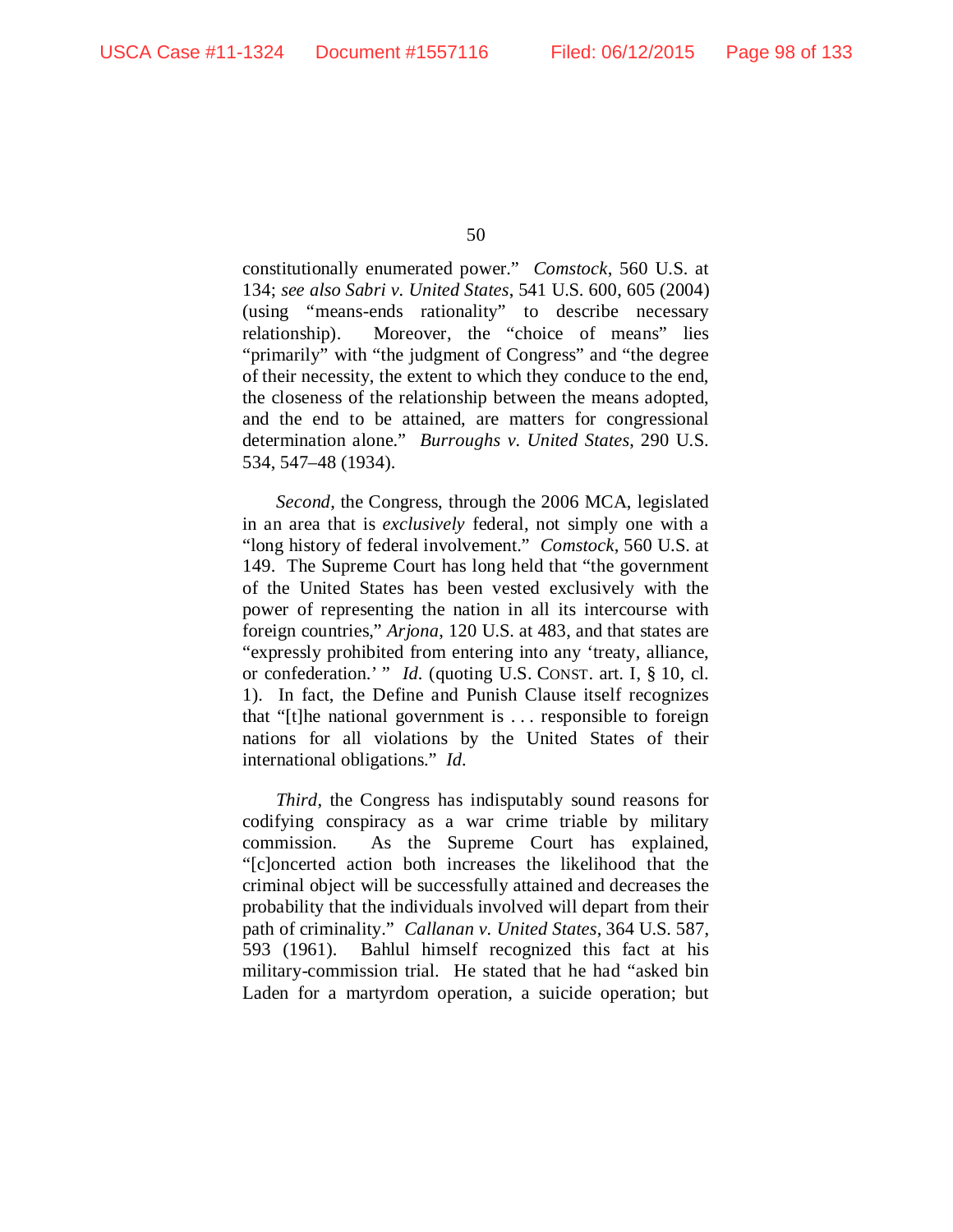constitutionally enumerated power." *Comstock*, 560 U.S. at 134; *see also Sabri v. United States*, 541 U.S. 600, 605 (2004) (using "means-ends rationality" to describe necessary relationship). Moreover, the "choice of means" lies "primarily" with "the judgment of Congress" and "the degree of their necessity, the extent to which they conduce to the end, the closeness of the relationship between the means adopted, and the end to be attained, are matters for congressional determination alone." *Burroughs v. United States*, 290 U.S. 534, 547–48 (1934).

*Second*, the Congress, through the 2006 MCA, legislated in an area that is *exclusively* federal, not simply one with a "long history of federal involvement." *Comstock*, 560 U.S. at 149. The Supreme Court has long held that "the government of the United States has been vested exclusively with the power of representing the nation in all its intercourse with foreign countries," *Arjona*, 120 U.S. at 483, and that states are "expressly prohibited from entering into any 'treaty, alliance, or confederation.' " *Id.* (quoting U.S. CONST. art. I, § 10, cl. 1). In fact, the Define and Punish Clause itself recognizes that "[t]he national government is . . . responsible to foreign nations for all violations by the United States of their international obligations." *Id.*

*Third*, the Congress has indisputably sound reasons for codifying conspiracy as a war crime triable by military commission. As the Supreme Court has explained, "[c]oncerted action both increases the likelihood that the criminal object will be successfully attained and decreases the probability that the individuals involved will depart from their path of criminality." *Callanan v. United States*, 364 U.S. 587, 593 (1961). Bahlul himself recognized this fact at his military-commission trial. He stated that he had "asked bin Laden for a martyrdom operation, a suicide operation; but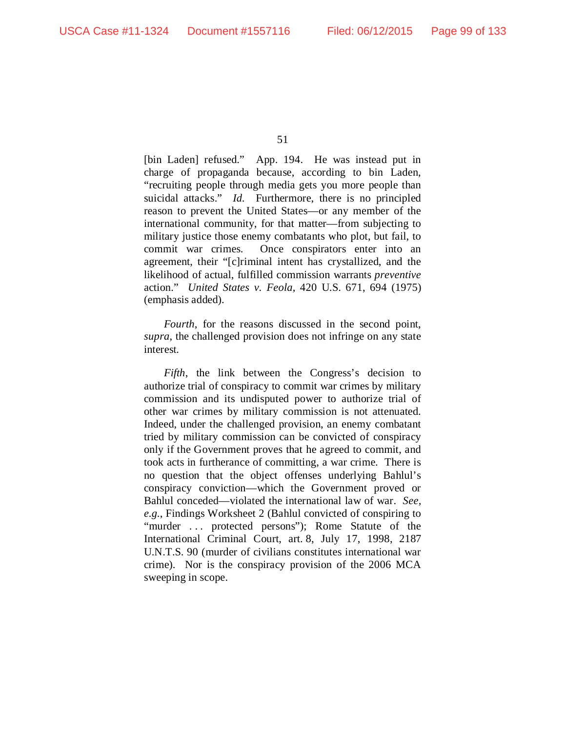[bin Laden] refused." App. 194. He was instead put in charge of propaganda because, according to bin Laden, "recruiting people through media gets you more people than suicidal attacks." *Id.* Furthermore, there is no principled reason to prevent the United States—or any member of the international community, for that matter—from subjecting to military justice those enemy combatants who plot, but fail, to commit war crimes. Once conspirators enter into an agreement, their "[c]riminal intent has crystallized, and the likelihood of actual, fulfilled commission warrants *preventive* action." *United States v. Feola*, 420 U.S. 671, 694 (1975) (emphasis added).

*Fourth*, for the reasons discussed in the second point, *supra*, the challenged provision does not infringe on any state interest.

*Fifth*, the link between the Congress's decision to authorize trial of conspiracy to commit war crimes by military commission and its undisputed power to authorize trial of other war crimes by military commission is not attenuated. Indeed, under the challenged provision, an enemy combatant tried by military commission can be convicted of conspiracy only if the Government proves that he agreed to commit, and took acts in furtherance of committing, a war crime. There is no question that the object offenses underlying Bahlul's conspiracy conviction—which the Government proved or Bahlul conceded—violated the international law of war. *See, e.g.*, Findings Worksheet 2 (Bahlul convicted of conspiring to "murder . . . protected persons"); Rome Statute of the International Criminal Court, art. 8, July 17, 1998, 2187 U.N.T.S. 90 (murder of civilians constitutes international war crime). Nor is the conspiracy provision of the 2006 MCA sweeping in scope.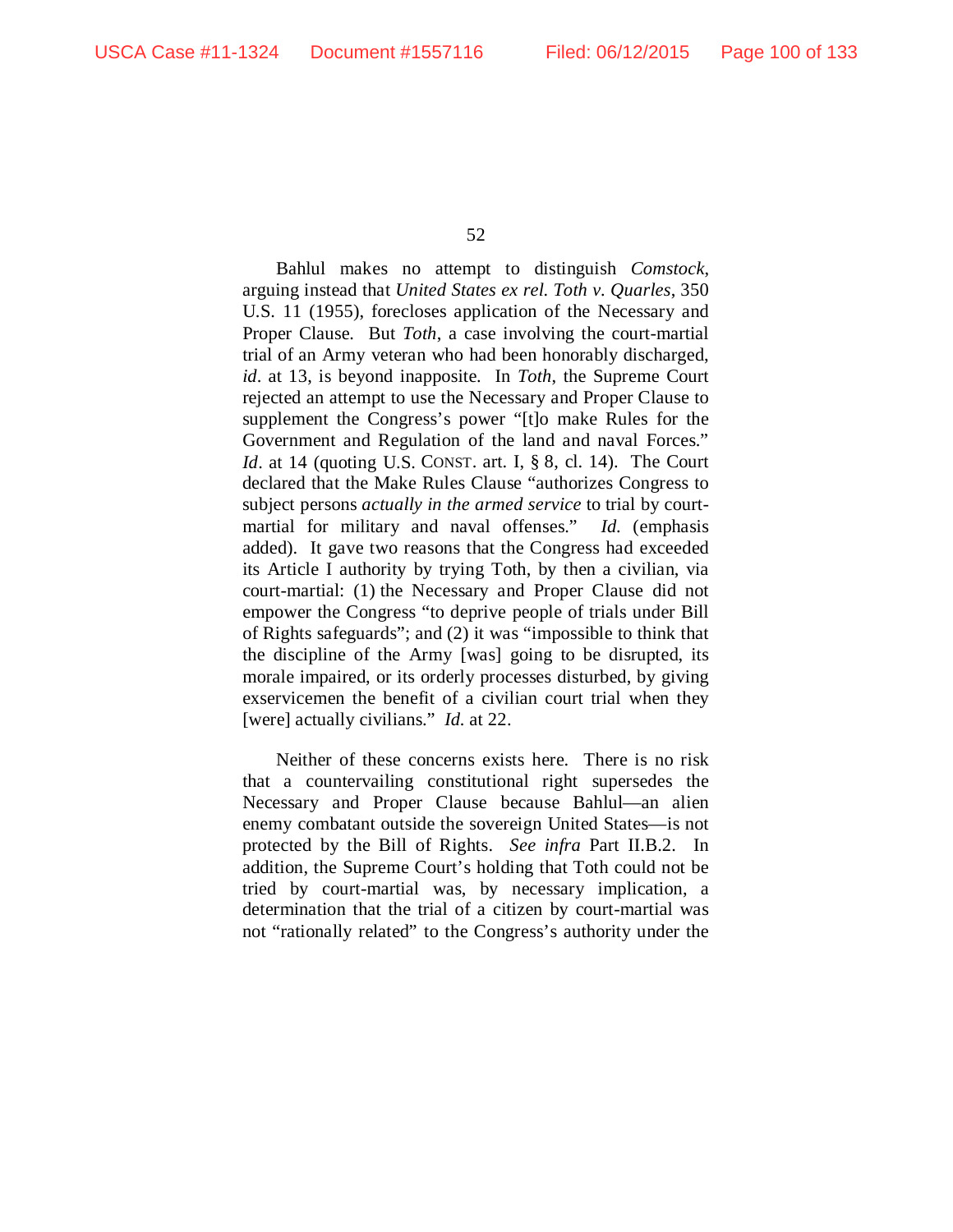Bahlul makes no attempt to distinguish *Comstock*, arguing instead that *United States ex rel. Toth v. Quarles*, 350 U.S. 11 (1955), forecloses application of the Necessary and Proper Clause. But *Toth*, a case involving the court-martial trial of an Army veteran who had been honorably discharged, *id*. at 13, is beyond inapposite. In *Toth*, the Supreme Court rejected an attempt to use the Necessary and Proper Clause to supplement the Congress's power "[t]o make Rules for the Government and Regulation of the land and naval Forces." *Id*. at 14 (quoting U.S. CONST. art. I, § 8, cl. 14). The Court declared that the Make Rules Clause "authorizes Congress to subject persons *actually in the armed service* to trial by court-martial for military and naval offenses." *Id.* (emphasis added). It gave two reasons that the Congress had exceeded its Article I authority by trying Toth, by then a civilian, via court-martial: (1) the Necessary and Proper Clause did not empower the Congress "to deprive people of trials under Bill of Rights safeguards"; and (2) it was "impossible to think that the discipline of the Army [was] going to be disrupted, its morale impaired, or its orderly processes disturbed, by giving exservicemen the benefit of a civilian court trial when they [were] actually civilians." *Id.* at 22.

Neither of these concerns exists here. There is no risk that a countervailing constitutional right supersedes the Necessary and Proper Clause because Bahlul—an alien enemy combatant outside the sovereign United States—is not protected by the Bill of Rights. *See infra* Part II.B.2. In addition, the Supreme Court's holding that Toth could not be tried by court-martial was, by necessary implication, a determination that the trial of a citizen by court-martial was not "rationally related" to the Congress's authority under the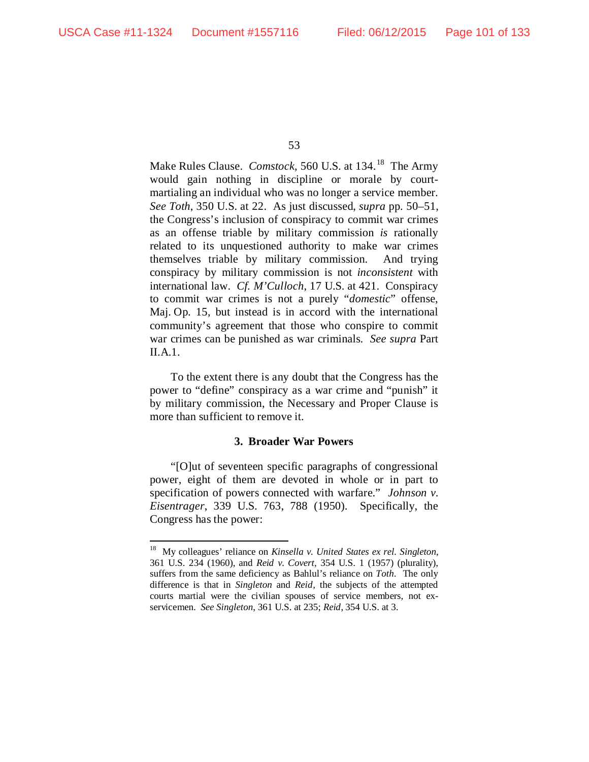Make Rules Clause. *Comstock*, 560 U.S. at 134.[18] The Army would gain nothing in discipline or morale by court-martialing an individual who was no longer a service member. *See Toth*, 350 U.S. at 22. As just discussed, *supra* pp. 50–51, the Congress's inclusion of conspiracy to commit war crimes as an offense triable by military commission *is* rationally related to its unquestioned authority to make war crimes themselves triable by military commission. And trying conspiracy by military commission is not *inconsistent* with international law. *Cf. M'Culloch*, 17 U.S. at 421. Conspiracy to commit war crimes is not a purely "*domestic*" offense, Maj. Op. 15, but instead is in accord with the international community's agreement that those who conspire to commit war crimes can be punished as war criminals. *See supra* Part II.A.1.

To the extent there is any doubt that the Congress has the power to "define" conspiracy as a war crime and "punish" it by military commission, the Necessary and Proper Clause is more than sufficient to remove it.

### 3. Broader War Powers

"[O]ut of seventeen specific paragraphs of congressional power, eight of them are devoted in whole or in part to specification of powers connected with warfare." *Johnson v. Eisentrager*, 339 U.S. 763, 788 (1950). Specifically, the Congress has the power:

---

[18] My colleagues' reliance on *Kinsella v. United States ex rel. Singleton*, 361 U.S. 234 (1960), and *Reid v. Covert*, 354 U.S. 1 (1957) (plurality), suffers from the same deficiency as Bahlul's reliance on *Toth*. The only difference is that in *Singleton* and *Reid*, the subjects of the attempted courts martial were the civilian spouses of service members, not ex-servicemen. *See Singleton*, 361 U.S. at 235; *Reid*, 354 U.S. at 3.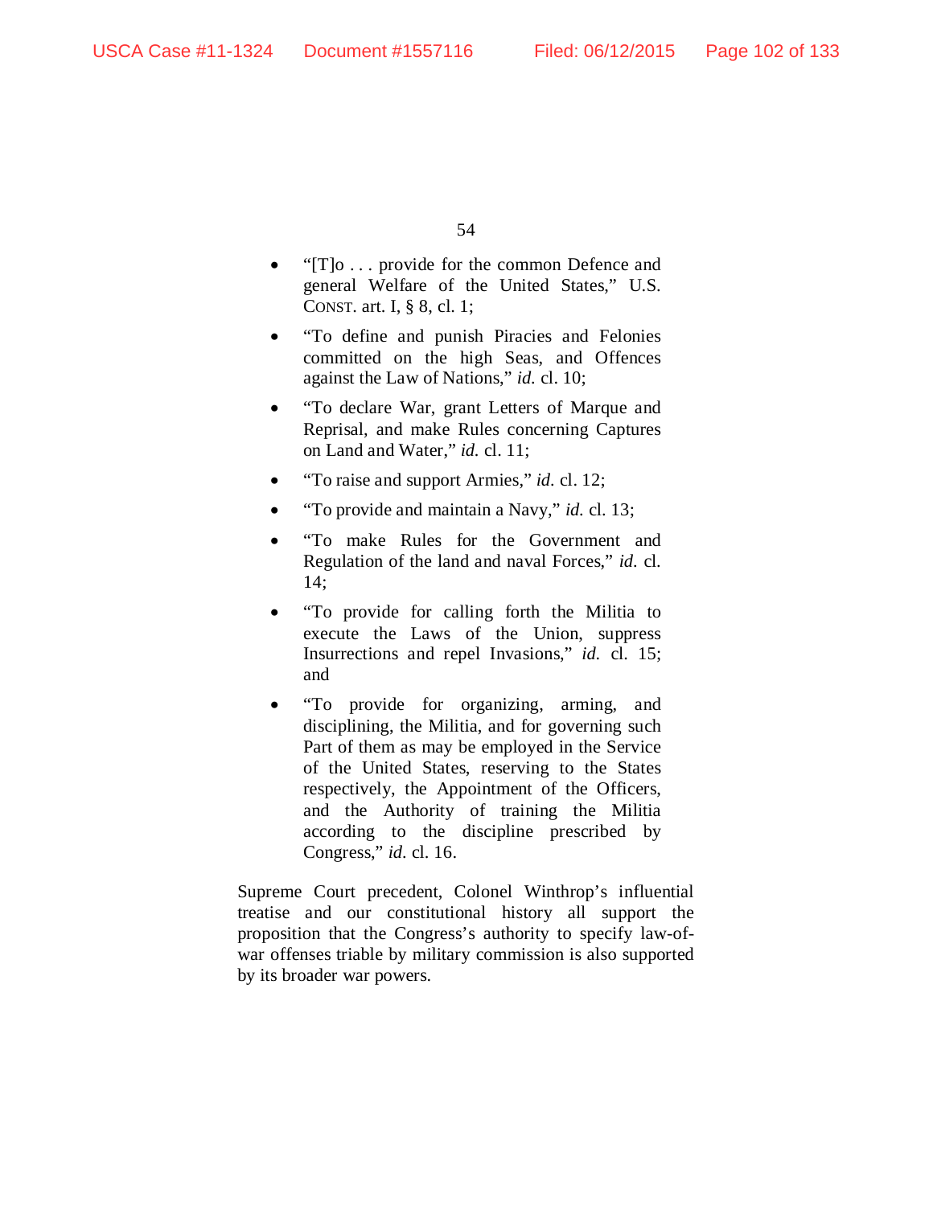- "[T]o . . . provide for the common Defence and general Welfare of the United States," U.S. CONST. art. I, § 8, cl. 1;

- "To define and punish Piracies and Felonies committed on the high Seas, and Offences against the Law of Nations," *id.* cl. 10;

- "To declare War, grant Letters of Marque and Reprisal, and make Rules concerning Captures on Land and Water," *id.* cl. 11;

- "To raise and support Armies," *id.* cl. 12;

- "To provide and maintain a Navy," *id.* cl. 13;

- "To make Rules for the Government and Regulation of the land and naval Forces," *id.* cl. 14;

- "To provide for calling forth the Militia to execute the Laws of the Union, suppress Insurrections and repel Invasions," *id.* cl. 15; and

- "To provide for organizing, arming, and disciplining, the Militia, and for governing such Part of them as may be employed in the Service of the United States, reserving to the States respectively, the Appointment of the Officers, and the Authority of training the Militia according to the discipline prescribed by Congress," *id.* cl. 16.

Supreme Court precedent, Colonel Winthrop's influential treatise and our constitutional history all support the proposition that the Congress's authority to specify law-of-war offenses triable by military commission is also supported by its broader war powers.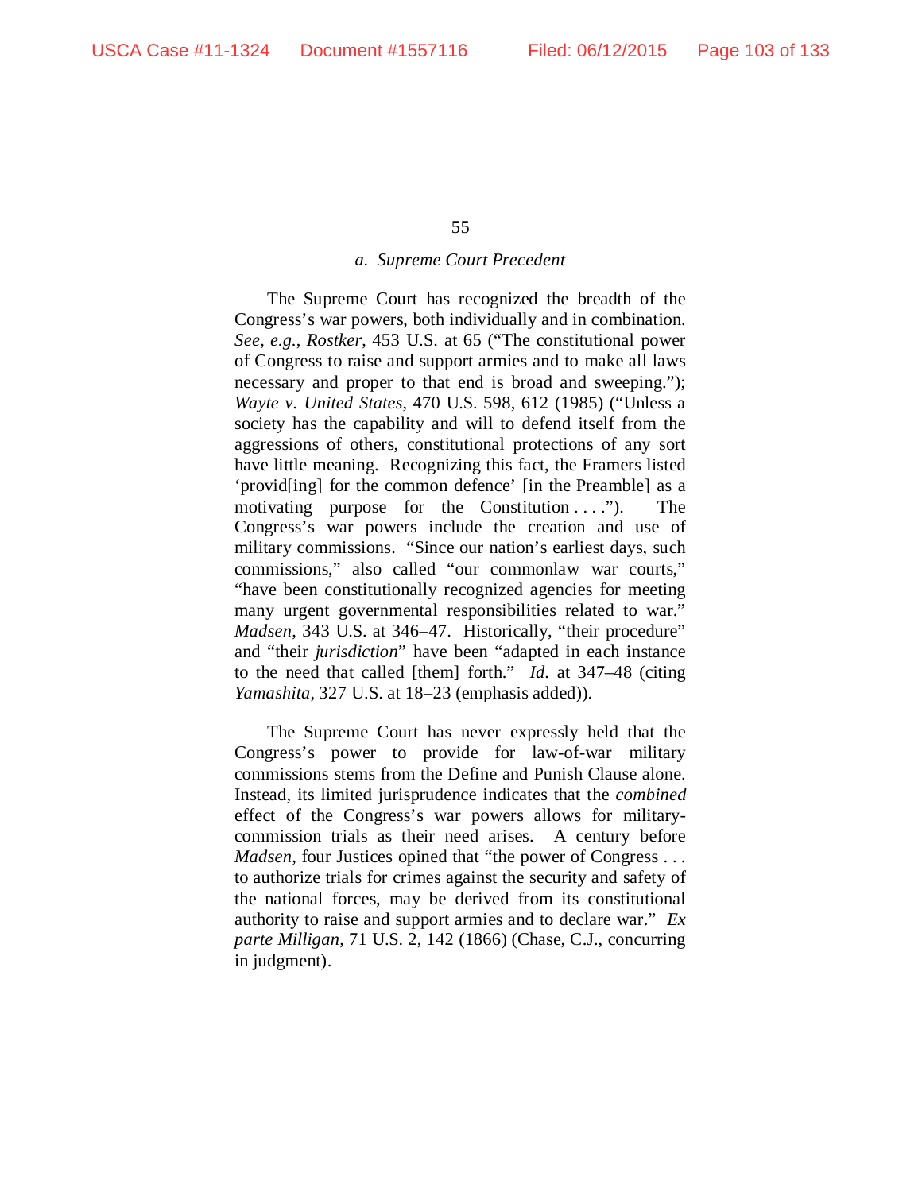### *a. Supreme Court Precedent*

The Supreme Court has recognized the breadth of the Congress's war powers, both individually and in combination. *See, e.g.*, *Rostker*, 453 U.S. at 65 ("The constitutional power of Congress to raise and support armies and to make all laws necessary and proper to that end is broad and sweeping."); *Wayte v. United States*, 470 U.S. 598, 612 (1985) ("Unless a society has the capability and will to defend itself from the aggressions of others, constitutional protections of any sort have little meaning. Recognizing this fact, the Framers listed 'provid[ing] for the common defence' [in the Preamble] as a motivating purpose for the Constitution . . . ."). The Congress's war powers include the creation and use of military commissions. "Since our nation's earliest days, such commissions," also called "our commonlaw war courts," "have been constitutionally recognized agencies for meeting many urgent governmental responsibilities related to war." *Madsen*, 343 U.S. at 346–47. Historically, "their procedure" and "their *jurisdiction*" have been "adapted in each instance to the need that called [them] forth." *Id.* at 347–48 (citing *Yamashita*, 327 U.S. at 18–23 (emphasis added)).

The Supreme Court has never expressly held that the Congress's power to provide for law-of-war military commissions stems from the Define and Punish Clause alone. Instead, its limited jurisprudence indicates that the *combined* effect of the Congress's war powers allows for military-commission trials as their need arises. A century before *Madsen*, four Justices opined that "the power of Congress . . . to authorize trials for crimes against the security and safety of the national forces, may be derived from its constitutional authority to raise and support armies and to declare war." *Ex parte Milligan*, 71 U.S. 2, 142 (1866) (Chase, C.J., concurring in judgment).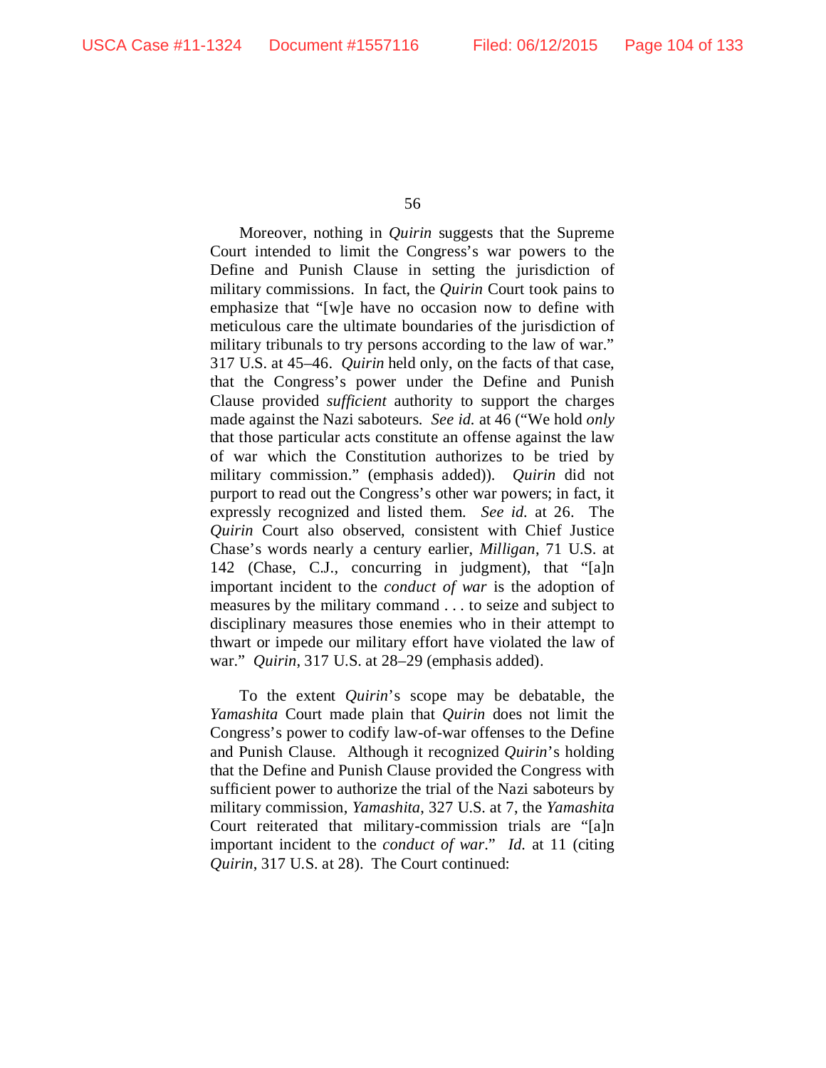Moreover, nothing in *Quirin* suggests that the Supreme Court intended to limit the Congress's war powers to the Define and Punish Clause in setting the jurisdiction of military commissions. In fact, the *Quirin* Court took pains to emphasize that "[w]e have no occasion now to define with meticulous care the ultimate boundaries of the jurisdiction of military tribunals to try persons according to the law of war." 317 U.S. at 45–46. *Quirin* held only, on the facts of that case, that the Congress's power under the Define and Punish Clause provided *sufficient* authority to support the charges made against the Nazi saboteurs. *See id.* at 46 ("We hold *only* that those particular acts constitute an offense against the law of war which the Constitution authorizes to be tried by military commission." (emphasis added)). *Quirin* did not purport to read out the Congress's other war powers; in fact, it expressly recognized and listed them. *See id.* at 26. The *Quirin* Court also observed, consistent with Chief Justice Chase's words nearly a century earlier, *Milligan*, 71 U.S. at 142 (Chase, C.J., concurring in judgment), that "[a]n important incident to the *conduct of war* is the adoption of measures by the military command . . . to seize and subject to disciplinary measures those enemies who in their attempt to thwart or impede our military effort have violated the law of war." *Quirin*, 317 U.S. at 28–29 (emphasis added).

To the extent *Quirin*'s scope may be debatable, the *Yamashita* Court made plain that *Quirin* does not limit the Congress's power to codify law-of-war offenses to the Define and Punish Clause. Although it recognized *Quirin*'s holding that the Define and Punish Clause provided the Congress with sufficient power to authorize the trial of the Nazi saboteurs by military commission, *Yamashita*, 327 U.S. at 7, the *Yamashita* Court reiterated that military-commission trials are "[a]n important incident to the *conduct of war*." *Id.* at 11 (citing *Quirin*, 317 U.S. at 28). The Court continued: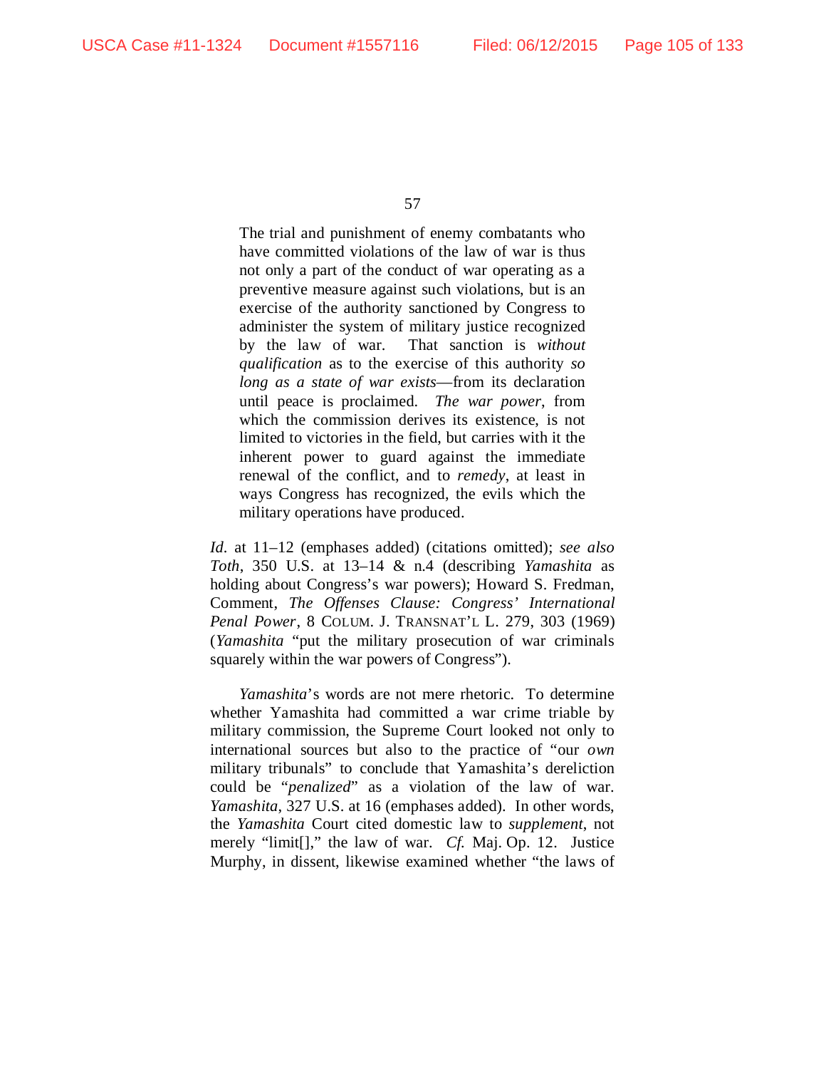> The trial and punishment of enemy combatants who have committed violations of the law of war is thus not only a part of the conduct of war operating as a preventive measure against such violations, but is an exercise of the authority sanctioned by Congress to administer the system of military justice recognized by the law of war. That sanction is *without qualification* as to the exercise of this authority *so long as a state of war exists*—from its declaration until peace is proclaimed. *The war power*, from which the commission derives its existence, is not limited to victories in the field, but carries with it the inherent power to guard against the immediate renewal of the conflict, and to *remedy*, at least in ways Congress has recognized, the evils which the military operations have produced.

*Id.* at 11–12 (emphases added) (citations omitted); *see also Toth*, 350 U.S. at 13–14 & n.4 (describing *Yamashita* as holding about Congress's war powers); Howard S. Fredman, Comment, *The Offenses Clause: Congress' International Penal Power*, 8 COLUM. J. TRANSNAT'L L. 279, 303 (1969) (*Yamashita* "put the military prosecution of war criminals squarely within the war powers of Congress").

*Yamashita*'s words are not mere rhetoric. To determine whether Yamashita had committed a war crime triable by military commission, the Supreme Court looked not only to international sources but also to the practice of "our *own* military tribunals" to conclude that Yamashita's dereliction could be "*penalized*" as a violation of the law of war. *Yamashita*, 327 U.S. at 16 (emphases added). In other words, the *Yamashita* Court cited domestic law to *supplement*, not merely "limit[]," the law of war. *Cf.* Maj. Op. 12. Justice Murphy, in dissent, likewise examined whether "the laws of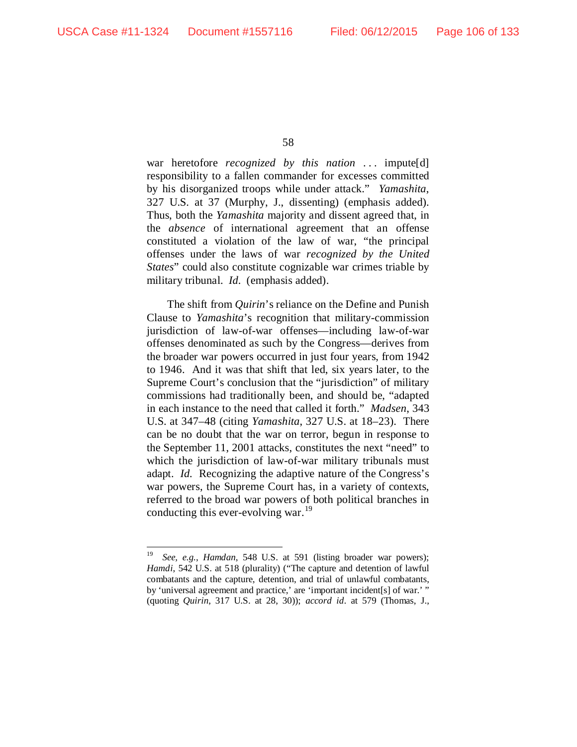war heretofore *recognized by this nation* . . . impute[d] responsibility to a fallen commander for excesses committed by his disorganized troops while under attack." *Yamashita*, 327 U.S. at 37 (Murphy, J., dissenting) (emphasis added). Thus, both the *Yamashita* majority and dissent agreed that, in the *absence* of international agreement that an offense constituted a violation of the law of war, "the principal offenses under the laws of war *recognized by the United States*" could also constitute cognizable war crimes triable by military tribunal. *Id.* (emphasis added).

The shift from *Quirin*'s reliance on the Define and Punish Clause to *Yamashita*'s recognition that military-commission jurisdiction of law-of-war offenses—including law-of-war offenses denominated as such by the Congress—derives from the broader war powers occurred in just four years, from 1942 to 1946. And it was that shift that led, six years later, to the Supreme Court's conclusion that the "jurisdiction" of military commissions had traditionally been, and should be, "adapted in each instance to the need that called it forth." *Madsen*, 343 U.S. at 347–48 (citing *Yamashita*, 327 U.S. at 18–23). There can be no doubt that the war on terror, begun in response to the September 11, 2001 attacks, constitutes the next "need" to which the jurisdiction of law-of-war military tribunals must adapt. *Id.* Recognizing the adaptive nature of the Congress's war powers, the Supreme Court has, in a variety of contexts, referred to the broad war powers of both political branches in conducting this ever-evolving war.[19]

---

[19] *See, e.g.*, *Hamdan*, 548 U.S. at 591 (listing broader war powers); *Hamdi*, 542 U.S. at 518 (plurality) ("The capture and detention of lawful combatants and the capture, detention, and trial of unlawful combatants, by 'universal agreement and practice,' are 'important incident[s] of war.' " (quoting *Quirin*, 317 U.S. at 28, 30)); *accord id*. at 579 (Thomas, J.,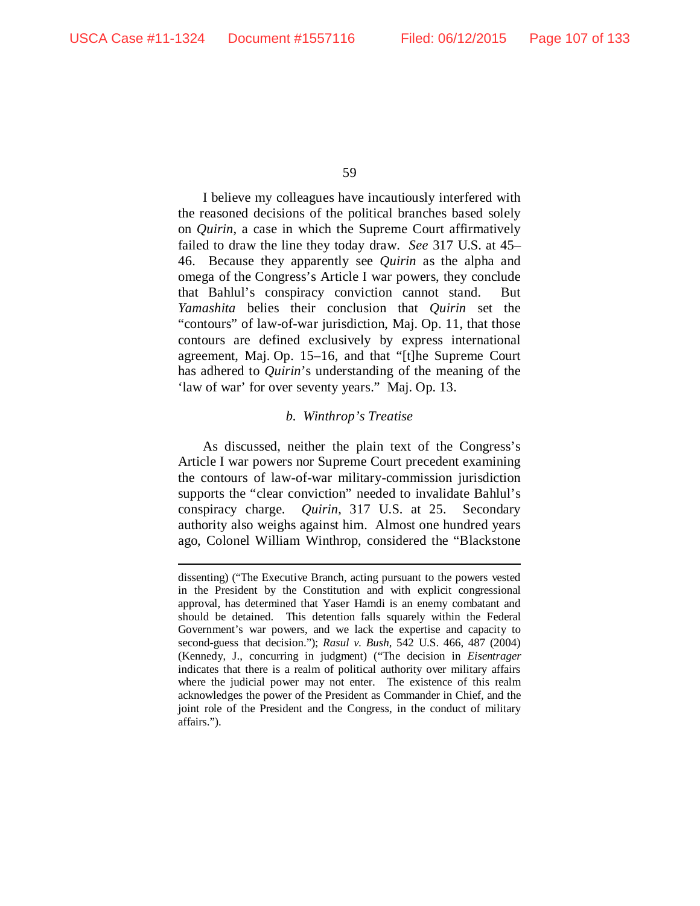I believe my colleagues have incautiously interfered with the reasoned decisions of the political branches based solely on *Quirin*, a case in which the Supreme Court affirmatively failed to draw the line they today draw. *See* 317 U.S. at 45–46. Because they apparently see *Quirin* as the alpha and omega of the Congress's Article I war powers, they conclude that Bahlul's conspiracy conviction cannot stand. But *Yamashita* belies their conclusion that *Quirin* set the "contours" of law-of-war jurisdiction, Maj. Op. 11, that those contours are defined exclusively by express international agreement, Maj. Op. 15–16, and that "[t]he Supreme Court has adhered to *Quirin*'s understanding of the meaning of the 'law of war' for over seventy years." Maj. Op. 13.

*b. Winthrop's Treatise*

As discussed, neither the plain text of the Congress's Article I war powers nor Supreme Court precedent examining the contours of law-of-war military-commission jurisdiction supports the "clear conviction" needed to invalidate Bahlul's conspiracy charge. *Quirin*, 317 U.S. at 25. Secondary authority also weighs against him. Almost one hundred years ago, Colonel William Winthrop, considered the "Blackstone

---

dissenting) ("The Executive Branch, acting pursuant to the powers vested in the President by the Constitution and with explicit congressional approval, has determined that Yaser Hamdi is an enemy combatant and should be detained. This detention falls squarely within the Federal Government's war powers, and we lack the expertise and capacity to second-guess that decision."); *Rasul v. Bush*, 542 U.S. 466, 487 (2004) (Kennedy, J., concurring in judgment) ("The decision in *Eisentrager* indicates that there is a realm of political authority over military affairs where the judicial power may not enter. The existence of this realm acknowledges the power of the President as Commander in Chief, and the joint role of the President and the Congress, in the conduct of military affairs.").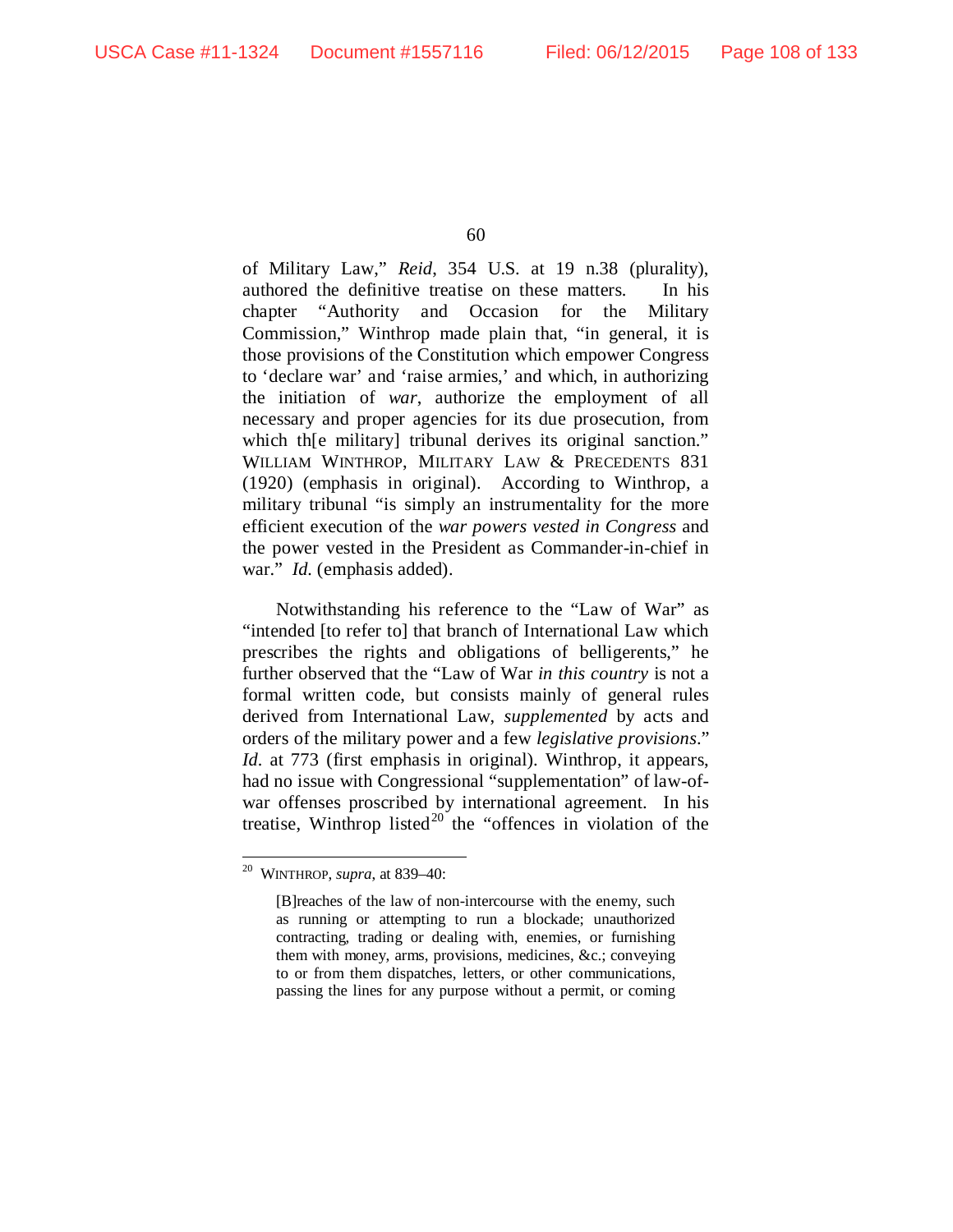of Military Law," *Reid*, 354 U.S. at 19 n.38 (plurality), authored the definitive treatise on these matters. In his chapter "Authority and Occasion for the Military Commission," Winthrop made plain that, "in general, it is those provisions of the Constitution which empower Congress to 'declare war' and 'raise armies,' and which, in authorizing the initiation of *war*, authorize the employment of all necessary and proper agencies for its due prosecution, from which th[e military] tribunal derives its original sanction." WILLIAM WINTHROP, MILITARY LAW & PRECEDENTS 831 (1920) (emphasis in original). According to Winthrop, a military tribunal "is simply an instrumentality for the more efficient execution of the *war powers vested in Congress* and the power vested in the President as Commander-in-chief in war." *Id.* (emphasis added).

Notwithstanding his reference to the "Law of War" as "intended [to refer to] that branch of International Law which prescribes the rights and obligations of belligerents," he further observed that the "Law of War *in this country* is not a formal written code, but consists mainly of general rules derived from International Law, *supplemented* by acts and orders of the military power and a few *legislative provisions*." *Id.* at 773 (first emphasis in original). Winthrop, it appears, had no issue with Congressional "supplementation" of law-of-war offenses proscribed by international agreement. In his treatise, Winthrop listed[20] the "offences in violation of the

---

[20] WINTHROP, *supra*, at 839–40:

> [B]reaches of the law of non-intercourse with the enemy, such as running or attempting to run a blockade; unauthorized contracting, trading or dealing with, enemies, or furnishing them with money, arms, provisions, medicines, &c.; conveying to or from them dispatches, letters, or other communications, passing the lines for any purpose without a permit, or coming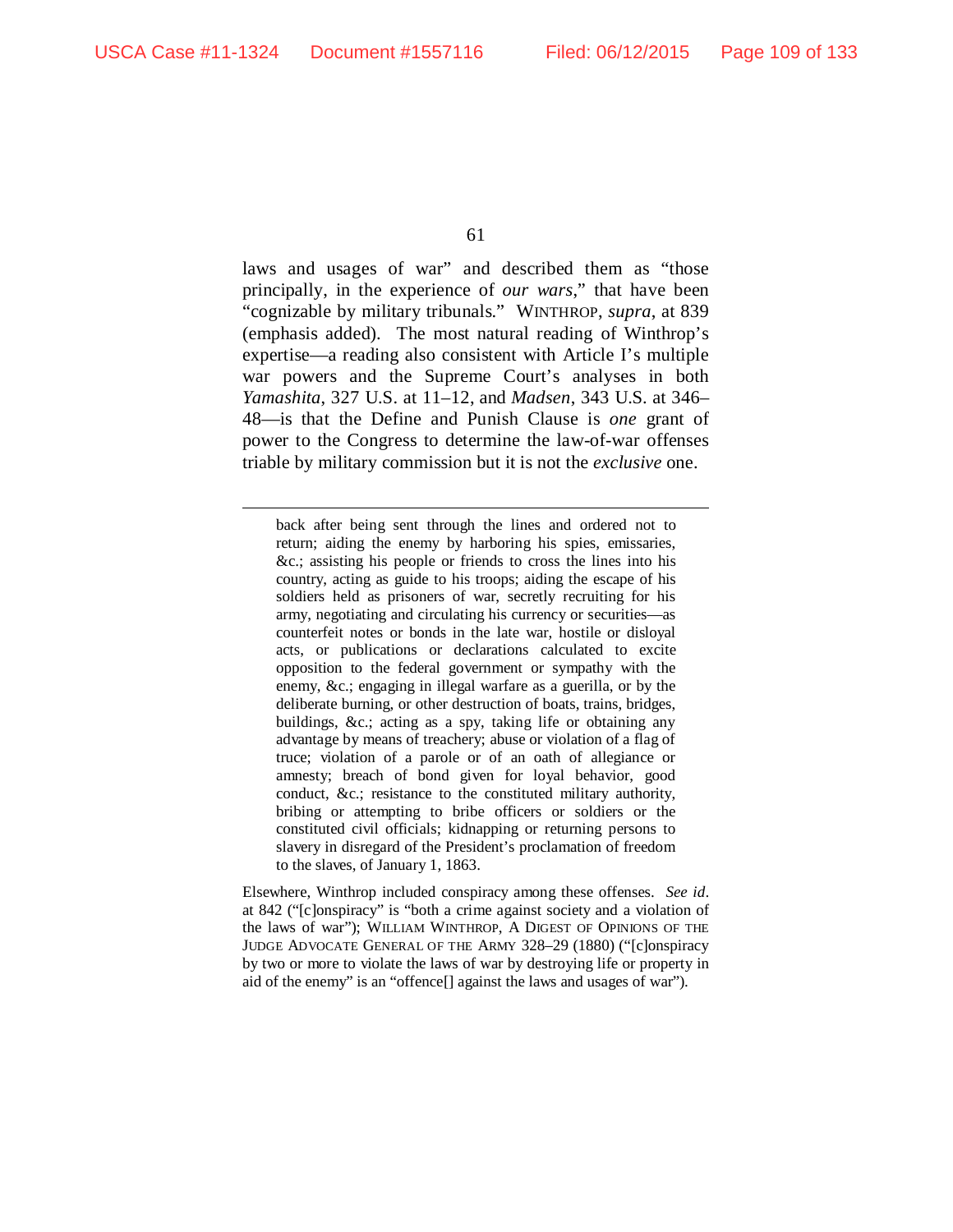laws and usages of war" and described them as "those principally, in the experience of *our wars*," that have been "cognizable by military tribunals." WINTHROP, *supra*, at 839 (emphasis added). The most natural reading of Winthrop's expertise—a reading also consistent with Article I's multiple war powers and the Supreme Court's analyses in both *Yamashita*, 327 U.S. at 11–12, and *Madsen*, 343 U.S. at 346–48—is that the Define and Punish Clause is *one* grant of power to the Congress to determine the law-of-war offenses triable by military commission but it is not the *exclusive* one.

---

> back after being sent through the lines and ordered not to return; aiding the enemy by harboring his spies, emissaries, &c.; assisting his people or friends to cross the lines into his country, acting as guide to his troops; aiding the escape of his soldiers held as prisoners of war, secretly recruiting for his army, negotiating and circulating his currency or securities—as counterfeit notes or bonds in the late war, hostile or disloyal acts, or publications or declarations calculated to excite opposition to the federal government or sympathy with the enemy, &c.; engaging in illegal warfare as a guerilla, or by the deliberate burning, or other destruction of boats, trains, bridges, buildings, &c.; acting as a spy, taking life or obtaining any advantage by means of treachery; abuse or violation of a flag of truce; violation of a parole or of an oath of allegiance or amnesty; breach of bond given for loyal behavior, good conduct, &c.; resistance to the constituted military authority, bribing or attempting to bribe officers or soldiers or the constituted civil officials; kidnapping or returning persons to slavery in disregard of the President's proclamation of freedom to the slaves, of January 1, 1863.

Elsewhere, Winthrop included conspiracy among these offenses. *See id*. at 842 ("[c]onspiracy" is "both a crime against society and a violation of the laws of war"); WILLIAM WINTHROP, A DIGEST OF OPINIONS OF THE JUDGE ADVOCATE GENERAL OF THE ARMY 328–29 (1880) ("[c]onspiracy by two or more to violate the laws of war by destroying life or property in aid of the enemy" is an "offence[] against the laws and usages of war").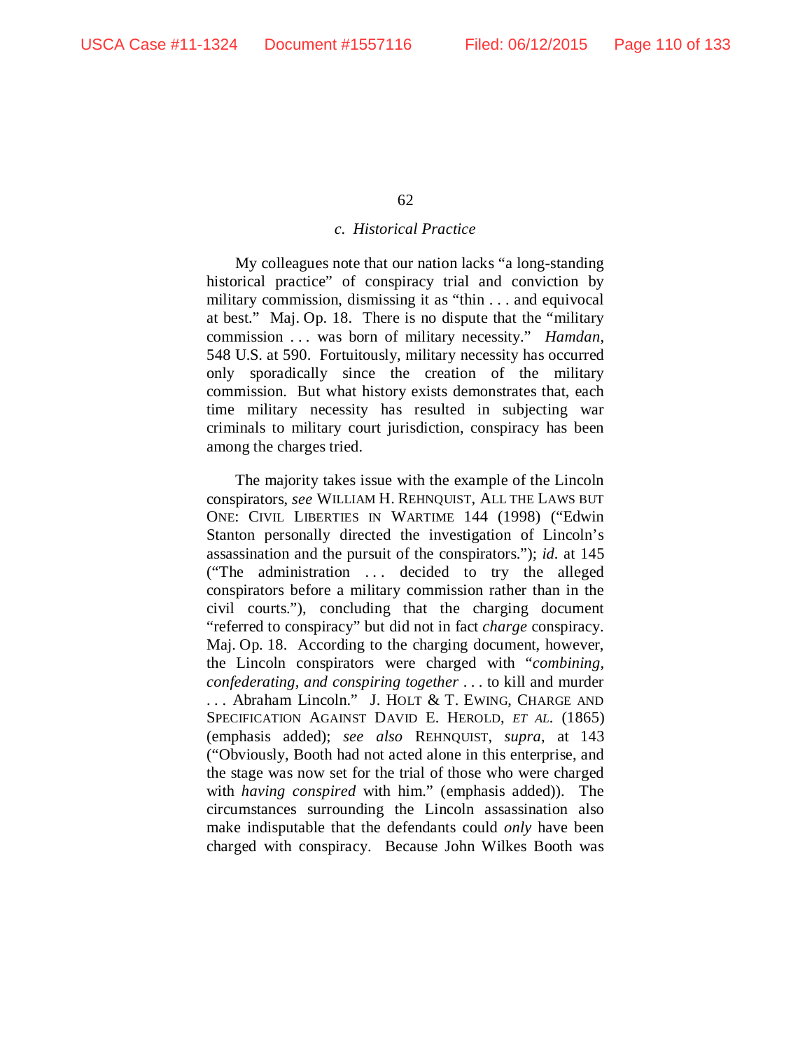### *c. Historical Practice*

My colleagues note that our nation lacks "a long-standing historical practice" of conspiracy trial and conviction by military commission, dismissing it as "thin . . . and equivocal at best." Maj. Op. 18. There is no dispute that the "military commission . . . was born of military necessity." *Hamdan*, 548 U.S. at 590. Fortuitously, military necessity has occurred only sporadically since the creation of the military commission. But what history exists demonstrates that, each time military necessity has resulted in subjecting war criminals to military court jurisdiction, conspiracy has been among the charges tried.

The majority takes issue with the example of the Lincoln conspirators, *see* WILLIAM H. REHNQUIST, ALL THE LAWS BUT ONE: CIVIL LIBERTIES IN WARTIME 144 (1998) ("Edwin Stanton personally directed the investigation of Lincoln's assassination and the pursuit of the conspirators."); *id.* at 145 ("The administration . . . decided to try the alleged conspirators before a military commission rather than in the civil courts."), concluding that the charging document "referred to conspiracy" but did not in fact *charge* conspiracy. Maj. Op. 18. According to the charging document, however, the Lincoln conspirators were charged with "*combining, confederating, and conspiring together* . . . to kill and murder . . . Abraham Lincoln." J. HOLT & T. EWING, CHARGE AND SPECIFICATION AGAINST DAVID E. HEROLD, *ET AL.* (1865) (emphasis added); *see also* REHNQUIST, *supra*, at 143 ("Obviously, Booth had not acted alone in this enterprise, and the stage was now set for the trial of those who were charged with *having conspired* with him." (emphasis added)). The circumstances surrounding the Lincoln assassination also make indisputable that the defendants could *only* have been charged with conspiracy. Because John Wilkes Booth was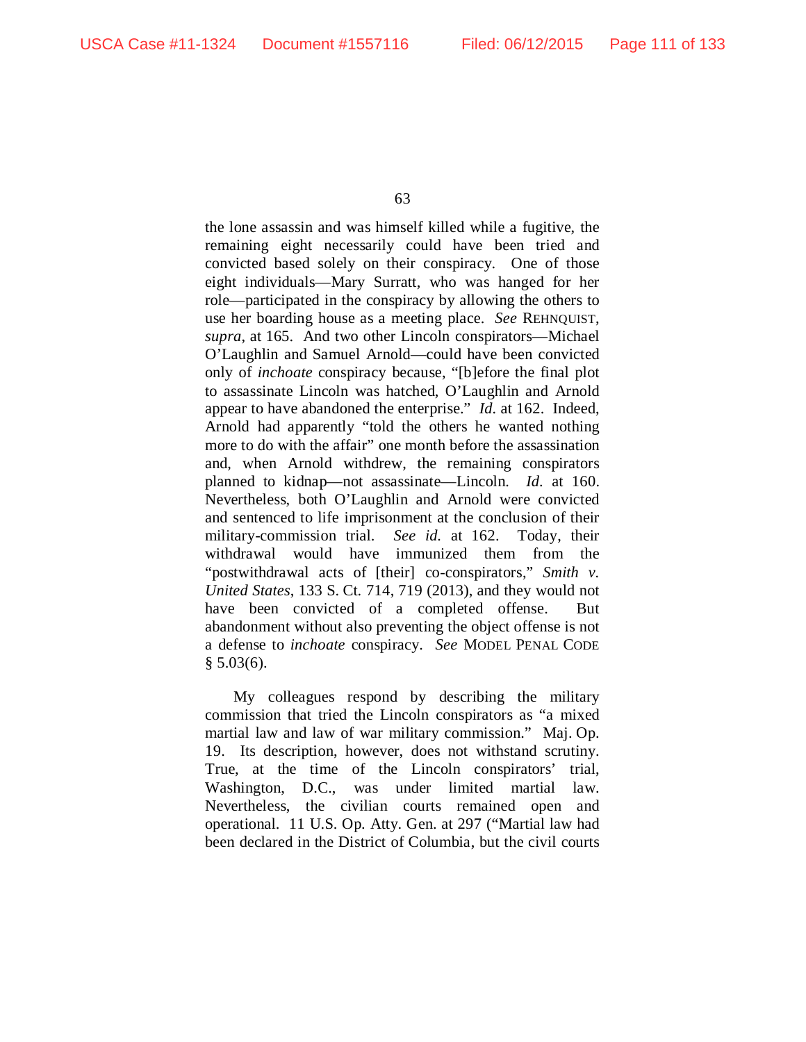the lone assassin and was himself killed while a fugitive, the remaining eight necessarily could have been tried and convicted based solely on their conspiracy. One of those eight individuals—Mary Surratt, who was hanged for her role—participated in the conspiracy by allowing the others to use her boarding house as a meeting place. *See* REHNQUIST, *supra*, at 165. And two other Lincoln conspirators—Michael O'Laughlin and Samuel Arnold—could have been convicted only of *inchoate* conspiracy because, "[b]efore the final plot to assassinate Lincoln was hatched, O'Laughlin and Arnold appear to have abandoned the enterprise." *Id.* at 162. Indeed, Arnold had apparently "told the others he wanted nothing more to do with the affair" one month before the assassination and, when Arnold withdrew, the remaining conspirators planned to kidnap—not assassinate—Lincoln. *Id.* at 160. Nevertheless, both O'Laughlin and Arnold were convicted and sentenced to life imprisonment at the conclusion of their military-commission trial. *See id.* at 162. Today, their withdrawal would have immunized them from the "postwithdrawal acts of [their] co-conspirators," *Smith v. United States*, 133 S. Ct. 714, 719 (2013), and they would not have been convicted of a completed offense. But abandonment without also preventing the object offense is not a defense to *inchoate* conspiracy. *See* MODEL PENAL CODE § 5.03(6).

My colleagues respond by describing the military commission that tried the Lincoln conspirators as "a mixed martial law and law of war military commission." Maj. Op. 19. Its description, however, does not withstand scrutiny. True, at the time of the Lincoln conspirators' trial, Washington, D.C., was under limited martial law. Nevertheless, the civilian courts remained open and operational. 11 U.S. Op. Atty. Gen. at 297 ("Martial law had been declared in the District of Columbia, but the civil courts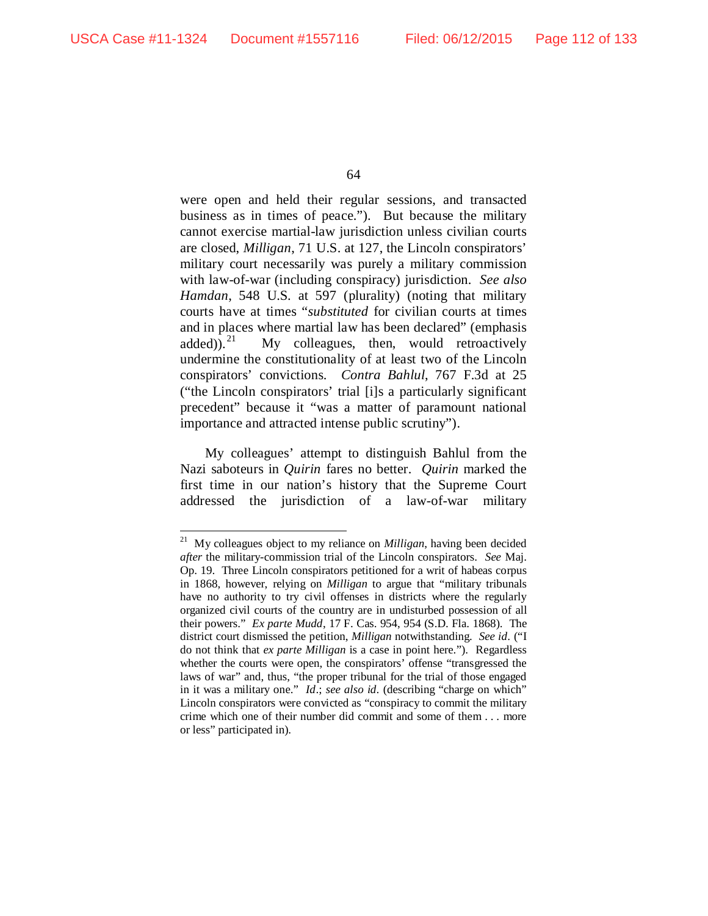were open and held their regular sessions, and transacted business as in times of peace."). But because the military cannot exercise martial-law jurisdiction unless civilian courts are closed, *Milligan*, 71 U.S. at 127, the Lincoln conspirators' military court necessarily was purely a military commission with law-of-war (including conspiracy) jurisdiction. *See also Hamdan*, 548 U.S. at 597 (plurality) (noting that military courts have at times "*substituted* for civilian courts at times and in places where martial law has been declared" (emphasis added)).[21] My colleagues, then, would retroactively undermine the constitutionality of at least two of the Lincoln conspirators' convictions. *Contra Bahlul*, 767 F.3d at 25 ("the Lincoln conspirators' trial [i]s a particularly significant precedent" because it "was a matter of paramount national importance and attracted intense public scrutiny").

My colleagues' attempt to distinguish Bahlul from the Nazi saboteurs in *Quirin* fares no better. *Quirin* marked the first time in our nation's history that the Supreme Court addressed the jurisdiction of a law-of-war military

---

[21] My colleagues object to my reliance on *Milligan*, having been decided *after* the military-commission trial of the Lincoln conspirators. *See* Maj. Op. 19. Three Lincoln conspirators petitioned for a writ of habeas corpus in 1868, however, relying on *Milligan* to argue that "military tribunals have no authority to try civil offenses in districts where the regularly organized civil courts of the country are in undisturbed possession of all their powers." *Ex parte Mudd*, 17 F. Cas. 954, 954 (S.D. Fla. 1868). The district court dismissed the petition, *Milligan* notwithstanding. *See id*. ("I do not think that *ex parte Milligan* is a case in point here."). Regardless whether the courts were open, the conspirators' offense "transgressed the laws of war" and, thus, "the proper tribunal for the trial of those engaged in it was a military one." *Id*.; *see also id*. (describing "charge on which" Lincoln conspirators were convicted as "conspiracy to commit the military crime which one of their number did commit and some of them . . . more or less" participated in).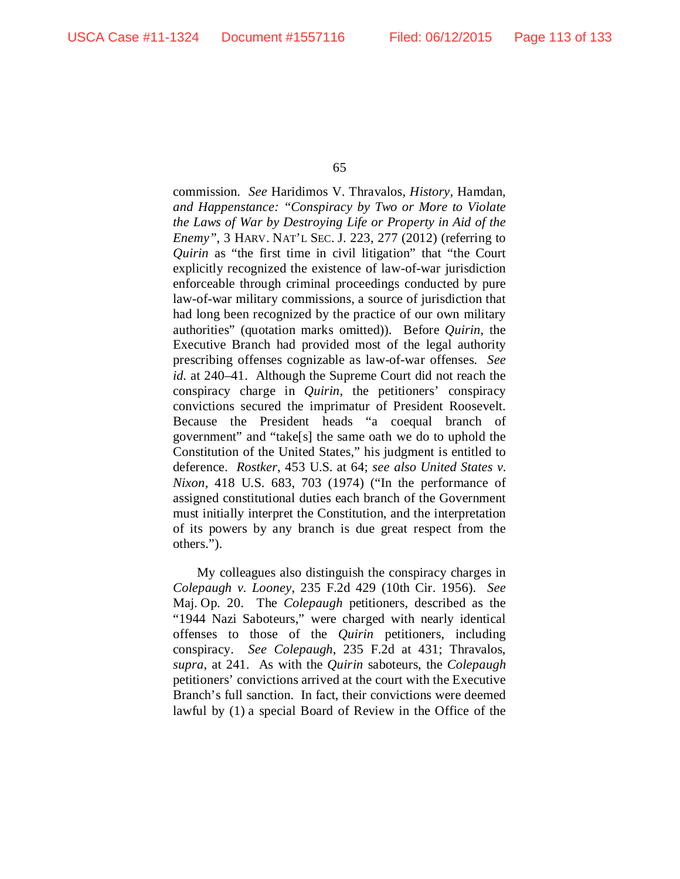commission. *See* Haridimos V. Thravalos, *History,* Hamdan*, and Happenstance: "Conspiracy by Two or More to Violate the Laws of War by Destroying Life or Property in Aid of the Enemy"*, 3 HARV. NAT'L SEC. J. 223, 277 (2012) (referring to *Quirin* as "the first time in civil litigation" that "the Court explicitly recognized the existence of law-of-war jurisdiction enforceable through criminal proceedings conducted by pure law-of-war military commissions, a source of jurisdiction that had long been recognized by the practice of our own military authorities" (quotation marks omitted)). Before *Quirin*, the Executive Branch had provided most of the legal authority prescribing offenses cognizable as law-of-war offenses. *See id.* at 240–41. Although the Supreme Court did not reach the conspiracy charge in *Quirin*, the petitioners' conspiracy convictions secured the imprimatur of President Roosevelt. Because the President heads "a coequal branch of government" and "take[s] the same oath we do to uphold the Constitution of the United States," his judgment is entitled to deference. *Rostker*, 453 U.S. at 64; *see also United States v. Nixon*, 418 U.S. 683, 703 (1974) ("In the performance of assigned constitutional duties each branch of the Government must initially interpret the Constitution, and the interpretation of its powers by any branch is due great respect from the others.").

My colleagues also distinguish the conspiracy charges in *Colepaugh v. Looney*, 235 F.2d 429 (10th Cir. 1956). *See* Maj. Op. 20. The *Colepaugh* petitioners, described as the "1944 Nazi Saboteurs," were charged with nearly identical offenses to those of the *Quirin* petitioners, including conspiracy. *See Colepaugh*, 235 F.2d at 431; Thravalos, *supra*, at 241. As with the *Quirin* saboteurs, the *Colepaugh* petitioners' convictions arrived at the court with the Executive Branch's full sanction. In fact, their convictions were deemed lawful by (1) a special Board of Review in the Office of the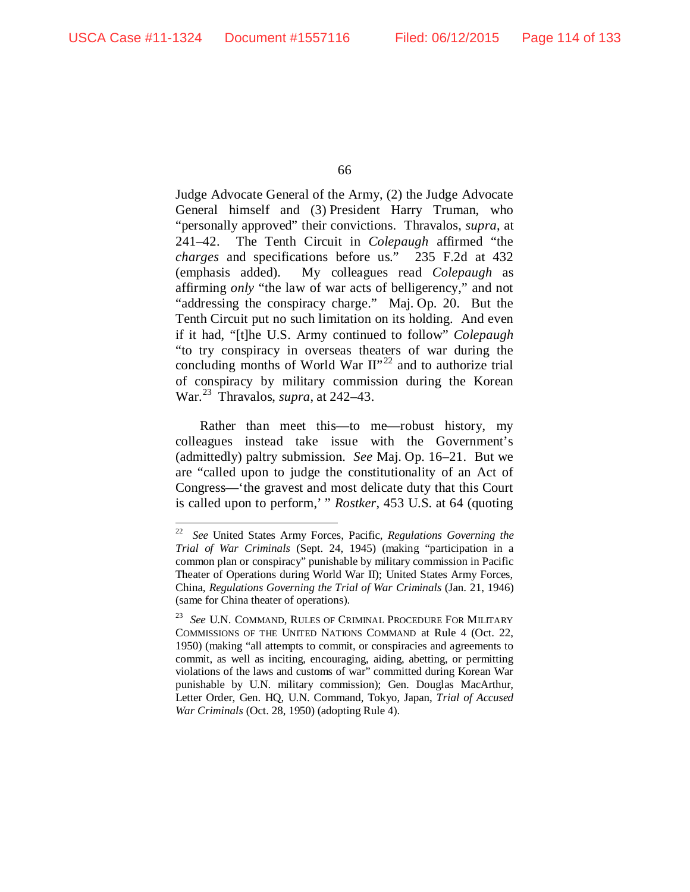Judge Advocate General of the Army, (2) the Judge Advocate General himself and (3) President Harry Truman, who "personally approved" their convictions. Thravalos, *supra*, at 241–42. The Tenth Circuit in *Colepaugh* affirmed "the *charges* and specifications before us." 235 F.2d at 432 (emphasis added). My colleagues read *Colepaugh* as affirming *only* "the law of war acts of belligerency," and not "addressing the conspiracy charge." Maj. Op. 20. But the Tenth Circuit put no such limitation on its holding. And even if it had, "[t]he U.S. Army continued to follow" *Colepaugh* "to try conspiracy in overseas theaters of war during the concluding months of World War II"[22] and to authorize trial of conspiracy by military commission during the Korean War.[23] Thravalos, *supra*, at 242–43.

Rather than meet this—to me—robust history, my colleagues instead take issue with the Government's (admittedly) paltry submission. *See* Maj. Op. 16–21. But we are "called upon to judge the constitutionality of an Act of Congress—'the gravest and most delicate duty that this Court is called upon to perform,' " *Rostker*, 453 U.S. at 64 (quoting

---

[22] *See* United States Army Forces, Pacific, *Regulations Governing the Trial of War Criminals* (Sept. 24, 1945) (making "participation in a common plan or conspiracy" punishable by military commission in Pacific Theater of Operations during World War II); United States Army Forces, China, *Regulations Governing the Trial of War Criminals* (Jan. 21, 1946) (same for China theater of operations).

[23] *See* U.N. COMMAND, RULES OF CRIMINAL PROCEDURE FOR MILITARY COMMISSIONS OF THE UNITED NATIONS COMMAND at Rule 4 (Oct. 22, 1950) (making "all attempts to commit, or conspiracies and agreements to commit, as well as inciting, encouraging, aiding, abetting, or permitting violations of the laws and customs of war" committed during Korean War punishable by U.N. military commission); Gen. Douglas MacArthur, Letter Order, Gen. HQ, U.N. Command, Tokyo, Japan, *Trial of Accused War Criminals* (Oct. 28, 1950) (adopting Rule 4).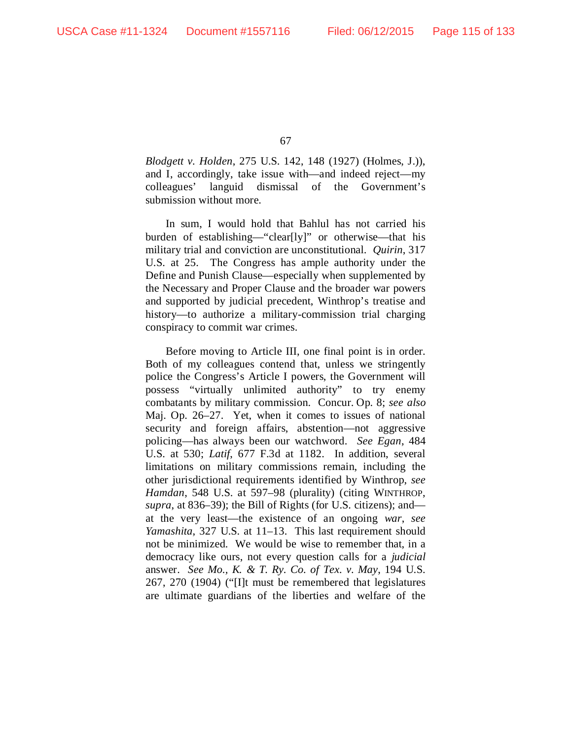*Blodgett v. Holden*, 275 U.S. 142, 148 (1927) (Holmes, J.)), and I, accordingly, take issue with—and indeed reject—my colleagues' languid dismissal of the Government's submission without more.

In sum, I would hold that Bahlul has not carried his burden of establishing—"clear[ly]" or otherwise—that his military trial and conviction are unconstitutional. *Quirin*, 317 U.S. at 25. The Congress has ample authority under the Define and Punish Clause—especially when supplemented by the Necessary and Proper Clause and the broader war powers and supported by judicial precedent, Winthrop's treatise and history—to authorize a military-commission trial charging conspiracy to commit war crimes.

Before moving to Article III, one final point is in order. Both of my colleagues contend that, unless we stringently police the Congress's Article I powers, the Government will possess "virtually unlimited authority" to try enemy combatants by military commission. Concur. Op. 8; *see also* Maj. Op. 26–27. Yet, when it comes to issues of national security and foreign affairs, abstention—not aggressive policing—has always been our watchword. *See Egan*, 484 U.S. at 530; *Latif*, 677 F.3d at 1182. In addition, several limitations on military commissions remain, including the other jurisdictional requirements identified by Winthrop, *see Hamdan*, 548 U.S. at 597–98 (plurality) (citing WINTHROP, *supra*, at 836–39); the Bill of Rights (for U.S. citizens); and—at the very least—the existence of an ongoing *war*, *see Yamashita*, 327 U.S. at 11–13. This last requirement should not be minimized. We would be wise to remember that, in a democracy like ours, not every question calls for a *judicial* answer. *See Mo., K. & T. Ry. Co. of Tex. v. May*, 194 U.S. 267, 270 (1904) ("[I]t must be remembered that legislatures are ultimate guardians of the liberties and welfare of the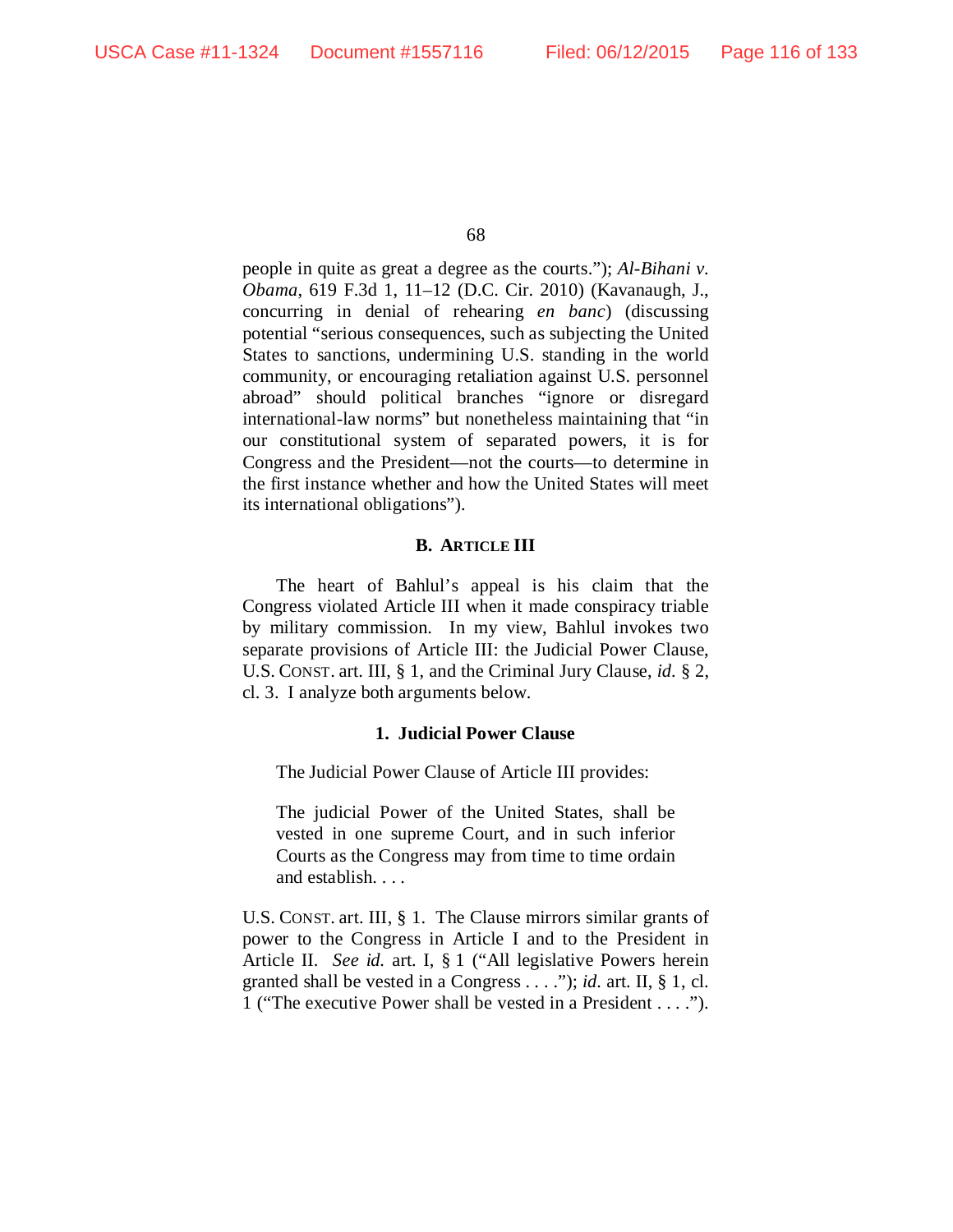people in quite as great a degree as the courts."); *Al-Bihani v. Obama*, 619 F.3d 1, 11–12 (D.C. Cir. 2010) (Kavanaugh, J., concurring in denial of rehearing *en banc*) (discussing potential "serious consequences, such as subjecting the United States to sanctions, undermining U.S. standing in the world community, or encouraging retaliation against U.S. personnel abroad" should political branches "ignore or disregard international-law norms" but nonetheless maintaining that "in our constitutional system of separated powers, it is for Congress and the President—not the courts—to determine in the first instance whether and how the United States will meet its international obligations").

### B. ARTICLE III

The heart of Bahlul's appeal is his claim that the Congress violated Article III when it made conspiracy triable by military commission. In my view, Bahlul invokes two separate provisions of Article III: the Judicial Power Clause, U.S. CONST. art. III, § 1, and the Criminal Jury Clause, *id.* § 2, cl. 3. I analyze both arguments below.

#### 1. Judicial Power Clause

The Judicial Power Clause of Article III provides:

> The judicial Power of the United States, shall be vested in one supreme Court, and in such inferior Courts as the Congress may from time to time ordain and establish. . . .

U.S. CONST. art. III, § 1. The Clause mirrors similar grants of power to the Congress in Article I and to the President in Article II. *See id.* art. I, § 1 ("All legislative Powers herein granted shall be vested in a Congress . . . ."); *id.* art. II, § 1, cl. 1 ("The executive Power shall be vested in a President . . . .").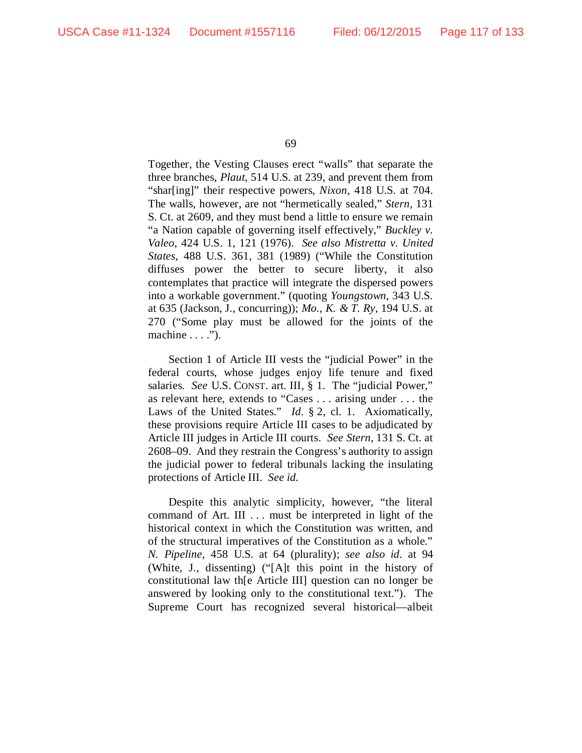Together, the Vesting Clauses erect "walls" that separate the three branches, *Plaut*, 514 U.S. at 239, and prevent them from "shar[ing]" their respective powers, *Nixon*, 418 U.S. at 704. The walls, however, are not "hermetically sealed," *Stern*, 131 S. Ct. at 2609, and they must bend a little to ensure we remain "a Nation capable of governing itself effectively," *Buckley v. Valeo*, 424 U.S. 1, 121 (1976). *See also Mistretta v. United States*, 488 U.S. 361, 381 (1989) ("While the Constitution diffuses power the better to secure liberty, it also contemplates that practice will integrate the dispersed powers into a workable government." (quoting *Youngstown*, 343 U.S. at 635 (Jackson, J., concurring)); *Mo., K. & T. Ry*, 194 U.S. at 270 ("Some play must be allowed for the joints of the machine . . . .").

Section 1 of Article III vests the "judicial Power" in the federal courts, whose judges enjoy life tenure and fixed salaries. *See* U.S. CONST. art. III, § 1. The "judicial Power," as relevant here, extends to "Cases . . . arising under . . . the Laws of the United States." *Id.* § 2, cl. 1. Axiomatically, these provisions require Article III cases to be adjudicated by Article III judges in Article III courts. *See Stern*, 131 S. Ct. at 2608–09. And they restrain the Congress's authority to assign the judicial power to federal tribunals lacking the insulating protections of Article III. *See id.*

Despite this analytic simplicity, however, "the literal command of Art. III . . . must be interpreted in light of the historical context in which the Constitution was written, and of the structural imperatives of the Constitution as a whole." *N. Pipeline*, 458 U.S. at 64 (plurality); *see also id.* at 94 (White, J., dissenting) ("[A]t this point in the history of constitutional law th[e Article III] question can no longer be answered by looking only to the constitutional text."). The Supreme Court has recognized several historical—albeit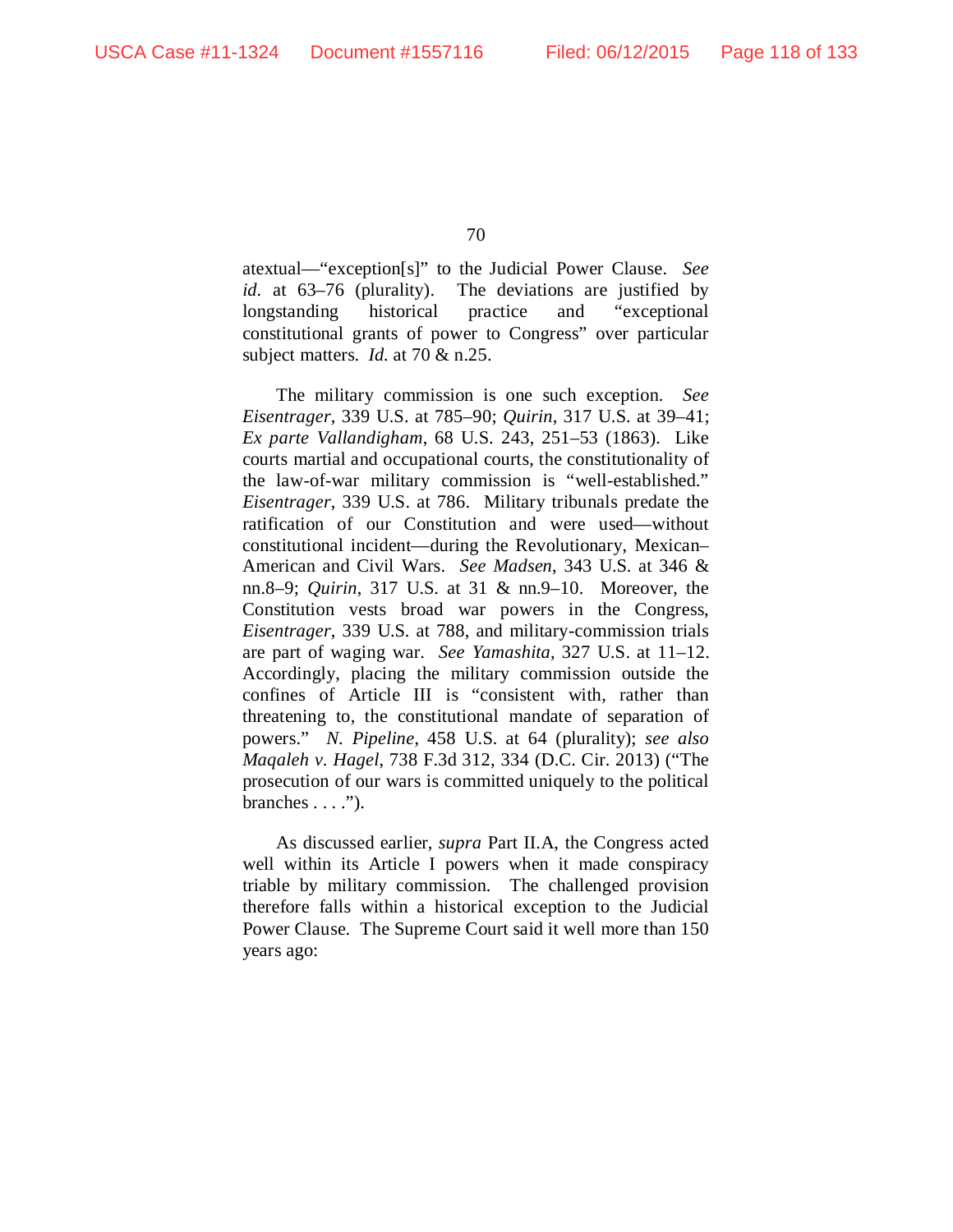atextual—"exception[s]" to the Judicial Power Clause. *See id.* at 63–76 (plurality). The deviations are justified by longstanding historical practice and "exceptional constitutional grants of power to Congress" over particular subject matters. *Id.* at 70 & n.25.

The military commission is one such exception. *See Eisentrager*, 339 U.S. at 785–90; *Quirin*, 317 U.S. at 39–41; *Ex parte Vallandigham*, 68 U.S. 243, 251–53 (1863). Like courts martial and occupational courts, the constitutionality of the law-of-war military commission is "well-established." *Eisentrager*, 339 U.S. at 786. Military tribunals predate the ratification of our Constitution and were used—without constitutional incident—during the Revolutionary, Mexican–American and Civil Wars. *See Madsen*, 343 U.S. at 346 & nn.8–9; *Quirin*, 317 U.S. at 31 & nn.9–10. Moreover, the Constitution vests broad war powers in the Congress, *Eisentrager*, 339 U.S. at 788, and military-commission trials are part of waging war. *See Yamashita*, 327 U.S. at 11–12. Accordingly, placing the military commission outside the confines of Article III is "consistent with, rather than threatening to, the constitutional mandate of separation of powers." *N. Pipeline*, 458 U.S. at 64 (plurality); *see also Maqaleh v. Hagel*, 738 F.3d 312, 334 (D.C. Cir. 2013) ("The prosecution of our wars is committed uniquely to the political branches . . . .").

As discussed earlier, *supra* Part II.A, the Congress acted well within its Article I powers when it made conspiracy triable by military commission. The challenged provision therefore falls within a historical exception to the Judicial Power Clause. The Supreme Court said it well more than 150 years ago: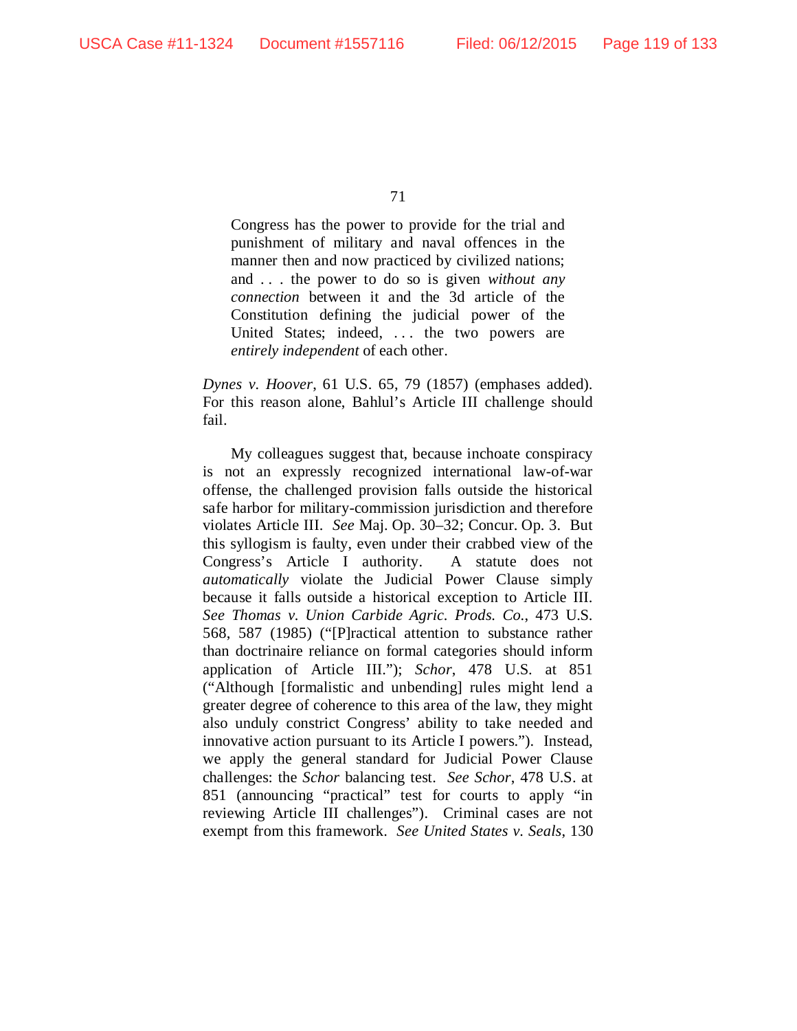> Congress has the power to provide for the trial and punishment of military and naval offences in the manner then and now practiced by civilized nations; and . . . the power to do so is given *without any connection* between it and the 3d article of the Constitution defining the judicial power of the United States; indeed, . . . the two powers are *entirely independent* of each other.

*Dynes v. Hoover*, 61 U.S. 65, 79 (1857) (emphases added). For this reason alone, Bahlul's Article III challenge should fail.

My colleagues suggest that, because inchoate conspiracy is not an expressly recognized international law-of-war offense, the challenged provision falls outside the historical safe harbor for military-commission jurisdiction and therefore violates Article III. *See* Maj. Op. 30–32; Concur. Op. 3. But this syllogism is faulty, even under their crabbed view of the Congress's Article I authority. A statute does not *automatically* violate the Judicial Power Clause simply because it falls outside a historical exception to Article III. *See Thomas v. Union Carbide Agric. Prods. Co.*, 473 U.S. 568, 587 (1985) ("[P]ractical attention to substance rather than doctrinaire reliance on formal categories should inform application of Article III."); *Schor*, 478 U.S. at 851 ("Although [formalistic and unbending] rules might lend a greater degree of coherence to this area of the law, they might also unduly constrict Congress' ability to take needed and innovative action pursuant to its Article I powers."). Instead, we apply the general standard for Judicial Power Clause challenges: the *Schor* balancing test. *See Schor*, 478 U.S. at 851 (announcing "practical" test for courts to apply "in reviewing Article III challenges"). Criminal cases are not exempt from this framework. *See United States v. Seals*, 130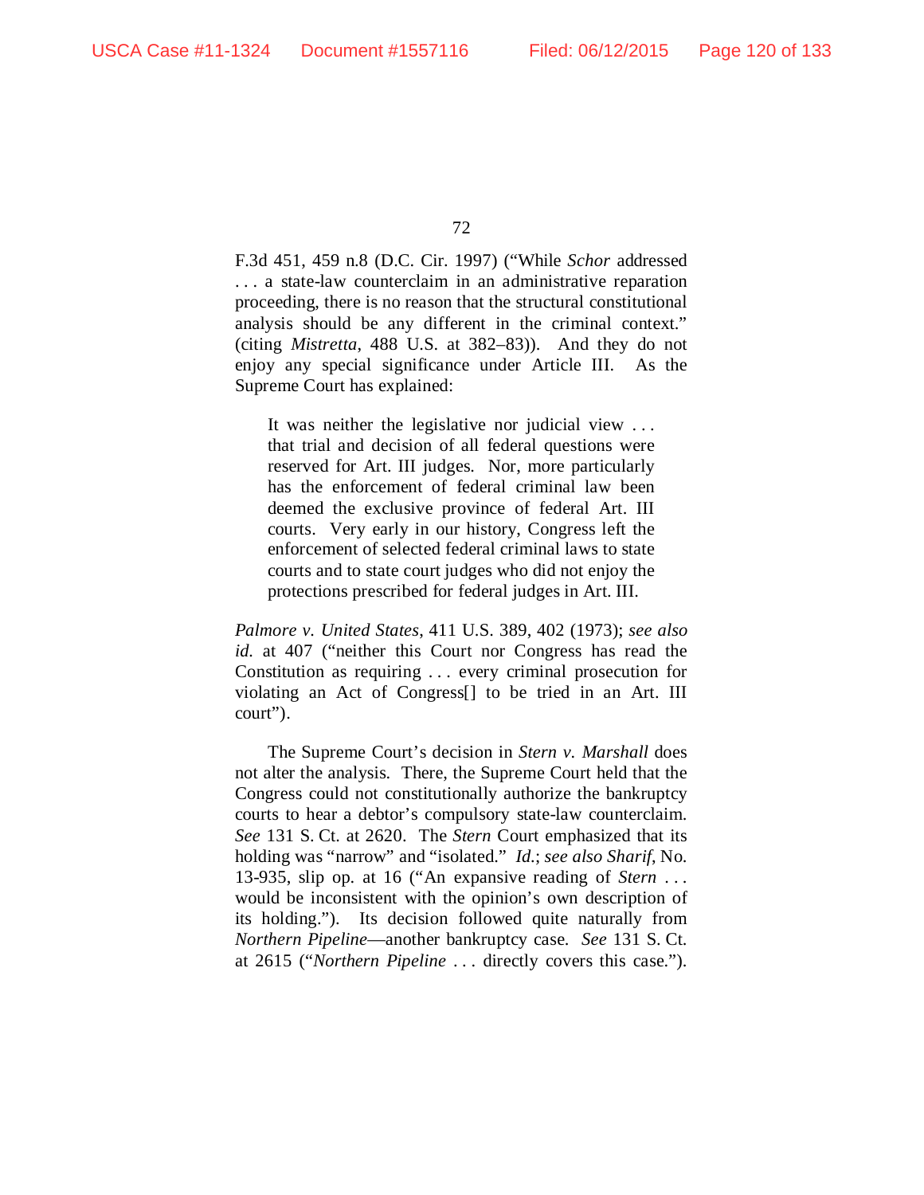F.3d 451, 459 n.8 (D.C. Cir. 1997) ("While *Schor* addressed . . . a state-law counterclaim in an administrative reparation proceeding, there is no reason that the structural constitutional analysis should be any different in the criminal context." (citing *Mistretta*, 488 U.S. at 382–83)). And they do not enjoy any special significance under Article III. As the Supreme Court has explained:

> It was neither the legislative nor judicial view . . . that trial and decision of all federal questions were reserved for Art. III judges. Nor, more particularly has the enforcement of federal criminal law been deemed the exclusive province of federal Art. III courts. Very early in our history, Congress left the enforcement of selected federal criminal laws to state courts and to state court judges who did not enjoy the protections prescribed for federal judges in Art. III.

*Palmore v. United States*, 411 U.S. 389, 402 (1973); *see also id.* at 407 ("neither this Court nor Congress has read the Constitution as requiring . . . every criminal prosecution for violating an Act of Congress[] to be tried in an Art. III court").

The Supreme Court's decision in *Stern v. Marshall* does not alter the analysis. There, the Supreme Court held that the Congress could not constitutionally authorize the bankruptcy courts to hear a debtor's compulsory state-law counterclaim. *See* 131 S. Ct. at 2620. The *Stern* Court emphasized that its holding was "narrow" and "isolated." *Id.*; *see also Sharif*, No. 13-935, slip op. at 16 ("An expansive reading of *Stern* . . . would be inconsistent with the opinion's own description of its holding."). Its decision followed quite naturally from *Northern Pipeline*—another bankruptcy case. *See* 131 S. Ct. at 2615 ("*Northern Pipeline* . . . directly covers this case.").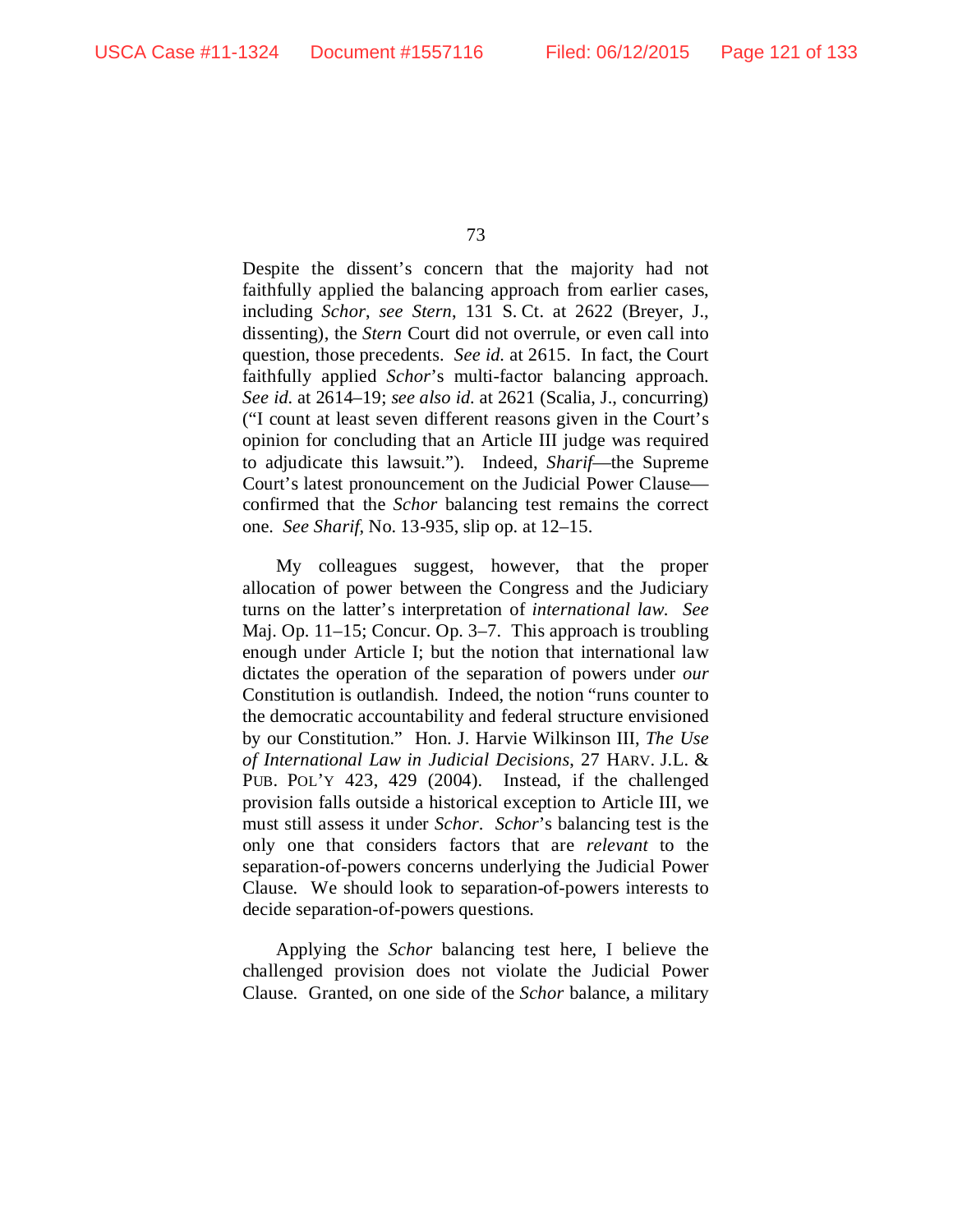Despite the dissent's concern that the majority had not faithfully applied the balancing approach from earlier cases, including *Schor*, *see Stern*, 131 S. Ct. at 2622 (Breyer, J., dissenting), the *Stern* Court did not overrule, or even call into question, those precedents. *See id.* at 2615. In fact, the Court faithfully applied *Schor*'s multi-factor balancing approach. *See id.* at 2614–19; *see also id.* at 2621 (Scalia, J., concurring) ("I count at least seven different reasons given in the Court's opinion for concluding that an Article III judge was required to adjudicate this lawsuit."). Indeed, *Sharif*—the Supreme Court's latest pronouncement on the Judicial Power Clause—confirmed that the *Schor* balancing test remains the correct one. *See Sharif*, No. 13-935, slip op. at 12–15.

My colleagues suggest, however, that the proper allocation of power between the Congress and the Judiciary turns on the latter's interpretation of *international law*. *See* Maj. Op. 11–15; Concur. Op. 3–7. This approach is troubling enough under Article I; but the notion that international law dictates the operation of the separation of powers under *our* Constitution is outlandish. Indeed, the notion "runs counter to the democratic accountability and federal structure envisioned by our Constitution." Hon. J. Harvie Wilkinson III, *The Use of International Law in Judicial Decisions*, 27 HARV. J.L. & PUB. POL'Y 423, 429 (2004). Instead, if the challenged provision falls outside a historical exception to Article III, we must still assess it under *Schor*. *Schor*'s balancing test is the only one that considers factors that are *relevant* to the separation-of-powers concerns underlying the Judicial Power Clause. We should look to separation-of-powers interests to decide separation-of-powers questions.

Applying the *Schor* balancing test here, I believe the challenged provision does not violate the Judicial Power Clause. Granted, on one side of the *Schor* balance, a military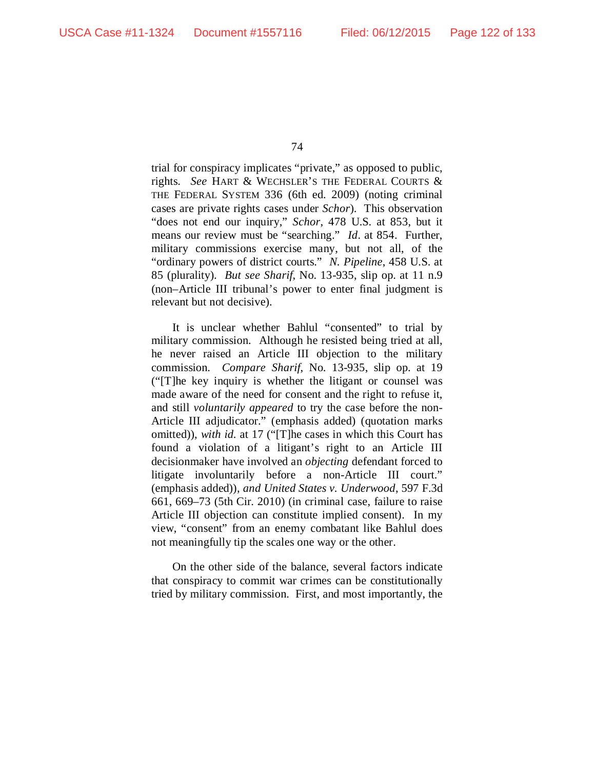trial for conspiracy implicates "private," as opposed to public, rights. *See* HART & WECHSLER'S THE FEDERAL COURTS & THE FEDERAL SYSTEM 336 (6th ed. 2009) (noting criminal cases are private rights cases under *Schor*). This observation "does not end our inquiry," *Schor*, 478 U.S. at 853, but it means our review must be "searching." *Id*. at 854. Further, military commissions exercise many, but not all, of the "ordinary powers of district courts." *N. Pipeline*, 458 U.S. at 85 (plurality). *But see Sharif*, No. 13-935, slip op. at 11 n.9 (non–Article III tribunal's power to enter final judgment is relevant but not decisive).

It is unclear whether Bahlul "consented" to trial by military commission. Although he resisted being tried at all, he never raised an Article III objection to the military commission. *Compare Sharif*, No. 13-935, slip op. at 19 ("[T]he key inquiry is whether the litigant or counsel was made aware of the need for consent and the right to refuse it, and still *voluntarily appeared* to try the case before the non-Article III adjudicator." (emphasis added) (quotation marks omitted)), *with id.* at 17 ("[T]he cases in which this Court has found a violation of a litigant's right to an Article III decisionmaker have involved an *objecting* defendant forced to litigate involuntarily before a non-Article III court." (emphasis added)), *and United States v. Underwood*, 597 F.3d 661, 669–73 (5th Cir. 2010) (in criminal case, failure to raise Article III objection can constitute implied consent). In my view, "consent" from an enemy combatant like Bahlul does not meaningfully tip the scales one way or the other.

On the other side of the balance, several factors indicate that conspiracy to commit war crimes can be constitutionally tried by military commission. First, and most importantly, the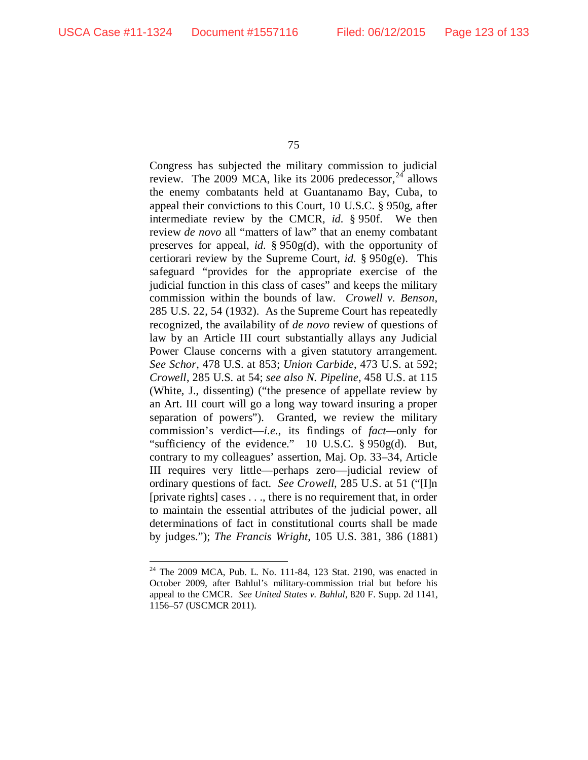Congress has subjected the military commission to judicial review. The 2009 MCA, like its 2006 predecessor,[24] allows the enemy combatants held at Guantanamo Bay, Cuba, to appeal their convictions to this Court, 10 U.S.C. § 950g, after intermediate review by the CMCR, *id.* § 950f. We then review *de novo* all "matters of law" that an enemy combatant preserves for appeal, *id.* § 950g(d), with the opportunity of certiorari review by the Supreme Court, *id.* § 950g(e). This safeguard "provides for the appropriate exercise of the judicial function in this class of cases" and keeps the military commission within the bounds of law. *Crowell v. Benson*, 285 U.S. 22, 54 (1932). As the Supreme Court has repeatedly recognized, the availability of *de novo* review of questions of law by an Article III court substantially allays any Judicial Power Clause concerns with a given statutory arrangement. *See Schor*, 478 U.S. at 853; *Union Carbide*, 473 U.S. at 592; *Crowell*, 285 U.S. at 54; *see also N. Pipeline*, 458 U.S. at 115 (White, J., dissenting) ("the presence of appellate review by an Art. III court will go a long way toward insuring a proper separation of powers"). Granted, we review the military commission's verdict—*i.e.*, its findings of *fact*—only for "sufficiency of the evidence." 10 U.S.C. § 950g(d). But, contrary to my colleagues' assertion, Maj. Op. 33–34, Article III requires very little—perhaps zero—judicial review of ordinary questions of fact. *See Crowell*, 285 U.S. at 51 ("[I]n [private rights] cases . . ., there is no requirement that, in order to maintain the essential attributes of the judicial power, all determinations of fact in constitutional courts shall be made by judges."); *The Francis Wright*, 105 U.S. 381, 386 (1881)

---

[24] The 2009 MCA, Pub. L. No. 111-84, 123 Stat. 2190, was enacted in October 2009, after Bahlul's military-commission trial but before his appeal to the CMCR. *See United States v. Bahlul*, 820 F. Supp. 2d 1141, 1156–57 (USCMCR 2011).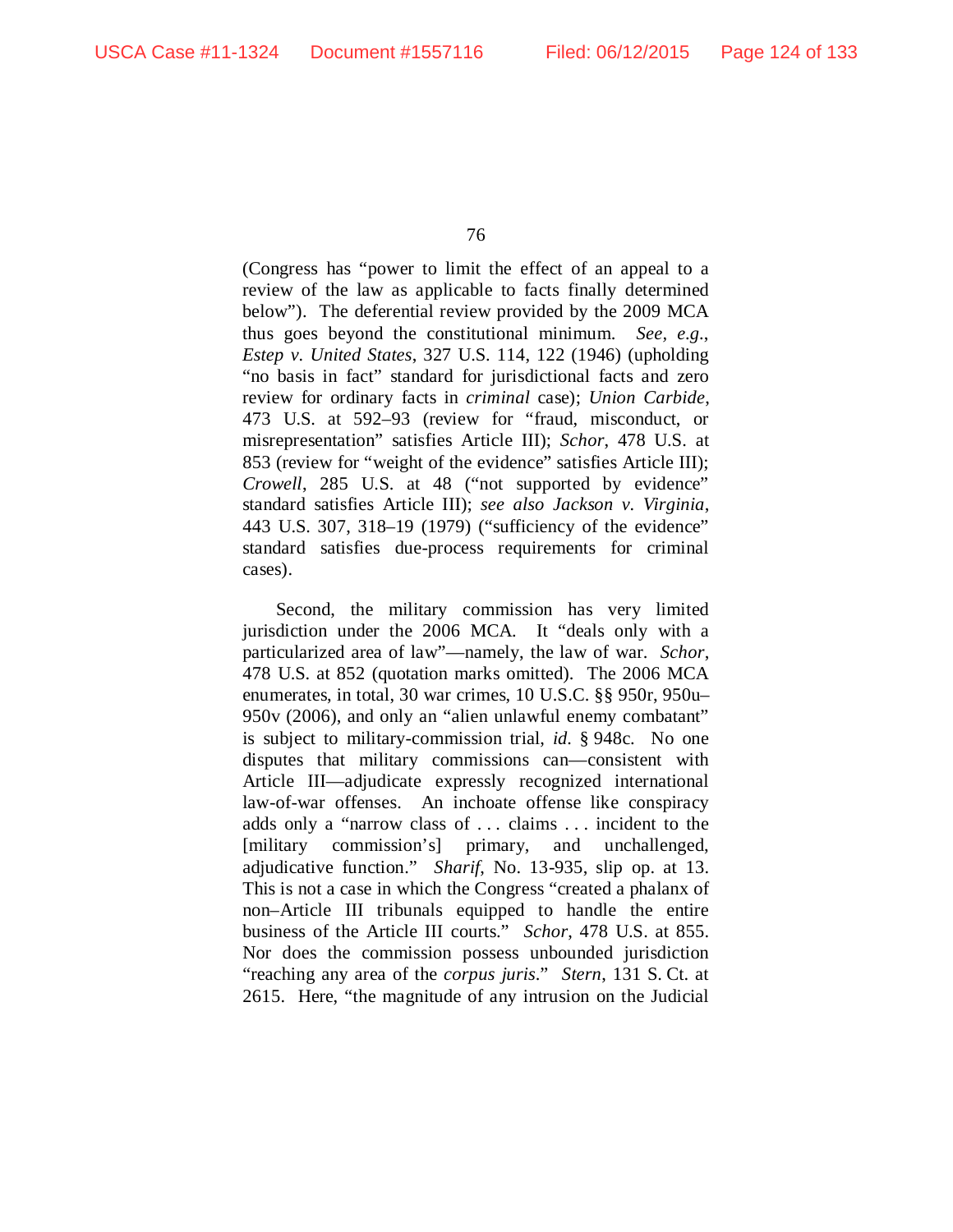(Congress has "power to limit the effect of an appeal to a review of the law as applicable to facts finally determined below"). The deferential review provided by the 2009 MCA thus goes beyond the constitutional minimum. *See, e.g.*, *Estep v. United States*, 327 U.S. 114, 122 (1946) (upholding "no basis in fact" standard for jurisdictional facts and zero review for ordinary facts in *criminal* case); *Union Carbide*, 473 U.S. at 592–93 (review for "fraud, misconduct, or misrepresentation" satisfies Article III); *Schor*, 478 U.S. at 853 (review for "weight of the evidence" satisfies Article III); *Crowell*, 285 U.S. at 48 ("not supported by evidence" standard satisfies Article III); *see also Jackson v. Virginia*, 443 U.S. 307, 318–19 (1979) ("sufficiency of the evidence" standard satisfies due-process requirements for criminal cases).

Second, the military commission has very limited jurisdiction under the 2006 MCA. It "deals only with a particularized area of law"—namely, the law of war. *Schor*, 478 U.S. at 852 (quotation marks omitted). The 2006 MCA enumerates, in total, 30 war crimes, 10 U.S.C. §§ 950r, 950u–950v (2006), and only an "alien unlawful enemy combatant" is subject to military-commission trial, *id.* § 948c. No one disputes that military commissions can—consistent with Article III—adjudicate expressly recognized international law-of-war offenses. An inchoate offense like conspiracy adds only a "narrow class of . . . claims . . . incident to the [military commission's] primary, and unchallenged, adjudicative function." *Sharif*, No. 13-935, slip op. at 13. This is not a case in which the Congress "created a phalanx of non–Article III tribunals equipped to handle the entire business of the Article III courts." *Schor*, 478 U.S. at 855. Nor does the commission possess unbounded jurisdiction "reaching any area of the *corpus juris*." *Stern*, 131 S. Ct. at 2615. Here, "the magnitude of any intrusion on the Judicial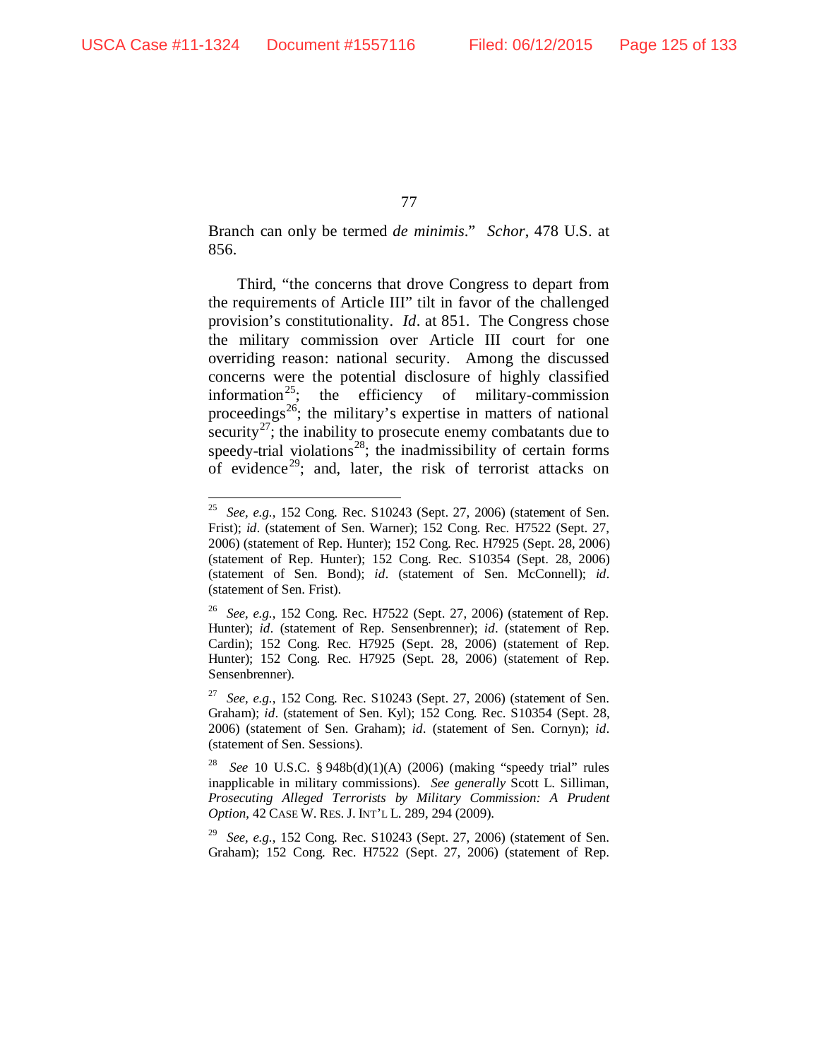Branch can only be termed *de minimis*." *Schor*, 478 U.S. at 856.

Third, "the concerns that drove Congress to depart from the requirements of Article III" tilt in favor of the challenged provision's constitutionality. *Id*. at 851. The Congress chose the military commission over Article III court for one overriding reason: national security. Among the discussed concerns were the potential disclosure of highly classified information[25]; the efficiency of military-commission proceedings[26]; the military's expertise in matters of national security[27]; the inability to prosecute enemy combatants due to speedy-trial violations[28]; the inadmissibility of certain forms of evidence[29]; and, later, the risk of terrorist attacks on

---

[25] *See, e.g.*, 152 Cong. Rec. S10243 (Sept. 27, 2006) (statement of Sen. Frist); *id*. (statement of Sen. Warner); 152 Cong. Rec. H7522 (Sept. 27, 2006) (statement of Rep. Hunter); 152 Cong. Rec. H7925 (Sept. 28, 2006) (statement of Rep. Hunter); 152 Cong. Rec. S10354 (Sept. 28, 2006) (statement of Sen. Bond); *id*. (statement of Sen. McConnell); *id*. (statement of Sen. Frist).

[26] *See, e.g.*, 152 Cong. Rec. H7522 (Sept. 27, 2006) (statement of Rep. Hunter); *id*. (statement of Rep. Sensenbrenner); *id*. (statement of Rep. Cardin); 152 Cong. Rec. H7925 (Sept. 28, 2006) (statement of Rep. Hunter); 152 Cong. Rec. H7925 (Sept. 28, 2006) (statement of Rep. Sensenbrenner).

[27] *See, e.g.*, 152 Cong. Rec. S10243 (Sept. 27, 2006) (statement of Sen. Graham); *id*. (statement of Sen. Kyl); 152 Cong. Rec. S10354 (Sept. 28, 2006) (statement of Sen. Graham); *id*. (statement of Sen. Cornyn); *id*. (statement of Sen. Sessions).

[28] *See* 10 U.S.C. § 948b(d)(1)(A) (2006) (making "speedy trial" rules inapplicable in military commissions). *See generally* Scott L. Silliman, *Prosecuting Alleged Terrorists by Military Commission: A Prudent Option*, 42 CASE W. RES. J. INT'L L. 289, 294 (2009).

[29] *See, e.g.*, 152 Cong. Rec. S10243 (Sept. 27, 2006) (statement of Sen. Graham); 152 Cong. Rec. H7522 (Sept. 27, 2006) (statement of Rep.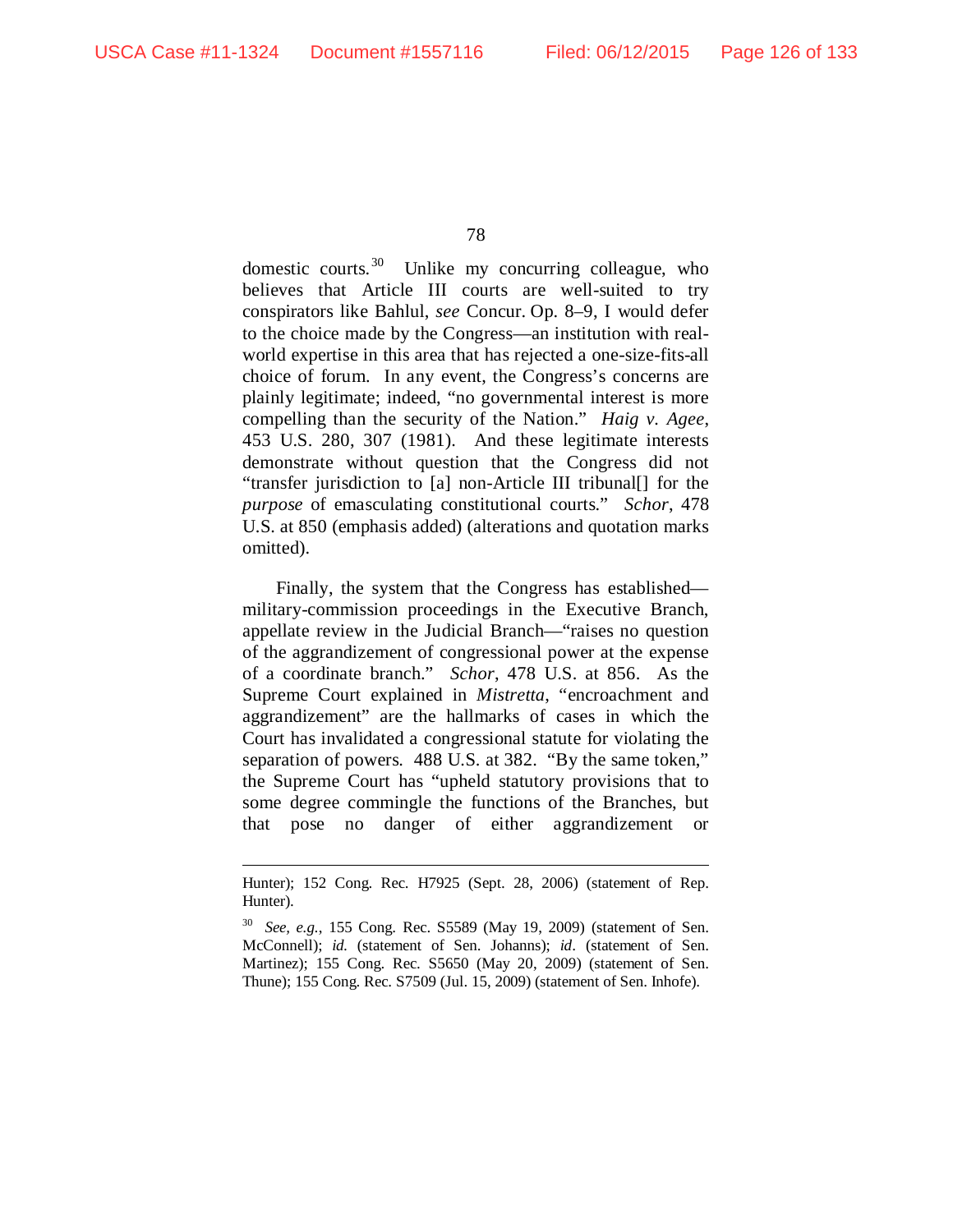domestic courts.[30] Unlike my concurring colleague, who believes that Article III courts are well-suited to try conspirators like Bahlul, *see* Concur. Op. 8–9, I would defer to the choice made by the Congress—an institution with real-world expertise in this area that has rejected a one-size-fits-all choice of forum. In any event, the Congress's concerns are plainly legitimate; indeed, "no governmental interest is more compelling than the security of the Nation." *Haig v. Agee*, 453 U.S. 280, 307 (1981). And these legitimate interests demonstrate without question that the Congress did not "transfer jurisdiction to [a] non-Article III tribunal[] for the *purpose* of emasculating constitutional courts." *Schor*, 478 U.S. at 850 (emphasis added) (alterations and quotation marks omitted).

Finally, the system that the Congress has established—military-commission proceedings in the Executive Branch, appellate review in the Judicial Branch—"raises no question of the aggrandizement of congressional power at the expense of a coordinate branch." *Schor*, 478 U.S. at 856. As the Supreme Court explained in *Mistretta*, "encroachment and aggrandizement" are the hallmarks of cases in which the Court has invalidated a congressional statute for violating the separation of powers. 488 U.S. at 382. "By the same token," the Supreme Court has "upheld statutory provisions that to some degree commingle the functions of the Branches, but that pose no danger of either aggrandizement or

---

Hunter); 152 Cong. Rec. H7925 (Sept. 28, 2006) (statement of Rep. Hunter).

[30] *See, e.g.*, 155 Cong. Rec. S5589 (May 19, 2009) (statement of Sen. McConnell); *id.* (statement of Sen. Johanns); *id*. (statement of Sen. Martinez); 155 Cong. Rec. S5650 (May 20, 2009) (statement of Sen. Thune); 155 Cong. Rec. S7509 (Jul. 15, 2009) (statement of Sen. Inhofe).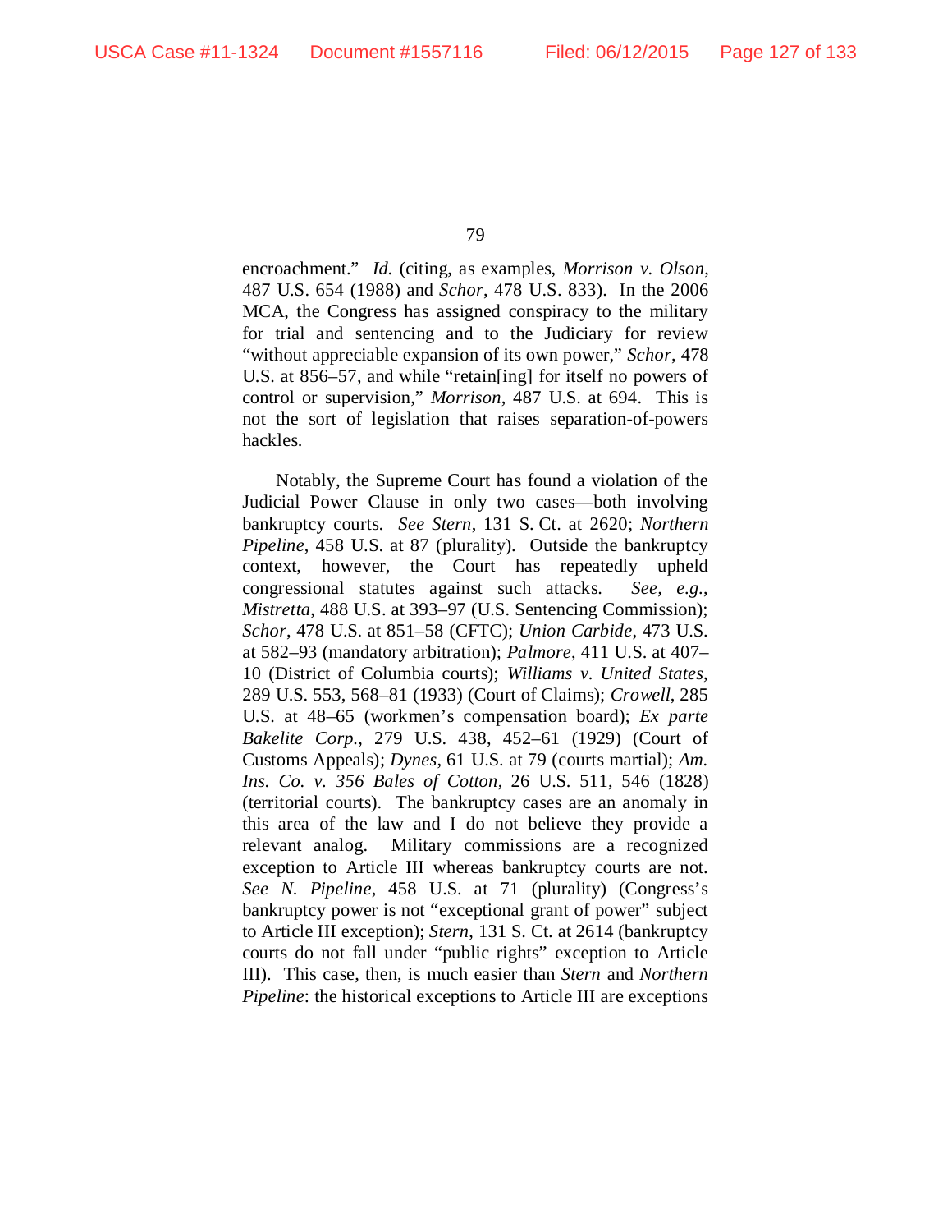encroachment." *Id.* (citing, as examples, *Morrison v. Olson*, 487 U.S. 654 (1988) and *Schor*, 478 U.S. 833). In the 2006 MCA, the Congress has assigned conspiracy to the military for trial and sentencing and to the Judiciary for review "without appreciable expansion of its own power," *Schor*, 478 U.S. at 856–57, and while "retain[ing] for itself no powers of control or supervision," *Morrison*, 487 U.S. at 694. This is not the sort of legislation that raises separation-of-powers hackles.

Notably, the Supreme Court has found a violation of the Judicial Power Clause in only two cases—both involving bankruptcy courts. *See Stern*, 131 S. Ct. at 2620; *Northern Pipeline*, 458 U.S. at 87 (plurality). Outside the bankruptcy context, however, the Court has repeatedly upheld congressional statutes against such attacks. *See, e.g.*, *Mistretta*, 488 U.S. at 393–97 (U.S. Sentencing Commission); *Schor*, 478 U.S. at 851–58 (CFTC); *Union Carbide*, 473 U.S. at 582–93 (mandatory arbitration); *Palmore*, 411 U.S. at 407–10 (District of Columbia courts); *Williams v. United States*, 289 U.S. 553, 568–81 (1933) (Court of Claims); *Crowell*, 285 U.S. at 48–65 (workmen's compensation board); *Ex parte Bakelite Corp.*, 279 U.S. 438, 452–61 (1929) (Court of Customs Appeals); *Dynes*, 61 U.S. at 79 (courts martial); *Am. Ins. Co. v. 356 Bales of Cotton*, 26 U.S. 511, 546 (1828) (territorial courts). The bankruptcy cases are an anomaly in this area of the law and I do not believe they provide a relevant analog. Military commissions are a recognized exception to Article III whereas bankruptcy courts are not. *See N. Pipeline*, 458 U.S. at 71 (plurality) (Congress's bankruptcy power is not "exceptional grant of power" subject to Article III exception); *Stern*, 131 S. Ct. at 2614 (bankruptcy courts do not fall under "public rights" exception to Article III). This case, then, is much easier than *Stern* and *Northern Pipeline*: the historical exceptions to Article III are exceptions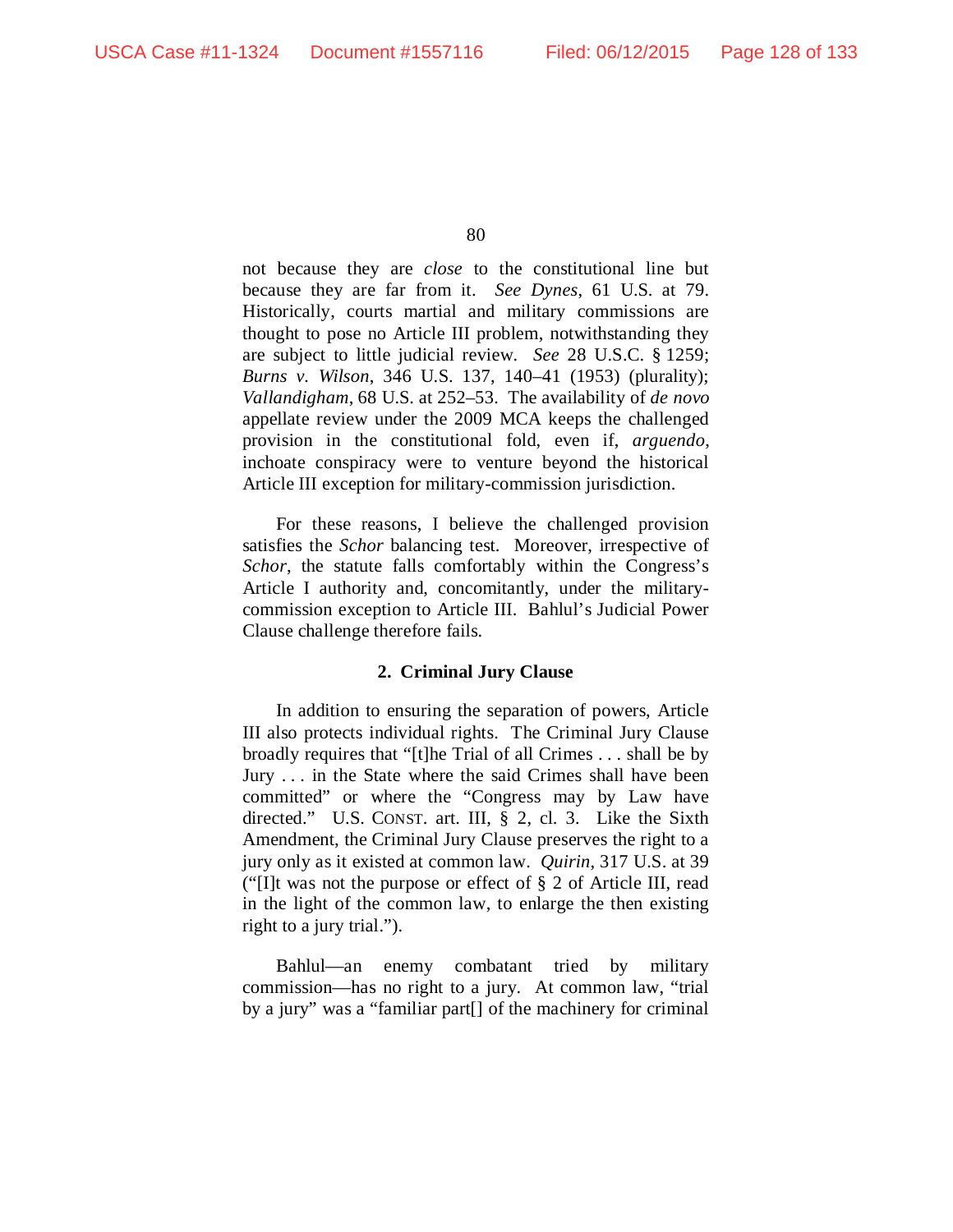not because they are *close* to the constitutional line but because they are far from it. *See Dynes*, 61 U.S. at 79. Historically, courts martial and military commissions are thought to pose no Article III problem, notwithstanding they are subject to little judicial review. *See* 28 U.S.C. § 1259; *Burns v. Wilson*, 346 U.S. 137, 140–41 (1953) (plurality); *Vallandigham*, 68 U.S. at 252–53. The availability of *de novo* appellate review under the 2009 MCA keeps the challenged provision in the constitutional fold, even if, *arguendo*, inchoate conspiracy were to venture beyond the historical Article III exception for military-commission jurisdiction.

For these reasons, I believe the challenged provision satisfies the *Schor* balancing test. Moreover, irrespective of *Schor*, the statute falls comfortably within the Congress's Article I authority and, concomitantly, under the military-commission exception to Article III. Bahlul's Judicial Power Clause challenge therefore fails.

### 2. Criminal Jury Clause

In addition to ensuring the separation of powers, Article III also protects individual rights. The Criminal Jury Clause broadly requires that "[t]he Trial of all Crimes . . . shall be by Jury . . . in the State where the said Crimes shall have been committed" or where the "Congress may by Law have directed." U.S. CONST. art. III, § 2, cl. 3. Like the Sixth Amendment, the Criminal Jury Clause preserves the right to a jury only as it existed at common law. *Quirin*, 317 U.S. at 39 ("[I]t was not the purpose or effect of § 2 of Article III, read in the light of the common law, to enlarge the then existing right to a jury trial.").

Bahlul—an enemy combatant tried by military commission—has no right to a jury. At common law, "trial by a jury" was a "familiar part[] of the machinery for criminal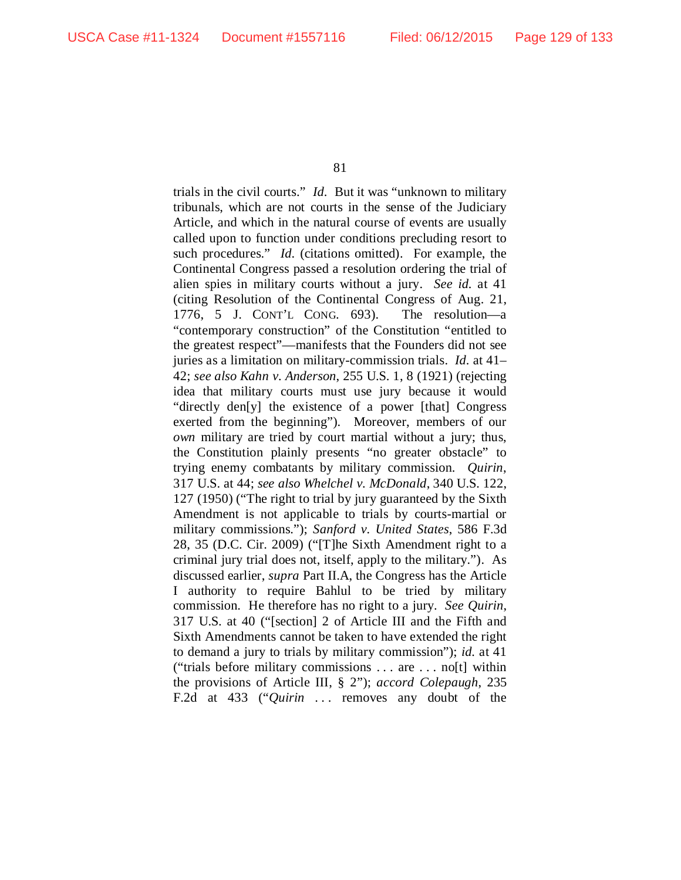trials in the civil courts." *Id.* But it was "unknown to military tribunals, which are not courts in the sense of the Judiciary Article, and which in the natural course of events are usually called upon to function under conditions precluding resort to such procedures." *Id.* (citations omitted). For example, the Continental Congress passed a resolution ordering the trial of alien spies in military courts without a jury. *See id.* at 41 (citing Resolution of the Continental Congress of Aug. 21, 1776, 5 J. CONT'L CONG. 693). The resolution—a "contemporary construction" of the Constitution "entitled to the greatest respect"—manifests that the Founders did not see juries as a limitation on military-commission trials. *Id.* at 41–42; *see also Kahn v. Anderson*, 255 U.S. 1, 8 (1921) (rejecting idea that military courts must use jury because it would "directly den[y] the existence of a power [that] Congress exerted from the beginning"). Moreover, members of our *own* military are tried by court martial without a jury; thus, the Constitution plainly presents "no greater obstacle" to trying enemy combatants by military commission. *Quirin*, 317 U.S. at 44; *see also Whelchel v. McDonald*, 340 U.S. 122, 127 (1950) ("The right to trial by jury guaranteed by the Sixth Amendment is not applicable to trials by courts-martial or military commissions."); *Sanford v. United States*, 586 F.3d 28, 35 (D.C. Cir. 2009) ("[T]he Sixth Amendment right to a criminal jury trial does not, itself, apply to the military."). As discussed earlier, *supra* Part II.A, the Congress has the Article I authority to require Bahlul to be tried by military commission. He therefore has no right to a jury. *See Quirin*, 317 U.S. at 40 ("[section] 2 of Article III and the Fifth and Sixth Amendments cannot be taken to have extended the right to demand a jury to trials by military commission"); *id.* at 41 ("trials before military commissions . . . are . . . no[t] within the provisions of Article III, § 2"); *accord Colepaugh*, 235 F.2d at 433 ("*Quirin* . . . removes any doubt of the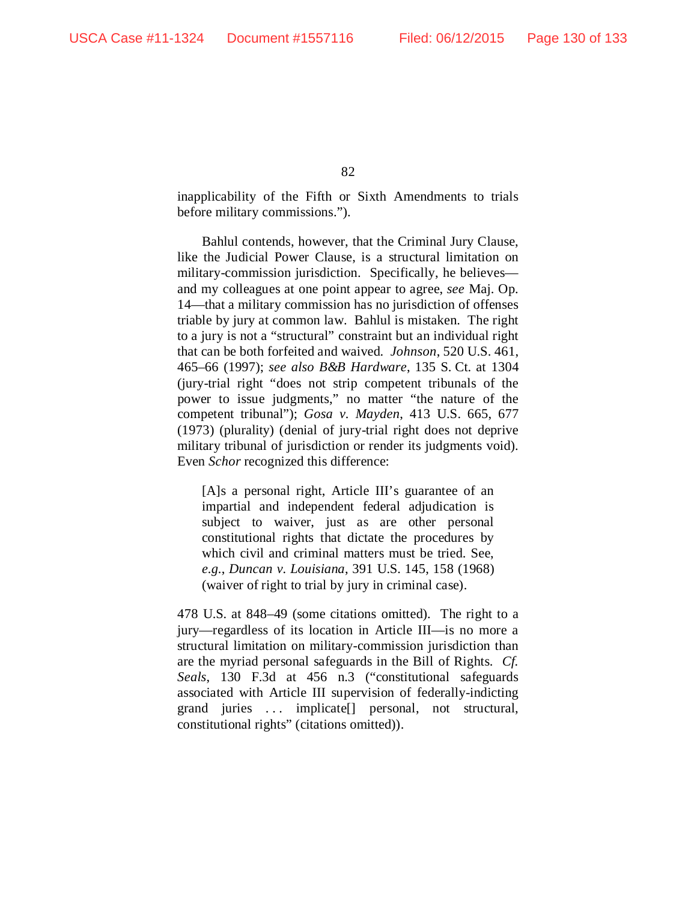inapplicability of the Fifth or Sixth Amendments to trials before military commissions.").

Bahlul contends, however, that the Criminal Jury Clause, like the Judicial Power Clause, is a structural limitation on military-commission jurisdiction. Specifically, he believes—and my colleagues at one point appear to agree, *see* Maj. Op. 14—that a military commission has no jurisdiction of offenses triable by jury at common law. Bahlul is mistaken. The right to a jury is not a "structural" constraint but an individual right that can be both forfeited and waived. *Johnson*, 520 U.S. 461, 465–66 (1997); *see also B&B Hardware*, 135 S. Ct. at 1304 (jury-trial right "does not strip competent tribunals of the power to issue judgments," no matter "the nature of the competent tribunal"); *Gosa v. Mayden*, 413 U.S. 665, 677 (1973) (plurality) (denial of jury-trial right does not deprive military tribunal of jurisdiction or render its judgments void). Even *Schor* recognized this difference:

> [A]s a personal right, Article III's guarantee of an impartial and independent federal adjudication is subject to waiver, just as are other personal constitutional rights that dictate the procedures by which civil and criminal matters must be tried. See, *e.g.*, *Duncan v. Louisiana*, 391 U.S. 145, 158 (1968) (waiver of right to trial by jury in criminal case).

478 U.S. at 848–49 (some citations omitted). The right to a jury—regardless of its location in Article III—is no more a structural limitation on military-commission jurisdiction than are the myriad personal safeguards in the Bill of Rights. *Cf. Seals*, 130 F.3d at 456 n.3 ("constitutional safeguards associated with Article III supervision of federally-indicting grand juries . . . implicate[] personal, not structural, constitutional rights" (citations omitted)).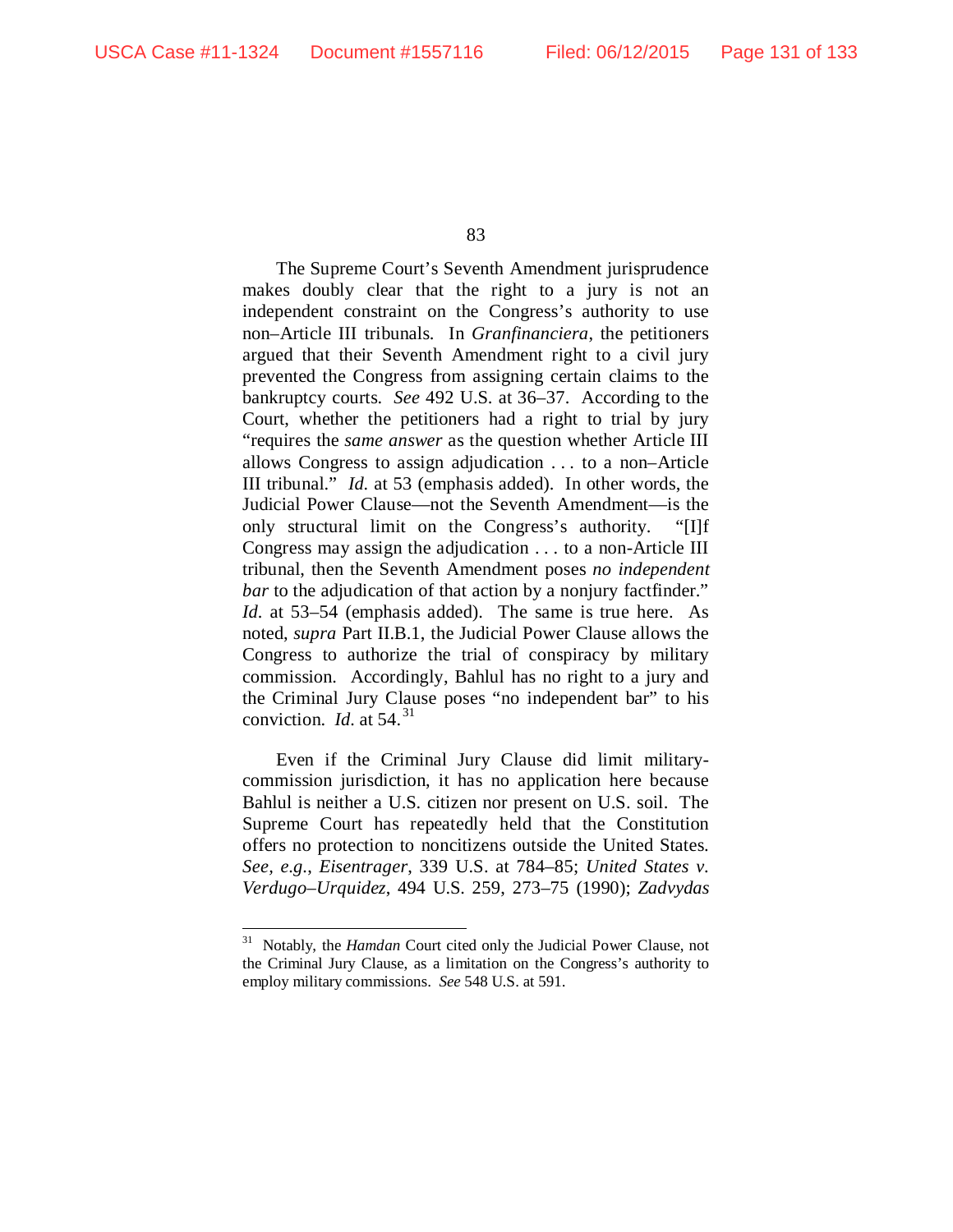The Supreme Court's Seventh Amendment jurisprudence makes doubly clear that the right to a jury is not an independent constraint on the Congress's authority to use non–Article III tribunals. In *Granfinanciera*, the petitioners argued that their Seventh Amendment right to a civil jury prevented the Congress from assigning certain claims to the bankruptcy courts. *See* 492 U.S. at 36–37. According to the Court, whether the petitioners had a right to trial by jury "requires the *same answer* as the question whether Article III allows Congress to assign adjudication . . . to a non–Article III tribunal." *Id.* at 53 (emphasis added). In other words, the Judicial Power Clause—not the Seventh Amendment—is the only structural limit on the Congress's authority. "[I]f Congress may assign the adjudication . . . to a non-Article III tribunal, then the Seventh Amendment poses *no independent bar* to the adjudication of that action by a nonjury factfinder." *Id.* at 53–54 (emphasis added). The same is true here. As noted, *supra* Part II.B.1, the Judicial Power Clause allows the Congress to authorize the trial of conspiracy by military commission. Accordingly, Bahlul has no right to a jury and the Criminal Jury Clause poses "no independent bar" to his conviction. *Id.* at 54.[31]

Even if the Criminal Jury Clause did limit military-commission jurisdiction, it has no application here because Bahlul is neither a U.S. citizen nor present on U.S. soil. The Supreme Court has repeatedly held that the Constitution offers no protection to noncitizens outside the United States. *See, e.g.*, *Eisentrager*, 339 U.S. at 784–85; *United States v. Verdugo–Urquidez*, 494 U.S. 259, 273–75 (1990); *Zadvydas*

[31] Notably, the *Hamdan* Court cited only the Judicial Power Clause, not the Criminal Jury Clause, as a limitation on the Congress's authority to employ military commissions. *See* 548 U.S. at 591.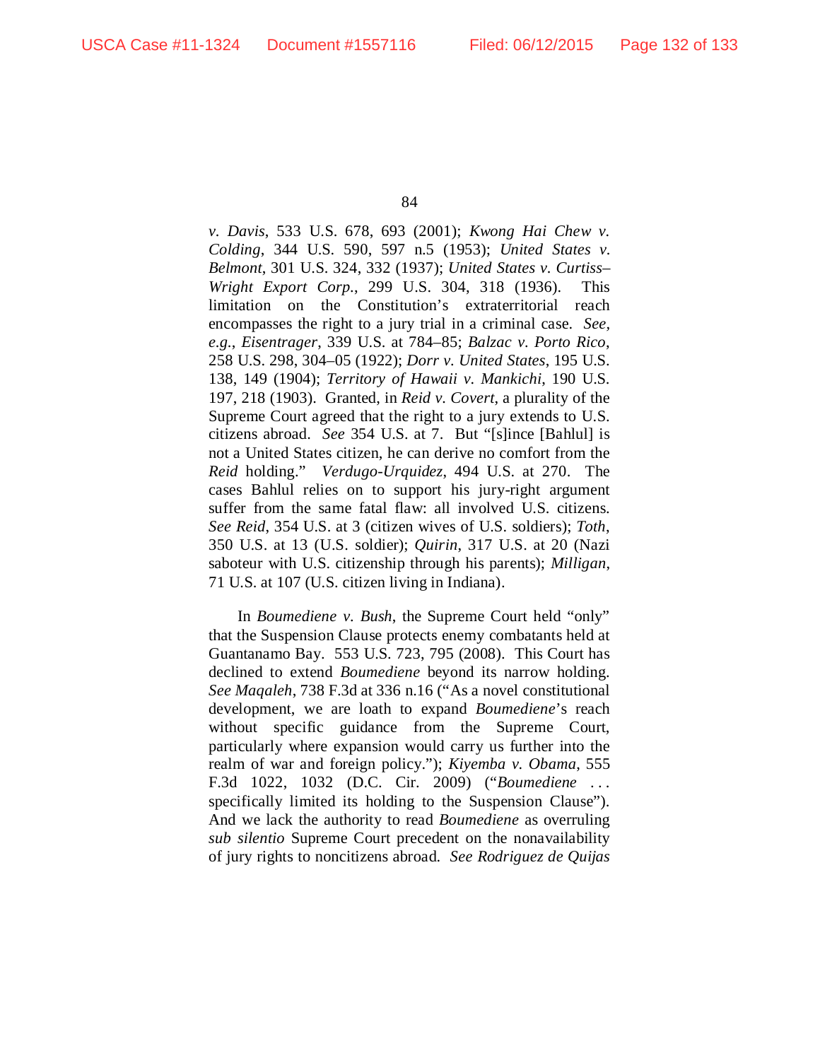*v. Davis*, 533 U.S. 678, 693 (2001); *Kwong Hai Chew v. Colding*, 344 U.S. 590, 597 n.5 (1953); *United States v. Belmont*, 301 U.S. 324, 332 (1937); *United States v. Curtiss–Wright Export Corp.*, 299 U.S. 304, 318 (1936). This limitation on the Constitution's extraterritorial reach encompasses the right to a jury trial in a criminal case. *See, e.g.*, *Eisentrager*, 339 U.S. at 784–85; *Balzac v. Porto Rico*, 258 U.S. 298, 304–05 (1922); *Dorr v. United States*, 195 U.S. 138, 149 (1904); *Territory of Hawaii v. Mankichi*, 190 U.S. 197, 218 (1903). Granted, in *Reid v. Covert*, a plurality of the Supreme Court agreed that the right to a jury extends to U.S. citizens abroad. *See* 354 U.S. at 7. But "[s]ince [Bahlul] is not a United States citizen, he can derive no comfort from the *Reid* holding." *Verdugo-Urquidez*, 494 U.S. at 270. The cases Bahlul relies on to support his jury-right argument suffer from the same fatal flaw: all involved U.S. citizens. *See Reid*, 354 U.S. at 3 (citizen wives of U.S. soldiers); *Toth*, 350 U.S. at 13 (U.S. soldier); *Quirin*, 317 U.S. at 20 (Nazi saboteur with U.S. citizenship through his parents); *Milligan*, 71 U.S. at 107 (U.S. citizen living in Indiana).

In *Boumediene v. Bush*, the Supreme Court held "only" that the Suspension Clause protects enemy combatants held at Guantanamo Bay. 553 U.S. 723, 795 (2008). This Court has declined to extend *Boumediene* beyond its narrow holding. *See Maqaleh*, 738 F.3d at 336 n.16 ("As a novel constitutional development, we are loath to expand *Boumediene*'s reach without specific guidance from the Supreme Court, particularly where expansion would carry us further into the realm of war and foreign policy."); *Kiyemba v. Obama*, 555 F.3d 1022, 1032 (D.C. Cir. 2009) ("*Boumediene* . . . specifically limited its holding to the Suspension Clause"). And we lack the authority to read *Boumediene* as overruling *sub silentio* Supreme Court precedent on the nonavailability of jury rights to noncitizens abroad. *See Rodriguez de Quijas*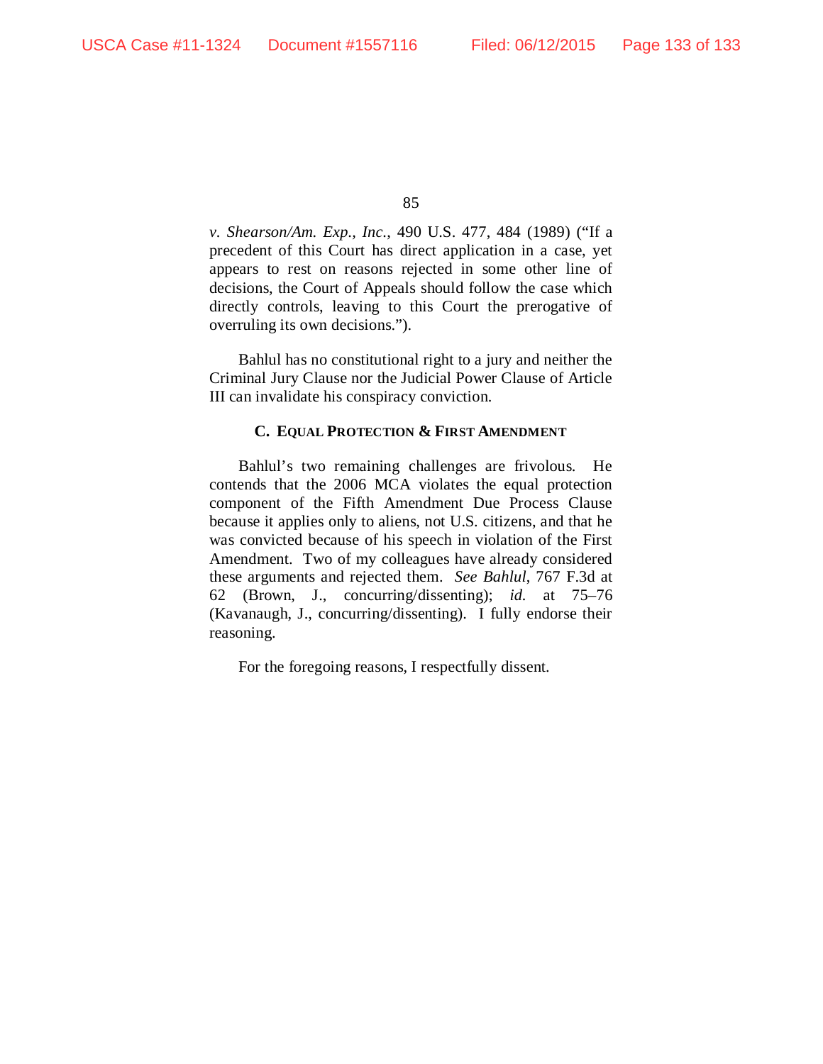*v. Shearson/Am. Exp., Inc.*, 490 U.S. 477, 484 (1989) ("If a precedent of this Court has direct application in a case, yet appears to rest on reasons rejected in some other line of decisions, the Court of Appeals should follow the case which directly controls, leaving to this Court the prerogative of overruling its own decisions.").

Bahlul has no constitutional right to a jury and neither the Criminal Jury Clause nor the Judicial Power Clause of Article III can invalidate his conspiracy conviction.

### C. Equal Protection & First Amendment

Bahlul's two remaining challenges are frivolous. He contends that the 2006 MCA violates the equal protection component of the Fifth Amendment Due Process Clause because it applies only to aliens, not U.S. citizens, and that he was convicted because of his speech in violation of the First Amendment. Two of my colleagues have already considered these arguments and rejected them. *See Bahlul*, 767 F.3d at 62 (Brown, J., concurring/dissenting); *id.* at 75–76 (Kavanaugh, J., concurring/dissenting). I fully endorse their reasoning.

For the foregoing reasons, I respectfully dissent.